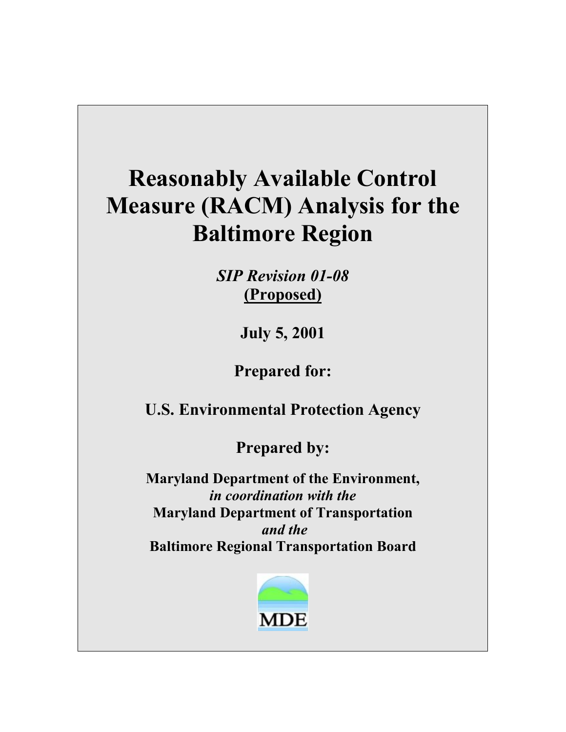# Reasonably Available Control Measure (RACM) Analysis for the Baltimore Region

*SIP Revision 01-08*
**(Proposed)**

**July 5, 2001**

**Prepared for:**

**U.S. Environmental Protection Agency**

**Prepared by:**

**Maryland Department of the Environment,**
***in coordination with the***
**Maryland Department of Transportation**
***and the***
**Baltimore Regional Transportation Board**

MDE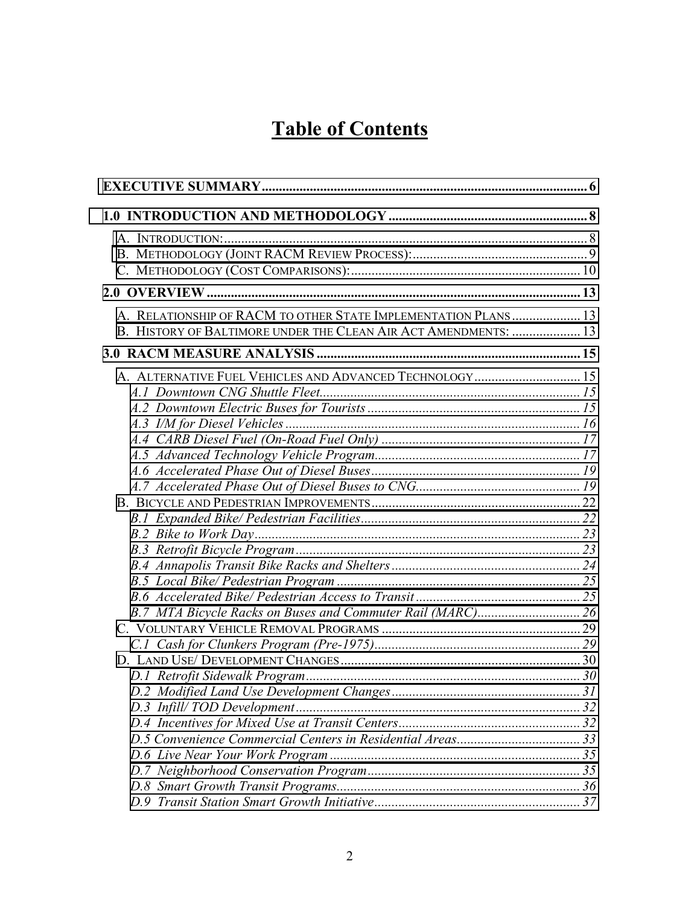# Table of Contents

**EXECUTIVE SUMMARY** ........ 6

**1.0 INTRODUCTION AND METHODOLOGY** ........ 8

- A. INTRODUCTION: ........ 8
- B. METHODOLOGY (JOINT RACM REVIEW PROCESS): ........ 9
- C. METHODOLOGY (COST COMPARISONS): ........ 10

**2.0 OVERVIEW** ........ 13

- A. RELATIONSHIP OF RACM TO OTHER STATE IMPLEMENTATION PLANS ........ 13
- B. HISTORY OF BALTIMORE UNDER THE CLEAN AIR ACT AMENDMENTS: ........ 13

**3.0 RACM MEASURE ANALYSIS** ........ 15

- A. ALTERNATIVE FUEL VEHICLES AND ADVANCED TECHNOLOGY ........ 15
  - *A.1 Downtown CNG Shuttle Fleet* ........ 15
  - *A.2 Downtown Electric Buses for Tourists* ........ 15
  - *A.3 I/M for Diesel Vehicles* ........ 16
  - *A.4 CARB Diesel Fuel (On-Road Fuel Only)* ........ 17
  - *A.5 Advanced Technology Vehicle Program* ........ 17
  - *A.6 Accelerated Phase Out of Diesel Buses* ........ 19
  - *A.7 Accelerated Phase Out of Diesel Buses to CNG* ........ 19
- B. BICYCLE AND PEDESTRIAN IMPROVEMENTS ........ 22
  - *B.1 Expanded Bike/ Pedestrian Facilities* ........ 22
  - *B.2 Bike to Work Day* ........ 23
  - *B.3 Retrofit Bicycle Program* ........ 23
  - *B.4 Annapolis Transit Bike Racks and Shelters* ........ 24
  - *B.5 Local Bike/ Pedestrian Program* ........ 25
  - *B.6 Accelerated Bike/ Pedestrian Access to Transit* ........ 25
  - *B.7 MTA Bicycle Racks on Buses and Commuter Rail (MARC)* ........ 26
- C. VOLUNTARY VEHICLE REMOVAL PROGRAMS ........ 29
  - *C.1 Cash for Clunkers Program (Pre-1975)* ........ 29
- D. LAND USE/ DEVELOPMENT CHANGES ........ 30
  - *D.1 Retrofit Sidewalk Program* ........ 30
  - *D.2 Modified Land Use Development Changes* ........ 31
  - *D.3 Infill/ TOD Development* ........ 32
  - *D.4 Incentives for Mixed Use at Transit Centers* ........ 32
  - *D.5 Convenience Commercial Centers in Residential Areas* ........ 33
  - *D.6 Live Near Your Work Program* ........ 35
  - *D.7 Neighborhood Conservation Program* ........ 35
  - *D.8 Smart Growth Transit Programs* ........ 36
  - *D.9 Transit Station Smart Growth Initiative* ........ 37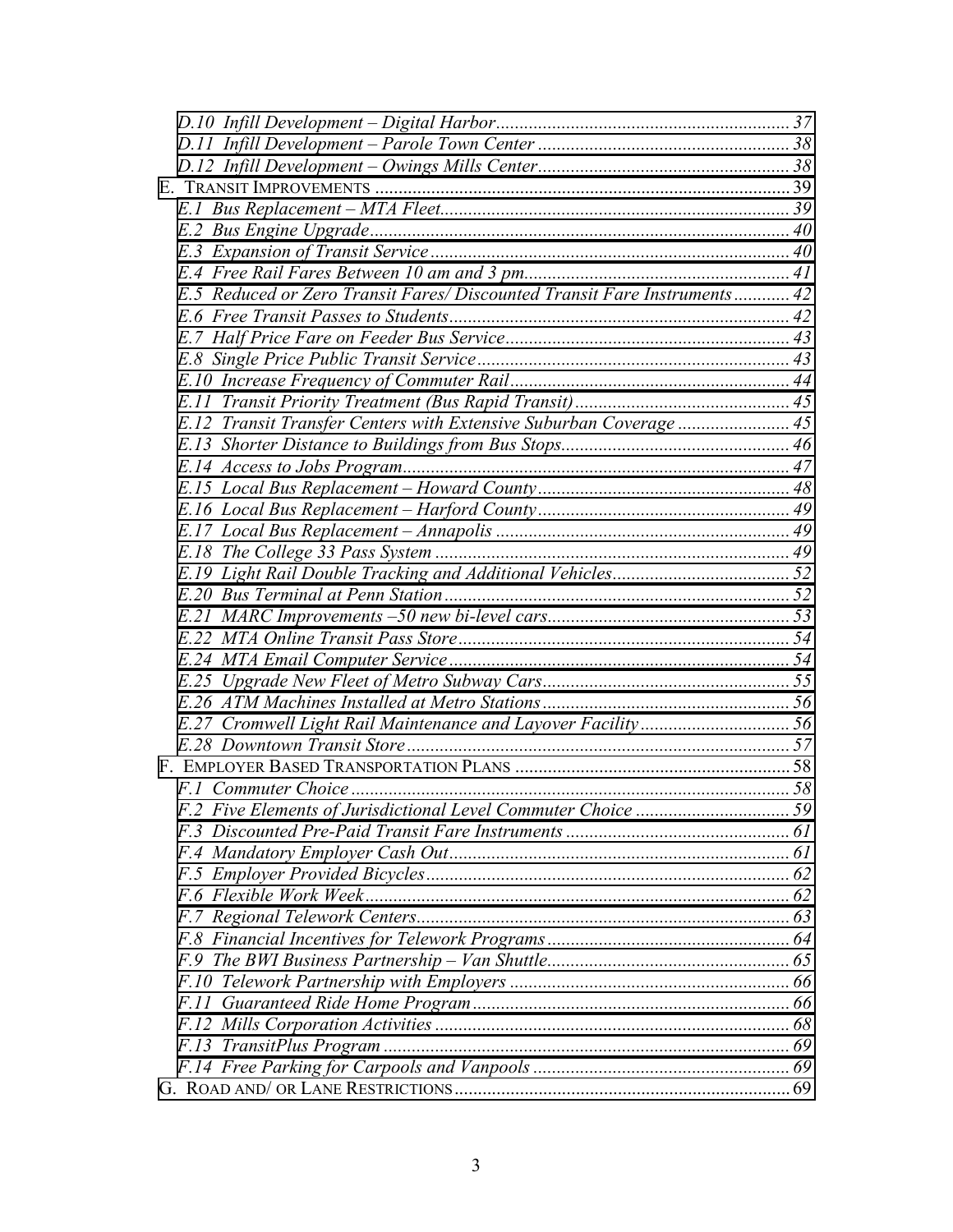| | |
|---|---|
| *D.10 Infill Development – Digital Harbor* | *37* |
| *D.11 Infill Development – Parole Town Center* | *38* |
| *D.12 Infill Development – Owings Mills Center* | *38* |
| E. TRANSIT IMPROVEMENTS | 39 |
| *E.1 Bus Replacement – MTA Fleet* | *39* |
| *E.2 Bus Engine Upgrade* | *40* |
| *E.3 Expansion of Transit Service* | *40* |
| *E.4 Free Rail Fares Between 10 am and 3 pm* | *41* |
| *E.5 Reduced or Zero Transit Fares/ Discounted Transit Fare Instruments* | *42* |
| *E.6 Free Transit Passes to Students* | *42* |
| *E.7 Half Price Fare on Feeder Bus Service* | *43* |
| *E.8 Single Price Public Transit Service* | *43* |
| *E.10 Increase Frequency of Commuter Rail* | *44* |
| *E.11 Transit Priority Treatment (Bus Rapid Transit)* | *45* |
| *E.12 Transit Transfer Centers with Extensive Suburban Coverage* | *45* |
| *E.13 Shorter Distance to Buildings from Bus Stops* | *46* |
| *E.14 Access to Jobs Program* | *47* |
| *E.15 Local Bus Replacement – Howard County* | *48* |
| *E.16 Local Bus Replacement – Harford County* | *49* |
| *E.17 Local Bus Replacement – Annapolis* | *49* |
| *E.18 The College 33 Pass System* | *49* |
| *E.19 Light Rail Double Tracking and Additional Vehicles* | *52* |
| *E.20 Bus Terminal at Penn Station* | *52* |
| *E.21 MARC Improvements –50 new bi-level cars* | *53* |
| *E.22 MTA Online Transit Pass Store* | *54* |
| *E.24 MTA Email Computer Service* | *54* |
| *E.25 Upgrade New Fleet of Metro Subway Cars* | *55* |
| *E.26 ATM Machines Installed at Metro Stations* | *56* |
| *E.27 Cromwell Light Rail Maintenance and Layover Facility* | *56* |
| *E.28 Downtown Transit Store* | *57* |
| F. EMPLOYER BASED TRANSPORTATION PLANS | 58 |
| *F.1 Commuter Choice* | *58* |
| *F.2 Five Elements of Jurisdictional Level Commuter Choice* | *59* |
| *F.3 Discounted Pre-Paid Transit Fare Instruments* | *61* |
| *F.4 Mandatory Employer Cash Out* | *61* |
| *F.5 Employer Provided Bicycles* | *62* |
| *F.6 Flexible Work Week* | *62* |
| *F.7 Regional Telework Centers* | *63* |
| *F.8 Financial Incentives for Telework Programs* | *64* |
| *F.9 The BWI Business Partnership – Van Shuttle* | *65* |
| *F.10 Telework Partnership with Employers* | *66* |
| *F.11 Guaranteed Ride Home Program* | *66* |
| *F.12 Mills Corporation Activities* | *68* |
| *F.13 TransitPlus Program* | *69* |
| *F.14 Free Parking for Carpools and Vanpools* | *69* |
| G. ROAD AND/ OR LANE RESTRICTIONS | 69 |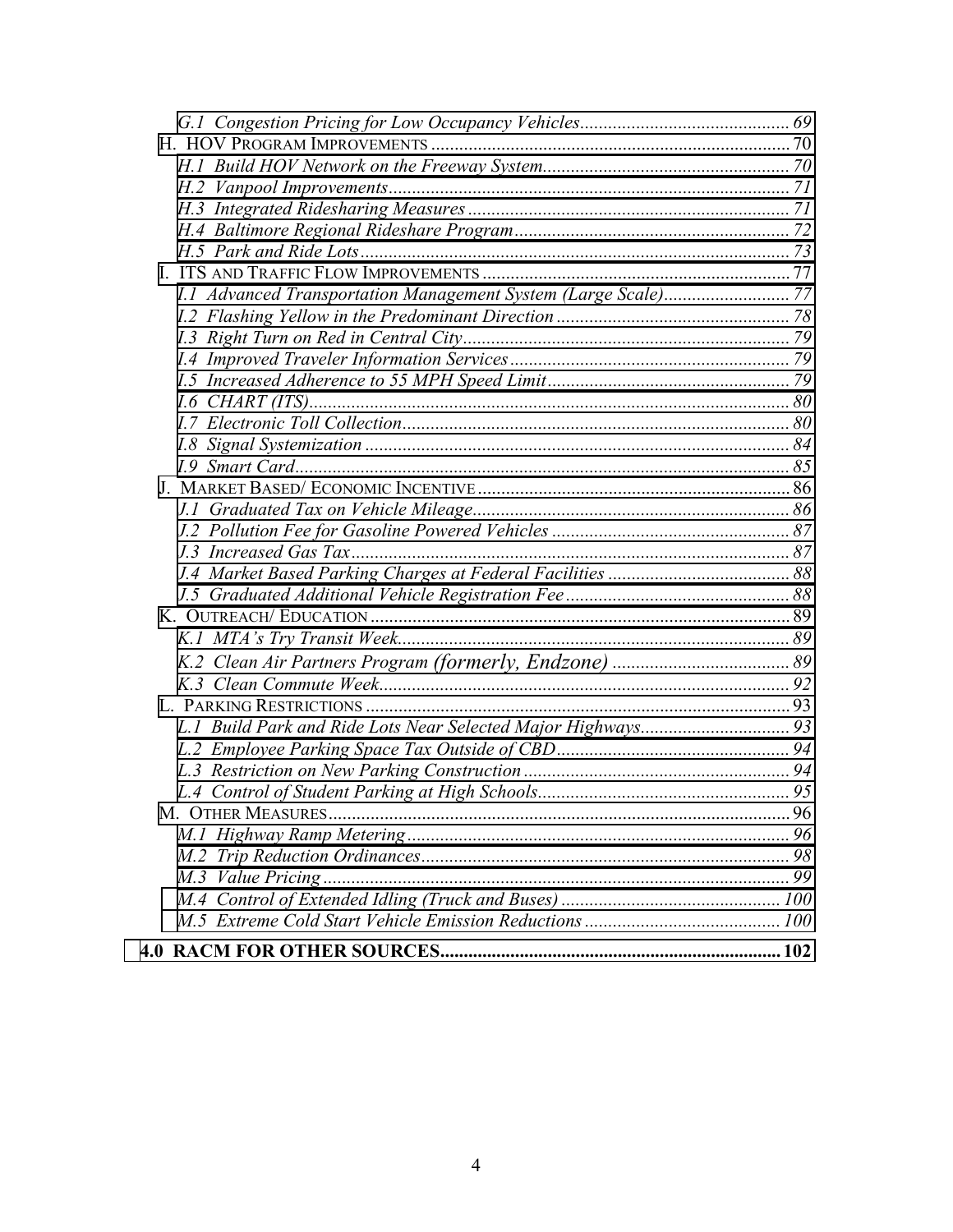*G.1 Congestion Pricing for Low Occupancy Vehicles* ........ 69
H. HOV PROGRAM IMPROVEMENTS ........ 70
*H.1 Build HOV Network on the Freeway System* ........ 70
*H.2 Vanpool Improvements* ........ 71
*H.3 Integrated Ridesharing Measures* ........ 71
*H.4 Baltimore Regional Rideshare Program* ........ 72
*H.5 Park and Ride Lots* ........ 73
I. ITS AND TRAFFIC FLOW IMPROVEMENTS ........ 77
*I.1 Advanced Transportation Management System (Large Scale)* ........ 77
*I.2 Flashing Yellow in the Predominant Direction* ........ 78
*I.3 Right Turn on Red in Central City* ........ 79
*I.4 Improved Traveler Information Services* ........ 79
*I.5 Increased Adherence to 55 MPH Speed Limit* ........ 79
*I.6 CHART (ITS)* ........ 80
*I.7 Electronic Toll Collection* ........ 80
*I.8 Signal Systemization* ........ 84
*I.9 Smart Card* ........ 85
J. MARKET BASED/ ECONOMIC INCENTIVE ........ 86
*J.1 Graduated Tax on Vehicle Mileage* ........ 86
*J.2 Pollution Fee for Gasoline Powered Vehicles* ........ 87
*J.3 Increased Gas Tax* ........ 87
*J.4 Market Based Parking Charges at Federal Facilities* ........ 88
*J.5 Graduated Additional Vehicle Registration Fee* ........ 88
K. OUTREACH/ EDUCATION ........ 89
*K.1 MTA's Try Transit Week* ........ 89
*K.2 Clean Air Partners Program (formerly, Endzone)* ........ 89
*K.3 Clean Commute Week* ........ 92
L. PARKING RESTRICTIONS ........ 93
*L.1 Build Park and Ride Lots Near Selected Major Highways* ........ 93
*L.2 Employee Parking Space Tax Outside of CBD* ........ 94
*L.3 Restriction on New Parking Construction* ........ 94
*L.4 Control of Student Parking at High Schools* ........ 95
M. OTHER MEASURES ........ 96
*M.1 Highway Ramp Metering* ........ 96
*M.2 Trip Reduction Ordinances* ........ 98
*M.3 Value Pricing* ........ 99
*M.4 Control of Extended Idling (Truck and Buses)* ........ 100
*M.5 Extreme Cold Start Vehicle Emission Reductions* ........ 100

**4.0 RACM FOR OTHER SOURCES ........ 102**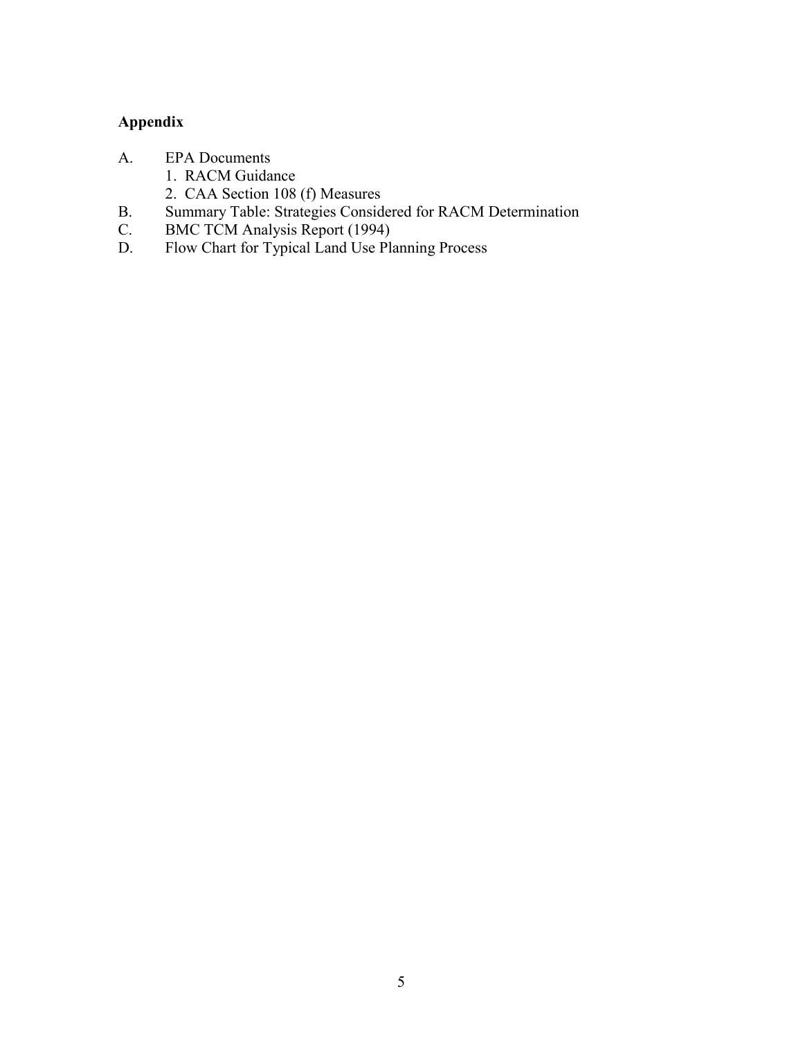## Appendix

A. EPA Documents
   1. RACM Guidance
   2. CAA Section 108 (f) Measures
B. Summary Table: Strategies Considered for RACM Determination
C. BMC TCM Analysis Report (1994)
D. Flow Chart for Typical Land Use Planning Process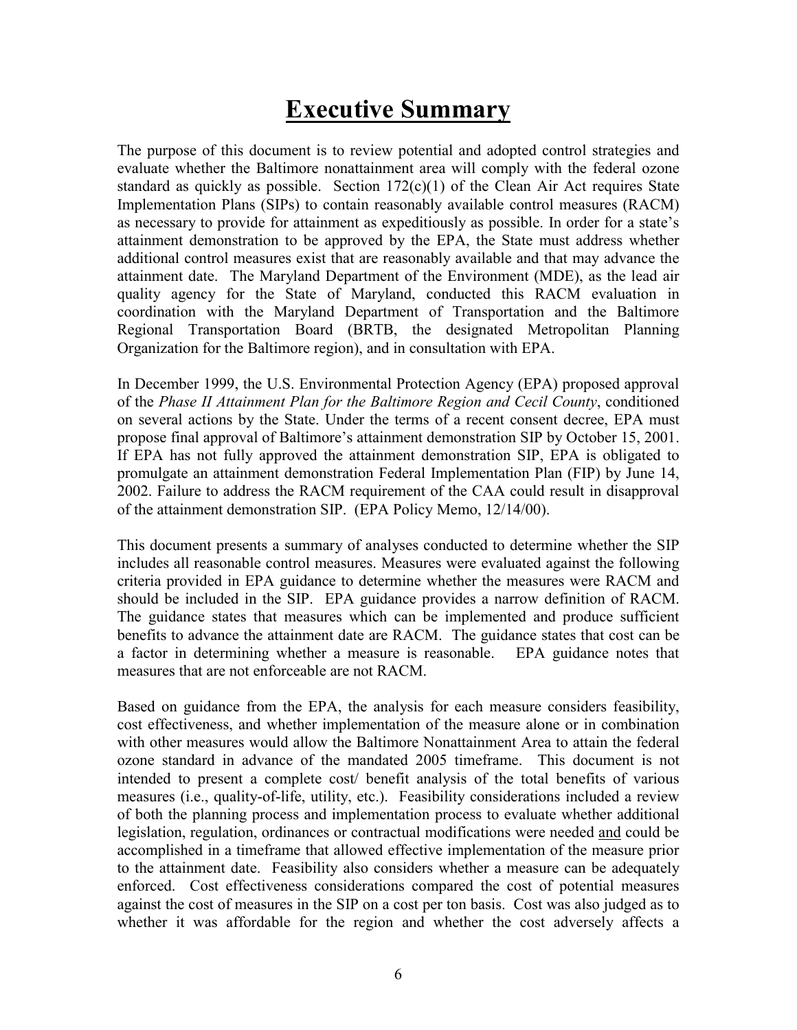# Executive Summary

The purpose of this document is to review potential and adopted control strategies and evaluate whether the Baltimore nonattainment area will comply with the federal ozone standard as quickly as possible. Section 172(c)(1) of the Clean Air Act requires State Implementation Plans (SIPs) to contain reasonably available control measures (RACM) as necessary to provide for attainment as expeditiously as possible. In order for a state's attainment demonstration to be approved by the EPA, the State must address whether additional control measures exist that are reasonably available and that may advance the attainment date. The Maryland Department of the Environment (MDE), as the lead air quality agency for the State of Maryland, conducted this RACM evaluation in coordination with the Maryland Department of Transportation and the Baltimore Regional Transportation Board (BRTB, the designated Metropolitan Planning Organization for the Baltimore region), and in consultation with EPA.

In December 1999, the U.S. Environmental Protection Agency (EPA) proposed approval of the *Phase II Attainment Plan for the Baltimore Region and Cecil County*, conditioned on several actions by the State. Under the terms of a recent consent decree, EPA must propose final approval of Baltimore's attainment demonstration SIP by October 15, 2001. If EPA has not fully approved the attainment demonstration SIP, EPA is obligated to promulgate an attainment demonstration Federal Implementation Plan (FIP) by June 14, 2002. Failure to address the RACM requirement of the CAA could result in disapproval of the attainment demonstration SIP. (EPA Policy Memo, 12/14/00).

This document presents a summary of analyses conducted to determine whether the SIP includes all reasonable control measures. Measures were evaluated against the following criteria provided in EPA guidance to determine whether the measures were RACM and should be included in the SIP. EPA guidance provides a narrow definition of RACM. The guidance states that measures which can be implemented and produce sufficient benefits to advance the attainment date are RACM. The guidance states that cost can be a factor in determining whether a measure is reasonable. EPA guidance notes that measures that are not enforceable are not RACM.

Based on guidance from the EPA, the analysis for each measure considers feasibility, cost effectiveness, and whether implementation of the measure alone or in combination with other measures would allow the Baltimore Nonattainment Area to attain the federal ozone standard in advance of the mandated 2005 timeframe. This document is not intended to present a complete cost/ benefit analysis of the total benefits of various measures (i.e., quality-of-life, utility, etc.). Feasibility considerations included a review of both the planning process and implementation process to evaluate whether additional legislation, regulation, ordinances or contractual modifications were needed <u>and</u> could be accomplished in a timeframe that allowed effective implementation of the measure prior to the attainment date. Feasibility also considers whether a measure can be adequately enforced. Cost effectiveness considerations compared the cost of potential measures against the cost of measures in the SIP on a cost per ton basis. Cost was also judged as to whether it was affordable for the region and whether the cost adversely affects a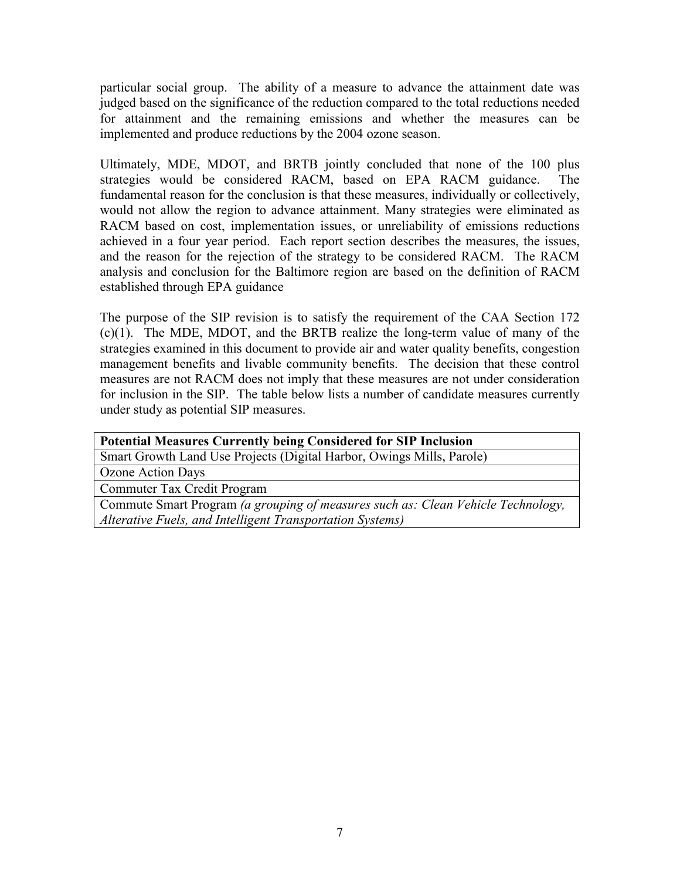particular social group. The ability of a measure to advance the attainment date was judged based on the significance of the reduction compared to the total reductions needed for attainment and the remaining emissions and whether the measures can be implemented and produce reductions by the 2004 ozone season.

Ultimately, MDE, MDOT, and BRTB jointly concluded that none of the 100 plus strategies would be considered RACM, based on EPA RACM guidance. The fundamental reason for the conclusion is that these measures, individually or collectively, would not allow the region to advance attainment. Many strategies were eliminated as RACM based on cost, implementation issues, or unreliability of emissions reductions achieved in a four year period. Each report section describes the measures, the issues, and the reason for the rejection of the strategy to be considered RACM. The RACM analysis and conclusion for the Baltimore region are based on the definition of RACM established through EPA guidance

The purpose of the SIP revision is to satisfy the requirement of the CAA Section 172 (c)(1). The MDE, MDOT, and the BRTB realize the long-term value of many of the strategies examined in this document to provide air and water quality benefits, congestion management benefits and livable community benefits. The decision that these control measures are not RACM does not imply that these measures are not under consideration for inclusion in the SIP. The table below lists a number of candidate measures currently under study as potential SIP measures.

| **Potential Measures Currently being Considered for SIP Inclusion** |
|---|
| Smart Growth Land Use Projects (Digital Harbor, Owings Mills, Parole) |
| Ozone Action Days |
| Commuter Tax Credit Program |
| Commute Smart Program *(a grouping of measures such as: Clean Vehicle Technology, Alterative Fuels, and Intelligent Transportation Systems)* |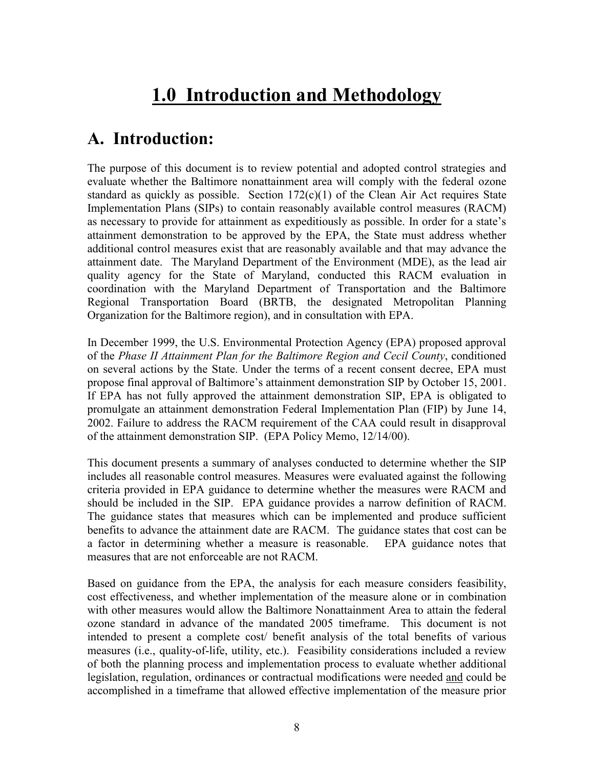# 1.0 Introduction and Methodology

## A. Introduction:

The purpose of this document is to review potential and adopted control strategies and evaluate whether the Baltimore nonattainment area will comply with the federal ozone standard as quickly as possible. Section 172(c)(1) of the Clean Air Act requires State Implementation Plans (SIPs) to contain reasonably available control measures (RACM) as necessary to provide for attainment as expeditiously as possible. In order for a state's attainment demonstration to be approved by the EPA, the State must address whether additional control measures exist that are reasonably available and that may advance the attainment date. The Maryland Department of the Environment (MDE), as the lead air quality agency for the State of Maryland, conducted this RACM evaluation in coordination with the Maryland Department of Transportation and the Baltimore Regional Transportation Board (BRTB, the designated Metropolitan Planning Organization for the Baltimore region), and in consultation with EPA.

In December 1999, the U.S. Environmental Protection Agency (EPA) proposed approval of the *Phase II Attainment Plan for the Baltimore Region and Cecil County*, conditioned on several actions by the State. Under the terms of a recent consent decree, EPA must propose final approval of Baltimore's attainment demonstration SIP by October 15, 2001. If EPA has not fully approved the attainment demonstration SIP, EPA is obligated to promulgate an attainment demonstration Federal Implementation Plan (FIP) by June 14, 2002. Failure to address the RACM requirement of the CAA could result in disapproval of the attainment demonstration SIP. (EPA Policy Memo, 12/14/00).

This document presents a summary of analyses conducted to determine whether the SIP includes all reasonable control measures. Measures were evaluated against the following criteria provided in EPA guidance to determine whether the measures were RACM and should be included in the SIP. EPA guidance provides a narrow definition of RACM. The guidance states that measures which can be implemented and produce sufficient benefits to advance the attainment date are RACM. The guidance states that cost can be a factor in determining whether a measure is reasonable. EPA guidance notes that measures that are not enforceable are not RACM.

Based on guidance from the EPA, the analysis for each measure considers feasibility, cost effectiveness, and whether implementation of the measure alone or in combination with other measures would allow the Baltimore Nonattainment Area to attain the federal ozone standard in advance of the mandated 2005 timeframe. This document is not intended to present a complete cost/ benefit analysis of the total benefits of various measures (i.e., quality-of-life, utility, etc.). Feasibility considerations included a review of both the planning process and implementation process to evaluate whether additional legislation, regulation, ordinances or contractual modifications were needed <u>and</u> could be accomplished in a timeframe that allowed effective implementation of the measure prior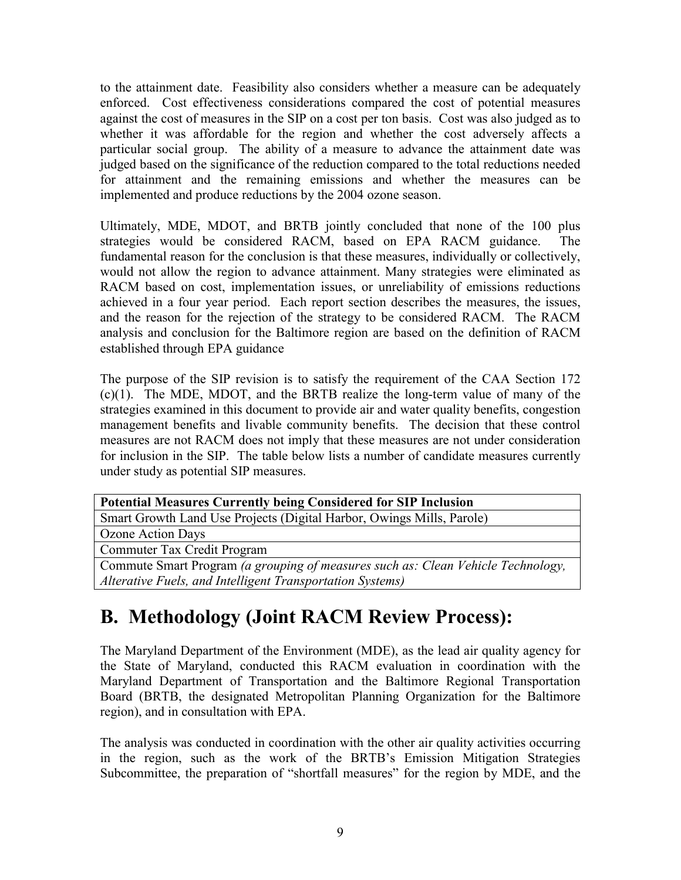to the attainment date. Feasibility also considers whether a measure can be adequately enforced. Cost effectiveness considerations compared the cost of potential measures against the cost of measures in the SIP on a cost per ton basis. Cost was also judged as to whether it was affordable for the region and whether the cost adversely affects a particular social group. The ability of a measure to advance the attainment date was judged based on the significance of the reduction compared to the total reductions needed for attainment and the remaining emissions and whether the measures can be implemented and produce reductions by the 2004 ozone season.

Ultimately, MDE, MDOT, and BRTB jointly concluded that none of the 100 plus strategies would be considered RACM, based on EPA RACM guidance. The fundamental reason for the conclusion is that these measures, individually or collectively, would not allow the region to advance attainment. Many strategies were eliminated as RACM based on cost, implementation issues, or unreliability of emissions reductions achieved in a four year period. Each report section describes the measures, the issues, and the reason for the rejection of the strategy to be considered RACM. The RACM analysis and conclusion for the Baltimore region are based on the definition of RACM established through EPA guidance

The purpose of the SIP revision is to satisfy the requirement of the CAA Section 172 (c)(1). The MDE, MDOT, and the BRTB realize the long-term value of many of the strategies examined in this document to provide air and water quality benefits, congestion management benefits and livable community benefits. The decision that these control measures are not RACM does not imply that these measures are not under consideration for inclusion in the SIP. The table below lists a number of candidate measures currently under study as potential SIP measures.

| **Potential Measures Currently being Considered for SIP Inclusion** |
|---|
| Smart Growth Land Use Projects (Digital Harbor, Owings Mills, Parole) |
| Ozone Action Days |
| Commuter Tax Credit Program |
| Commute Smart Program *(a grouping of measures such as: Clean Vehicle Technology, Alterative Fuels, and Intelligent Transportation Systems)* |

# B. Methodology (Joint RACM Review Process):

The Maryland Department of the Environment (MDE), as the lead air quality agency for the State of Maryland, conducted this RACM evaluation in coordination with the Maryland Department of Transportation and the Baltimore Regional Transportation Board (BRTB, the designated Metropolitan Planning Organization for the Baltimore region), and in consultation with EPA.

The analysis was conducted in coordination with the other air quality activities occurring in the region, such as the work of the BRTB's Emission Mitigation Strategies Subcommittee, the preparation of "shortfall measures" for the region by MDE, and the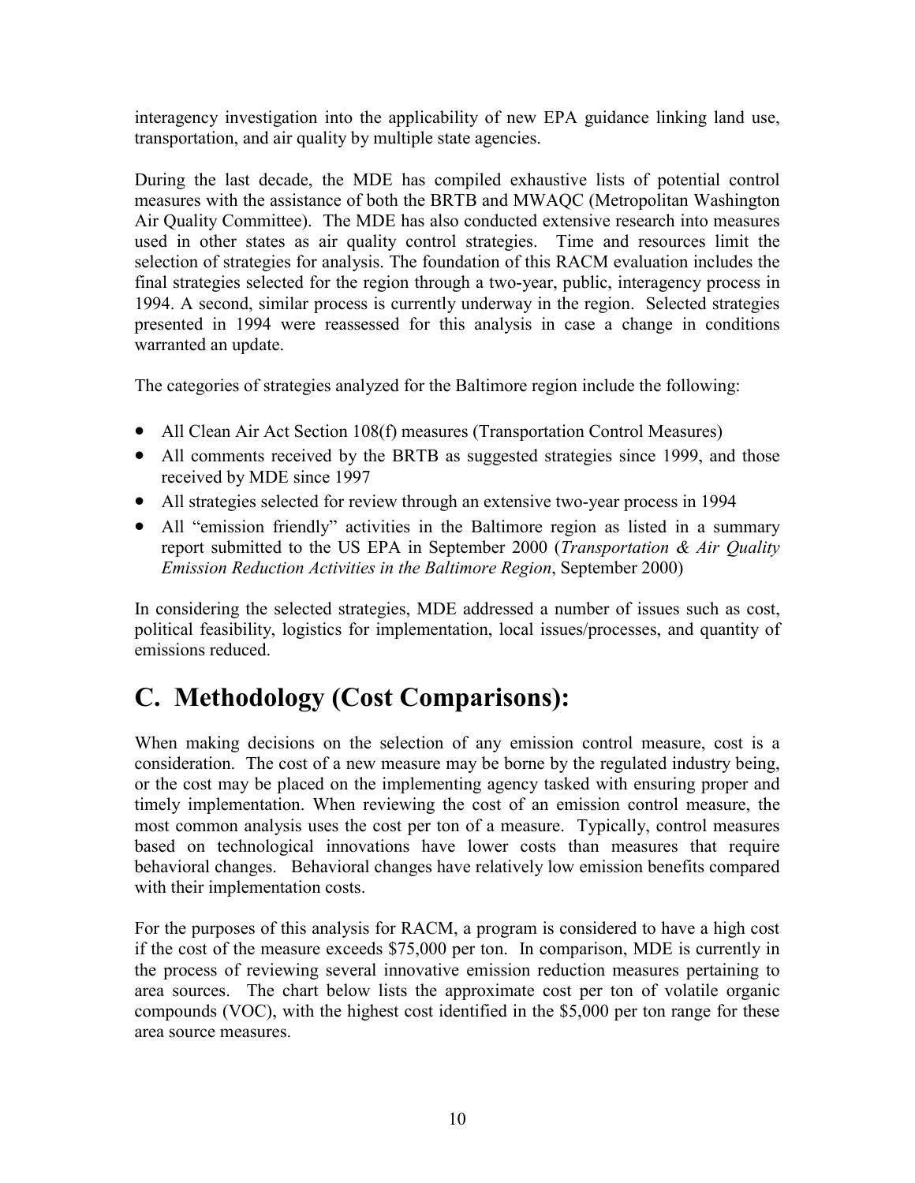interagency investigation into the applicability of new EPA guidance linking land use, transportation, and air quality by multiple state agencies.

During the last decade, the MDE has compiled exhaustive lists of potential control measures with the assistance of both the BRTB and MWAQC (Metropolitan Washington Air Quality Committee). The MDE has also conducted extensive research into measures used in other states as air quality control strategies. Time and resources limit the selection of strategies for analysis. The foundation of this RACM evaluation includes the final strategies selected for the region through a two-year, public, interagency process in 1994. A second, similar process is currently underway in the region. Selected strategies presented in 1994 were reassessed for this analysis in case a change in conditions warranted an update.

The categories of strategies analyzed for the Baltimore region include the following:

- All Clean Air Act Section 108(f) measures (Transportation Control Measures)
- All comments received by the BRTB as suggested strategies since 1999, and those received by MDE since 1997
- All strategies selected for review through an extensive two-year process in 1994
- All "emission friendly" activities in the Baltimore region as listed in a summary report submitted to the US EPA in September 2000 (*Transportation & Air Quality Emission Reduction Activities in the Baltimore Region*, September 2000)

In considering the selected strategies, MDE addressed a number of issues such as cost, political feasibility, logistics for implementation, local issues/processes, and quantity of emissions reduced.

# C. Methodology (Cost Comparisons):

When making decisions on the selection of any emission control measure, cost is a consideration. The cost of a new measure may be borne by the regulated industry being, or the cost may be placed on the implementing agency tasked with ensuring proper and timely implementation. When reviewing the cost of an emission control measure, the most common analysis uses the cost per ton of a measure. Typically, control measures based on technological innovations have lower costs than measures that require behavioral changes. Behavioral changes have relatively low emission benefits compared with their implementation costs.

For the purposes of this analysis for RACM, a program is considered to have a high cost if the cost of the measure exceeds $75,000 per ton. In comparison, MDE is currently in the process of reviewing several innovative emission reduction measures pertaining to area sources. The chart below lists the approximate cost per ton of volatile organic compounds (VOC), with the highest cost identified in the $5,000 per ton range for these area source measures.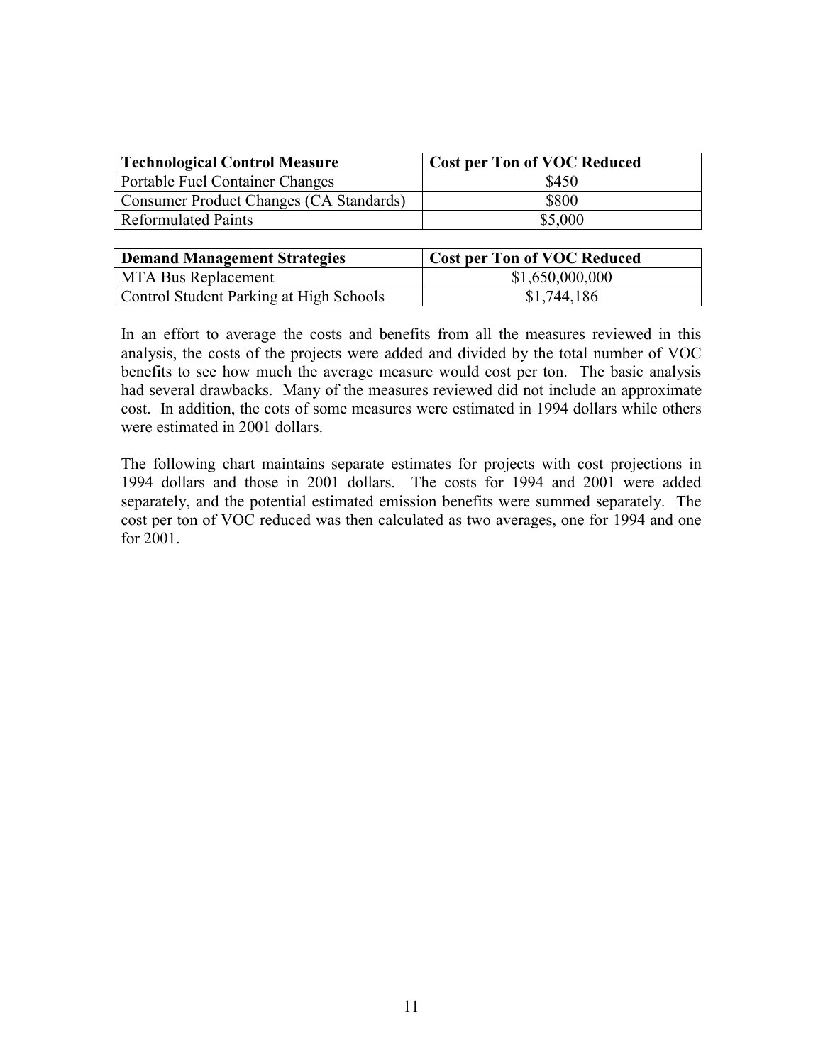| Technological Control Measure | Cost per Ton of VOC Reduced |
| --- | --- |
| Portable Fuel Container Changes | $450 |
| Consumer Product Changes (CA Standards) | $800 |
| Reformulated Paints | $5,000 |

| Demand Management Strategies | Cost per Ton of VOC Reduced |
| --- | --- |
| MTA Bus Replacement | $1,650,000,000 |
| Control Student Parking at High Schools | $1,744,186 |

In an effort to average the costs and benefits from all the measures reviewed in this analysis, the costs of the projects were added and divided by the total number of VOC benefits to see how much the average measure would cost per ton. The basic analysis had several drawbacks. Many of the measures reviewed did not include an approximate cost. In addition, the cots of some measures were estimated in 1994 dollars while others were estimated in 2001 dollars.

The following chart maintains separate estimates for projects with cost projections in 1994 dollars and those in 2001 dollars. The costs for 1994 and 2001 were added separately, and the potential estimated emission benefits were summed separately. The cost per ton of VOC reduced was then calculated as two averages, one for 1994 and one for 2001.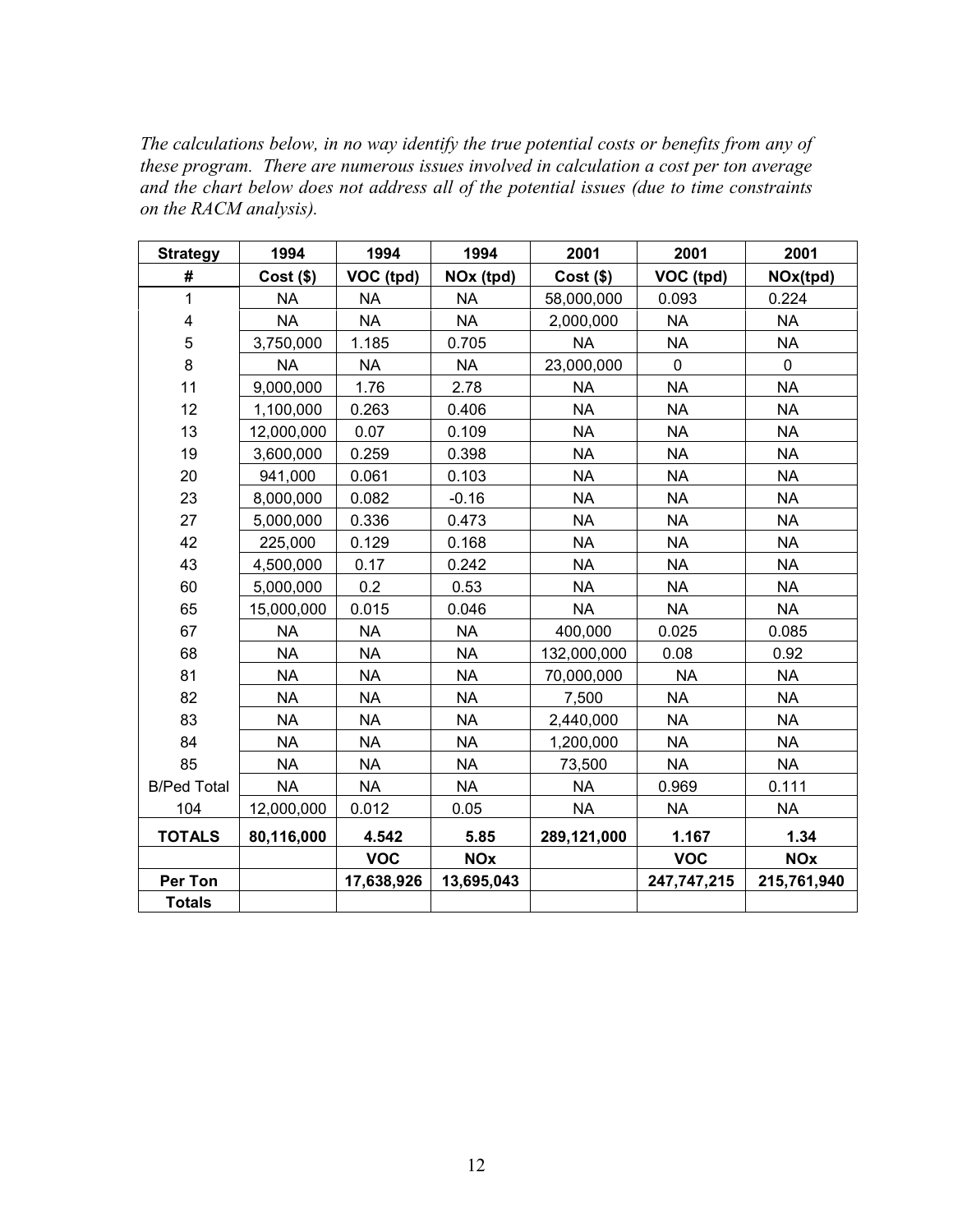*The calculations below, in no way identify the true potential costs or benefits from any of these program. There are numerous issues involved in calculation a cost per ton average and the chart below does not address all of the potential issues (due to time constraints on the RACM analysis).*

| Strategy | 1994 | 1994 | 1994 | 2001 | 2001 | 2001 |
|---|---|---|---|---|---|---|
| **#** | **Cost ($)** | **VOC (tpd)** | **NOx (tpd)** | **Cost ($)** | **VOC (tpd)** | **NOx(tpd)** |
| 1 | NA | NA | NA | 58,000,000 | 0.093 | 0.224 |
| 4 | NA | NA | NA | 2,000,000 | NA | NA |
| 5 | 3,750,000 | 1.185 | 0.705 | NA | NA | NA |
| 8 | NA | NA | NA | 23,000,000 | 0 | 0 |
| 11 | 9,000,000 | 1.76 | 2.78 | NA | NA | NA |
| 12 | 1,100,000 | 0.263 | 0.406 | NA | NA | NA |
| 13 | 12,000,000 | 0.07 | 0.109 | NA | NA | NA |
| 19 | 3,600,000 | 0.259 | 0.398 | NA | NA | NA |
| 20 | 941,000 | 0.061 | 0.103 | NA | NA | NA |
| 23 | 8,000,000 | 0.082 | -0.16 | NA | NA | NA |
| 27 | 5,000,000 | 0.336 | 0.473 | NA | NA | NA |
| 42 | 225,000 | 0.129 | 0.168 | NA | NA | NA |
| 43 | 4,500,000 | 0.17 | 0.242 | NA | NA | NA |
| 60 | 5,000,000 | 0.2 | 0.53 | NA | NA | NA |
| 65 | 15,000,000 | 0.015 | 0.046 | NA | NA | NA |
| 67 | NA | NA | NA | 400,000 | 0.025 | 0.085 |
| 68 | NA | NA | NA | 132,000,000 | 0.08 | 0.92 |
| 81 | NA | NA | NA | 70,000,000 | NA | NA |
| 82 | NA | NA | NA | 7,500 | NA | NA |
| 83 | NA | NA | NA | 2,440,000 | NA | NA |
| 84 | NA | NA | NA | 1,200,000 | NA | NA |
| 85 | NA | NA | NA | 73,500 | NA | NA |
| B/Ped Total | NA | NA | NA | NA | 0.969 | 0.111 |
| 104 | 12,000,000 | 0.012 | 0.05 | NA | NA | NA |
| **TOTALS** | **80,116,000** | **4.542** | **5.85** | **289,121,000** | **1.167** | **1.34** |
| | | **VOC** | **NOx** | | **VOC** | **NOx** |
| **Per Ton** | | **17,638,926** | **13,695,043** | | **247,747,215** | **215,761,940** |
| **Totals** | | | | | | |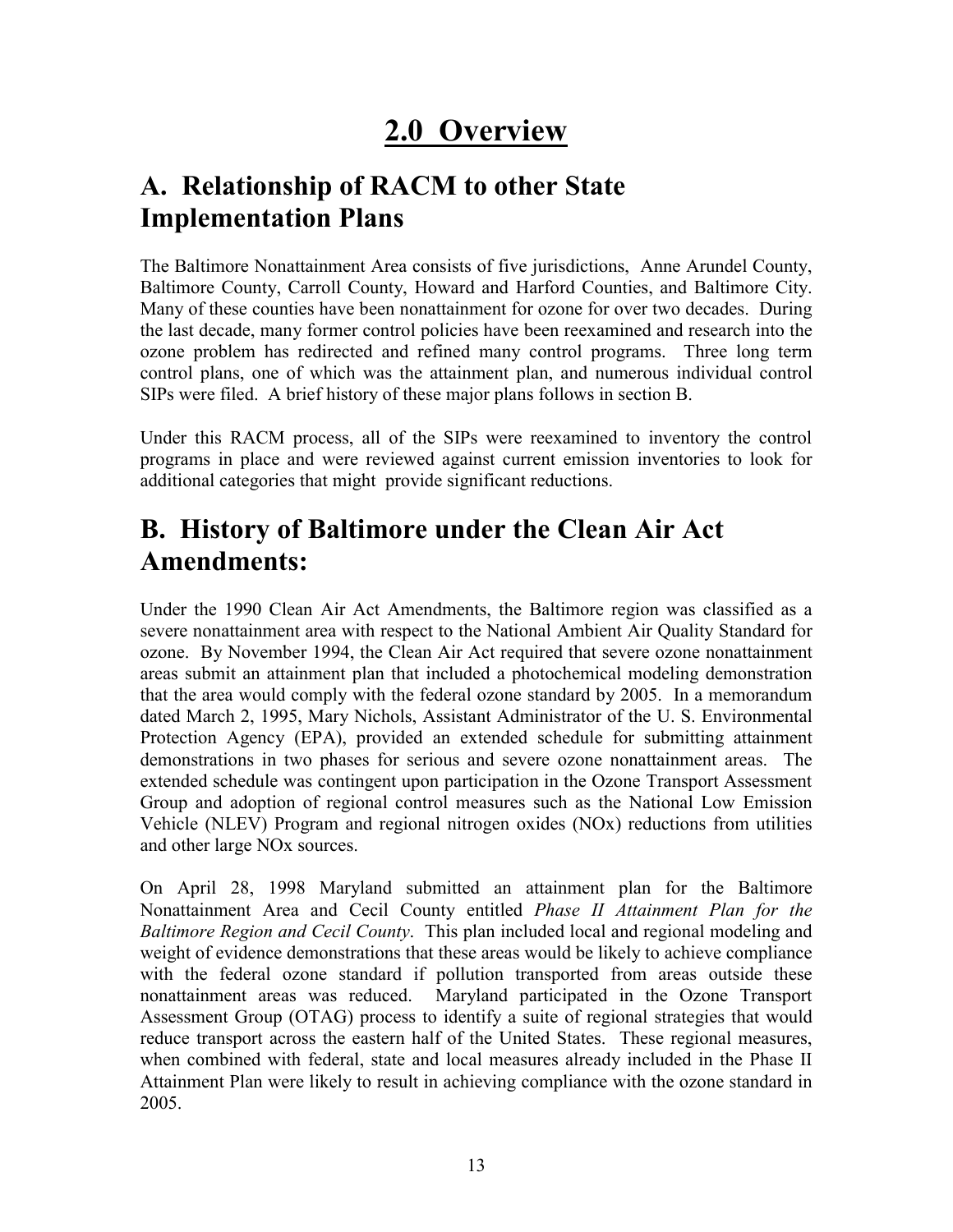# 2.0 Overview

## A. Relationship of RACM to other State Implementation Plans

The Baltimore Nonattainment Area consists of five jurisdictions, Anne Arundel County, Baltimore County, Carroll County, Howard and Harford Counties, and Baltimore City. Many of these counties have been nonattainment for ozone for over two decades. During the last decade, many former control policies have been reexamined and research into the ozone problem has redirected and refined many control programs. Three long term control plans, one of which was the attainment plan, and numerous individual control SIPs were filed. A brief history of these major plans follows in section B.

Under this RACM process, all of the SIPs were reexamined to inventory the control programs in place and were reviewed against current emission inventories to look for additional categories that might provide significant reductions.

## B. History of Baltimore under the Clean Air Act Amendments:

Under the 1990 Clean Air Act Amendments, the Baltimore region was classified as a severe nonattainment area with respect to the National Ambient Air Quality Standard for ozone. By November 1994, the Clean Air Act required that severe ozone nonattainment areas submit an attainment plan that included a photochemical modeling demonstration that the area would comply with the federal ozone standard by 2005. In a memorandum dated March 2, 1995, Mary Nichols, Assistant Administrator of the U. S. Environmental Protection Agency (EPA), provided an extended schedule for submitting attainment demonstrations in two phases for serious and severe ozone nonattainment areas. The extended schedule was contingent upon participation in the Ozone Transport Assessment Group and adoption of regional control measures such as the National Low Emission Vehicle (NLEV) Program and regional nitrogen oxides (NOx) reductions from utilities and other large NOx sources.

On April 28, 1998 Maryland submitted an attainment plan for the Baltimore Nonattainment Area and Cecil County entitled *Phase II Attainment Plan for the Baltimore Region and Cecil County*. This plan included local and regional modeling and weight of evidence demonstrations that these areas would be likely to achieve compliance with the federal ozone standard if pollution transported from areas outside these nonattainment areas was reduced. Maryland participated in the Ozone Transport Assessment Group (OTAG) process to identify a suite of regional strategies that would reduce transport across the eastern half of the United States. These regional measures, when combined with federal, state and local measures already included in the Phase II Attainment Plan were likely to result in achieving compliance with the ozone standard in 2005.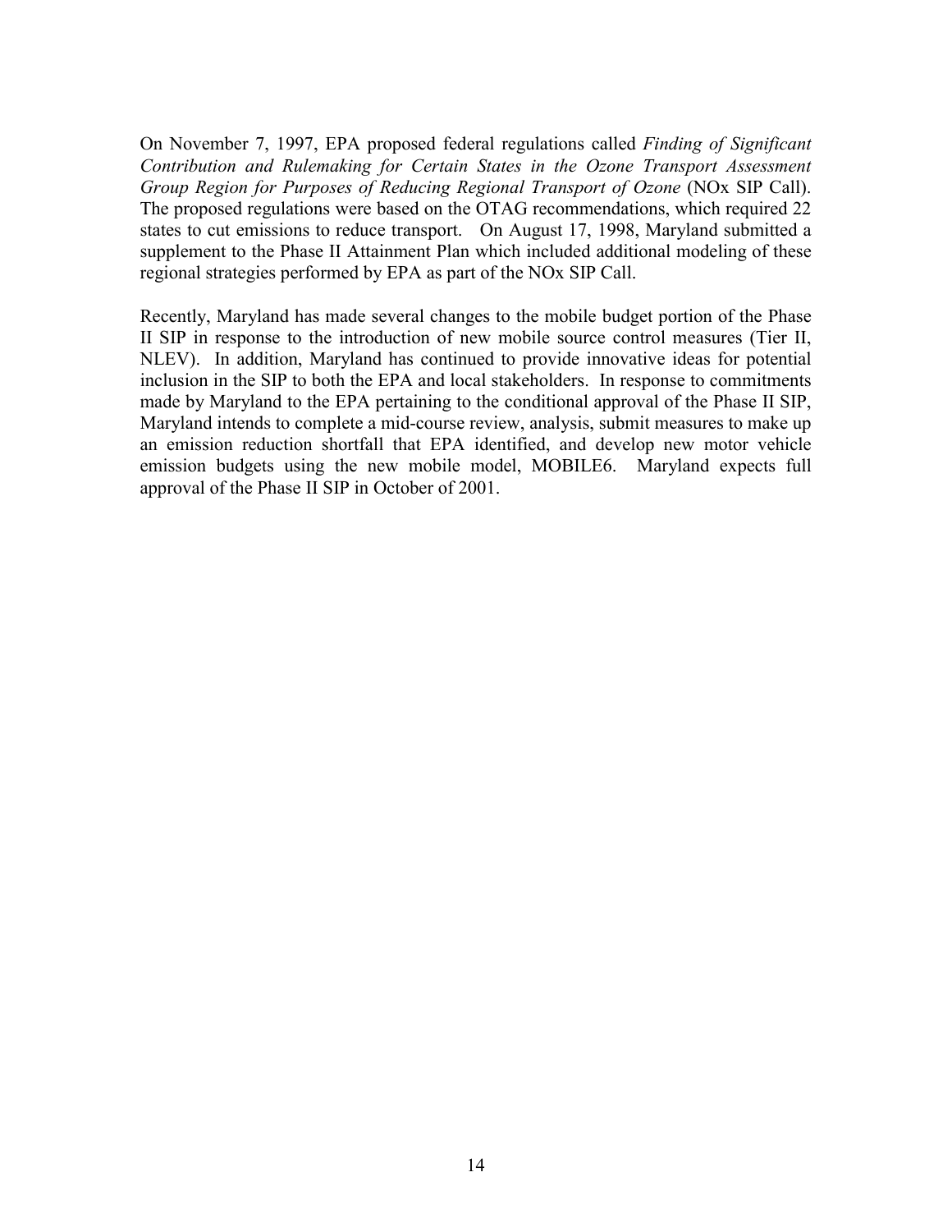On November 7, 1997, EPA proposed federal regulations called *Finding of Significant Contribution and Rulemaking for Certain States in the Ozone Transport Assessment Group Region for Purposes of Reducing Regional Transport of Ozone* (NOx SIP Call). The proposed regulations were based on the OTAG recommendations, which required 22 states to cut emissions to reduce transport. On August 17, 1998, Maryland submitted a supplement to the Phase II Attainment Plan which included additional modeling of these regional strategies performed by EPA as part of the NOx SIP Call.

Recently, Maryland has made several changes to the mobile budget portion of the Phase II SIP in response to the introduction of new mobile source control measures (Tier II, NLEV). In addition, Maryland has continued to provide innovative ideas for potential inclusion in the SIP to both the EPA and local stakeholders. In response to commitments made by Maryland to the EPA pertaining to the conditional approval of the Phase II SIP, Maryland intends to complete a mid-course review, analysis, submit measures to make up an emission reduction shortfall that EPA identified, and develop new motor vehicle emission budgets using the new mobile model, MOBILE6. Maryland expects full approval of the Phase II SIP in October of 2001.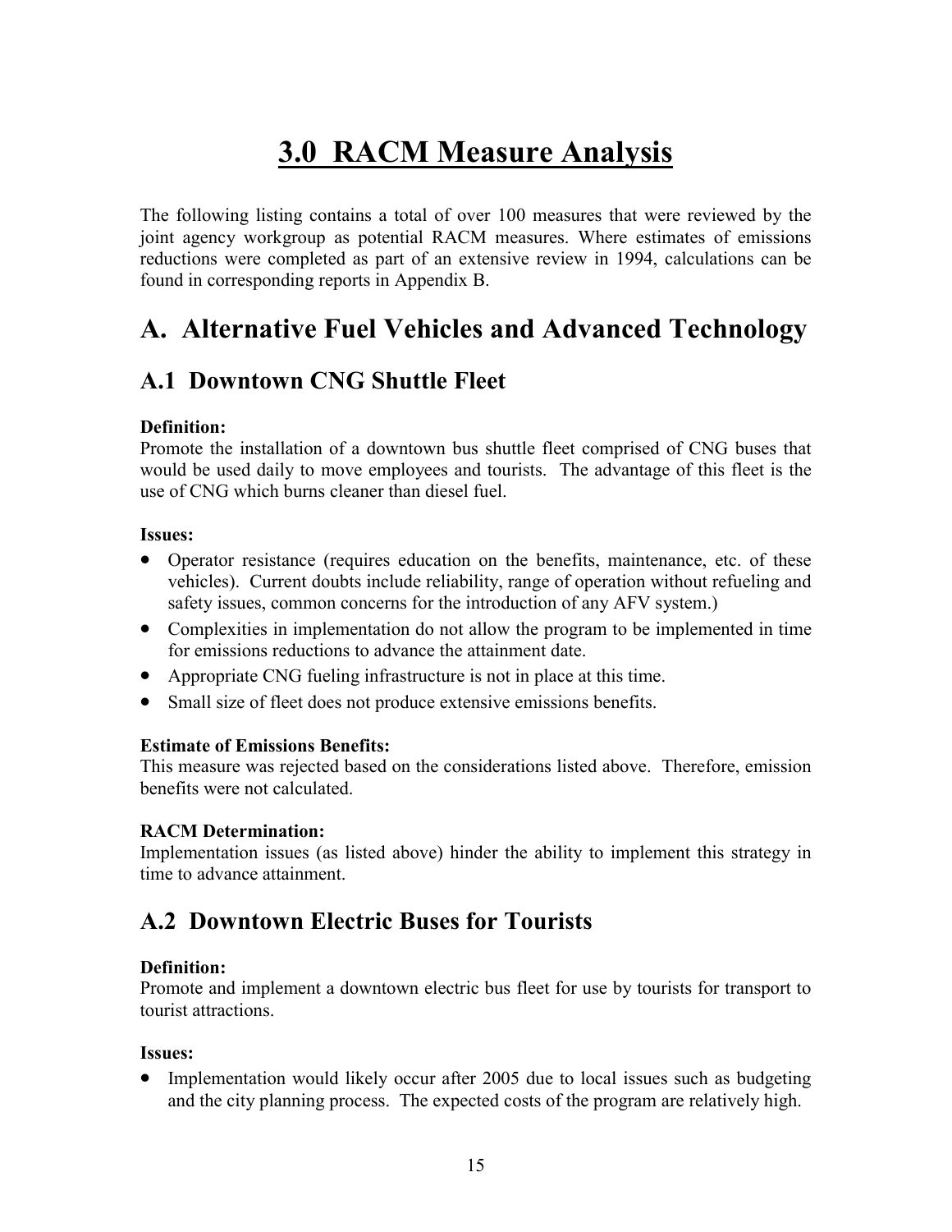# 3.0 RACM Measure Analysis

The following listing contains a total of over 100 measures that were reviewed by the joint agency workgroup as potential RACM measures. Where estimates of emissions reductions were completed as part of an extensive review in 1994, calculations can be found in corresponding reports in Appendix B.

## A. Alternative Fuel Vehicles and Advanced Technology

### A.1 Downtown CNG Shuttle Fleet

**Definition:**
Promote the installation of a downtown bus shuttle fleet comprised of CNG buses that would be used daily to move employees and tourists. The advantage of this fleet is the use of CNG which burns cleaner than diesel fuel.

**Issues:**

- Operator resistance (requires education on the benefits, maintenance, etc. of these vehicles). Current doubts include reliability, range of operation without refueling and safety issues, common concerns for the introduction of any AFV system.)
- Complexities in implementation do not allow the program to be implemented in time for emissions reductions to advance the attainment date.
- Appropriate CNG fueling infrastructure is not in place at this time.
- Small size of fleet does not produce extensive emissions benefits.

**Estimate of Emissions Benefits:**
This measure was rejected based on the considerations listed above. Therefore, emission benefits were not calculated.

**RACM Determination:**
Implementation issues (as listed above) hinder the ability to implement this strategy in time to advance attainment.

### A.2 Downtown Electric Buses for Tourists

**Definition:**
Promote and implement a downtown electric bus fleet for use by tourists for transport to tourist attractions.

**Issues:**

- Implementation would likely occur after 2005 due to local issues such as budgeting and the city planning process. The expected costs of the program are relatively high.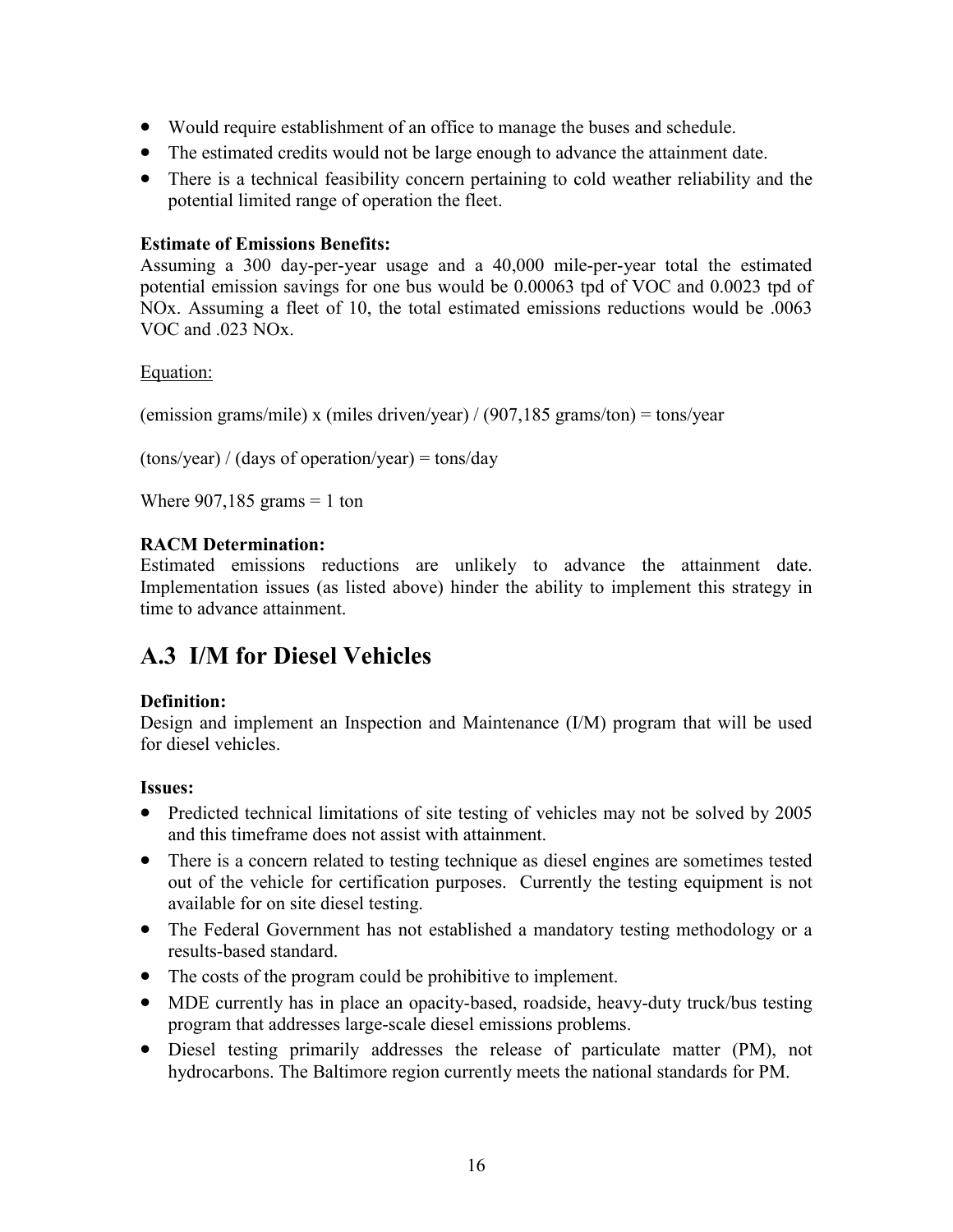- Would require establishment of an office to manage the buses and schedule.
- The estimated credits would not be large enough to advance the attainment date.
- There is a technical feasibility concern pertaining to cold weather reliability and the potential limited range of operation the fleet.

**Estimate of Emissions Benefits:**
Assuming a 300 day-per-year usage and a 40,000 mile-per-year total the estimated potential emission savings for one bus would be 0.00063 tpd of VOC and 0.0023 tpd of NOx. Assuming a fleet of 10, the total estimated emissions reductions would be .0063 VOC and .023 NOx.

Equation:

(emission grams/mile) x (miles driven/year) / (907,185 grams/ton) = tons/year

(tons/year) / (days of operation/year) = tons/day

Where 907,185 grams = 1 ton

**RACM Determination:**
Estimated emissions reductions are unlikely to advance the attainment date. Implementation issues (as listed above) hinder the ability to implement this strategy in time to advance attainment.

## A.3 I/M for Diesel Vehicles

**Definition:**
Design and implement an Inspection and Maintenance (I/M) program that will be used for diesel vehicles.

**Issues:**

- Predicted technical limitations of site testing of vehicles may not be solved by 2005 and this timeframe does not assist with attainment.
- There is a concern related to testing technique as diesel engines are sometimes tested out of the vehicle for certification purposes. Currently the testing equipment is not available for on site diesel testing.
- The Federal Government has not established a mandatory testing methodology or a results-based standard.
- The costs of the program could be prohibitive to implement.
- MDE currently has in place an opacity-based, roadside, heavy-duty truck/bus testing program that addresses large-scale diesel emissions problems.
- Diesel testing primarily addresses the release of particulate matter (PM), not hydrocarbons. The Baltimore region currently meets the national standards for PM.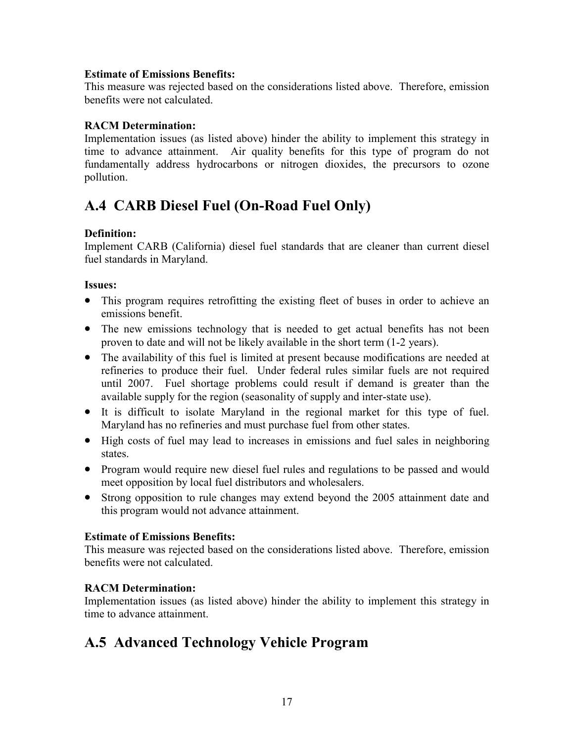**Estimate of Emissions Benefits:**
This measure was rejected based on the considerations listed above. Therefore, emission benefits were not calculated.

**RACM Determination:**
Implementation issues (as listed above) hinder the ability to implement this strategy in time to advance attainment. Air quality benefits for this type of program do not fundamentally address hydrocarbons or nitrogen dioxides, the precursors to ozone pollution.

## A.4 CARB Diesel Fuel (On-Road Fuel Only)

**Definition:**
Implement CARB (California) diesel fuel standards that are cleaner than current diesel fuel standards in Maryland.

**Issues:**

- This program requires retrofitting the existing fleet of buses in order to achieve an emissions benefit.
- The new emissions technology that is needed to get actual benefits has not been proven to date and will not be likely available in the short term (1-2 years).
- The availability of this fuel is limited at present because modifications are needed at refineries to produce their fuel. Under federal rules similar fuels are not required until 2007. Fuel shortage problems could result if demand is greater than the available supply for the region (seasonality of supply and inter-state use).
- It is difficult to isolate Maryland in the regional market for this type of fuel. Maryland has no refineries and must purchase fuel from other states.
- High costs of fuel may lead to increases in emissions and fuel sales in neighboring states.
- Program would require new diesel fuel rules and regulations to be passed and would meet opposition by local fuel distributors and wholesalers.
- Strong opposition to rule changes may extend beyond the 2005 attainment date and this program would not advance attainment.

**Estimate of Emissions Benefits:**
This measure was rejected based on the considerations listed above. Therefore, emission benefits were not calculated.

**RACM Determination:**
Implementation issues (as listed above) hinder the ability to implement this strategy in time to advance attainment.

## A.5 Advanced Technology Vehicle Program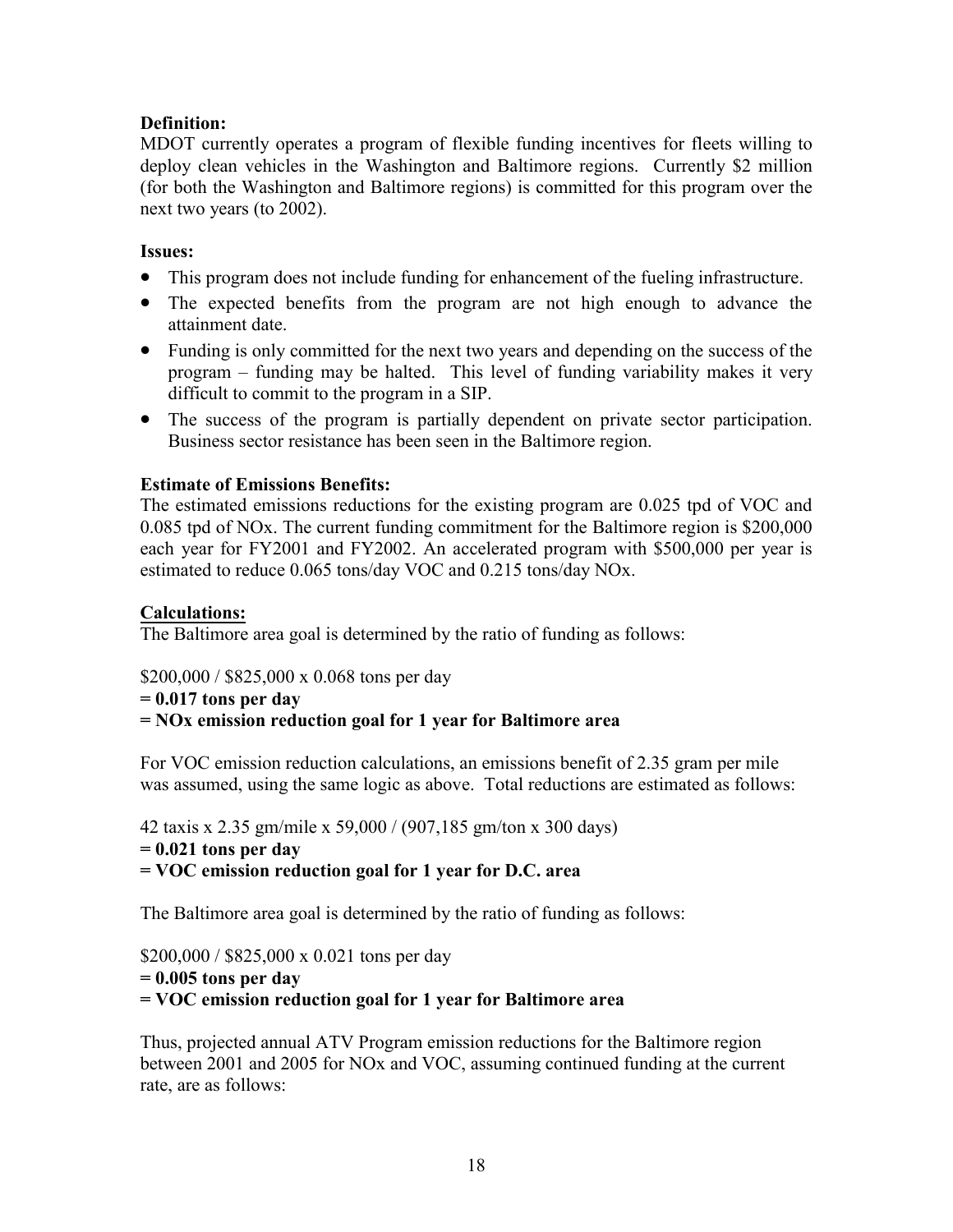**Definition:**
MDOT currently operates a program of flexible funding incentives for fleets willing to deploy clean vehicles in the Washington and Baltimore regions. Currently \$2 million (for both the Washington and Baltimore regions) is committed for this program over the next two years (to 2002).

**Issues:**

- This program does not include funding for enhancement of the fueling infrastructure.
- The expected benefits from the program are not high enough to advance the attainment date.
- Funding is only committed for the next two years and depending on the success of the program – funding may be halted. This level of funding variability makes it very difficult to commit to the program in a SIP.
- The success of the program is partially dependent on private sector participation. Business sector resistance has been seen in the Baltimore region.

**Estimate of Emissions Benefits:**
The estimated emissions reductions for the existing program are 0.025 tpd of VOC and 0.085 tpd of NOx. The current funding commitment for the Baltimore region is \$200,000 each year for FY2001 and FY2002. An accelerated program with \$500,000 per year is estimated to reduce 0.065 tons/day VOC and 0.215 tons/day NOx.

**Calculations:**
The Baltimore area goal is determined by the ratio of funding as follows:

\$200,000 / \$825,000 x 0.068 tons per day
**= 0.017 tons per day**
**= NOx emission reduction goal for 1 year for Baltimore area**

For VOC emission reduction calculations, an emissions benefit of 2.35 gram per mile was assumed, using the same logic as above. Total reductions are estimated as follows:

42 taxis x 2.35 gm/mile x 59,000 / (907,185 gm/ton x 300 days)
**= 0.021 tons per day**
**= VOC emission reduction goal for 1 year for D.C. area**

The Baltimore area goal is determined by the ratio of funding as follows:

\$200,000 / \$825,000 x 0.021 tons per day
**= 0.005 tons per day**
**= VOC emission reduction goal for 1 year for Baltimore area**

Thus, projected annual ATV Program emission reductions for the Baltimore region between 2001 and 2005 for NOx and VOC, assuming continued funding at the current rate, are as follows: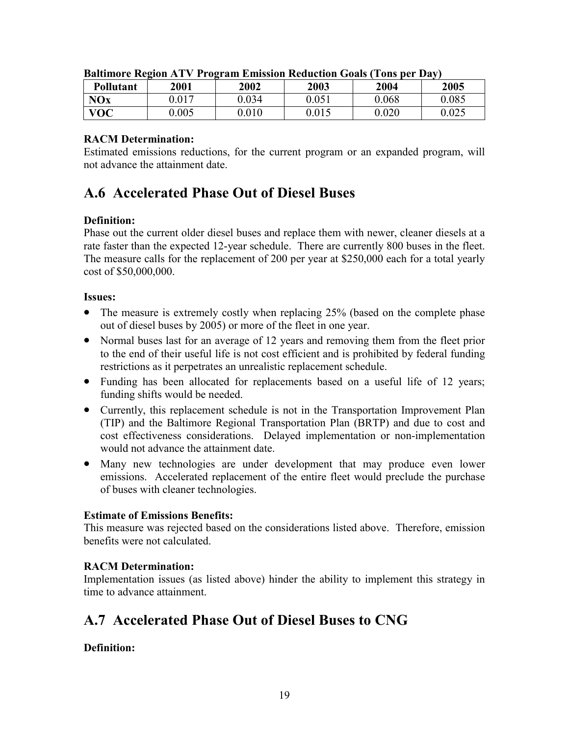**Baltimore Region ATV Program Emission Reduction Goals (Tons per Day)**

| Pollutant | 2001 | 2002 | 2003 | 2004 | 2005 |
|---|---|---|---|---|---|
| **NOx** | 0.017 | 0.034 | 0.051 | 0.068 | 0.085 |
| **VOC** | 0.005 | 0.010 | 0.015 | 0.020 | 0.025 |

**RACM Determination:**
Estimated emissions reductions, for the current program or an expanded program, will not advance the attainment date.

## A.6 Accelerated Phase Out of Diesel Buses

**Definition:**
Phase out the current older diesel buses and replace them with newer, cleaner diesels at a rate faster than the expected 12-year schedule. There are currently 800 buses in the fleet. The measure calls for the replacement of 200 per year at $250,000 each for a total yearly cost of $50,000,000.

**Issues:**

- The measure is extremely costly when replacing 25% (based on the complete phase out of diesel buses by 2005) or more of the fleet in one year.
- Normal buses last for an average of 12 years and removing them from the fleet prior to the end of their useful life is not cost efficient and is prohibited by federal funding restrictions as it perpetrates an unrealistic replacement schedule.
- Funding has been allocated for replacements based on a useful life of 12 years; funding shifts would be needed.
- Currently, this replacement schedule is not in the Transportation Improvement Plan (TIP) and the Baltimore Regional Transportation Plan (BRTP) and due to cost and cost effectiveness considerations. Delayed implementation or non-implementation would not advance the attainment date.
- Many new technologies are under development that may produce even lower emissions. Accelerated replacement of the entire fleet would preclude the purchase of buses with cleaner technologies.

**Estimate of Emissions Benefits:**
This measure was rejected based on the considerations listed above. Therefore, emission benefits were not calculated.

**RACM Determination:**
Implementation issues (as listed above) hinder the ability to implement this strategy in time to advance attainment.

## A.7 Accelerated Phase Out of Diesel Buses to CNG

**Definition:**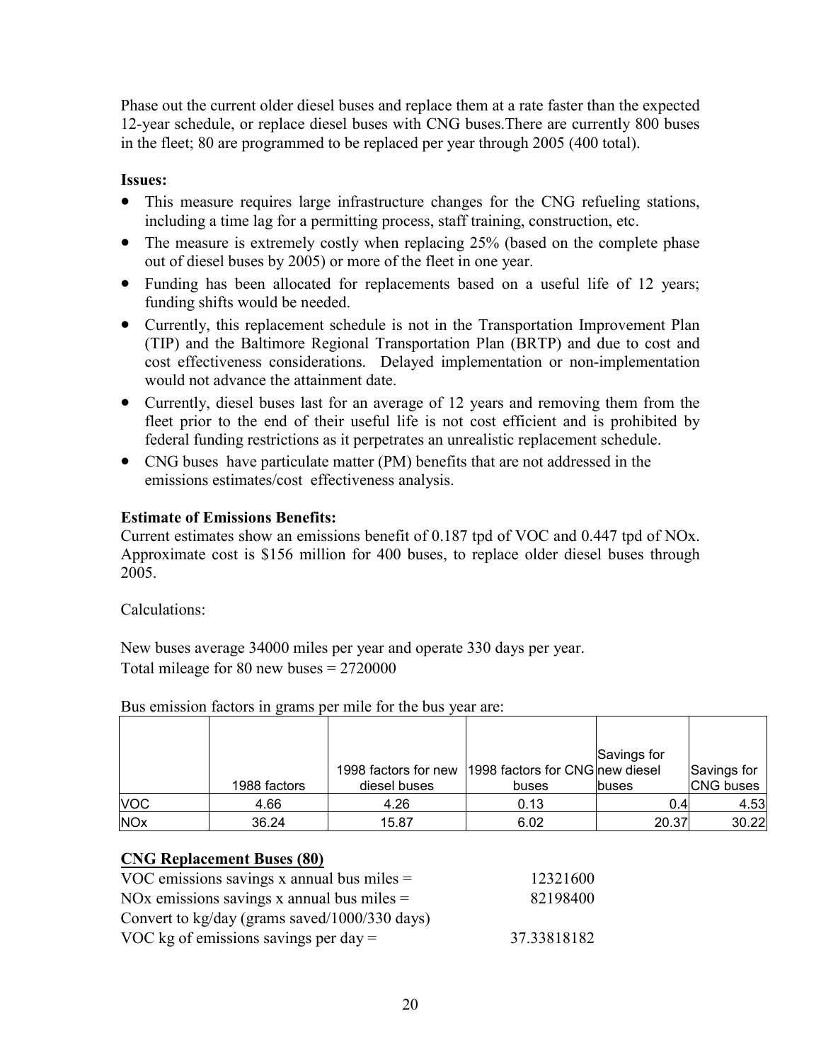Phase out the current older diesel buses and replace them at a rate faster than the expected 12-year schedule, or replace diesel buses with CNG buses.There are currently 800 buses in the fleet; 80 are programmed to be replaced per year through 2005 (400 total).

**Issues:**

- This measure requires large infrastructure changes for the CNG refueling stations, including a time lag for a permitting process, staff training, construction, etc.
- The measure is extremely costly when replacing 25% (based on the complete phase out of diesel buses by 2005) or more of the fleet in one year.
- Funding has been allocated for replacements based on a useful life of 12 years; funding shifts would be needed.
- Currently, this replacement schedule is not in the Transportation Improvement Plan (TIP) and the Baltimore Regional Transportation Plan (BRTP) and due to cost and cost effectiveness considerations. Delayed implementation or non-implementation would not advance the attainment date.
- Currently, diesel buses last for an average of 12 years and removing them from the fleet prior to the end of their useful life is not cost efficient and is prohibited by federal funding restrictions as it perpetrates an unrealistic replacement schedule.
- CNG buses have particulate matter (PM) benefits that are not addressed in the emissions estimates/cost effectiveness analysis.

**Estimate of Emissions Benefits:**

Current estimates show an emissions benefit of 0.187 tpd of VOC and 0.447 tpd of NOx. Approximate cost is $156 million for 400 buses, to replace older diesel buses through 2005.

Calculations:

New buses average 34000 miles per year and operate 330 days per year.
Total mileage for 80 new buses = 2720000

Bus emission factors in grams per mile for the bus year are:

| | 1988 factors | 1998 factors for new diesel buses | 1998 factors for CNG buses | Savings for new diesel buses | Savings for CNG buses |
|---|---|---|---|---|---|
| VOC | 4.66 | 4.26 | 0.13 | 0.4 | 4.53 |
| NOx | 36.24 | 15.87 | 6.02 | 20.37 | 30.22 |

**CNG Replacement Buses (80)**

| | |
|---|---|
| VOC emissions savings x annual bus miles = | 12321600 |
| NOx emissions savings x annual bus miles = | 82198400 |
| Convert to kg/day (grams saved/1000/330 days) | |
| VOC kg of emissions savings per day = | 37.33818182 |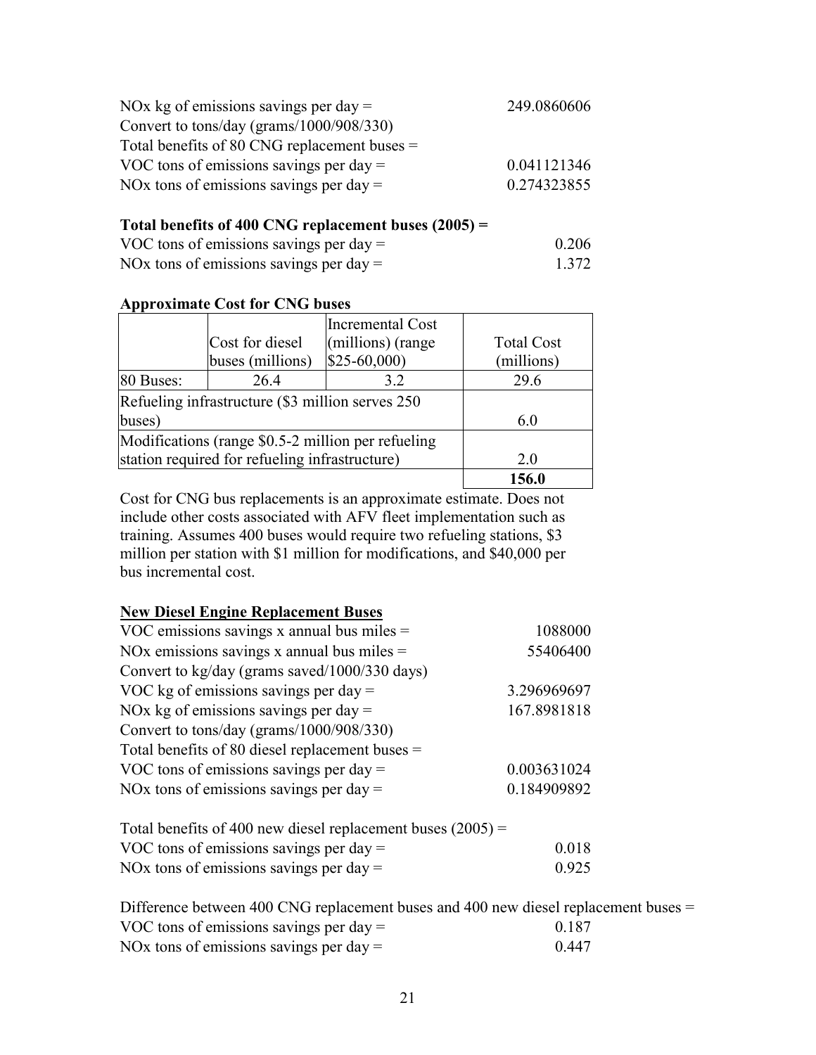NOx kg of emissions savings per day = 249.0860606
Convert to tons/day (grams/1000/908/330)
Total benefits of 80 CNG replacement buses =
VOC tons of emissions savings per day = 0.041121346
NOx tons of emissions savings per day = 0.274323855

**Total benefits of 400 CNG replacement buses (2005) =**
VOC tons of emissions savings per day = 0.206
NOx tons of emissions savings per day = 1.372

**Approximate Cost for CNG buses**

| | Cost for diesel buses (millions) | Incremental Cost (millions) (range $25-60,000) | Total Cost (millions) |
|---|---|---|---|
| 80 Buses: | 26.4 | 3.2 | 29.6 |
| Refueling infrastructure ($3 million serves 250 buses) | | | 6.0 |
| Modifications (range $0.5-2 million per refueling station required for refueling infrastructure) | | | 2.0 |
| | | | **156.0** |

Cost for CNG bus replacements is an approximate estimate. Does not include other costs associated with AFV fleet implementation such as training. Assumes 400 buses would require two refueling stations, $3 million per station with $1 million for modifications, and $40,000 per bus incremental cost.

**New Diesel Engine Replacement Buses**

VOC emissions savings x annual bus miles = 1088000
NOx emissions savings x annual bus miles = 55406400
Convert to kg/day (grams saved/1000/330 days)
VOC kg of emissions savings per day = 3.296969697
NOx kg of emissions savings per day = 167.8981818
Convert to tons/day (grams/1000/908/330)
Total benefits of 80 diesel replacement buses =
VOC tons of emissions savings per day = 0.003631024
NOx tons of emissions savings per day = 0.184909892

Total benefits of 400 new diesel replacement buses (2005) =
VOC tons of emissions savings per day = 0.018
NOx tons of emissions savings per day = 0.925

Difference between 400 CNG replacement buses and 400 new diesel replacement buses =
VOC tons of emissions savings per day = 0.187
NOx tons of emissions savings per day = 0.447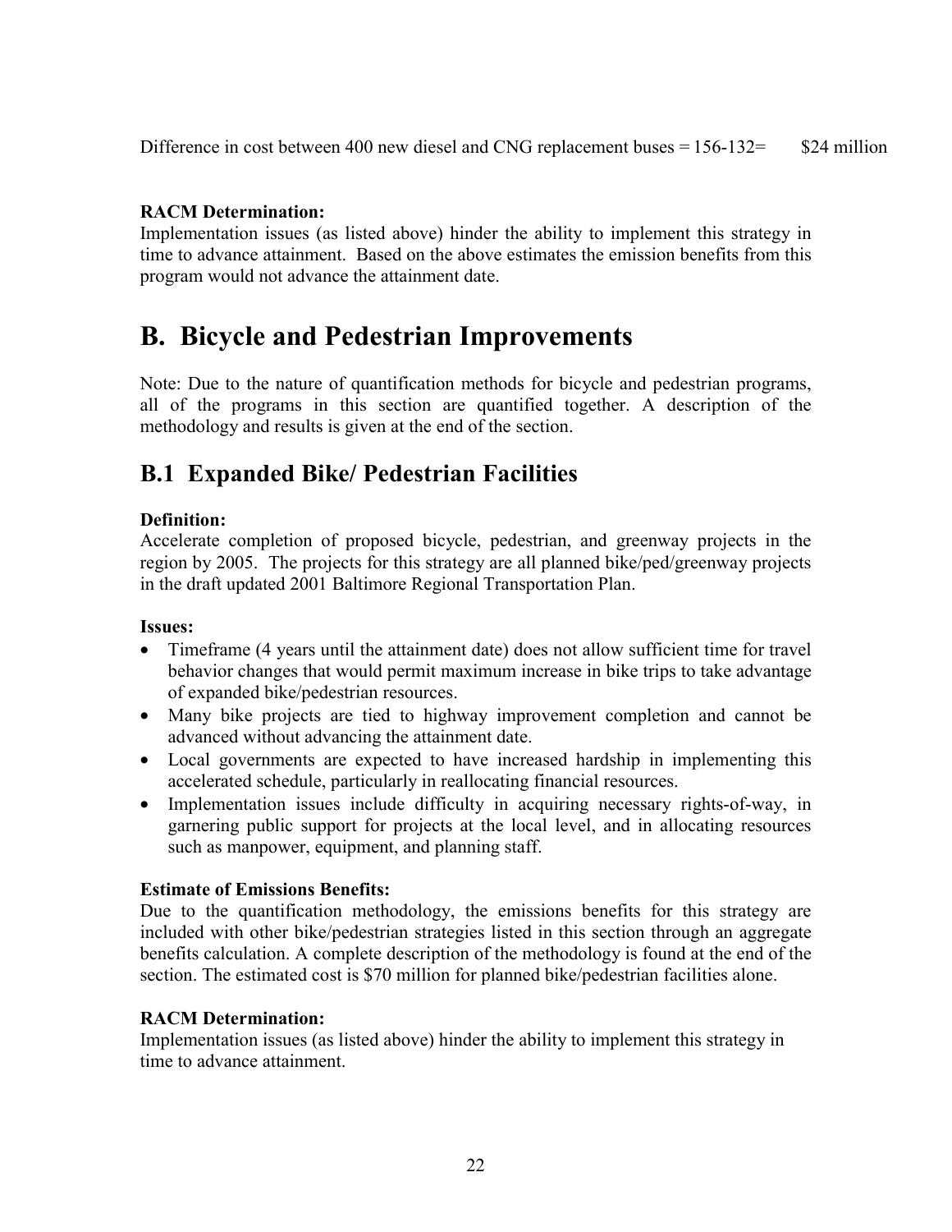Difference in cost between 400 new diesel and CNG replacement buses = 156-132= $24 million

**RACM Determination:**
Implementation issues (as listed above) hinder the ability to implement this strategy in time to advance attainment. Based on the above estimates the emission benefits from this program would not advance the attainment date.

# B. Bicycle and Pedestrian Improvements

Note: Due to the nature of quantification methods for bicycle and pedestrian programs, all of the programs in this section are quantified together. A description of the methodology and results is given at the end of the section.

## B.1 Expanded Bike/ Pedestrian Facilities

**Definition:**
Accelerate completion of proposed bicycle, pedestrian, and greenway projects in the region by 2005. The projects for this strategy are all planned bike/ped/greenway projects in the draft updated 2001 Baltimore Regional Transportation Plan.

**Issues:**

- Timeframe (4 years until the attainment date) does not allow sufficient time for travel behavior changes that would permit maximum increase in bike trips to take advantage of expanded bike/pedestrian resources.
- Many bike projects are tied to highway improvement completion and cannot be advanced without advancing the attainment date.
- Local governments are expected to have increased hardship in implementing this accelerated schedule, particularly in reallocating financial resources.
- Implementation issues include difficulty in acquiring necessary rights-of-way, in garnering public support for projects at the local level, and in allocating resources such as manpower, equipment, and planning staff.

**Estimate of Emissions Benefits:**
Due to the quantification methodology, the emissions benefits for this strategy are included with other bike/pedestrian strategies listed in this section through an aggregate benefits calculation. A complete description of the methodology is found at the end of the section. The estimated cost is $70 million for planned bike/pedestrian facilities alone.

**RACM Determination:**
Implementation issues (as listed above) hinder the ability to implement this strategy in time to advance attainment.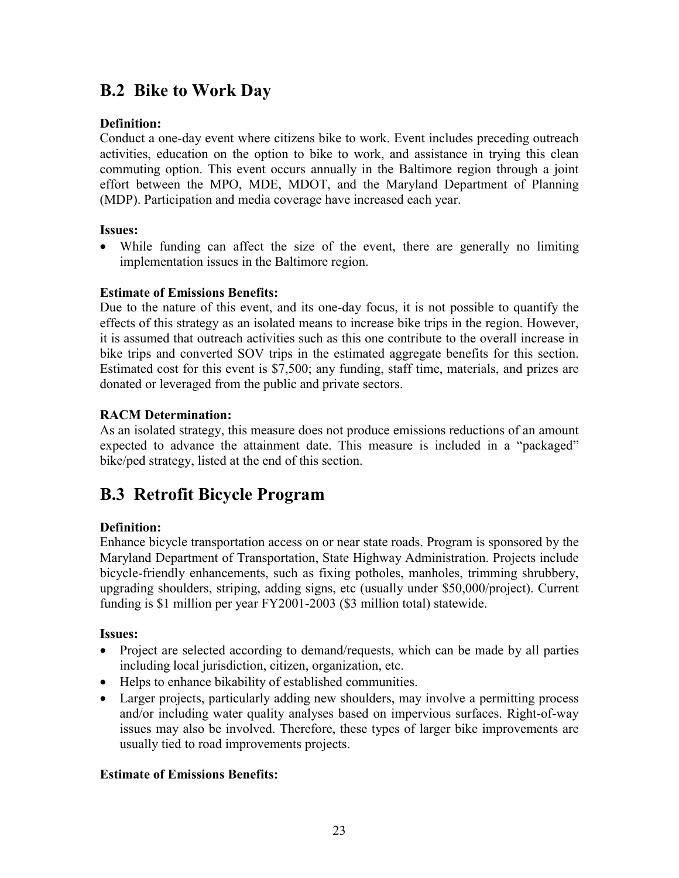## B.2 Bike to Work Day

**Definition:**
Conduct a one-day event where citizens bike to work. Event includes preceding outreach activities, education on the option to bike to work, and assistance in trying this clean commuting option. This event occurs annually in the Baltimore region through a joint effort between the MPO, MDE, MDOT, and the Maryland Department of Planning (MDP). Participation and media coverage have increased each year.

**Issues:**

- While funding can affect the size of the event, there are generally no limiting implementation issues in the Baltimore region.

**Estimate of Emissions Benefits:**
Due to the nature of this event, and its one-day focus, it is not possible to quantify the effects of this strategy as an isolated means to increase bike trips in the region. However, it is assumed that outreach activities such as this one contribute to the overall increase in bike trips and converted SOV trips in the estimated aggregate benefits for this section. Estimated cost for this event is $7,500; any funding, staff time, materials, and prizes are donated or leveraged from the public and private sectors.

**RACM Determination:**
As an isolated strategy, this measure does not produce emissions reductions of an amount expected to advance the attainment date. This measure is included in a "packaged" bike/ped strategy, listed at the end of this section.

## B.3 Retrofit Bicycle Program

**Definition:**
Enhance bicycle transportation access on or near state roads. Program is sponsored by the Maryland Department of Transportation, State Highway Administration. Projects include bicycle-friendly enhancements, such as fixing potholes, manholes, trimming shrubbery, upgrading shoulders, striping, adding signs, etc (usually under $50,000/project). Current funding is $1 million per year FY2001-2003 ($3 million total) statewide.

**Issues:**

- Project are selected according to demand/requests, which can be made by all parties including local jurisdiction, citizen, organization, etc.
- Helps to enhance bikability of established communities.
- Larger projects, particularly adding new shoulders, may involve a permitting process and/or including water quality analyses based on impervious surfaces. Right-of-way issues may also be involved. Therefore, these types of larger bike improvements are usually tied to road improvements projects.

**Estimate of Emissions Benefits:**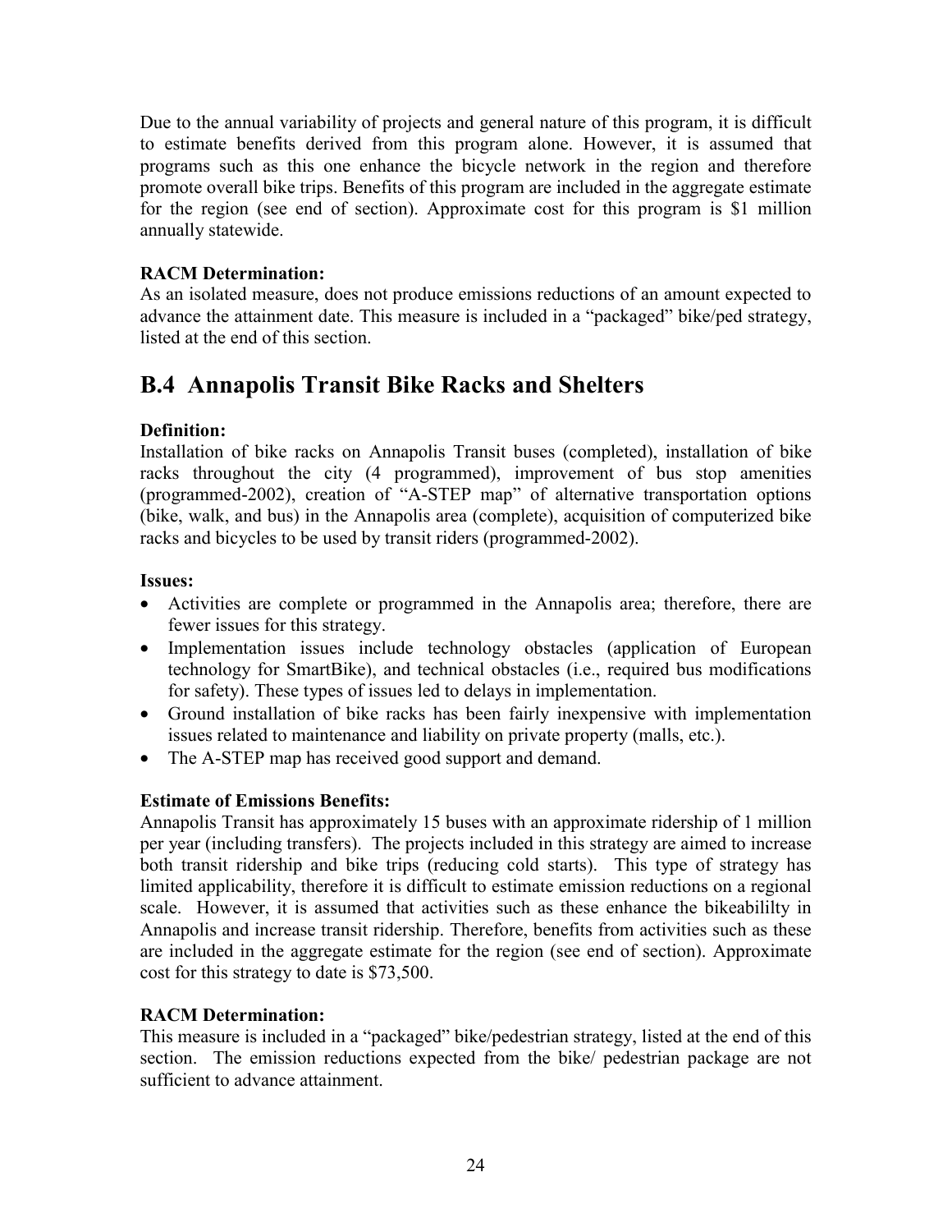Due to the annual variability of projects and general nature of this program, it is difficult to estimate benefits derived from this program alone. However, it is assumed that programs such as this one enhance the bicycle network in the region and therefore promote overall bike trips. Benefits of this program are included in the aggregate estimate for the region (see end of section). Approximate cost for this program is $1 million annually statewide.

**RACM Determination:**
As an isolated measure, does not produce emissions reductions of an amount expected to advance the attainment date. This measure is included in a "packaged" bike/ped strategy, listed at the end of this section.

## B.4 Annapolis Transit Bike Racks and Shelters

**Definition:**
Installation of bike racks on Annapolis Transit buses (completed), installation of bike racks throughout the city (4 programmed), improvement of bus stop amenities (programmed-2002), creation of "A-STEP map" of alternative transportation options (bike, walk, and bus) in the Annapolis area (complete), acquisition of computerized bike racks and bicycles to be used by transit riders (programmed-2002).

**Issues:**

- Activities are complete or programmed in the Annapolis area; therefore, there are fewer issues for this strategy.
- Implementation issues include technology obstacles (application of European technology for SmartBike), and technical obstacles (i.e., required bus modifications for safety). These types of issues led to delays in implementation.
- Ground installation of bike racks has been fairly inexpensive with implementation issues related to maintenance and liability on private property (malls, etc.).
- The A-STEP map has received good support and demand.

**Estimate of Emissions Benefits:**
Annapolis Transit has approximately 15 buses with an approximate ridership of 1 million per year (including transfers). The projects included in this strategy are aimed to increase both transit ridership and bike trips (reducing cold starts). This type of strategy has limited applicability, therefore it is difficult to estimate emission reductions on a regional scale. However, it is assumed that activities such as these enhance the bikeabililty in Annapolis and increase transit ridership. Therefore, benefits from activities such as these are included in the aggregate estimate for the region (see end of section). Approximate cost for this strategy to date is $73,500.

**RACM Determination:**
This measure is included in a "packaged" bike/pedestrian strategy, listed at the end of this section. The emission reductions expected from the bike/ pedestrian package are not sufficient to advance attainment.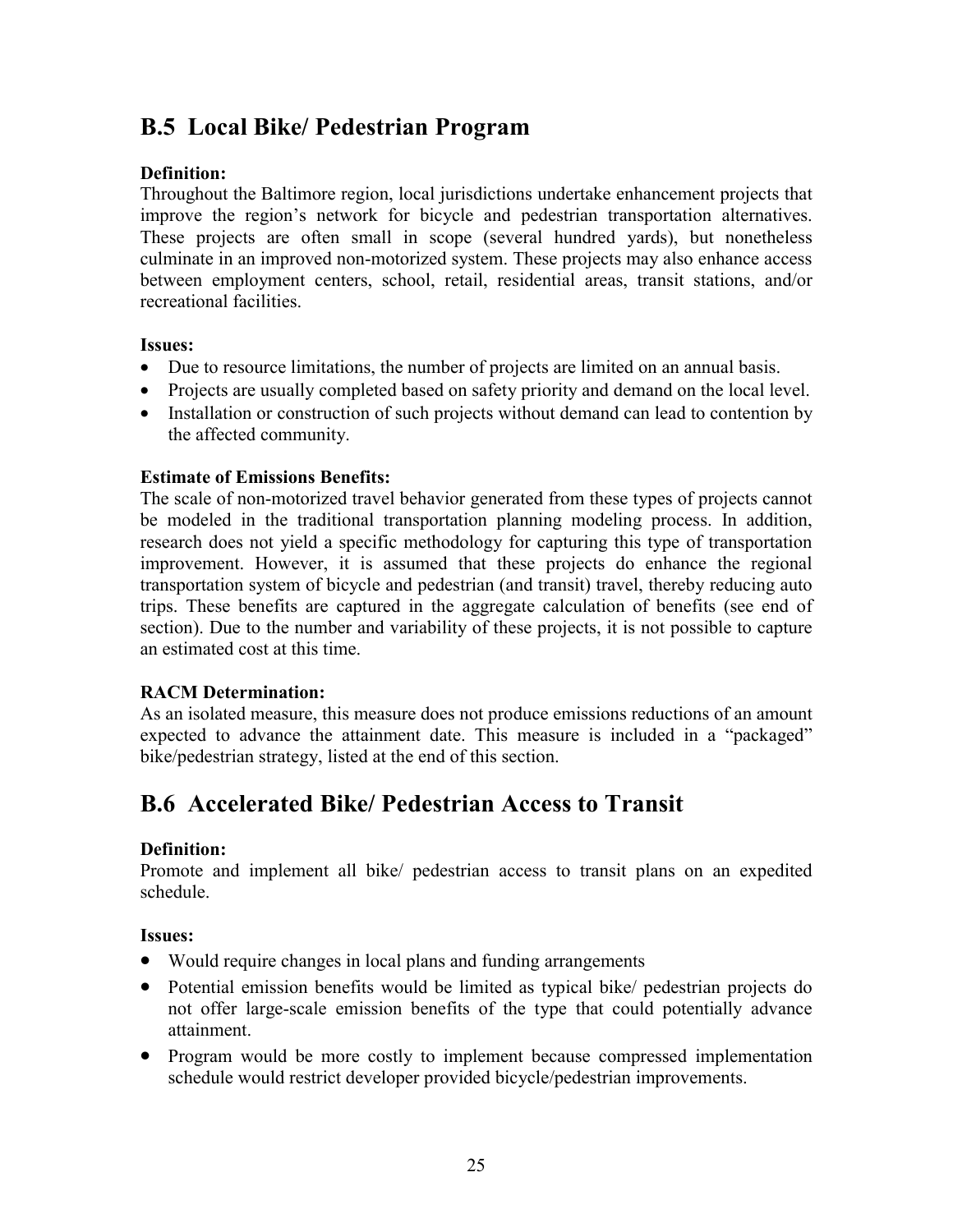## B.5 Local Bike/ Pedestrian Program

**Definition:**
Throughout the Baltimore region, local jurisdictions undertake enhancement projects that improve the region's network for bicycle and pedestrian transportation alternatives. These projects are often small in scope (several hundred yards), but nonetheless culminate in an improved non-motorized system. These projects may also enhance access between employment centers, school, retail, residential areas, transit stations, and/or recreational facilities.

**Issues:**
- Due to resource limitations, the number of projects are limited on an annual basis.
- Projects are usually completed based on safety priority and demand on the local level.
- Installation or construction of such projects without demand can lead to contention by the affected community.

**Estimate of Emissions Benefits:**
The scale of non-motorized travel behavior generated from these types of projects cannot be modeled in the traditional transportation planning modeling process. In addition, research does not yield a specific methodology for capturing this type of transportation improvement. However, it is assumed that these projects do enhance the regional transportation system of bicycle and pedestrian (and transit) travel, thereby reducing auto trips. These benefits are captured in the aggregate calculation of benefits (see end of section). Due to the number and variability of these projects, it is not possible to capture an estimated cost at this time.

**RACM Determination:**
As an isolated measure, this measure does not produce emissions reductions of an amount expected to advance the attainment date. This measure is included in a "packaged" bike/pedestrian strategy, listed at the end of this section.

## B.6 Accelerated Bike/ Pedestrian Access to Transit

**Definition:**
Promote and implement all bike/ pedestrian access to transit plans on an expedited schedule.

**Issues:**
- Would require changes in local plans and funding arrangements
- Potential emission benefits would be limited as typical bike/ pedestrian projects do not offer large-scale emission benefits of the type that could potentially advance attainment.
- Program would be more costly to implement because compressed implementation schedule would restrict developer provided bicycle/pedestrian improvements.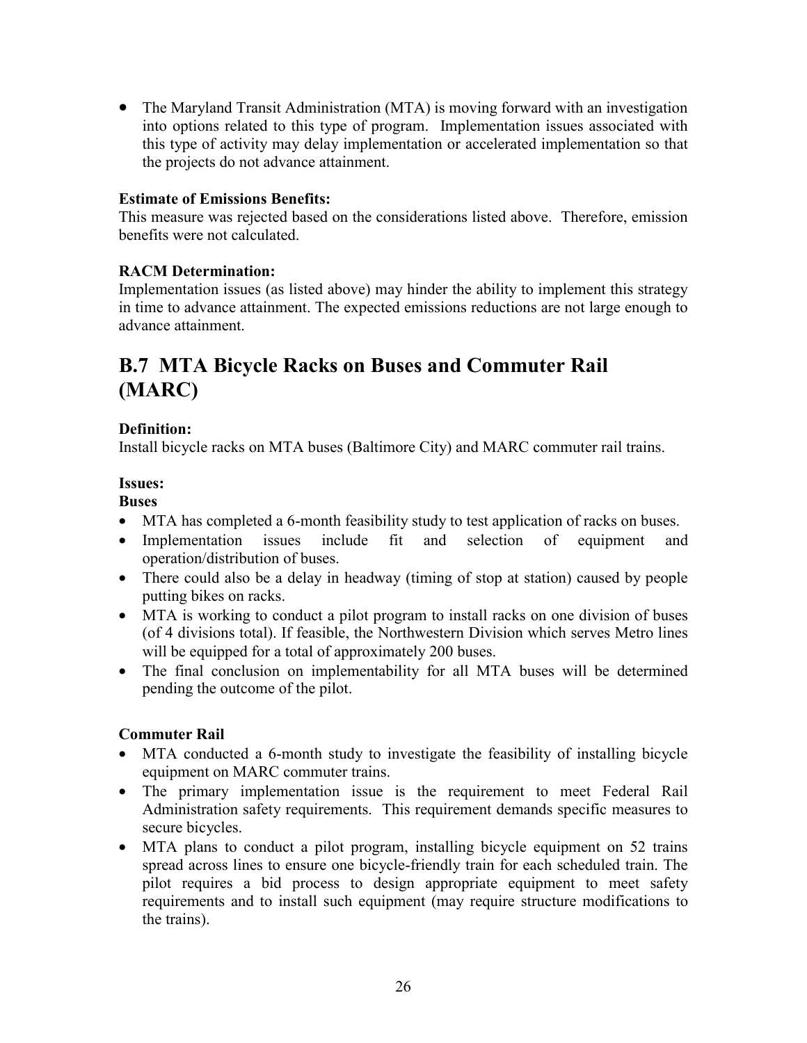- The Maryland Transit Administration (MTA) is moving forward with an investigation into options related to this type of program. Implementation issues associated with this type of activity may delay implementation or accelerated implementation so that the projects do not advance attainment.

**Estimate of Emissions Benefits:**
This measure was rejected based on the considerations listed above. Therefore, emission benefits were not calculated.

**RACM Determination:**
Implementation issues (as listed above) may hinder the ability to implement this strategy in time to advance attainment. The expected emissions reductions are not large enough to advance attainment.

## B.7 MTA Bicycle Racks on Buses and Commuter Rail (MARC)

**Definition:**
Install bicycle racks on MTA buses (Baltimore City) and MARC commuter rail trains.

**Issues:**

**Buses**

- MTA has completed a 6-month feasibility study to test application of racks on buses.
- Implementation issues include fit and selection of equipment and operation/distribution of buses.
- There could also be a delay in headway (timing of stop at station) caused by people putting bikes on racks.
- MTA is working to conduct a pilot program to install racks on one division of buses (of 4 divisions total). If feasible, the Northwestern Division which serves Metro lines will be equipped for a total of approximately 200 buses.
- The final conclusion on implementability for all MTA buses will be determined pending the outcome of the pilot.

**Commuter Rail**

- MTA conducted a 6-month study to investigate the feasibility of installing bicycle equipment on MARC commuter trains.
- The primary implementation issue is the requirement to meet Federal Rail Administration safety requirements. This requirement demands specific measures to secure bicycles.
- MTA plans to conduct a pilot program, installing bicycle equipment on 52 trains spread across lines to ensure one bicycle-friendly train for each scheduled train. The pilot requires a bid process to design appropriate equipment to meet safety requirements and to install such equipment (may require structure modifications to the trains).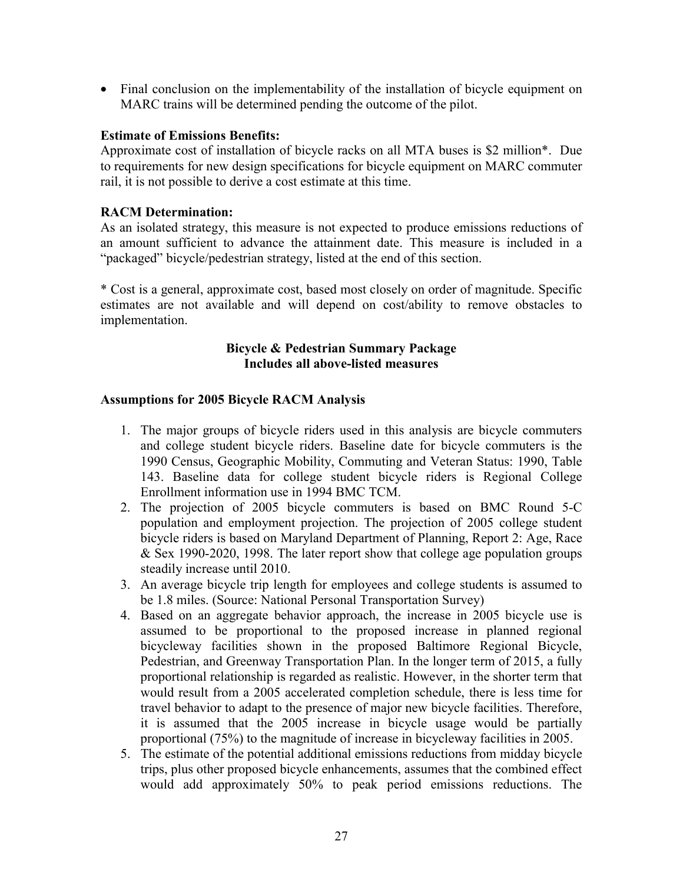- Final conclusion on the implementability of the installation of bicycle equipment on MARC trains will be determined pending the outcome of the pilot.

**Estimate of Emissions Benefits:**
Approximate cost of installation of bicycle racks on all MTA buses is $2 million*. Due to requirements for new design specifications for bicycle equipment on MARC commuter rail, it is not possible to derive a cost estimate at this time.

**RACM Determination:**
As an isolated strategy, this measure is not expected to produce emissions reductions of an amount sufficient to advance the attainment date. This measure is included in a "packaged" bicycle/pedestrian strategy, listed at the end of this section.

* Cost is a general, approximate cost, based most closely on order of magnitude. Specific estimates are not available and will depend on cost/ability to remove obstacles to implementation.

**Bicycle & Pedestrian Summary Package**
**Includes all above-listed measures**

**Assumptions for 2005 Bicycle RACM Analysis**

1. The major groups of bicycle riders used in this analysis are bicycle commuters and college student bicycle riders. Baseline date for bicycle commuters is the 1990 Census, Geographic Mobility, Commuting and Veteran Status: 1990, Table 143. Baseline data for college student bicycle riders is Regional College Enrollment information use in 1994 BMC TCM.
2. The projection of 2005 bicycle commuters is based on BMC Round 5-C population and employment projection. The projection of 2005 college student bicycle riders is based on Maryland Department of Planning, Report 2: Age, Race & Sex 1990-2020, 1998. The later report show that college age population groups steadily increase until 2010.
3. An average bicycle trip length for employees and college students is assumed to be 1.8 miles. (Source: National Personal Transportation Survey)
4. Based on an aggregate behavior approach, the increase in 2005 bicycle use is assumed to be proportional to the proposed increase in planned regional bicycleway facilities shown in the proposed Baltimore Regional Bicycle, Pedestrian, and Greenway Transportation Plan. In the longer term of 2015, a fully proportional relationship is regarded as realistic. However, in the shorter term that would result from a 2005 accelerated completion schedule, there is less time for travel behavior to adapt to the presence of major new bicycle facilities. Therefore, it is assumed that the 2005 increase in bicycle usage would be partially proportional (75%) to the magnitude of increase in bicycleway facilities in 2005.
5. The estimate of the potential additional emissions reductions from midday bicycle trips, plus other proposed bicycle enhancements, assumes that the combined effect would add approximately 50% to peak period emissions reductions. The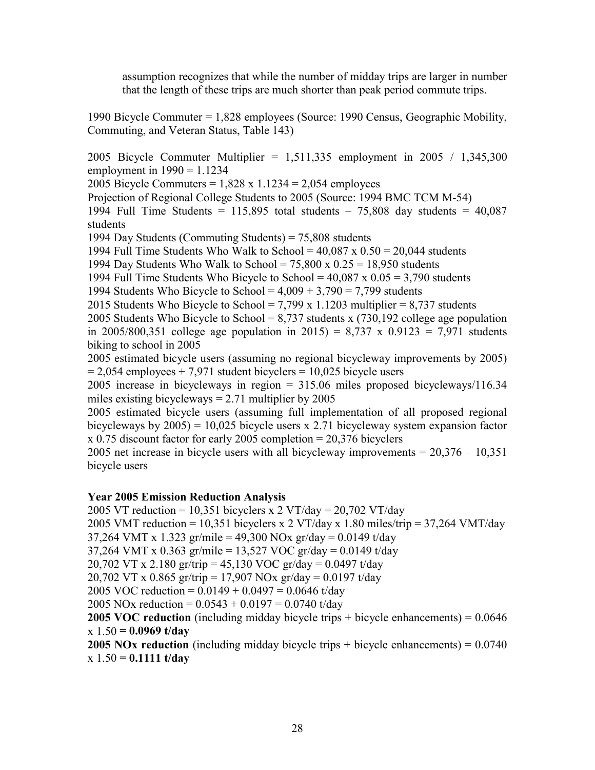assumption recognizes that while the number of midday trips are larger in number that the length of these trips are much shorter than peak period commute trips.

1990 Bicycle Commuter = 1,828 employees (Source: 1990 Census, Geographic Mobility, Commuting, and Veteran Status, Table 143)

2005 Bicycle Commuter Multiplier = 1,511,335 employment in 2005 / 1,345,300 employment in 1990 = 1.1234
2005 Bicycle Commuters = 1,828 x 1.1234 = 2,054 employees
Projection of Regional College Students to 2005 (Source: 1994 BMC TCM M-54)
1994 Full Time Students = 115,895 total students – 75,808 day students = 40,087 students
1994 Day Students (Commuting Students) = 75,808 students
1994 Full Time Students Who Walk to School = 40,087 x 0.50 = 20,044 students
1994 Day Students Who Walk to School = 75,800 x 0.25 = 18,950 students
1994 Full Time Students Who Bicycle to School = 40,087 x 0.05 = 3,790 students
1994 Students Who Bicycle to School = 4,009 + 3,790 = 7,799 students
2015 Students Who Bicycle to School = 7,799 x 1.1203 multiplier = 8,737 students
2005 Students Who Bicycle to School = 8,737 students x (730,192 college age population in 2005/800,351 college age population in 2015) = 8,737 x 0.9123 = 7,971 students biking to school in 2005
2005 estimated bicycle users (assuming no regional bicycleway improvements by 2005) = 2,054 employees + 7,971 student bicyclers = 10,025 bicycle users
2005 increase in bicycleways in region = 315.06 miles proposed bicycleways/116.34 miles existing bicycleways = 2.71 multiplier by 2005
2005 estimated bicycle users (assuming full implementation of all proposed regional bicycleways by 2005) = 10,025 bicycle users x 2.71 bicycleway system expansion factor x 0.75 discount factor for early 2005 completion = 20,376 bicyclers
2005 net increase in bicycle users with all bicycleway improvements = 20,376 – 10,351 bicycle users

**Year 2005 Emission Reduction Analysis**

2005 VT reduction = 10,351 bicyclers x 2 VT/day = 20,702 VT/day
2005 VMT reduction = 10,351 bicyclers x 2 VT/day x 1.80 miles/trip = 37,264 VMT/day
37,264 VMT x 1.323 gr/mile = 49,300 NOx gr/day = 0.0149 t/day
37,264 VMT x 0.363 gr/mile = 13,527 VOC gr/day = 0.0149 t/day
20,702 VT x 2.180 gr/trip = 45,130 VOC gr/day = 0.0497 t/day
20,702 VT x 0.865 gr/trip = 17,907 NOx gr/day = 0.0197 t/day
2005 VOC reduction = 0.0149 + 0.0497 = 0.0646 t/day
2005 NOx reduction = 0.0543 + 0.0197 = 0.0740 t/day
**2005 VOC reduction** (including midday bicycle trips + bicycle enhancements) = 0.0646 x 1.50 **= 0.0969 t/day**
**2005 NOx reduction** (including midday bicycle trips + bicycle enhancements) = 0.0740 x 1.50 **= 0.1111 t/day**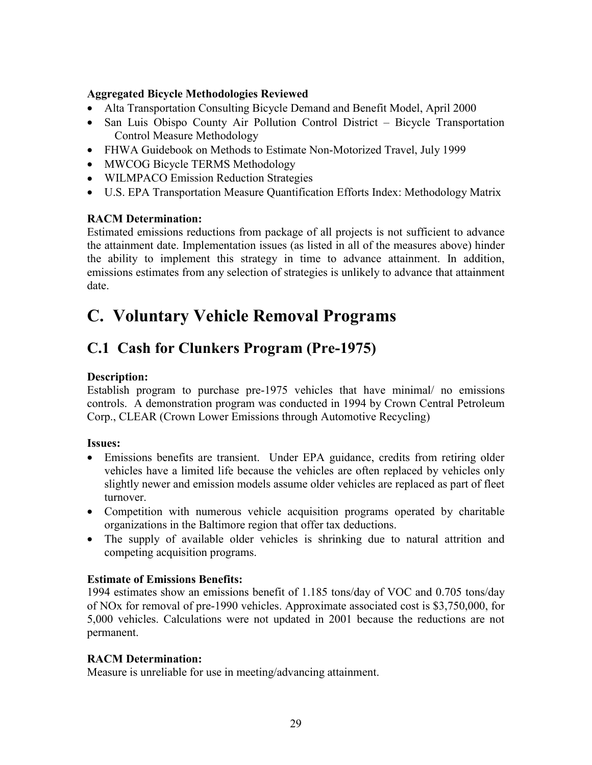**Aggregated Bicycle Methodologies Reviewed**

- Alta Transportation Consulting Bicycle Demand and Benefit Model, April 2000
- San Luis Obispo County Air Pollution Control District – Bicycle Transportation Control Measure Methodology
- FHWA Guidebook on Methods to Estimate Non-Motorized Travel, July 1999
- MWCOG Bicycle TERMS Methodology
- WILMPACO Emission Reduction Strategies
- U.S. EPA Transportation Measure Quantification Efforts Index: Methodology Matrix

**RACM Determination:**

Estimated emissions reductions from package of all projects is not sufficient to advance the attainment date. Implementation issues (as listed in all of the measures above) hinder the ability to implement this strategy in time to advance attainment. In addition, emissions estimates from any selection of strategies is unlikely to advance that attainment date.

# C. Voluntary Vehicle Removal Programs

## C.1 Cash for Clunkers Program (Pre-1975)

**Description:**

Establish program to purchase pre-1975 vehicles that have minimal/ no emissions controls. A demonstration program was conducted in 1994 by Crown Central Petroleum Corp., CLEAR (Crown Lower Emissions through Automotive Recycling)

**Issues:**

- Emissions benefits are transient. Under EPA guidance, credits from retiring older vehicles have a limited life because the vehicles are often replaced by vehicles only slightly newer and emission models assume older vehicles are replaced as part of fleet turnover.
- Competition with numerous vehicle acquisition programs operated by charitable organizations in the Baltimore region that offer tax deductions.
- The supply of available older vehicles is shrinking due to natural attrition and competing acquisition programs.

**Estimate of Emissions Benefits:**

1994 estimates show an emissions benefit of 1.185 tons/day of VOC and 0.705 tons/day of NOx for removal of pre-1990 vehicles. Approximate associated cost is $3,750,000, for 5,000 vehicles. Calculations were not updated in 2001 because the reductions are not permanent.

**RACM Determination:**

Measure is unreliable for use in meeting/advancing attainment.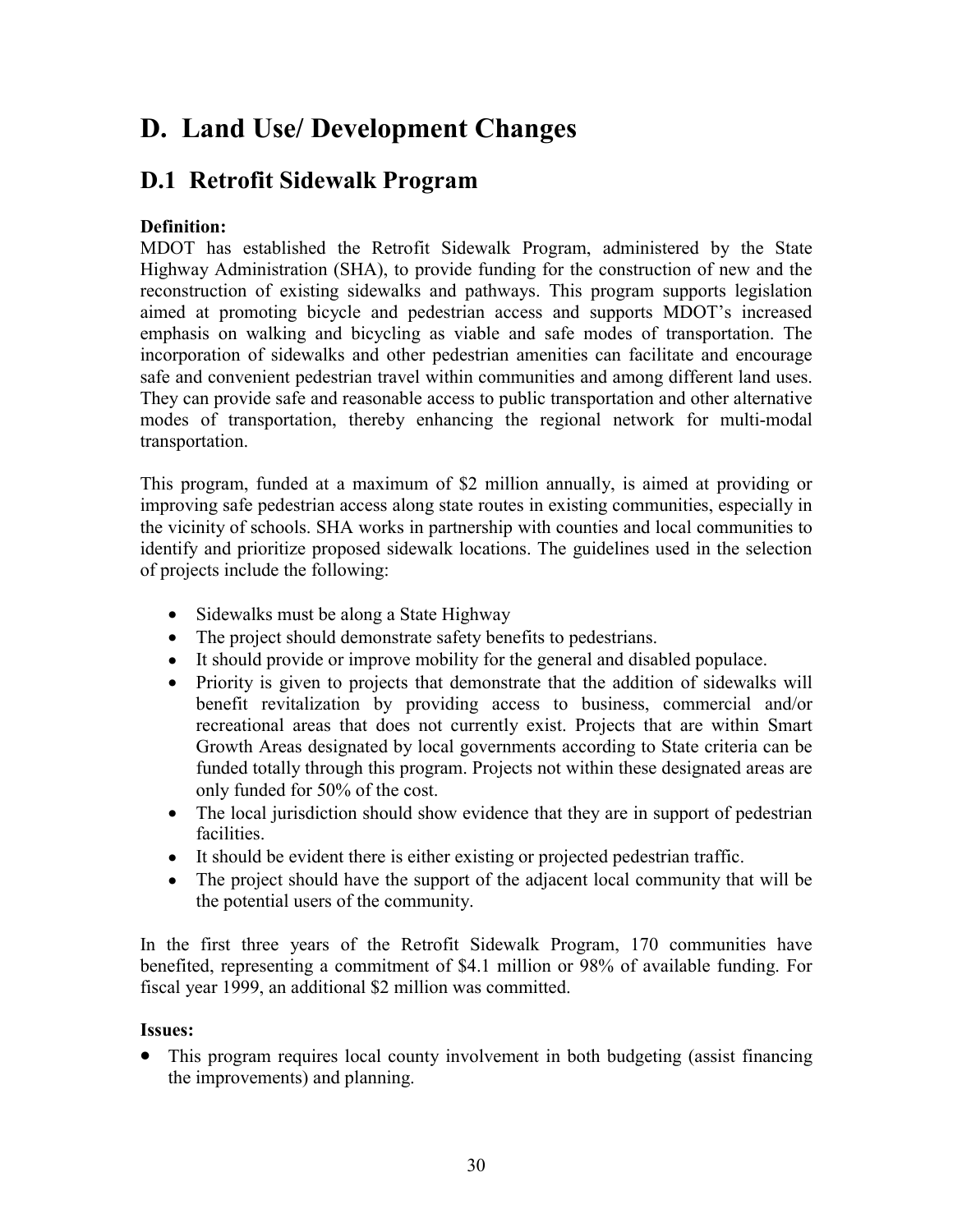# D. Land Use/ Development Changes

## D.1 Retrofit Sidewalk Program

**Definition:**

MDOT has established the Retrofit Sidewalk Program, administered by the State Highway Administration (SHA), to provide funding for the construction of new and the reconstruction of existing sidewalks and pathways. This program supports legislation aimed at promoting bicycle and pedestrian access and supports MDOT's increased emphasis on walking and bicycling as viable and safe modes of transportation. The incorporation of sidewalks and other pedestrian amenities can facilitate and encourage safe and convenient pedestrian travel within communities and among different land uses. They can provide safe and reasonable access to public transportation and other alternative modes of transportation, thereby enhancing the regional network for multi-modal transportation.

This program, funded at a maximum of $2 million annually, is aimed at providing or improving safe pedestrian access along state routes in existing communities, especially in the vicinity of schools. SHA works in partnership with counties and local communities to identify and prioritize proposed sidewalk locations. The guidelines used in the selection of projects include the following:

- Sidewalks must be along a State Highway
- The project should demonstrate safety benefits to pedestrians.
- It should provide or improve mobility for the general and disabled populace.
- Priority is given to projects that demonstrate that the addition of sidewalks will benefit revitalization by providing access to business, commercial and/or recreational areas that does not currently exist. Projects that are within Smart Growth Areas designated by local governments according to State criteria can be funded totally through this program. Projects not within these designated areas are only funded for 50% of the cost.
- The local jurisdiction should show evidence that they are in support of pedestrian facilities.
- It should be evident there is either existing or projected pedestrian traffic.
- The project should have the support of the adjacent local community that will be the potential users of the community.

In the first three years of the Retrofit Sidewalk Program, 170 communities have benefited, representing a commitment of $4.1 million or 98% of available funding. For fiscal year 1999, an additional $2 million was committed.

**Issues:**

- This program requires local county involvement in both budgeting (assist financing the improvements) and planning.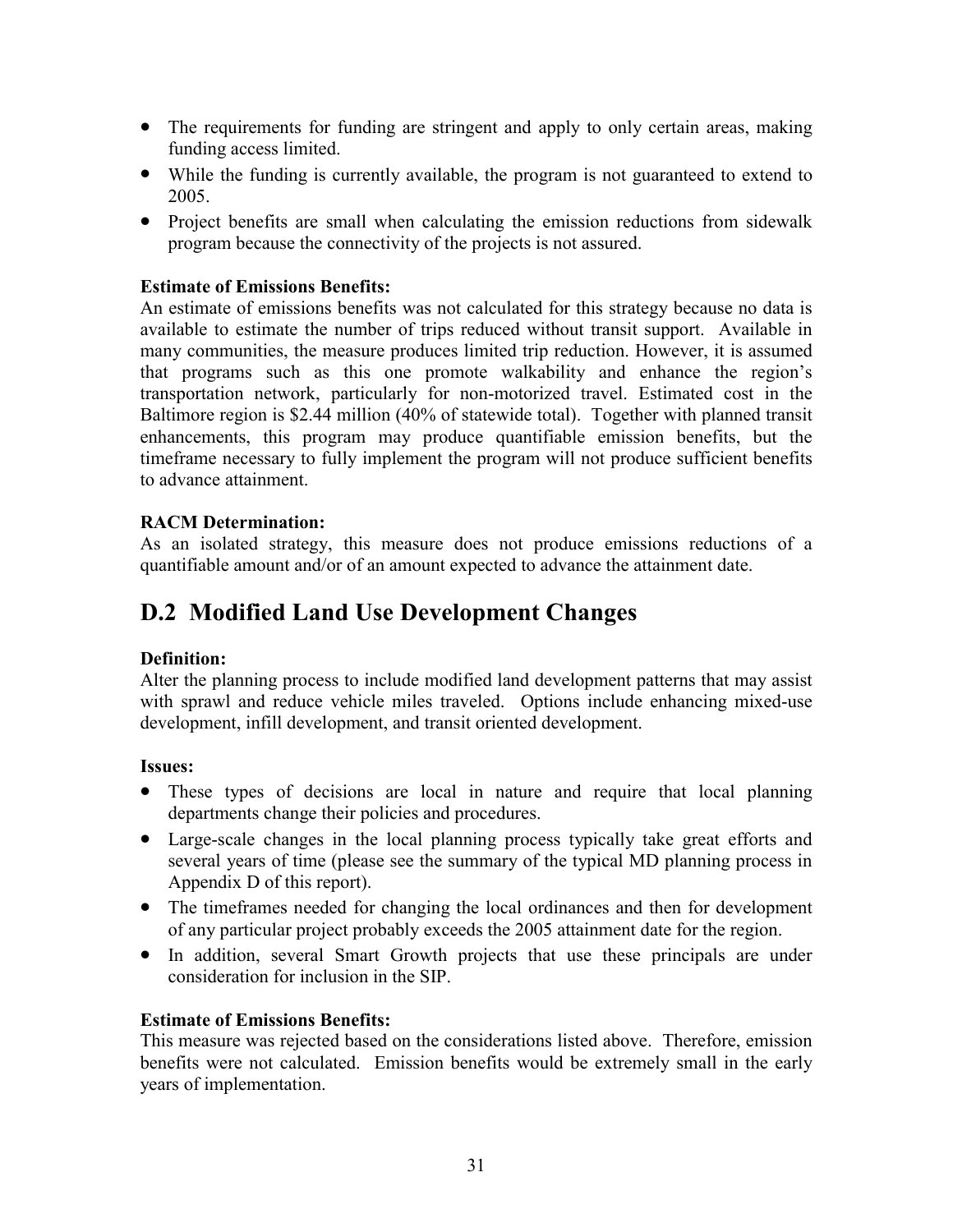- The requirements for funding are stringent and apply to only certain areas, making funding access limited.
- While the funding is currently available, the program is not guaranteed to extend to 2005.
- Project benefits are small when calculating the emission reductions from sidewalk program because the connectivity of the projects is not assured.

**Estimate of Emissions Benefits:**
An estimate of emissions benefits was not calculated for this strategy because no data is available to estimate the number of trips reduced without transit support. Available in many communities, the measure produces limited trip reduction. However, it is assumed that programs such as this one promote walkability and enhance the region's transportation network, particularly for non-motorized travel. Estimated cost in the Baltimore region is $2.44 million (40% of statewide total). Together with planned transit enhancements, this program may produce quantifiable emission benefits, but the timeframe necessary to fully implement the program will not produce sufficient benefits to advance attainment.

**RACM Determination:**
As an isolated strategy, this measure does not produce emissions reductions of a quantifiable amount and/or of an amount expected to advance the attainment date.

## D.2 Modified Land Use Development Changes

**Definition:**
Alter the planning process to include modified land development patterns that may assist with sprawl and reduce vehicle miles traveled. Options include enhancing mixed-use development, infill development, and transit oriented development.

**Issues:**

- These types of decisions are local in nature and require that local planning departments change their policies and procedures.
- Large-scale changes in the local planning process typically take great efforts and several years of time (please see the summary of the typical MD planning process in Appendix D of this report).
- The timeframes needed for changing the local ordinances and then for development of any particular project probably exceeds the 2005 attainment date for the region.
- In addition, several Smart Growth projects that use these principals are under consideration for inclusion in the SIP.

**Estimate of Emissions Benefits:**
This measure was rejected based on the considerations listed above. Therefore, emission benefits were not calculated. Emission benefits would be extremely small in the early years of implementation.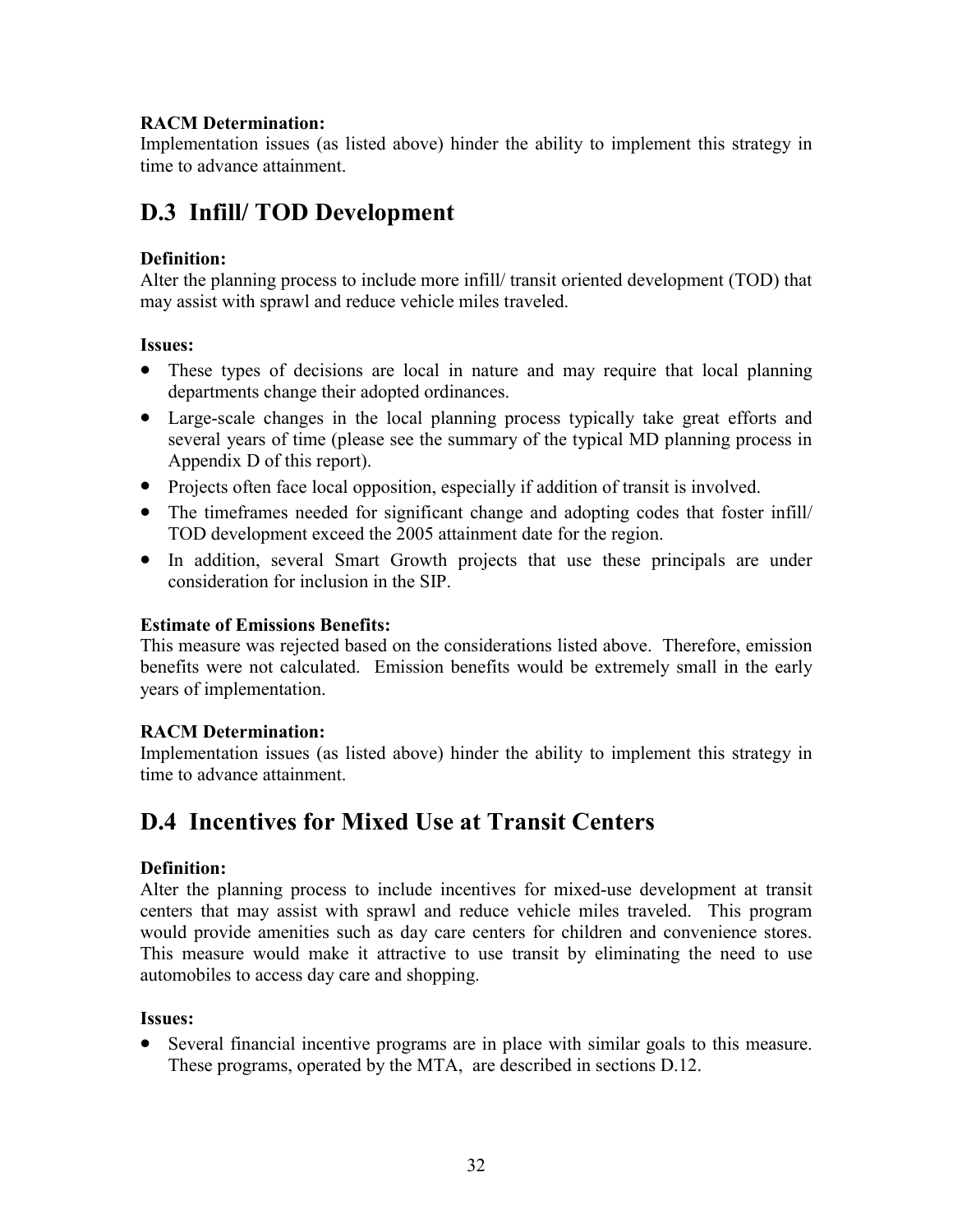**RACM Determination:**
Implementation issues (as listed above) hinder the ability to implement this strategy in time to advance attainment.

## D.3 Infill/ TOD Development

**Definition:**
Alter the planning process to include more infill/ transit oriented development (TOD) that may assist with sprawl and reduce vehicle miles traveled.

**Issues:**

- These types of decisions are local in nature and may require that local planning departments change their adopted ordinances.
- Large-scale changes in the local planning process typically take great efforts and several years of time (please see the summary of the typical MD planning process in Appendix D of this report).
- Projects often face local opposition, especially if addition of transit is involved.
- The timeframes needed for significant change and adopting codes that foster infill/ TOD development exceed the 2005 attainment date for the region.
- In addition, several Smart Growth projects that use these principals are under consideration for inclusion in the SIP.

**Estimate of Emissions Benefits:**
This measure was rejected based on the considerations listed above. Therefore, emission benefits were not calculated. Emission benefits would be extremely small in the early years of implementation.

**RACM Determination:**
Implementation issues (as listed above) hinder the ability to implement this strategy in time to advance attainment.

## D.4 Incentives for Mixed Use at Transit Centers

**Definition:**
Alter the planning process to include incentives for mixed-use development at transit centers that may assist with sprawl and reduce vehicle miles traveled. This program would provide amenities such as day care centers for children and convenience stores. This measure would make it attractive to use transit by eliminating the need to use automobiles to access day care and shopping.

**Issues:**

- Several financial incentive programs are in place with similar goals to this measure. These programs, operated by the MTA, are described in sections D.12.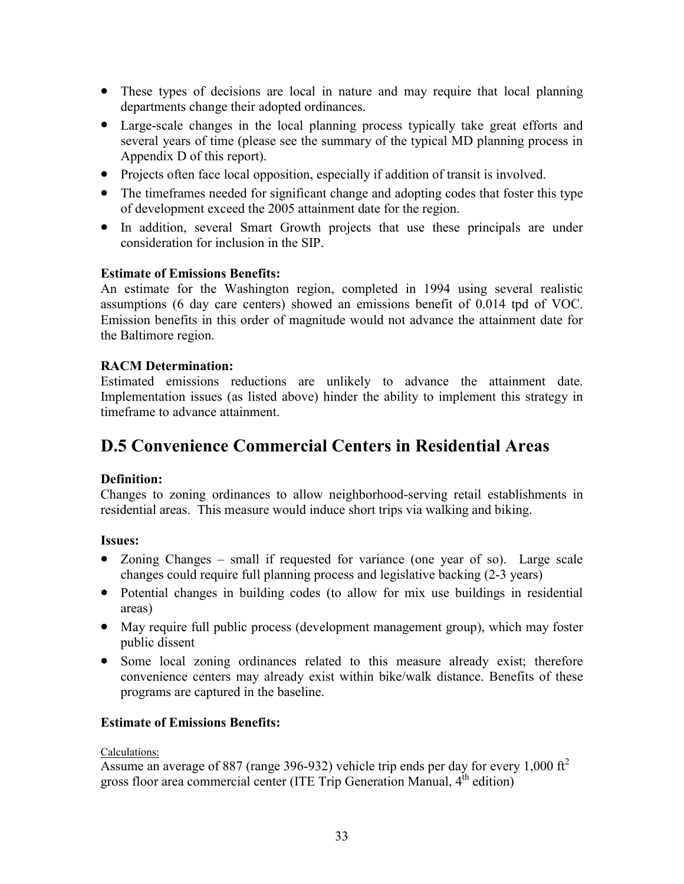- These types of decisions are local in nature and may require that local planning departments change their adopted ordinances.
- Large-scale changes in the local planning process typically take great efforts and several years of time (please see the summary of the typical MD planning process in Appendix D of this report).
- Projects often face local opposition, especially if addition of transit is involved.
- The timeframes needed for significant change and adopting codes that foster this type of development exceed the 2005 attainment date for the region.
- In addition, several Smart Growth projects that use these principals are under consideration for inclusion in the SIP.

**Estimate of Emissions Benefits:**
An estimate for the Washington region, completed in 1994 using several realistic assumptions (6 day care centers) showed an emissions benefit of 0.014 tpd of VOC. Emission benefits in this order of magnitude would not advance the attainment date for the Baltimore region.

**RACM Determination:**
Estimated emissions reductions are unlikely to advance the attainment date. Implementation issues (as listed above) hinder the ability to implement this strategy in timeframe to advance attainment.

## D.5 Convenience Commercial Centers in Residential Areas

**Definition:**
Changes to zoning ordinances to allow neighborhood-serving retail establishments in residential areas. This measure would induce short trips via walking and biking.

**Issues:**

- Zoning Changes – small if requested for variance (one year of so). Large scale changes could require full planning process and legislative backing (2-3 years)
- Potential changes in building codes (to allow for mix use buildings in residential areas)
- May require full public process (development management group), which may foster public dissent
- Some local zoning ordinances related to this measure already exist; therefore convenience centers may already exist within bike/walk distance. Benefits of these programs are captured in the baseline.

**Estimate of Emissions Benefits:**

Calculations:
Assume an average of 887 (range 396-932) vehicle trip ends per day for every 1,000 $ft^2$ gross floor area commercial center (ITE Trip Generation Manual, $4^{th}$ edition)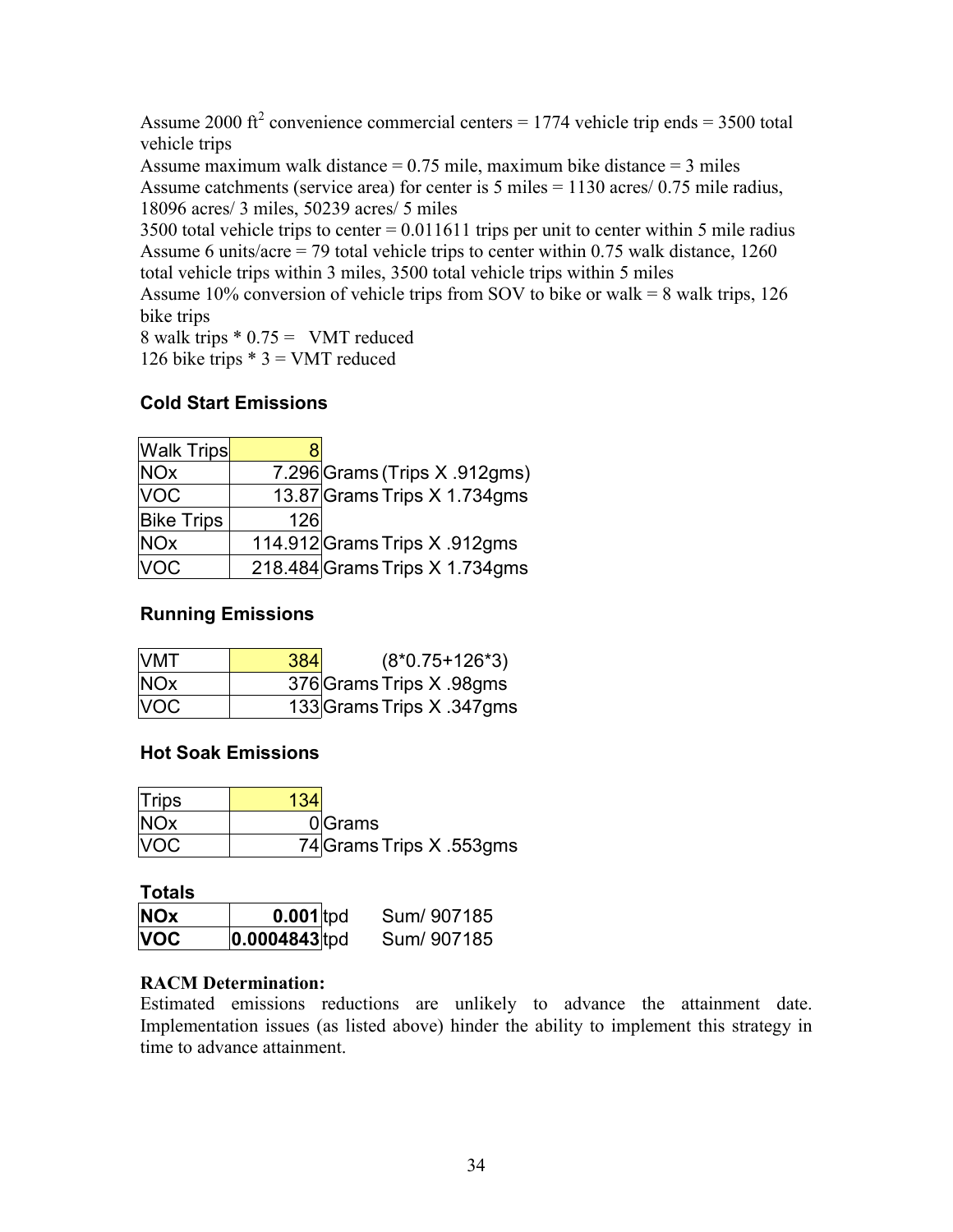Assume 2000 $ft^2$ convenience commercial centers = 1774 vehicle trip ends = 3500 total vehicle trips

Assume maximum walk distance = 0.75 mile, maximum bike distance = 3 miles

Assume catchments (service area) for center is 5 miles = 1130 acres/ 0.75 mile radius, 18096 acres/ 3 miles, 50239 acres/ 5 miles

3500 total vehicle trips to center = 0.011611 trips per unit to center within 5 mile radius

Assume 6 units/acre = 79 total vehicle trips to center within 0.75 walk distance, 1260 total vehicle trips within 3 miles, 3500 total vehicle trips within 5 miles

Assume 10% conversion of vehicle trips from SOV to bike or walk = 8 walk trips, 126 bike trips

8 walk trips * 0.75 = VMT reduced

126 bike trips * 3 = VMT reduced

### Cold Start Emissions

| Walk Trips | 8 | |
|---|---|---|
| NOx | 7.296 | Grams (Trips X .912gms) |
| VOC | 13.87 | Grams Trips X 1.734gms |
| Bike Trips | 126 | |
| NOx | 114.912 | Grams Trips X .912gms |
| VOC | 218.484 | Grams Trips X 1.734gms |

### Running Emissions

| VMT | 384 | (8*0.75+126*3) |
|---|---|---|
| NOx | 376 | Grams Trips X .98gms |
| VOC | 133 | Grams Trips X .347gms |

### Hot Soak Emissions

| Trips | 134 | |
|---|---|---|
| NOx | 0 | Grams |
| VOC | 74 | Grams Trips X .553gms |

### Totals

| **NOx** | **0.001** | tpd | Sum/ 907185 |
|---|---|---|---|
| **VOC** | **0.0004843** | tpd | Sum/ 907185 |

**RACM Determination:**

Estimated emissions reductions are unlikely to advance the attainment date. Implementation issues (as listed above) hinder the ability to implement this strategy in time to advance attainment.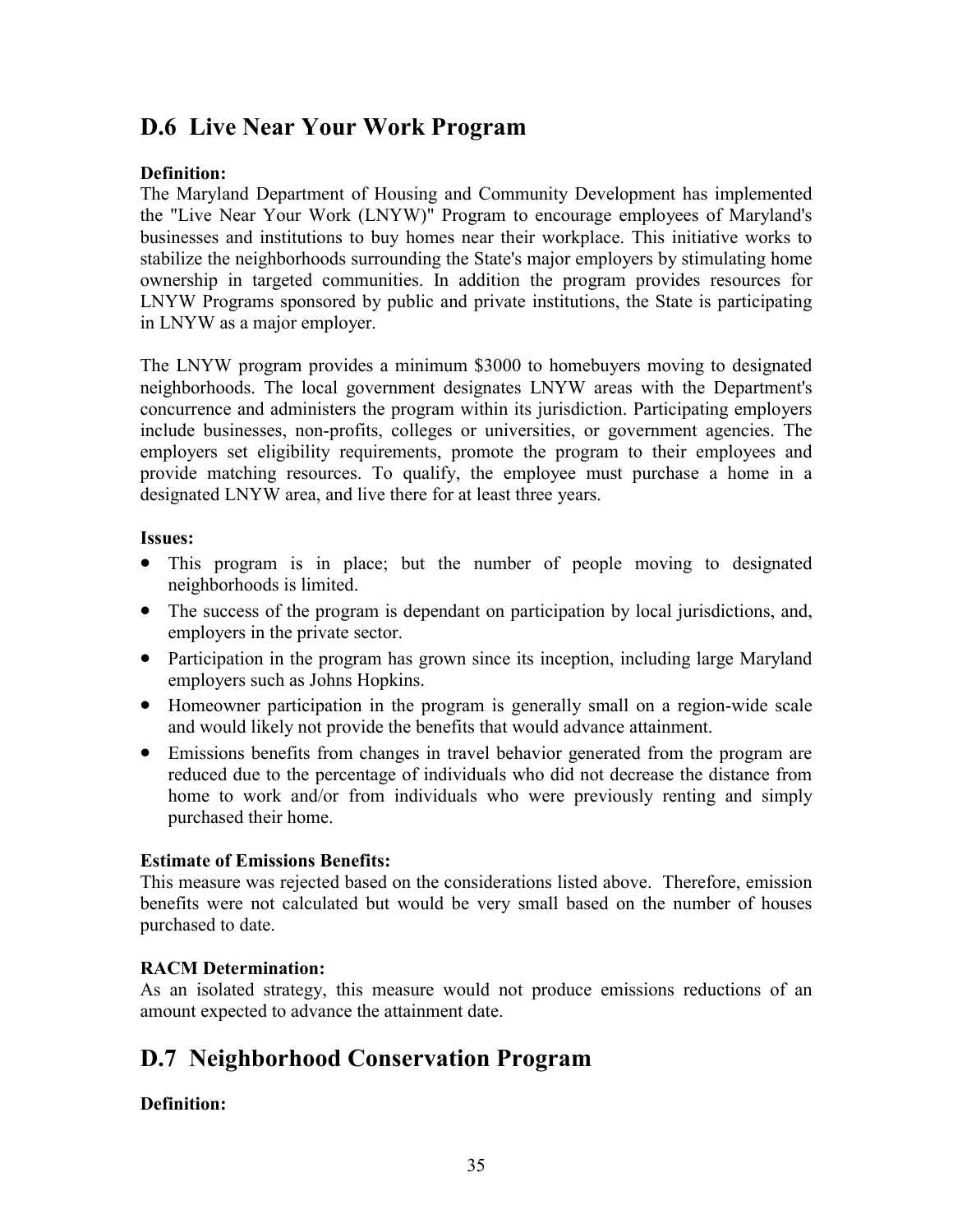## D.6 Live Near Your Work Program

**Definition:**
The Maryland Department of Housing and Community Development has implemented the "Live Near Your Work (LNYW)" Program to encourage employees of Maryland's businesses and institutions to buy homes near their workplace. This initiative works to stabilize the neighborhoods surrounding the State's major employers by stimulating home ownership in targeted communities. In addition the program provides resources for LNYW Programs sponsored by public and private institutions, the State is participating in LNYW as a major employer.

The LNYW program provides a minimum $3000 to homebuyers moving to designated neighborhoods. The local government designates LNYW areas with the Department's concurrence and administers the program within its jurisdiction. Participating employers include businesses, non-profits, colleges or universities, or government agencies. The employers set eligibility requirements, promote the program to their employees and provide matching resources. To qualify, the employee must purchase a home in a designated LNYW area, and live there for at least three years.

**Issues:**

- This program is in place; but the number of people moving to designated neighborhoods is limited.
- The success of the program is dependant on participation by local jurisdictions, and, employers in the private sector.
- Participation in the program has grown since its inception, including large Maryland employers such as Johns Hopkins.
- Homeowner participation in the program is generally small on a region-wide scale and would likely not provide the benefits that would advance attainment.
- Emissions benefits from changes in travel behavior generated from the program are reduced due to the percentage of individuals who did not decrease the distance from home to work and/or from individuals who were previously renting and simply purchased their home.

**Estimate of Emissions Benefits:**
This measure was rejected based on the considerations listed above. Therefore, emission benefits were not calculated but would be very small based on the number of houses purchased to date.

**RACM Determination:**
As an isolated strategy, this measure would not produce emissions reductions of an amount expected to advance the attainment date.

## D.7 Neighborhood Conservation Program

**Definition:**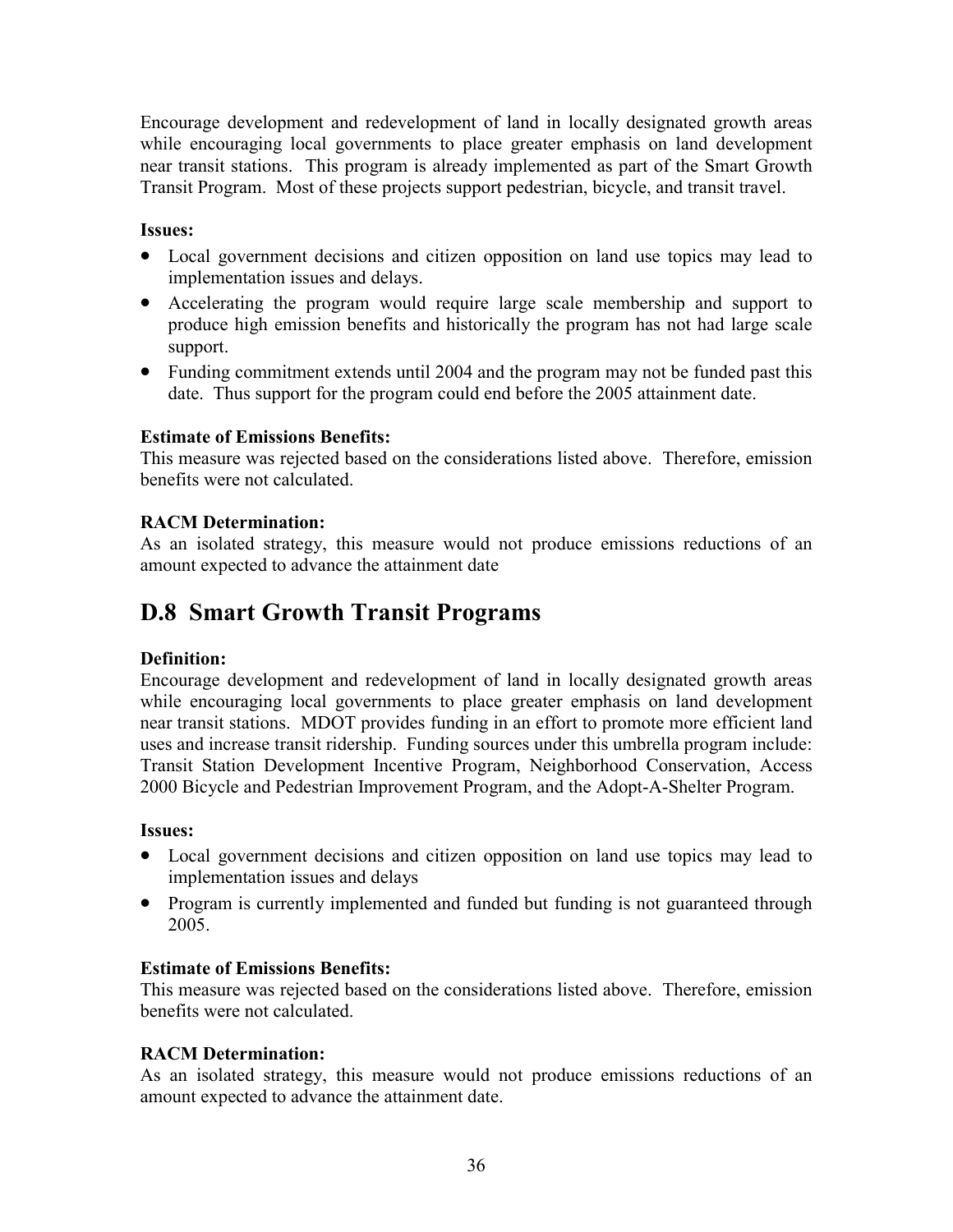Encourage development and redevelopment of land in locally designated growth areas while encouraging local governments to place greater emphasis on land development near transit stations. This program is already implemented as part of the Smart Growth Transit Program. Most of these projects support pedestrian, bicycle, and transit travel.

**Issues:**

- Local government decisions and citizen opposition on land use topics may lead to implementation issues and delays.
- Accelerating the program would require large scale membership and support to produce high emission benefits and historically the program has not had large scale support.
- Funding commitment extends until 2004 and the program may not be funded past this date. Thus support for the program could end before the 2005 attainment date.

**Estimate of Emissions Benefits:**
This measure was rejected based on the considerations listed above. Therefore, emission benefits were not calculated.

**RACM Determination:**
As an isolated strategy, this measure would not produce emissions reductions of an amount expected to advance the attainment date

## D.8 Smart Growth Transit Programs

**Definition:**
Encourage development and redevelopment of land in locally designated growth areas while encouraging local governments to place greater emphasis on land development near transit stations. MDOT provides funding in an effort to promote more efficient land uses and increase transit ridership. Funding sources under this umbrella program include: Transit Station Development Incentive Program, Neighborhood Conservation, Access 2000 Bicycle and Pedestrian Improvement Program, and the Adopt-A-Shelter Program.

**Issues:**

- Local government decisions and citizen opposition on land use topics may lead to implementation issues and delays
- Program is currently implemented and funded but funding is not guaranteed through 2005.

**Estimate of Emissions Benefits:**
This measure was rejected based on the considerations listed above. Therefore, emission benefits were not calculated.

**RACM Determination:**
As an isolated strategy, this measure would not produce emissions reductions of an amount expected to advance the attainment date.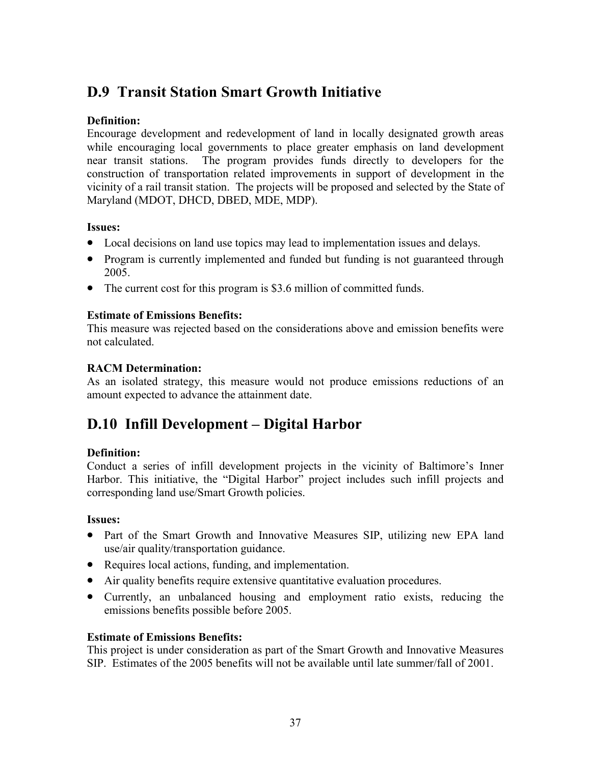## D.9 Transit Station Smart Growth Initiative

**Definition:**
Encourage development and redevelopment of land in locally designated growth areas while encouraging local governments to place greater emphasis on land development near transit stations. The program provides funds directly to developers for the construction of transportation related improvements in support of development in the vicinity of a rail transit station. The projects will be proposed and selected by the State of Maryland (MDOT, DHCD, DBED, MDE, MDP).

**Issues:**

- Local decisions on land use topics may lead to implementation issues and delays.
- Program is currently implemented and funded but funding is not guaranteed through 2005.
- The current cost for this program is $3.6 million of committed funds.

**Estimate of Emissions Benefits:**
This measure was rejected based on the considerations above and emission benefits were not calculated.

**RACM Determination:**
As an isolated strategy, this measure would not produce emissions reductions of an amount expected to advance the attainment date.

## D.10 Infill Development – Digital Harbor

**Definition:**
Conduct a series of infill development projects in the vicinity of Baltimore's Inner Harbor. This initiative, the "Digital Harbor" project includes such infill projects and corresponding land use/Smart Growth policies.

**Issues:**

- Part of the Smart Growth and Innovative Measures SIP, utilizing new EPA land use/air quality/transportation guidance.
- Requires local actions, funding, and implementation.
- Air quality benefits require extensive quantitative evaluation procedures.
- Currently, an unbalanced housing and employment ratio exists, reducing the emissions benefits possible before 2005.

**Estimate of Emissions Benefits:**
This project is under consideration as part of the Smart Growth and Innovative Measures SIP. Estimates of the 2005 benefits will not be available until late summer/fall of 2001.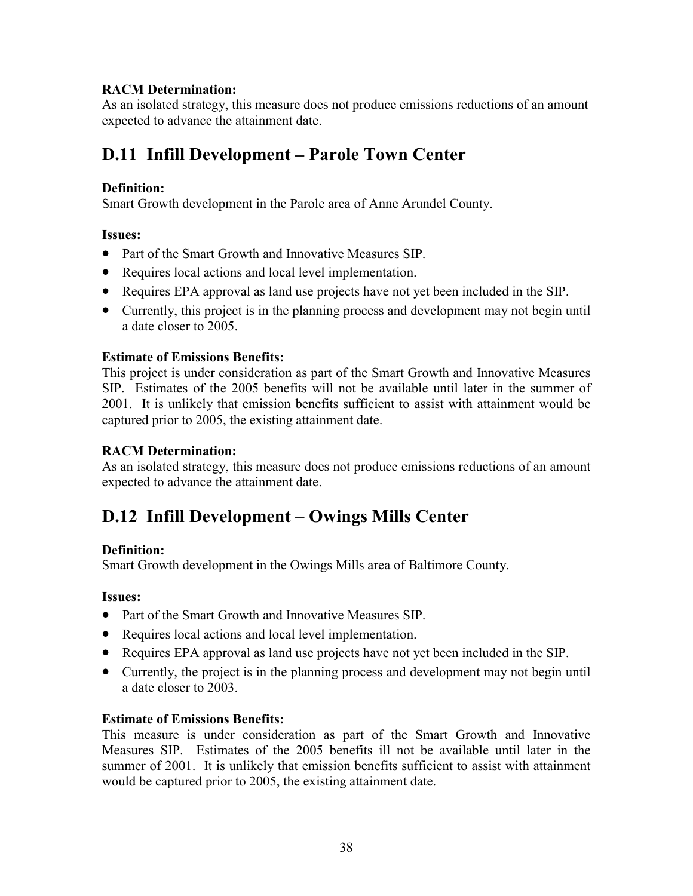**RACM Determination:**
As an isolated strategy, this measure does not produce emissions reductions of an amount expected to advance the attainment date.

## D.11 Infill Development – Parole Town Center

**Definition:**
Smart Growth development in the Parole area of Anne Arundel County.

**Issues:**

- Part of the Smart Growth and Innovative Measures SIP.
- Requires local actions and local level implementation.
- Requires EPA approval as land use projects have not yet been included in the SIP.
- Currently, this project is in the planning process and development may not begin until a date closer to 2005.

**Estimate of Emissions Benefits:**
This project is under consideration as part of the Smart Growth and Innovative Measures SIP. Estimates of the 2005 benefits will not be available until later in the summer of 2001. It is unlikely that emission benefits sufficient to assist with attainment would be captured prior to 2005, the existing attainment date.

**RACM Determination:**
As an isolated strategy, this measure does not produce emissions reductions of an amount expected to advance the attainment date.

## D.12 Infill Development – Owings Mills Center

**Definition:**
Smart Growth development in the Owings Mills area of Baltimore County.

**Issues:**

- Part of the Smart Growth and Innovative Measures SIP.
- Requires local actions and local level implementation.
- Requires EPA approval as land use projects have not yet been included in the SIP.
- Currently, the project is in the planning process and development may not begin until a date closer to 2003.

**Estimate of Emissions Benefits:**
This measure is under consideration as part of the Smart Growth and Innovative Measures SIP. Estimates of the 2005 benefits ill not be available until later in the summer of 2001. It is unlikely that emission benefits sufficient to assist with attainment would be captured prior to 2005, the existing attainment date.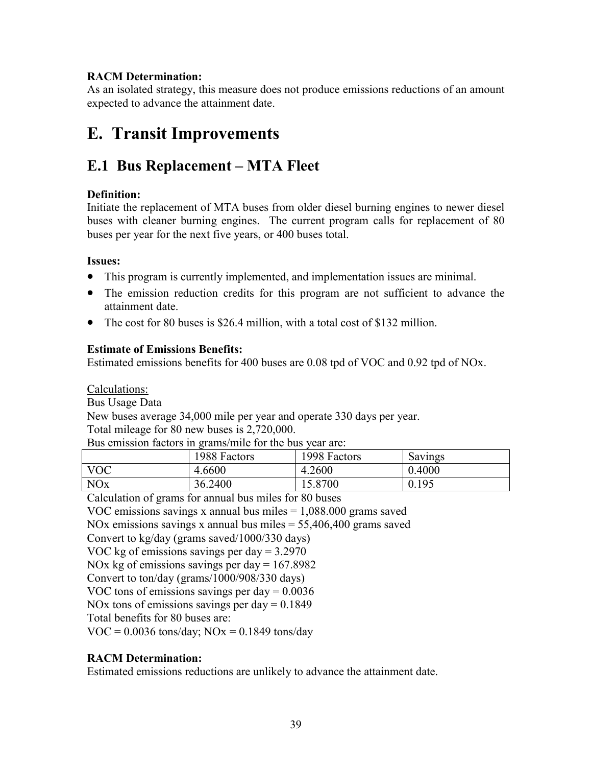**RACM Determination:**
As an isolated strategy, this measure does not produce emissions reductions of an amount expected to advance the attainment date.

# E. Transit Improvements

## E.1 Bus Replacement – MTA Fleet

**Definition:**
Initiate the replacement of MTA buses from older diesel burning engines to newer diesel buses with cleaner burning engines. The current program calls for replacement of 80 buses per year for the next five years, or 400 buses total.

**Issues:**

- This program is currently implemented, and implementation issues are minimal.
- The emission reduction credits for this program are not sufficient to advance the attainment date.
- The cost for 80 buses is $26.4 million, with a total cost of $132 million.

**Estimate of Emissions Benefits:**
Estimated emissions benefits for 400 buses are 0.08 tpd of VOC and 0.92 tpd of NOx.

<u>Calculations:</u>
Bus Usage Data
New buses average 34,000 mile per year and operate 330 days per year.
Total mileage for 80 new buses is 2,720,000.
Bus emission factors in grams/mile for the bus year are:

| | 1988 Factors | 1998 Factors | Savings |
|---|---|---|---|
| VOC | 4.6600 | 4.2600 | 0.4000 |
| NOx | 36.2400 | 15.8700 | 0.195 |

Calculation of grams for annual bus miles for 80 buses
VOC emissions savings x annual bus miles = 1,088.000 grams saved
NOx emissions savings x annual bus miles = 55,406,400 grams saved
Convert to kg/day (grams saved/1000/330 days)
VOC kg of emissions savings per day = 3.2970
NOx kg of emissions savings per day = 167.8982
Convert to ton/day (grams/1000/908/330 days)
VOC tons of emissions savings per day = 0.0036
NOx tons of emissions savings per day = 0.1849
Total benefits for 80 buses are:
VOC = 0.0036 tons/day; NOx = 0.1849 tons/day

**RACM Determination:**
Estimated emissions reductions are unlikely to advance the attainment date.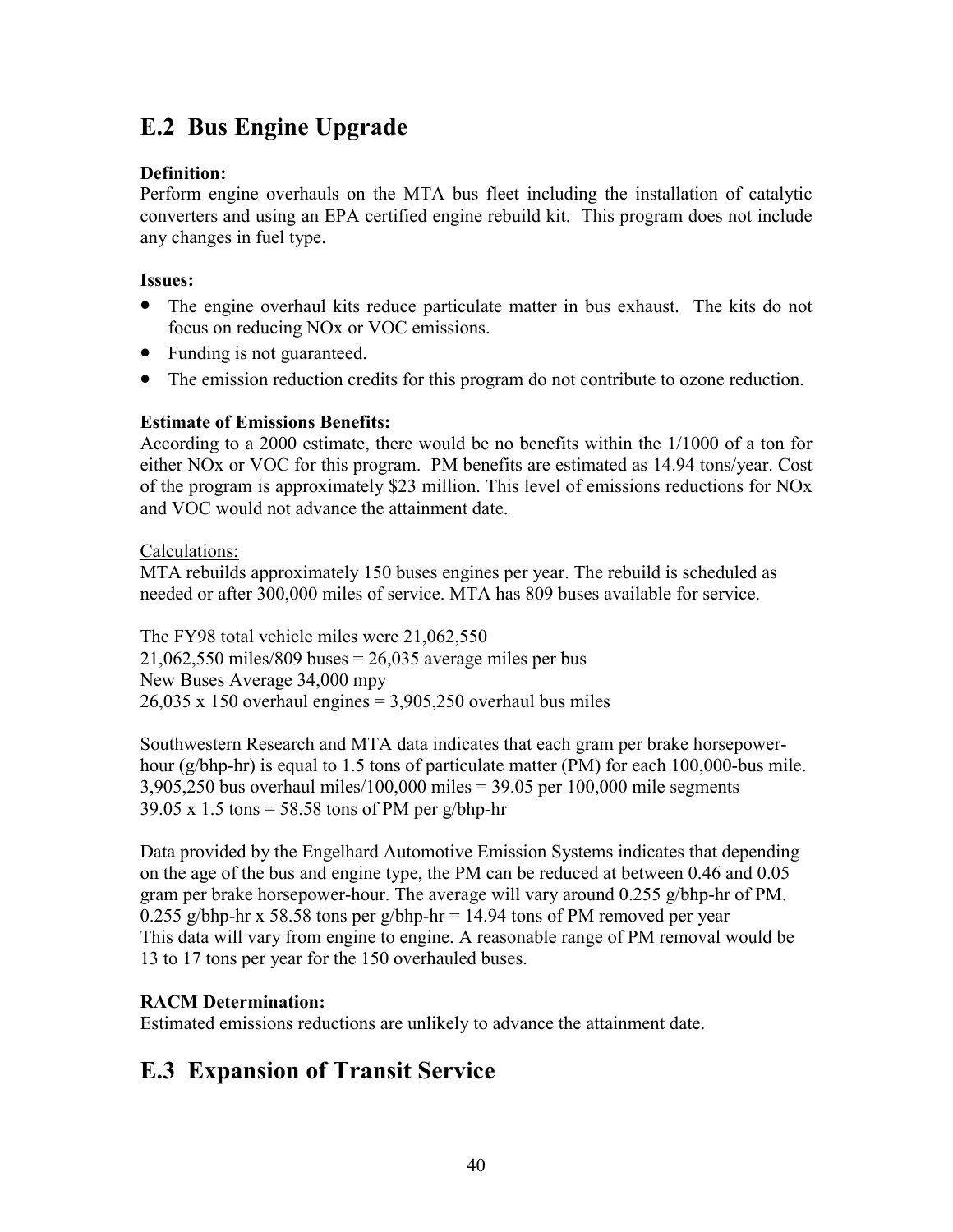## E.2 Bus Engine Upgrade

**Definition:**
Perform engine overhauls on the MTA bus fleet including the installation of catalytic converters and using an EPA certified engine rebuild kit. This program does not include any changes in fuel type.

**Issues:**

- The engine overhaul kits reduce particulate matter in bus exhaust. The kits do not focus on reducing NOx or VOC emissions.
- Funding is not guaranteed.
- The emission reduction credits for this program do not contribute to ozone reduction.

**Estimate of Emissions Benefits:**
According to a 2000 estimate, there would be no benefits within the 1/1000 of a ton for either NOx or VOC for this program. PM benefits are estimated as 14.94 tons/year. Cost of the program is approximately $23 million. This level of emissions reductions for NOx and VOC would not advance the attainment date.

Calculations:
MTA rebuilds approximately 150 buses engines per year. The rebuild is scheduled as needed or after 300,000 miles of service. MTA has 809 buses available for service.

The FY98 total vehicle miles were 21,062,550
21,062,550 miles/809 buses = 26,035 average miles per bus
New Buses Average 34,000 mpy
26,035 x 150 overhaul engines = 3,905,250 overhaul bus miles

Southwestern Research and MTA data indicates that each gram per brake horsepower-hour (g/bhp-hr) is equal to 1.5 tons of particulate matter (PM) for each 100,000-bus mile.
3,905,250 bus overhaul miles/100,000 miles = 39.05 per 100,000 mile segments
39.05 x 1.5 tons = 58.58 tons of PM per g/bhp-hr

Data provided by the Engelhard Automotive Emission Systems indicates that depending on the age of the bus and engine type, the PM can be reduced at between 0.46 and 0.05 gram per brake horsepower-hour. The average will vary around 0.255 g/bhp-hr of PM.
0.255 g/bhp-hr x 58.58 tons per g/bhp-hr = 14.94 tons of PM removed per year
This data will vary from engine to engine. A reasonable range of PM removal would be 13 to 17 tons per year for the 150 overhauled buses.

**RACM Determination:**
Estimated emissions reductions are unlikely to advance the attainment date.

## E.3 Expansion of Transit Service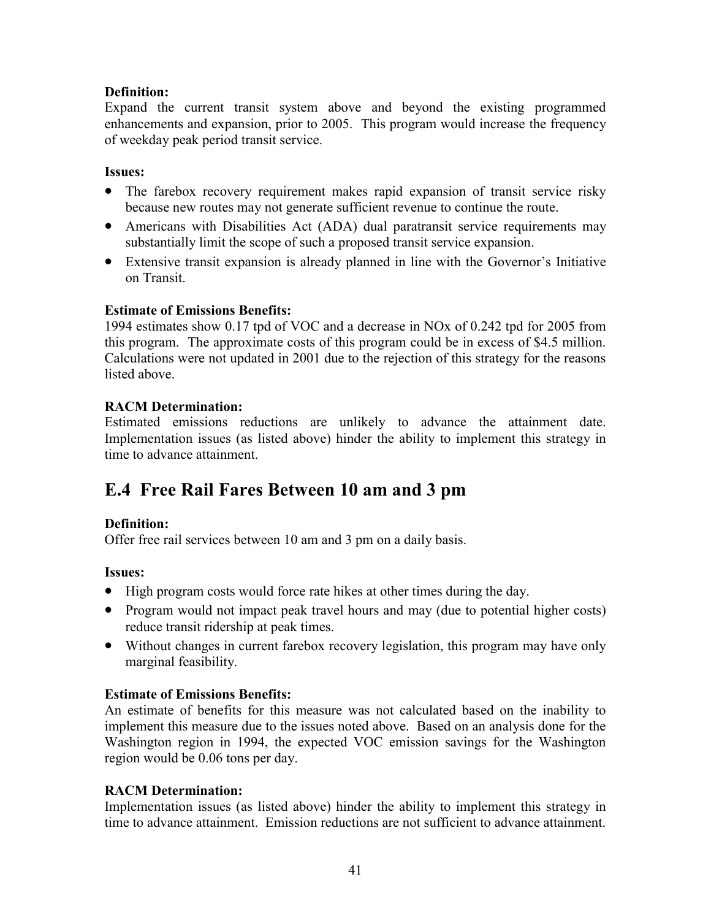**Definition:**
Expand the current transit system above and beyond the existing programmed enhancements and expansion, prior to 2005. This program would increase the frequency of weekday peak period transit service.

**Issues:**

- The farebox recovery requirement makes rapid expansion of transit service risky because new routes may not generate sufficient revenue to continue the route.
- Americans with Disabilities Act (ADA) dual paratransit service requirements may substantially limit the scope of such a proposed transit service expansion.
- Extensive transit expansion is already planned in line with the Governor's Initiative on Transit.

**Estimate of Emissions Benefits:**
1994 estimates show 0.17 tpd of VOC and a decrease in NOx of 0.242 tpd for 2005 from this program. The approximate costs of this program could be in excess of $4.5 million. Calculations were not updated in 2001 due to the rejection of this strategy for the reasons listed above.

**RACM Determination:**
Estimated emissions reductions are unlikely to advance the attainment date. Implementation issues (as listed above) hinder the ability to implement this strategy in time to advance attainment.

## E.4 Free Rail Fares Between 10 am and 3 pm

**Definition:**
Offer free rail services between 10 am and 3 pm on a daily basis.

**Issues:**

- High program costs would force rate hikes at other times during the day.
- Program would not impact peak travel hours and may (due to potential higher costs) reduce transit ridership at peak times.
- Without changes in current farebox recovery legislation, this program may have only marginal feasibility.

**Estimate of Emissions Benefits:**
An estimate of benefits for this measure was not calculated based on the inability to implement this measure due to the issues noted above. Based on an analysis done for the Washington region in 1994, the expected VOC emission savings for the Washington region would be 0.06 tons per day.

**RACM Determination:**
Implementation issues (as listed above) hinder the ability to implement this strategy in time to advance attainment. Emission reductions are not sufficient to advance attainment.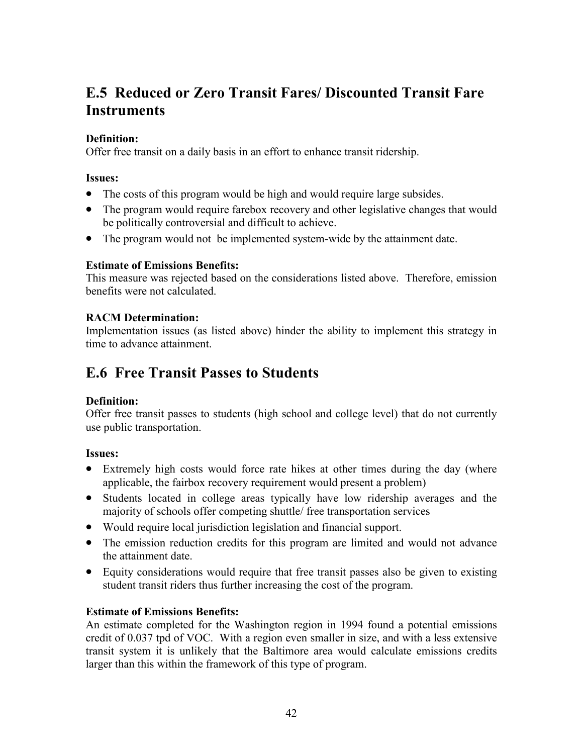## E.5 Reduced or Zero Transit Fares/ Discounted Transit Fare Instruments

**Definition:**
Offer free transit on a daily basis in an effort to enhance transit ridership.

**Issues:**

- The costs of this program would be high and would require large subsides.
- The program would require farebox recovery and other legislative changes that would be politically controversial and difficult to achieve.
- The program would not be implemented system-wide by the attainment date.

**Estimate of Emissions Benefits:**
This measure was rejected based on the considerations listed above. Therefore, emission benefits were not calculated.

**RACM Determination:**
Implementation issues (as listed above) hinder the ability to implement this strategy in time to advance attainment.

## E.6 Free Transit Passes to Students

**Definition:**
Offer free transit passes to students (high school and college level) that do not currently use public transportation.

**Issues:**

- Extremely high costs would force rate hikes at other times during the day (where applicable, the fairbox recovery requirement would present a problem)
- Students located in college areas typically have low ridership averages and the majority of schools offer competing shuttle/ free transportation services
- Would require local jurisdiction legislation and financial support.
- The emission reduction credits for this program are limited and would not advance the attainment date.
- Equity considerations would require that free transit passes also be given to existing student transit riders thus further increasing the cost of the program.

**Estimate of Emissions Benefits:**
An estimate completed for the Washington region in 1994 found a potential emissions credit of 0.037 tpd of VOC. With a region even smaller in size, and with a less extensive transit system it is unlikely that the Baltimore area would calculate emissions credits larger than this within the framework of this type of program.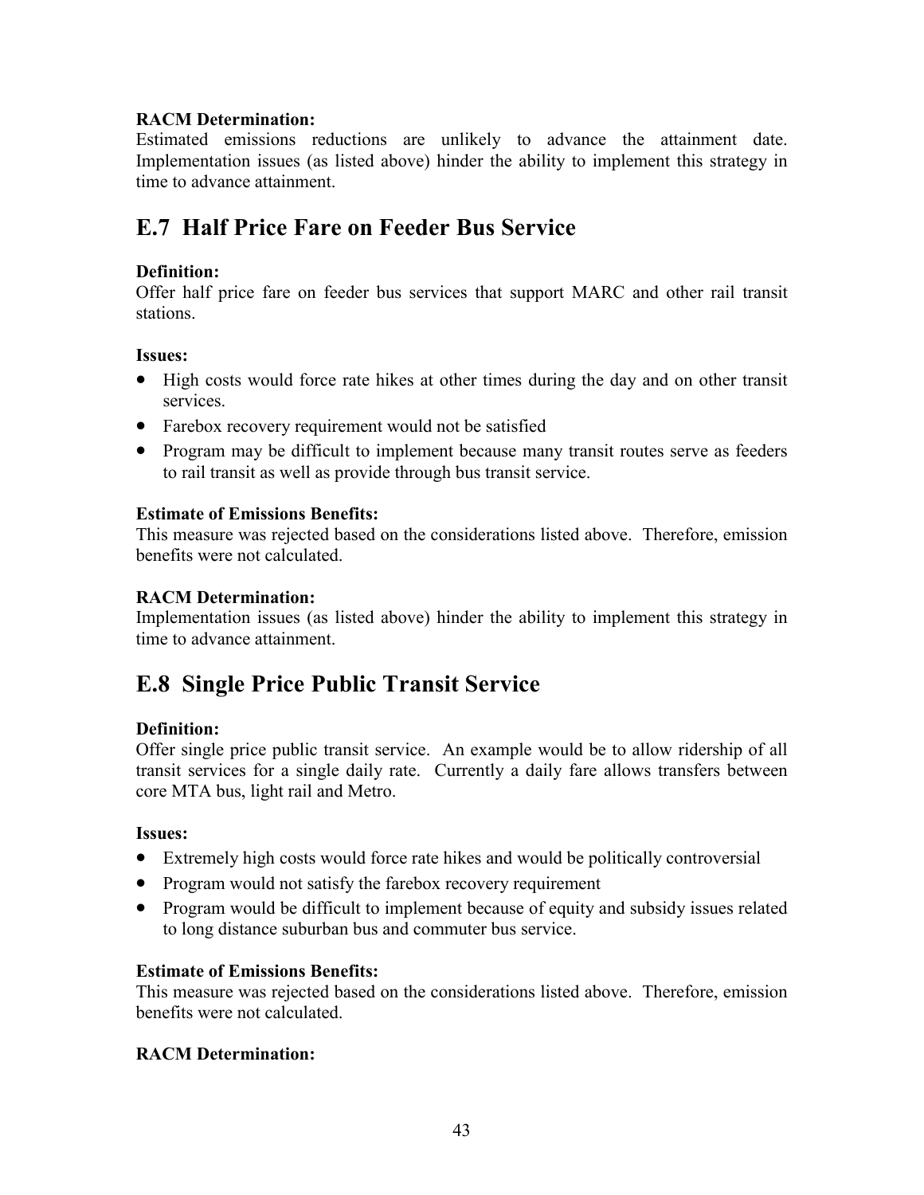**RACM Determination:**
Estimated emissions reductions are unlikely to advance the attainment date. Implementation issues (as listed above) hinder the ability to implement this strategy in time to advance attainment.

## E.7 Half Price Fare on Feeder Bus Service

**Definition:**
Offer half price fare on feeder bus services that support MARC and other rail transit stations.

**Issues:**

- High costs would force rate hikes at other times during the day and on other transit services.
- Farebox recovery requirement would not be satisfied
- Program may be difficult to implement because many transit routes serve as feeders to rail transit as well as provide through bus transit service.

**Estimate of Emissions Benefits:**
This measure was rejected based on the considerations listed above. Therefore, emission benefits were not calculated.

**RACM Determination:**
Implementation issues (as listed above) hinder the ability to implement this strategy in time to advance attainment.

## E.8 Single Price Public Transit Service

**Definition:**
Offer single price public transit service. An example would be to allow ridership of all transit services for a single daily rate. Currently a daily fare allows transfers between core MTA bus, light rail and Metro.

**Issues:**

- Extremely high costs would force rate hikes and would be politically controversial
- Program would not satisfy the farebox recovery requirement
- Program would be difficult to implement because of equity and subsidy issues related to long distance suburban bus and commuter bus service.

**Estimate of Emissions Benefits:**
This measure was rejected based on the considerations listed above. Therefore, emission benefits were not calculated.

**RACM Determination:**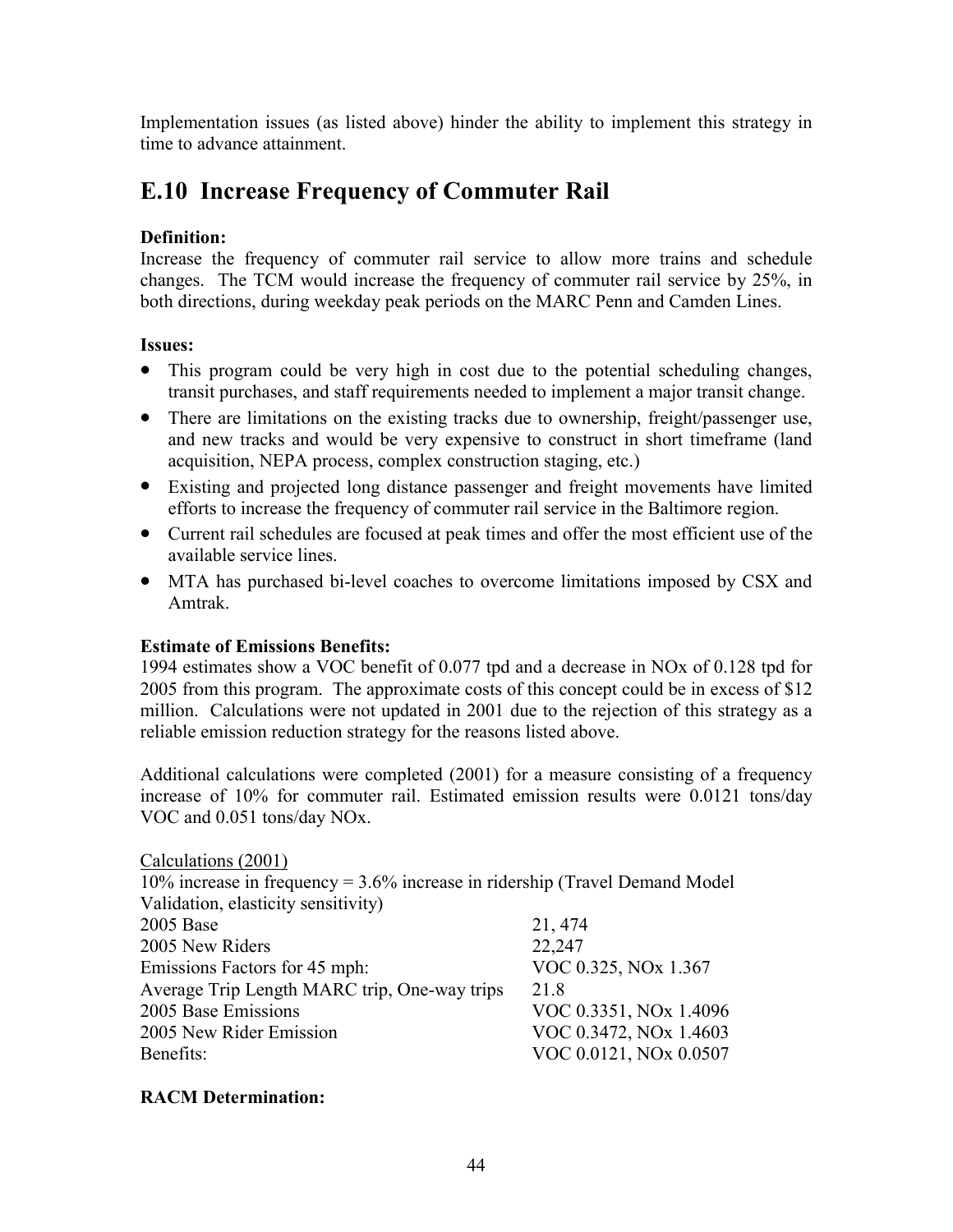Implementation issues (as listed above) hinder the ability to implement this strategy in time to advance attainment.

## E.10 Increase Frequency of Commuter Rail

**Definition:**
Increase the frequency of commuter rail service to allow more trains and schedule changes. The TCM would increase the frequency of commuter rail service by 25%, in both directions, during weekday peak periods on the MARC Penn and Camden Lines.

**Issues:**

- This program could be very high in cost due to the potential scheduling changes, transit purchases, and staff requirements needed to implement a major transit change.
- There are limitations on the existing tracks due to ownership, freight/passenger use, and new tracks and would be very expensive to construct in short timeframe (land acquisition, NEPA process, complex construction staging, etc.)
- Existing and projected long distance passenger and freight movements have limited efforts to increase the frequency of commuter rail service in the Baltimore region.
- Current rail schedules are focused at peak times and offer the most efficient use of the available service lines.
- MTA has purchased bi-level coaches to overcome limitations imposed by CSX and Amtrak.

**Estimate of Emissions Benefits:**
1994 estimates show a VOC benefit of 0.077 tpd and a decrease in NOx of 0.128 tpd for 2005 from this program. The approximate costs of this concept could be in excess of $12 million. Calculations were not updated in 2001 due to the rejection of this strategy as a reliable emission reduction strategy for the reasons listed above.

Additional calculations were completed (2001) for a measure consisting of a frequency increase of 10% for commuter rail. Estimated emission results were 0.0121 tons/day VOC and 0.051 tons/day NOx.

<u>Calculations (2001)</u>
10% increase in frequency = 3.6% increase in ridership (Travel Demand Model Validation, elasticity sensitivity)

| | |
|---|---|
| 2005 Base | 21, 474 |
| 2005 New Riders | 22,247 |
| Emissions Factors for 45 mph: | VOC 0.325, NOx 1.367 |
| Average Trip Length MARC trip, One-way trips | 21.8 |
| 2005 Base Emissions | VOC 0.3351, NOx 1.4096 |
| 2005 New Rider Emission | VOC 0.3472, NOx 1.4603 |
| Benefits: | VOC 0.0121, NOx 0.0507 |

**RACM Determination:**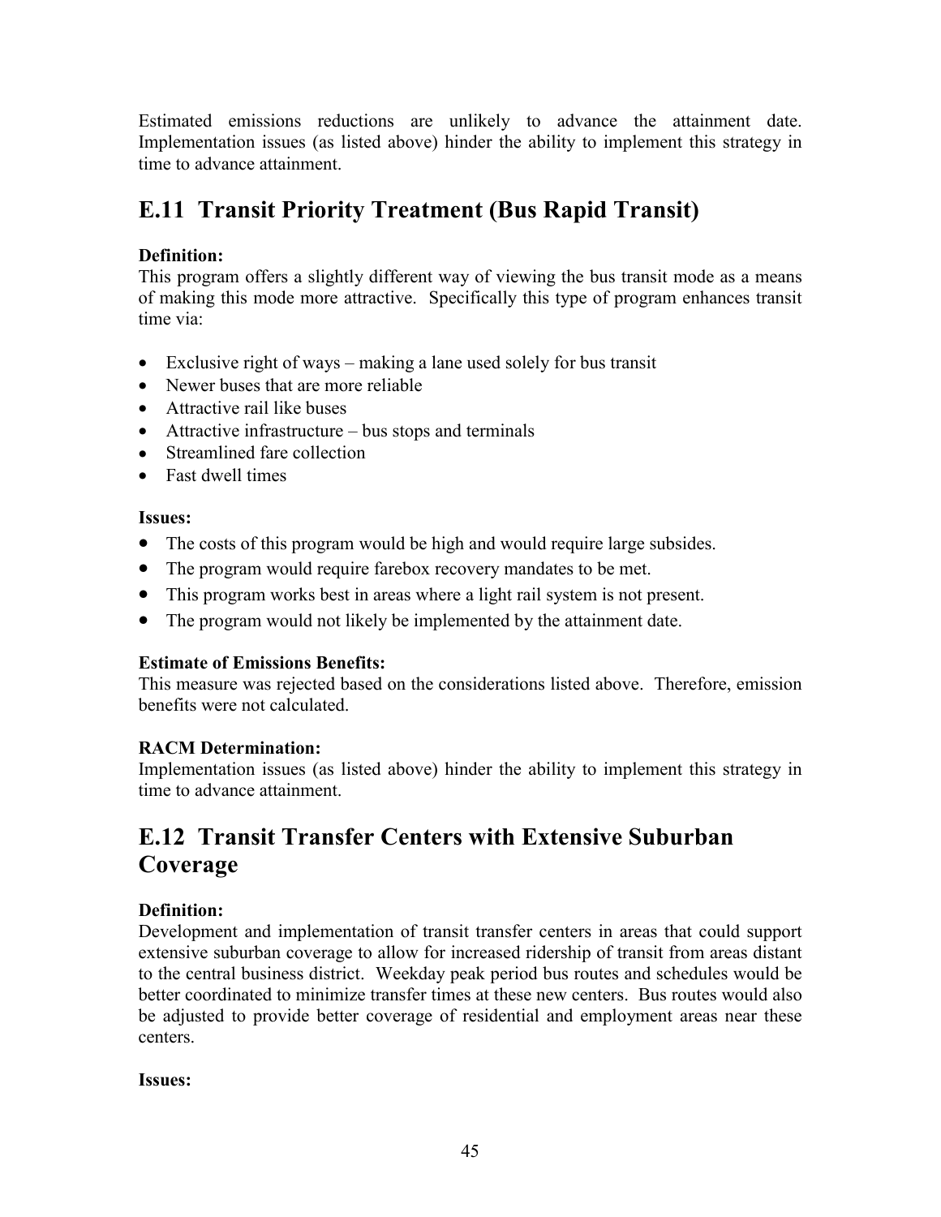Estimated emissions reductions are unlikely to advance the attainment date. Implementation issues (as listed above) hinder the ability to implement this strategy in time to advance attainment.

## E.11 Transit Priority Treatment (Bus Rapid Transit)

**Definition:**
This program offers a slightly different way of viewing the bus transit mode as a means of making this mode more attractive. Specifically this type of program enhances transit time via:

- Exclusive right of ways – making a lane used solely for bus transit
- Newer buses that are more reliable
- Attractive rail like buses
- Attractive infrastructure – bus stops and terminals
- Streamlined fare collection
- Fast dwell times

**Issues:**

- The costs of this program would be high and would require large subsides.
- The program would require farebox recovery mandates to be met.
- This program works best in areas where a light rail system is not present.
- The program would not likely be implemented by the attainment date.

**Estimate of Emissions Benefits:**
This measure was rejected based on the considerations listed above. Therefore, emission benefits were not calculated.

**RACM Determination:**
Implementation issues (as listed above) hinder the ability to implement this strategy in time to advance attainment.

## E.12 Transit Transfer Centers with Extensive Suburban Coverage

**Definition:**
Development and implementation of transit transfer centers in areas that could support extensive suburban coverage to allow for increased ridership of transit from areas distant to the central business district. Weekday peak period bus routes and schedules would be better coordinated to minimize transfer times at these new centers. Bus routes would also be adjusted to provide better coverage of residential and employment areas near these centers.

**Issues:**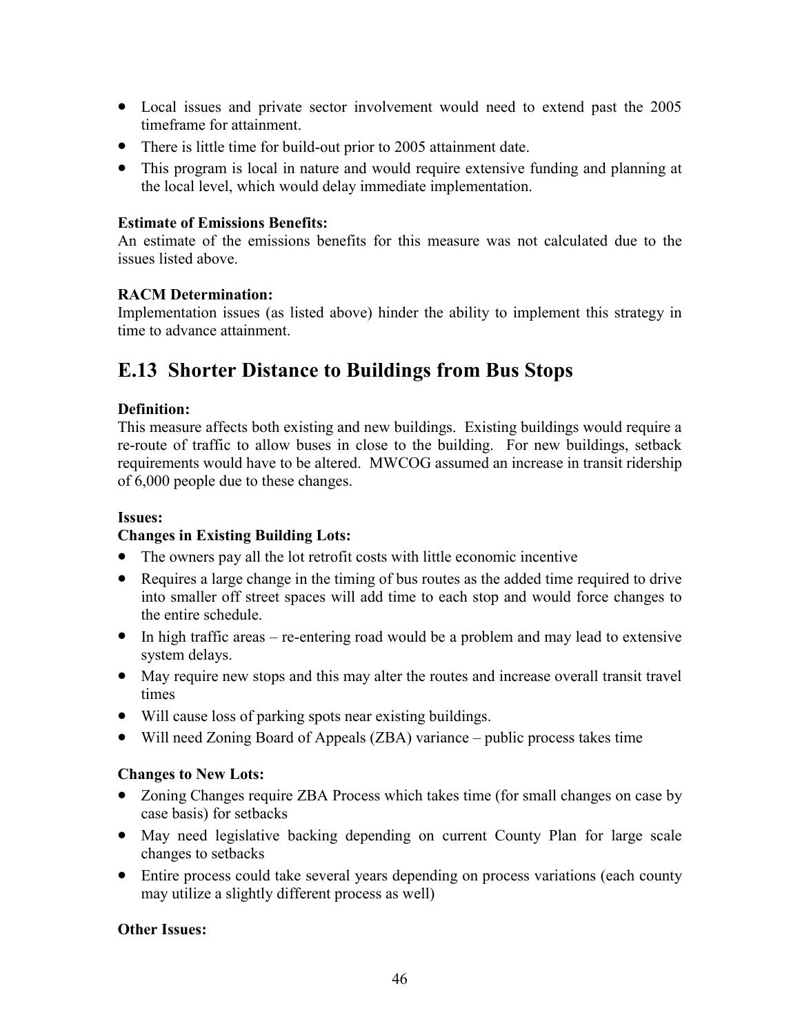- Local issues and private sector involvement would need to extend past the 2005 timeframe for attainment.
- There is little time for build-out prior to 2005 attainment date.
- This program is local in nature and would require extensive funding and planning at the local level, which would delay immediate implementation.

**Estimate of Emissions Benefits:**
An estimate of the emissions benefits for this measure was not calculated due to the issues listed above.

**RACM Determination:**
Implementation issues (as listed above) hinder the ability to implement this strategy in time to advance attainment.

## E.13 Shorter Distance to Buildings from Bus Stops

**Definition:**
This measure affects both existing and new buildings. Existing buildings would require a re-route of traffic to allow buses in close to the building. For new buildings, setback requirements would have to be altered. MWCOG assumed an increase in transit ridership of 6,000 people due to these changes.

**Issues:**

**Changes in Existing Building Lots:**

- The owners pay all the lot retrofit costs with little economic incentive
- Requires a large change in the timing of bus routes as the added time required to drive into smaller off street spaces will add time to each stop and would force changes to the entire schedule.
- In high traffic areas – re-entering road would be a problem and may lead to extensive system delays.
- May require new stops and this may alter the routes and increase overall transit travel times
- Will cause loss of parking spots near existing buildings.
- Will need Zoning Board of Appeals (ZBA) variance – public process takes time

**Changes to New Lots:**

- Zoning Changes require ZBA Process which takes time (for small changes on case by case basis) for setbacks
- May need legislative backing depending on current County Plan for large scale changes to setbacks
- Entire process could take several years depending on process variations (each county may utilize a slightly different process as well)

**Other Issues:**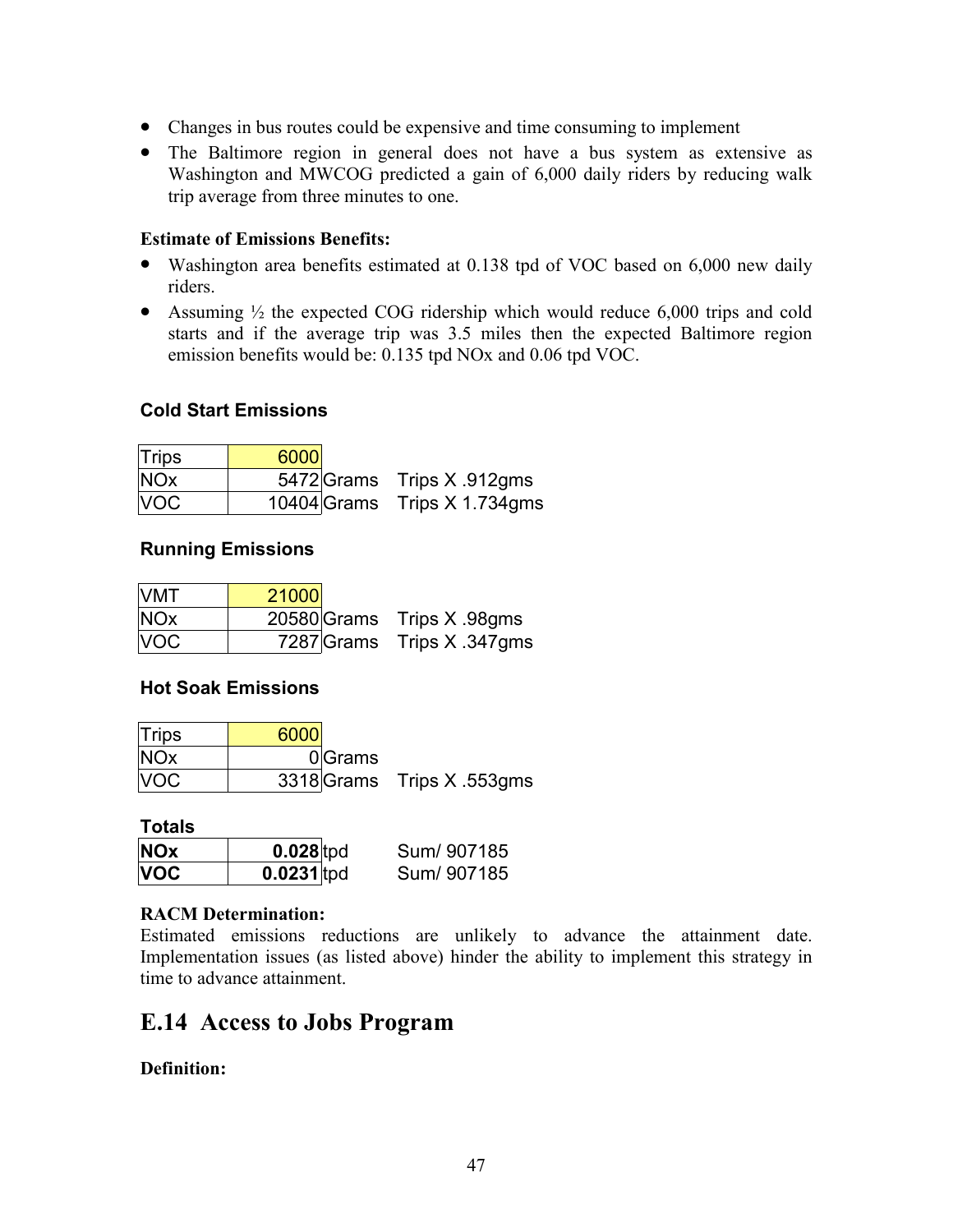- Changes in bus routes could be expensive and time consuming to implement
- The Baltimore region in general does not have a bus system as extensive as Washington and MWCOG predicted a gain of 6,000 daily riders by reducing walk trip average from three minutes to one.

**Estimate of Emissions Benefits:**

- Washington area benefits estimated at 0.138 tpd of VOC based on 6,000 new daily riders.
- Assuming ½ the expected COG ridership which would reduce 6,000 trips and cold starts and if the average trip was 3.5 miles then the expected Baltimore region emission benefits would be: 0.135 tpd NOx and 0.06 tpd VOC.

**Cold Start Emissions**

| Trips | 6000 | | |
|---|---|---|---|
| NOx | 5472 | Grams | Trips X .912gms |
| VOC | 10404 | Grams | Trips X 1.734gms |

**Running Emissions**

| VMT | 21000 | | |
|---|---|---|---|
| NOx | 20580 | Grams | Trips X .98gms |
| VOC | 7287 | Grams | Trips X .347gms |

**Hot Soak Emissions**

| Trips | 6000 | | |
|---|---|---|---|
| NOx | 0 | Grams | |
| VOC | 3318 | Grams | Trips X .553gms |

**Totals**

| **NOx** | **0.028** | tpd | Sum/ 907185 |
|---|---|---|---|
| **VOC** | **0.0231** | tpd | Sum/ 907185 |

**RACM Determination:**

Estimated emissions reductions are unlikely to advance the attainment date. Implementation issues (as listed above) hinder the ability to implement this strategy in time to advance attainment.

## E.14 Access to Jobs Program

**Definition:**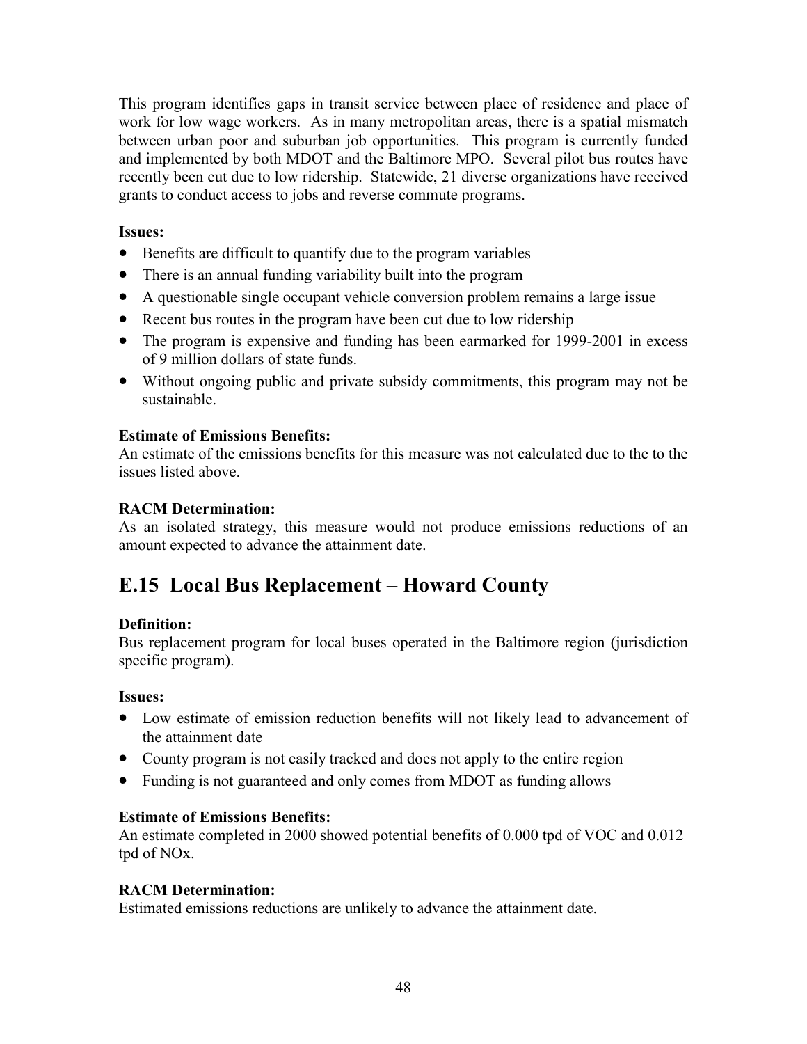This program identifies gaps in transit service between place of residence and place of work for low wage workers. As in many metropolitan areas, there is a spatial mismatch between urban poor and suburban job opportunities. This program is currently funded and implemented by both MDOT and the Baltimore MPO. Several pilot bus routes have recently been cut due to low ridership. Statewide, 21 diverse organizations have received grants to conduct access to jobs and reverse commute programs.

**Issues:**

- Benefits are difficult to quantify due to the program variables
- There is an annual funding variability built into the program
- A questionable single occupant vehicle conversion problem remains a large issue
- Recent bus routes in the program have been cut due to low ridership
- The program is expensive and funding has been earmarked for 1999-2001 in excess of 9 million dollars of state funds.
- Without ongoing public and private subsidy commitments, this program may not be sustainable.

**Estimate of Emissions Benefits:**
An estimate of the emissions benefits for this measure was not calculated due to the to the issues listed above.

**RACM Determination:**
As an isolated strategy, this measure would not produce emissions reductions of an amount expected to advance the attainment date.

## E.15 Local Bus Replacement – Howard County

**Definition:**
Bus replacement program for local buses operated in the Baltimore region (jurisdiction specific program).

**Issues:**

- Low estimate of emission reduction benefits will not likely lead to advancement of the attainment date
- County program is not easily tracked and does not apply to the entire region
- Funding is not guaranteed and only comes from MDOT as funding allows

**Estimate of Emissions Benefits:**
An estimate completed in 2000 showed potential benefits of 0.000 tpd of VOC and 0.012 tpd of NOx.

**RACM Determination:**
Estimated emissions reductions are unlikely to advance the attainment date.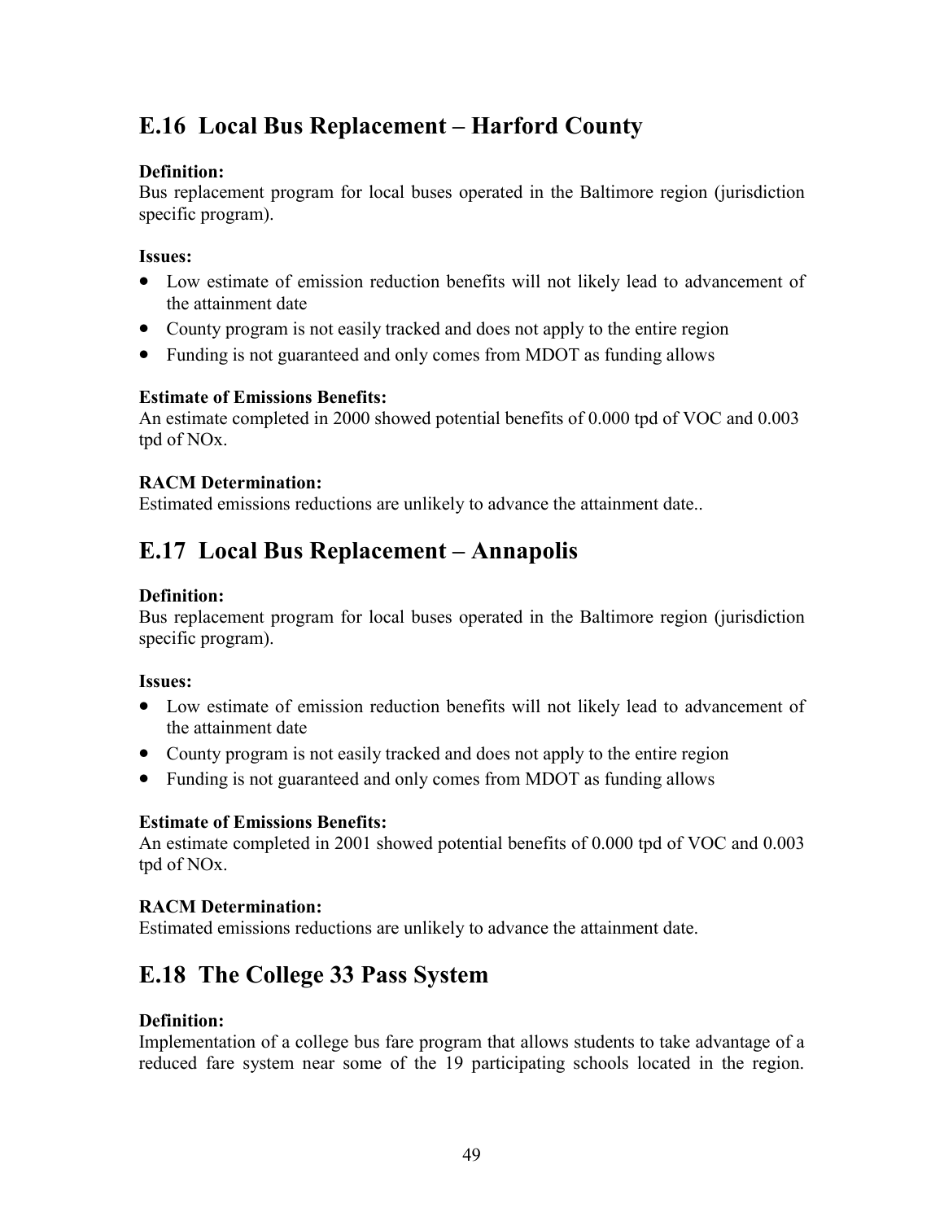## E.16 Local Bus Replacement – Harford County

**Definition:**
Bus replacement program for local buses operated in the Baltimore region (jurisdiction specific program).

**Issues:**

- Low estimate of emission reduction benefits will not likely lead to advancement of the attainment date
- County program is not easily tracked and does not apply to the entire region
- Funding is not guaranteed and only comes from MDOT as funding allows

**Estimate of Emissions Benefits:**
An estimate completed in 2000 showed potential benefits of 0.000 tpd of VOC and 0.003 tpd of NOx.

**RACM Determination:**
Estimated emissions reductions are unlikely to advance the attainment date..

## E.17 Local Bus Replacement – Annapolis

**Definition:**
Bus replacement program for local buses operated in the Baltimore region (jurisdiction specific program).

**Issues:**

- Low estimate of emission reduction benefits will not likely lead to advancement of the attainment date
- County program is not easily tracked and does not apply to the entire region
- Funding is not guaranteed and only comes from MDOT as funding allows

**Estimate of Emissions Benefits:**
An estimate completed in 2001 showed potential benefits of 0.000 tpd of VOC and 0.003 tpd of NOx.

**RACM Determination:**
Estimated emissions reductions are unlikely to advance the attainment date.

## E.18 The College 33 Pass System

**Definition:**
Implementation of a college bus fare program that allows students to take advantage of a reduced fare system near some of the 19 participating schools located in the region.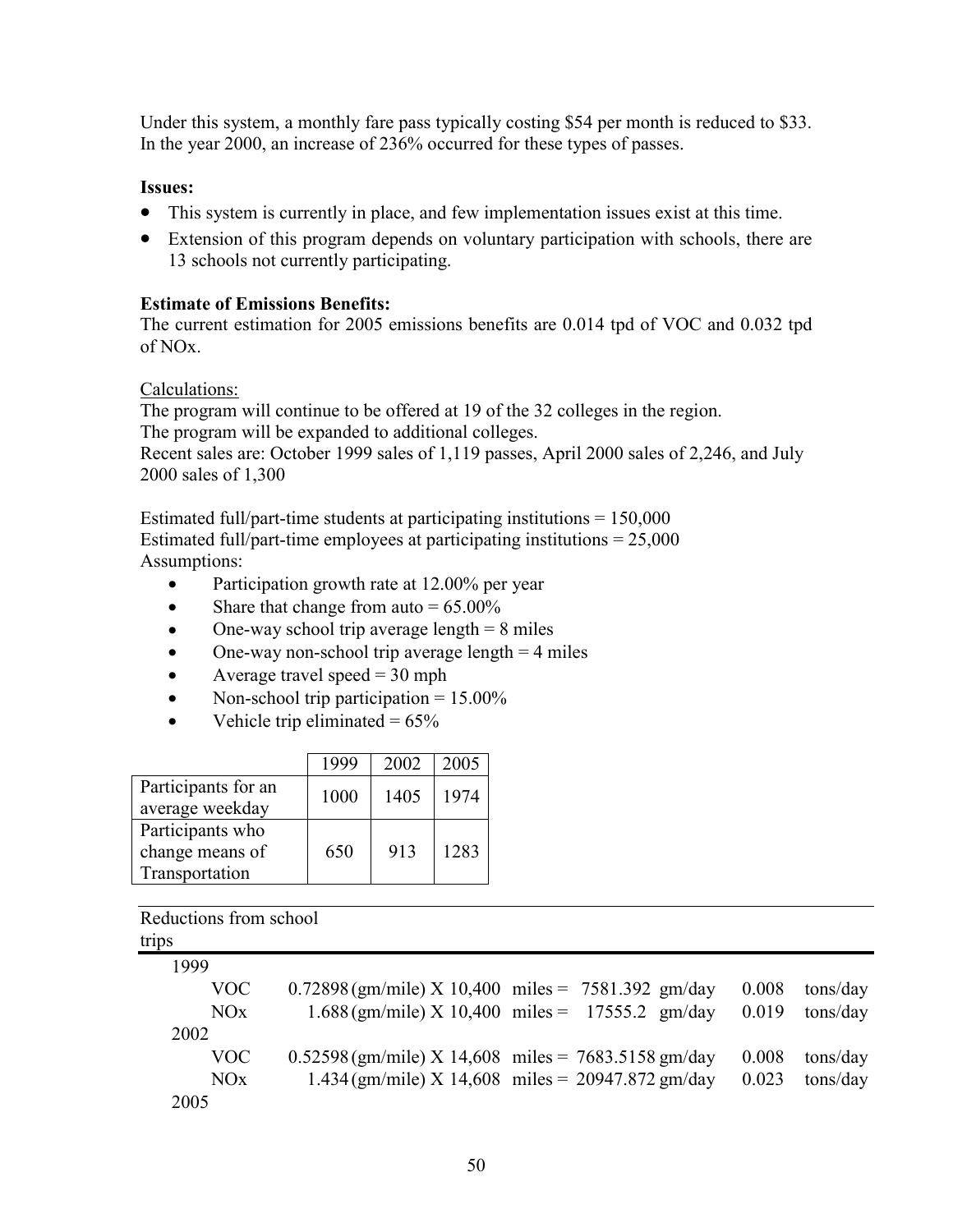Under this system, a monthly fare pass typically costing $54 per month is reduced to $33. In the year 2000, an increase of 236% occurred for these types of passes.

**Issues:**

- This system is currently in place, and few implementation issues exist at this time.
- Extension of this program depends on voluntary participation with schools, there are 13 schools not currently participating.

**Estimate of Emissions Benefits:**

The current estimation for 2005 emissions benefits are 0.014 tpd of VOC and 0.032 tpd of NOx.

Calculations:

The program will continue to be offered at 19 of the 32 colleges in the region.
The program will be expanded to additional colleges.
Recent sales are: October 1999 sales of 1,119 passes, April 2000 sales of 2,246, and July 2000 sales of 1,300

Estimated full/part-time students at participating institutions = 150,000
Estimated full/part-time employees at participating institutions = 25,000
Assumptions:

- Participation growth rate at 12.00% per year
- Share that change from auto = 65.00%
- One-way school trip average length = 8 miles
- One-way non-school trip average length = 4 miles
- Average travel speed = 30 mph
- Non-school trip participation = 15.00%
- Vehicle trip eliminated = 65%

| | 1999 | 2002 | 2005 |
|---|---|---|---|
| Participants for an average weekday | 1000 | 1405 | 1974 |
| Participants who change means of Transportation | 650 | 913 | 1283 |

| Reductions from school trips | | | | |
|---|---|---|---|---|
| 1999 | | | | |
| VOC | 0.72898 (gm/mile) X 10,400 miles = | 7581.392 gm/day | 0.008 | tons/day |
| NOx | 1.688 (gm/mile) X 10,400 miles = | 17555.2 gm/day | 0.019 | tons/day |
| 2002 | | | | |
| VOC | 0.52598 (gm/mile) X 14,608 miles = | 7683.5158 gm/day | 0.008 | tons/day |
| NOx | 1.434 (gm/mile) X 14,608 miles = | 20947.872 gm/day | 0.023 | tons/day |
| 2005 | | | | |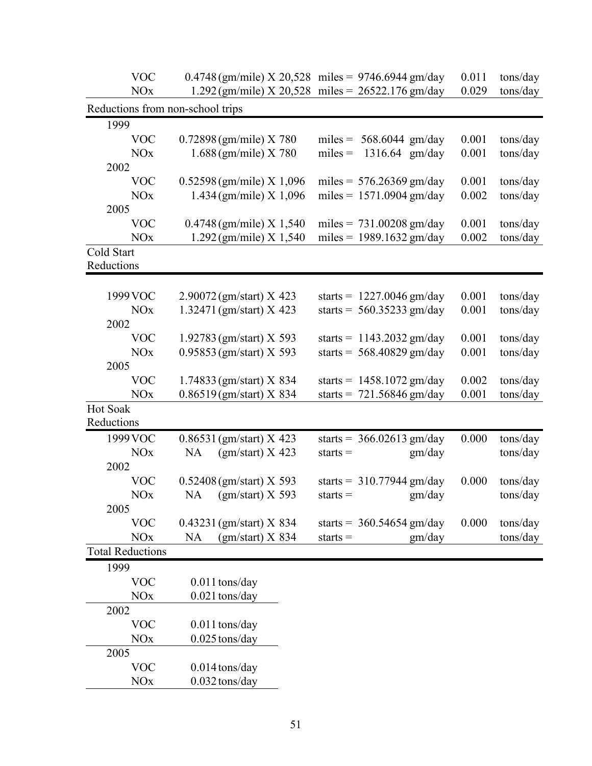| | | | | |
|---|---|---|---|---|
| VOC | 0.4748 (gm/mile) X 20,528 | miles = 9746.6944 gm/day | 0.011 | tons/day |
| NOx | 1.292 (gm/mile) X 20,528 | miles = 26522.176 gm/day | 0.029 | tons/day |
| **Reductions from non-school trips** | | | | |
| 1999 | | | | |
| VOC | 0.72898 (gm/mile) X 780 | miles = 568.6044 gm/day | 0.001 | tons/day |
| NOx | 1.688 (gm/mile) X 780 | miles = 1316.64 gm/day | 0.001 | tons/day |
| 2002 | | | | |
| VOC | 0.52598 (gm/mile) X 1,096 | miles = 576.26369 gm/day | 0.001 | tons/day |
| NOx | 1.434 (gm/mile) X 1,096 | miles = 1571.0904 gm/day | 0.002 | tons/day |
| 2005 | | | | |
| VOC | 0.4748 (gm/mile) X 1,540 | miles = 731.00208 gm/day | 0.001 | tons/day |
| NOx | 1.292 (gm/mile) X 1,540 | miles = 1989.1632 gm/day | 0.002 | tons/day |
| **Cold Start Reductions** | | | | |
| 1999 VOC | 2.90072 (gm/start) X 423 | starts = 1227.0046 gm/day | 0.001 | tons/day |
| NOx | 1.32471 (gm/start) X 423 | starts = 560.35233 gm/day | 0.001 | tons/day |
| 2002 | | | | |
| VOC | 1.92783 (gm/start) X 593 | starts = 1143.2032 gm/day | 0.001 | tons/day |
| NOx | 0.95853 (gm/start) X 593 | starts = 568.40829 gm/day | 0.001 | tons/day |
| 2005 | | | | |
| VOC | 1.74833 (gm/start) X 834 | starts = 1458.1072 gm/day | 0.002 | tons/day |
| NOx | 0.86519 (gm/start) X 834 | starts = 721.56846 gm/day | 0.001 | tons/day |
| **Hot Soak Reductions** | | | | |
| 1999 VOC | 0.86531 (gm/start) X 423 | starts = 366.02613 gm/day | 0.000 | tons/day |
| NOx | NA (gm/start) X 423 | starts = gm/day | | tons/day |
| 2002 | | | | |
| VOC | 0.52408 (gm/start) X 593 | starts = 310.77944 gm/day | 0.000 | tons/day |
| NOx | NA (gm/start) X 593 | starts = gm/day | | tons/day |
| 2005 | | | | |
| VOC | 0.43231 (gm/start) X 834 | starts = 360.54654 gm/day | 0.000 | tons/day |
| NOx | NA (gm/start) X 834 | starts = gm/day | | tons/day |

**Total Reductions**

| | |
|---|---|
| 1999 | |
| VOC | 0.011 tons/day |
| NOx | 0.021 tons/day |
| 2002 | |
| VOC | 0.011 tons/day |
| NOx | 0.025 tons/day |
| 2005 | |
| VOC | 0.014 tons/day |
| NOx | 0.032 tons/day |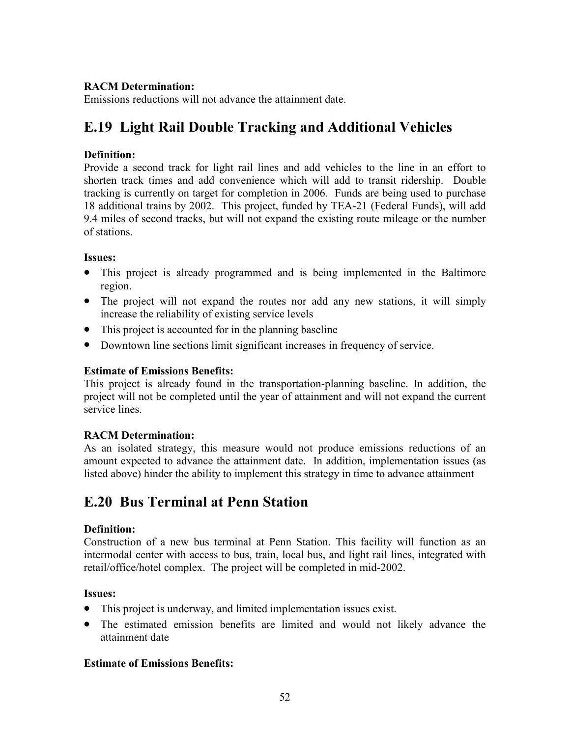**RACM Determination:**
Emissions reductions will not advance the attainment date.

## E.19 Light Rail Double Tracking and Additional Vehicles

**Definition:**
Provide a second track for light rail lines and add vehicles to the line in an effort to shorten track times and add convenience which will add to transit ridership. Double tracking is currently on target for completion in 2006. Funds are being used to purchase 18 additional trains by 2002. This project, funded by TEA-21 (Federal Funds), will add 9.4 miles of second tracks, but will not expand the existing route mileage or the number of stations.

**Issues:**

- This project is already programmed and is being implemented in the Baltimore region.
- The project will not expand the routes nor add any new stations, it will simply increase the reliability of existing service levels
- This project is accounted for in the planning baseline
- Downtown line sections limit significant increases in frequency of service.

**Estimate of Emissions Benefits:**
This project is already found in the transportation-planning baseline. In addition, the project will not be completed until the year of attainment and will not expand the current service lines.

**RACM Determination:**
As an isolated strategy, this measure would not produce emissions reductions of an amount expected to advance the attainment date. In addition, implementation issues (as listed above) hinder the ability to implement this strategy in time to advance attainment

## E.20 Bus Terminal at Penn Station

**Definition:**
Construction of a new bus terminal at Penn Station. This facility will function as an intermodal center with access to bus, train, local bus, and light rail lines, integrated with retail/office/hotel complex. The project will be completed in mid-2002.

**Issues:**

- This project is underway, and limited implementation issues exist.
- The estimated emission benefits are limited and would not likely advance the attainment date

**Estimate of Emissions Benefits:**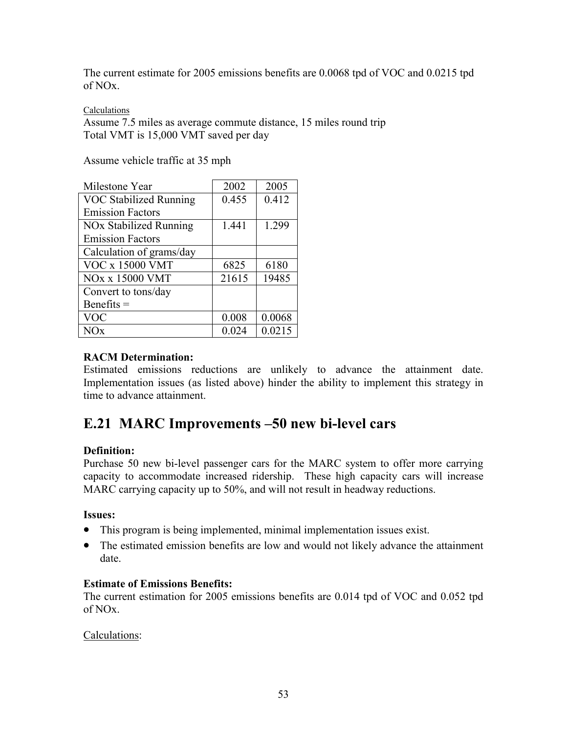The current estimate for 2005 emissions benefits are 0.0068 tpd of VOC and 0.0215 tpd of NOx.

Calculations

Assume 7.5 miles as average commute distance, 15 miles round trip
Total VMT is 15,000 VMT saved per day

Assume vehicle traffic at 35 mph

| Milestone Year | 2002 | 2005 |
|---|---|---|
| VOC Stabilized Running Emission Factors | 0.455 | 0.412 |
| NOx Stabilized Running Emission Factors | 1.441 | 1.299 |
| Calculation of grams/day | | |
| VOC x 15000 VMT | 6825 | 6180 |
| NOx x 15000 VMT | 21615 | 19485 |
| Convert to tons/day Benefits = | | |
| VOC | 0.008 | 0.0068 |
| NOx | 0.024 | 0.0215 |

**RACM Determination:**
Estimated emissions reductions are unlikely to advance the attainment date. Implementation issues (as listed above) hinder the ability to implement this strategy in time to advance attainment.

## E.21 MARC Improvements –50 new bi-level cars

**Definition:**
Purchase 50 new bi-level passenger cars for the MARC system to offer more carrying capacity to accommodate increased ridership. These high capacity cars will increase MARC carrying capacity up to 50%, and will not result in headway reductions.

**Issues:**

- This program is being implemented, minimal implementation issues exist.
- The estimated emission benefits are low and would not likely advance the attainment date.

**Estimate of Emissions Benefits:**
The current estimation for 2005 emissions benefits are 0.014 tpd of VOC and 0.052 tpd of NOx.

Calculations: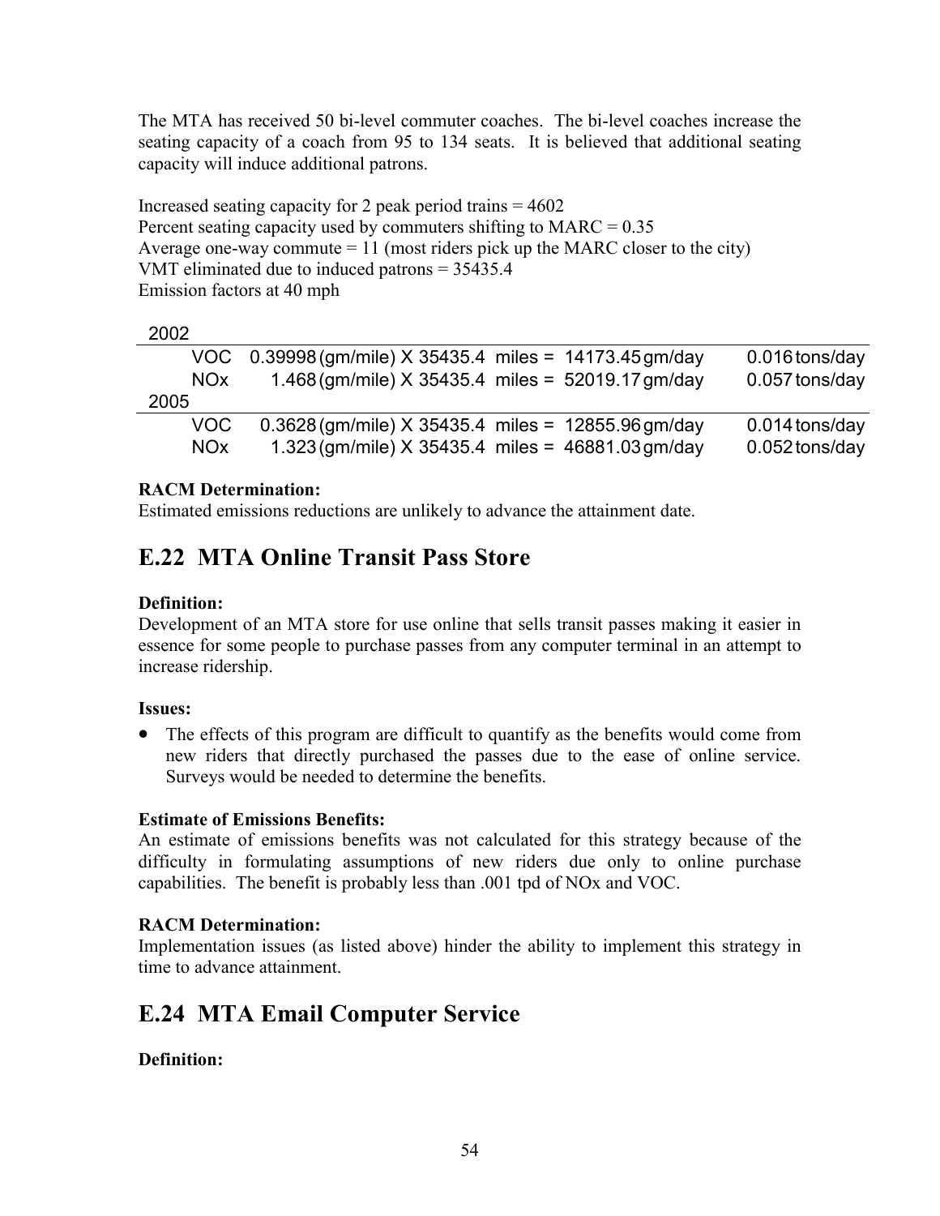The MTA has received 50 bi-level commuter coaches. The bi-level coaches increase the seating capacity of a coach from 95 to 134 seats. It is believed that additional seating capacity will induce additional patrons.

Increased seating capacity for 2 peak period trains = 4602
Percent seating capacity used by commuters shifting to MARC = 0.35
Average one-way commute = 11 (most riders pick up the MARC closer to the city)
VMT eliminated due to induced patrons = 35435.4
Emission factors at 40 mph

| 2002 | | | | | | | | | |
|---|---|---|---|---|---|---|---|---|---|
| | VOC | 0.39998 | (gm/mile) X 35435.4 | miles = | 14173.45 | gm/day | | 0.016 | tons/day |
| | NOx | 1.468 | (gm/mile) X 35435.4 | miles = | 52019.17 | gm/day | | 0.057 | tons/day |
| **2005** | | | | | | | | | |
| | VOC | 0.3628 | (gm/mile) X 35435.4 | miles = | 12855.96 | gm/day | | 0.014 | tons/day |
| | NOx | 1.323 | (gm/mile) X 35435.4 | miles = | 46881.03 | gm/day | | 0.052 | tons/day |

**RACM Determination:**
Estimated emissions reductions are unlikely to advance the attainment date.

## E.22 MTA Online Transit Pass Store

**Definition:**
Development of an MTA store for use online that sells transit passes making it easier in essence for some people to purchase passes from any computer terminal in an attempt to increase ridership.

**Issues:**

- The effects of this program are difficult to quantify as the benefits would come from new riders that directly purchased the passes due to the ease of online service. Surveys would be needed to determine the benefits.

**Estimate of Emissions Benefits:**
An estimate of emissions benefits was not calculated for this strategy because of the difficulty in formulating assumptions of new riders due only to online purchase capabilities. The benefit is probably less than .001 tpd of NOx and VOC.

**RACM Determination:**
Implementation issues (as listed above) hinder the ability to implement this strategy in time to advance attainment.

## E.24 MTA Email Computer Service

**Definition:**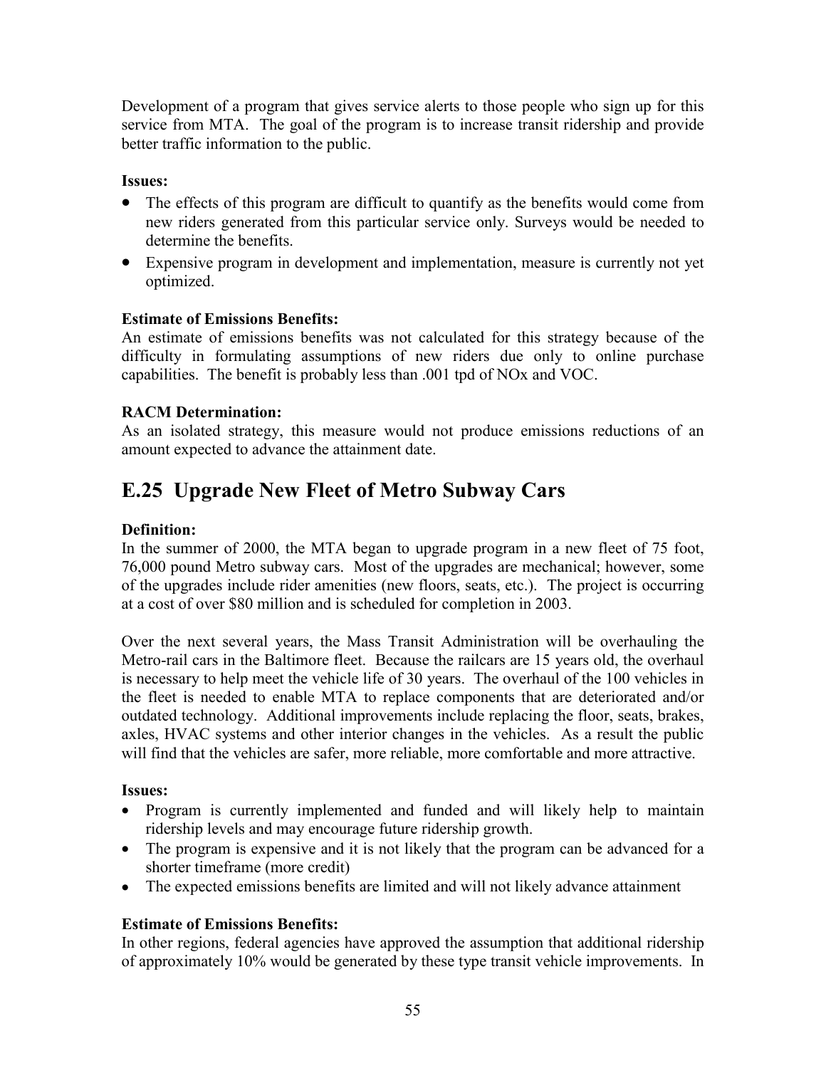Development of a program that gives service alerts to those people who sign up for this service from MTA. The goal of the program is to increase transit ridership and provide better traffic information to the public.

**Issues:**

- The effects of this program are difficult to quantify as the benefits would come from new riders generated from this particular service only. Surveys would be needed to determine the benefits.
- Expensive program in development and implementation, measure is currently not yet optimized.

**Estimate of Emissions Benefits:**
An estimate of emissions benefits was not calculated for this strategy because of the difficulty in formulating assumptions of new riders due only to online purchase capabilities. The benefit is probably less than .001 tpd of NOx and VOC.

**RACM Determination:**
As an isolated strategy, this measure would not produce emissions reductions of an amount expected to advance the attainment date.

## E.25 Upgrade New Fleet of Metro Subway Cars

**Definition:**
In the summer of 2000, the MTA began to upgrade program in a new fleet of 75 foot, 76,000 pound Metro subway cars. Most of the upgrades are mechanical; however, some of the upgrades include rider amenities (new floors, seats, etc.). The project is occurring at a cost of over $80 million and is scheduled for completion in 2003.

Over the next several years, the Mass Transit Administration will be overhauling the Metro-rail cars in the Baltimore fleet. Because the railcars are 15 years old, the overhaul is necessary to help meet the vehicle life of 30 years. The overhaul of the 100 vehicles in the fleet is needed to enable MTA to replace components that are deteriorated and/or outdated technology. Additional improvements include replacing the floor, seats, brakes, axles, HVAC systems and other interior changes in the vehicles. As a result the public will find that the vehicles are safer, more reliable, more comfortable and more attractive.

**Issues:**

- Program is currently implemented and funded and will likely help to maintain ridership levels and may encourage future ridership growth.
- The program is expensive and it is not likely that the program can be advanced for a shorter timeframe (more credit)
- The expected emissions benefits are limited and will not likely advance attainment

**Estimate of Emissions Benefits:**
In other regions, federal agencies have approved the assumption that additional ridership of approximately 10% would be generated by these type transit vehicle improvements. In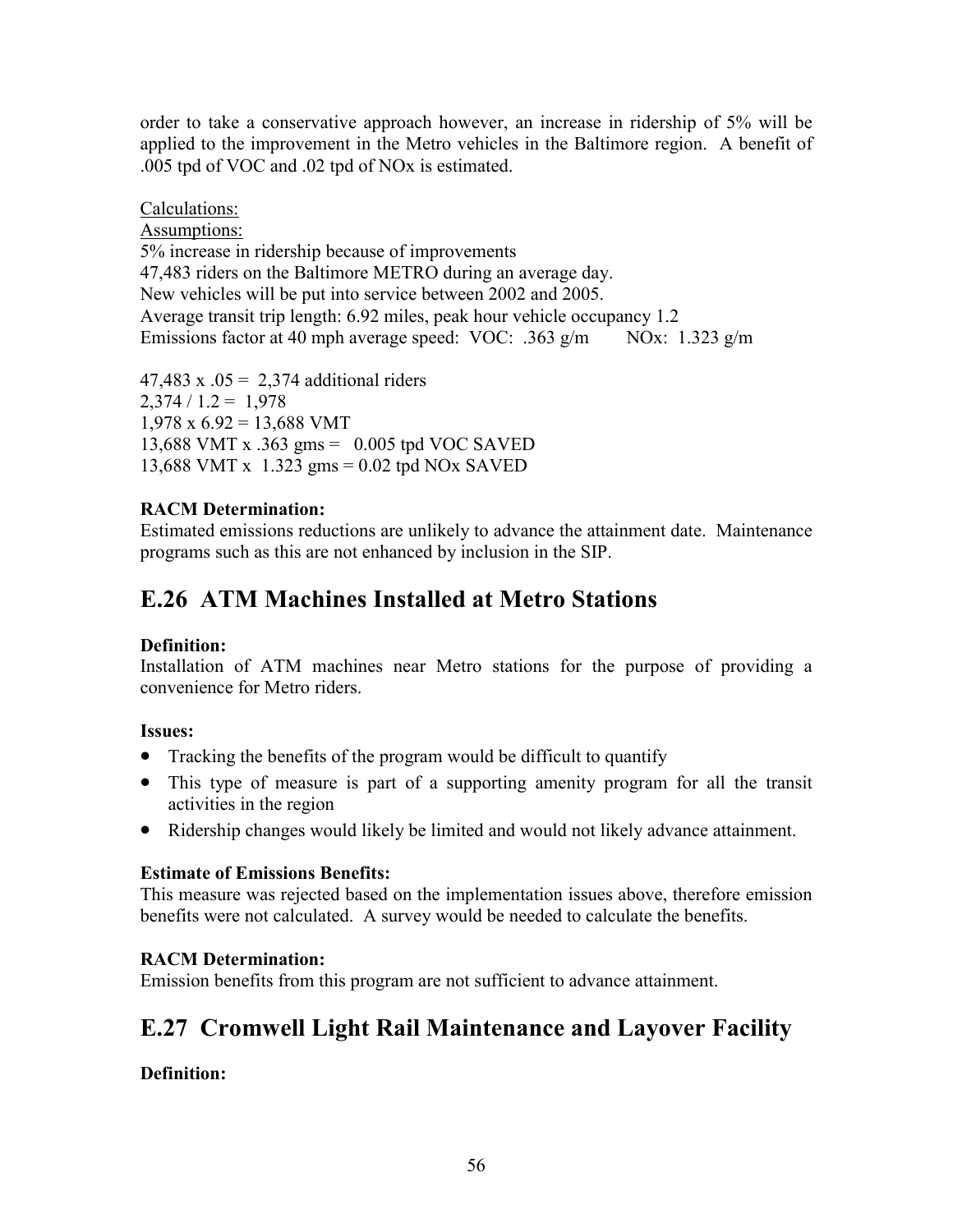order to take a conservative approach however, an increase in ridership of 5% will be applied to the improvement in the Metro vehicles in the Baltimore region. A benefit of .005 tpd of VOC and .02 tpd of NOx is estimated.

Calculations:
Assumptions:
5% increase in ridership because of improvements
47,483 riders on the Baltimore METRO during an average day.
New vehicles will be put into service between 2002 and 2005.
Average transit trip length: 6.92 miles, peak hour vehicle occupancy 1.2
Emissions factor at 40 mph average speed: VOC: .363 g/m NOx: 1.323 g/m

47,483 x .05 = 2,374 additional riders
2,374 / 1.2 = 1,978
1,978 x 6.92 = 13,688 VMT
13,688 VMT x .363 gms = 0.005 tpd VOC SAVED
13,688 VMT x 1.323 gms = 0.02 tpd NOx SAVED

**RACM Determination:**
Estimated emissions reductions are unlikely to advance the attainment date. Maintenance programs such as this are not enhanced by inclusion in the SIP.

## E.26 ATM Machines Installed at Metro Stations

**Definition:**
Installation of ATM machines near Metro stations for the purpose of providing a convenience for Metro riders.

**Issues:**

- Tracking the benefits of the program would be difficult to quantify
- This type of measure is part of a supporting amenity program for all the transit activities in the region
- Ridership changes would likely be limited and would not likely advance attainment.

**Estimate of Emissions Benefits:**
This measure was rejected based on the implementation issues above, therefore emission benefits were not calculated. A survey would be needed to calculate the benefits.

**RACM Determination:**
Emission benefits from this program are not sufficient to advance attainment.

## E.27 Cromwell Light Rail Maintenance and Layover Facility

**Definition:**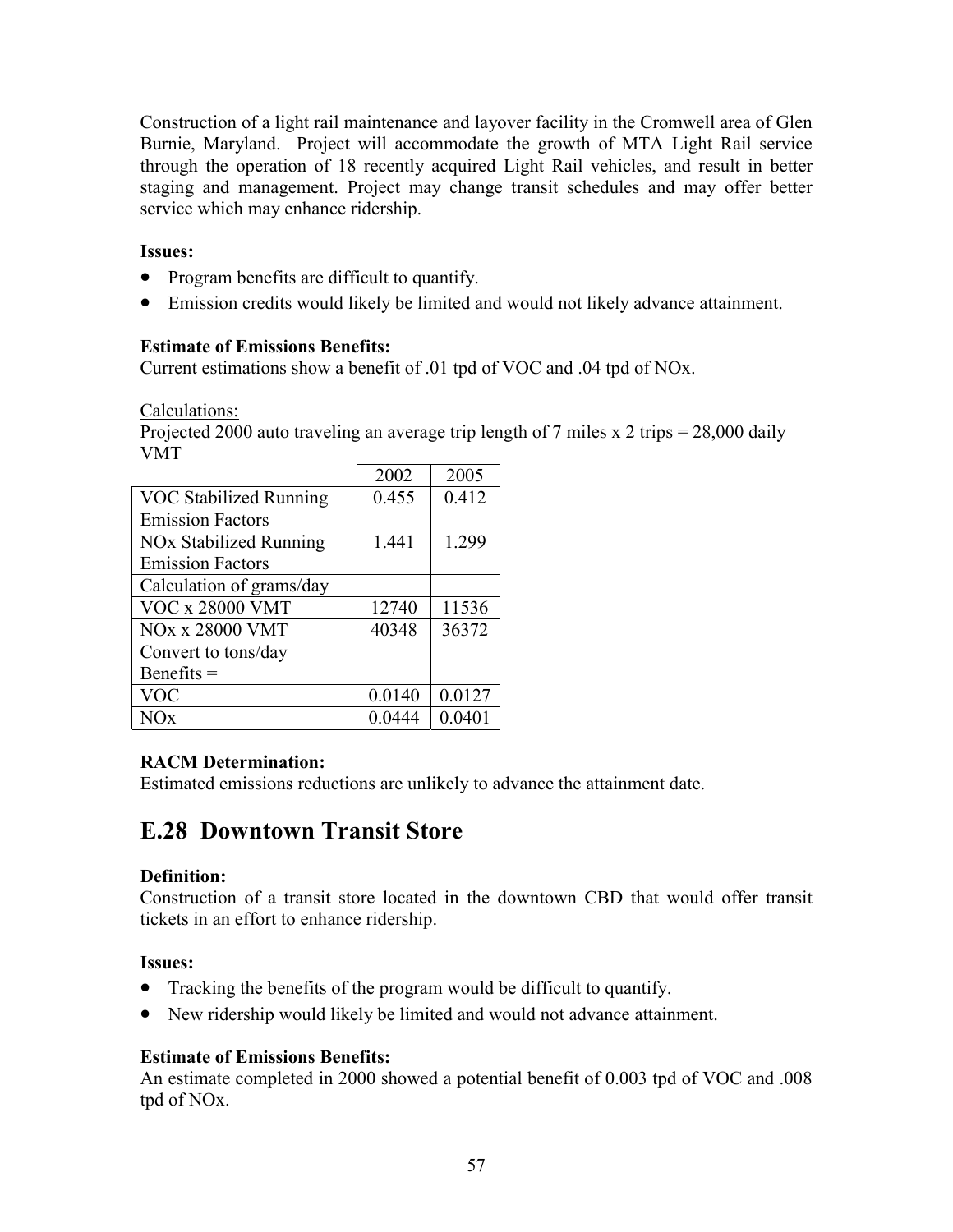Construction of a light rail maintenance and layover facility in the Cromwell area of Glen Burnie, Maryland. Project will accommodate the growth of MTA Light Rail service through the operation of 18 recently acquired Light Rail vehicles, and result in better staging and management. Project may change transit schedules and may offer better service which may enhance ridership.

**Issues:**

- Program benefits are difficult to quantify.
- Emission credits would likely be limited and would not likely advance attainment.

**Estimate of Emissions Benefits:**
Current estimations show a benefit of .01 tpd of VOC and .04 tpd of NOx.

Calculations:
Projected 2000 auto traveling an average trip length of 7 miles x 2 trips = 28,000 daily VMT

| | 2002 | 2005 |
|---|---|---|
| VOC Stabilized Running Emission Factors | 0.455 | 0.412 |
| NOx Stabilized Running Emission Factors | 1.441 | 1.299 |
| Calculation of grams/day | | |
| VOC x 28000 VMT | 12740 | 11536 |
| NOx x 28000 VMT | 40348 | 36372 |
| Convert to tons/day Benefits = | | |
| VOC | 0.0140 | 0.0127 |
| NOx | 0.0444 | 0.0401 |

**RACM Determination:**
Estimated emissions reductions are unlikely to advance the attainment date.

## E.28 Downtown Transit Store

**Definition:**
Construction of a transit store located in the downtown CBD that would offer transit tickets in an effort to enhance ridership.

**Issues:**

- Tracking the benefits of the program would be difficult to quantify.
- New ridership would likely be limited and would not advance attainment.

**Estimate of Emissions Benefits:**
An estimate completed in 2000 showed a potential benefit of 0.003 tpd of VOC and .008 tpd of NOx.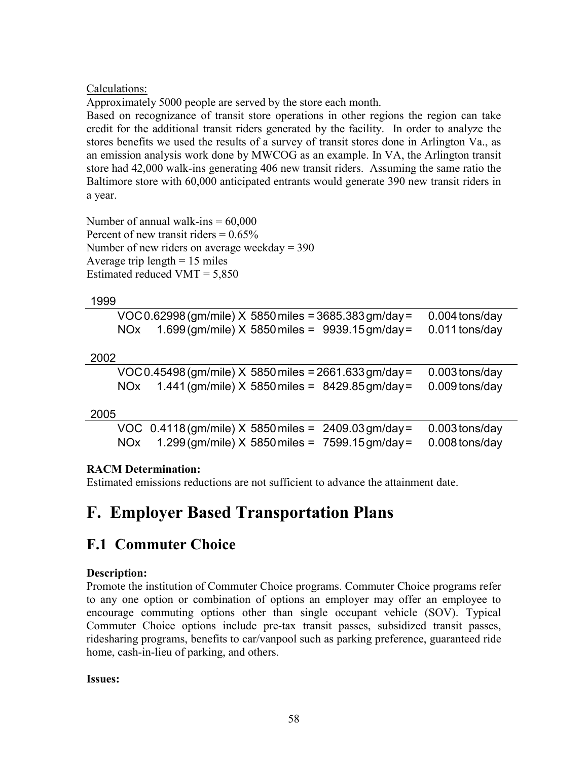Calculations:

Approximately 5000 people are served by the store each month.

Based on recognizance of transit store operations in other regions the region can take credit for the additional transit riders generated by the facility. In order to analyze the stores benefits we used the results of a survey of transit stores done in Arlington Va., as an emission analysis work done by MWCOG as an example. In VA, the Arlington transit store had 42,000 walk-ins generating 406 new transit riders. Assuming the same ratio the Baltimore store with 60,000 anticipated entrants would generate 390 new transit riders in a year.

Number of annual walk-ins = 60,000
Percent of new transit riders = 0.65%
Number of new riders on average weekday = 390
Average trip length = 15 miles
Estimated reduced VMT = 5,850

| 1999 | | | | | | |
|---|---|---|---|---|---|---|
| | VOC | 0.62998 (gm/mile) | X 5850 miles | = 3685.383 gm/day | = | 0.004 tons/day |
| | NOx | 1.699 (gm/mile) | X 5850 miles | = 9939.15 gm/day | = | 0.011 tons/day |

| 2002 | | | | | | |
|---|---|---|---|---|---|---|
| | VOC | 0.45498 (gm/mile) | X 5850 miles | = 2661.633 gm/day | = | 0.003 tons/day |
| | NOx | 1.441 (gm/mile) | X 5850 miles | = 8429.85 gm/day | = | 0.009 tons/day |

| 2005 | | | | | | |
|---|---|---|---|---|---|---|
| | VOC | 0.4118 (gm/mile) | X 5850 miles | = 2409.03 gm/day | = | 0.003 tons/day |
| | NOx | 1.299 (gm/mile) | X 5850 miles | = 7599.15 gm/day | = | 0.008 tons/day |

**RACM Determination:**

Estimated emissions reductions are not sufficient to advance the attainment date.

# F. Employer Based Transportation Plans

## F.1 Commuter Choice

**Description:**

Promote the institution of Commuter Choice programs. Commuter Choice programs refer to any one option or combination of options an employer may offer an employee to encourage commuting options other than single occupant vehicle (SOV). Typical Commuter Choice options include pre-tax transit passes, subsidized transit passes, ridesharing programs, benefits to car/vanpool such as parking preference, guaranteed ride home, cash-in-lieu of parking, and others.

**Issues:**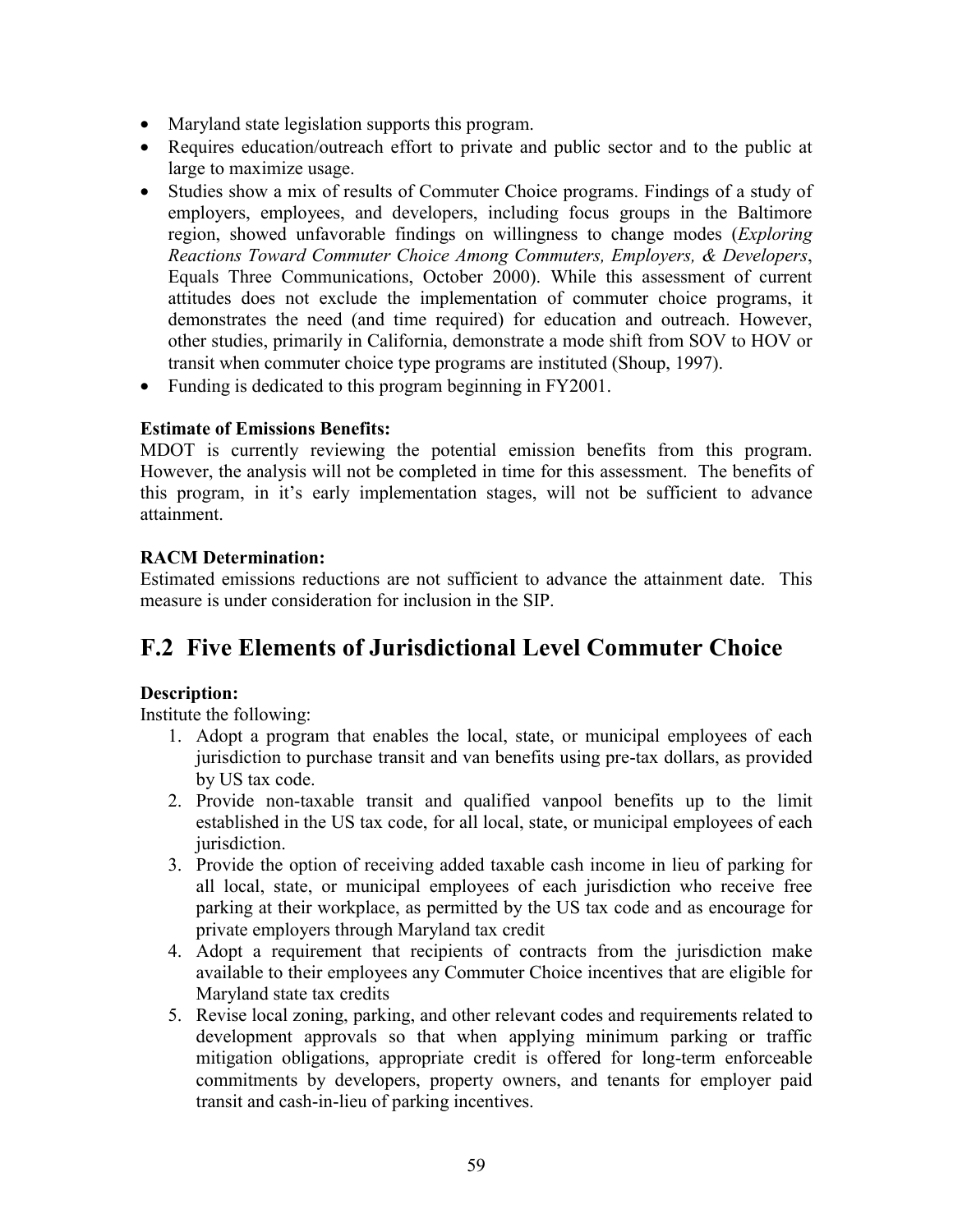- Maryland state legislation supports this program.
- Requires education/outreach effort to private and public sector and to the public at large to maximize usage.
- Studies show a mix of results of Commuter Choice programs. Findings of a study of employers, employees, and developers, including focus groups in the Baltimore region, showed unfavorable findings on willingness to change modes (*Exploring Reactions Toward Commuter Choice Among Commuters, Employers, & Developers*, Equals Three Communications, October 2000). While this assessment of current attitudes does not exclude the implementation of commuter choice programs, it demonstrates the need (and time required) for education and outreach. However, other studies, primarily in California, demonstrate a mode shift from SOV to HOV or transit when commuter choice type programs are instituted (Shoup, 1997).
- Funding is dedicated to this program beginning in FY2001.

**Estimate of Emissions Benefits:**
MDOT is currently reviewing the potential emission benefits from this program. However, the analysis will not be completed in time for this assessment. The benefits of this program, in it's early implementation stages, will not be sufficient to advance attainment.

**RACM Determination:**
Estimated emissions reductions are not sufficient to advance the attainment date. This measure is under consideration for inclusion in the SIP.

## F.2 Five Elements of Jurisdictional Level Commuter Choice

**Description:**
Institute the following:

1. Adopt a program that enables the local, state, or municipal employees of each jurisdiction to purchase transit and van benefits using pre-tax dollars, as provided by US tax code.
2. Provide non-taxable transit and qualified vanpool benefits up to the limit established in the US tax code, for all local, state, or municipal employees of each jurisdiction.
3. Provide the option of receiving added taxable cash income in lieu of parking for all local, state, or municipal employees of each jurisdiction who receive free parking at their workplace, as permitted by the US tax code and as encourage for private employers through Maryland tax credit
4. Adopt a requirement that recipients of contracts from the jurisdiction make available to their employees any Commuter Choice incentives that are eligible for Maryland state tax credits
5. Revise local zoning, parking, and other relevant codes and requirements related to development approvals so that when applying minimum parking or traffic mitigation obligations, appropriate credit is offered for long-term enforceable commitments by developers, property owners, and tenants for employer paid transit and cash-in-lieu of parking incentives.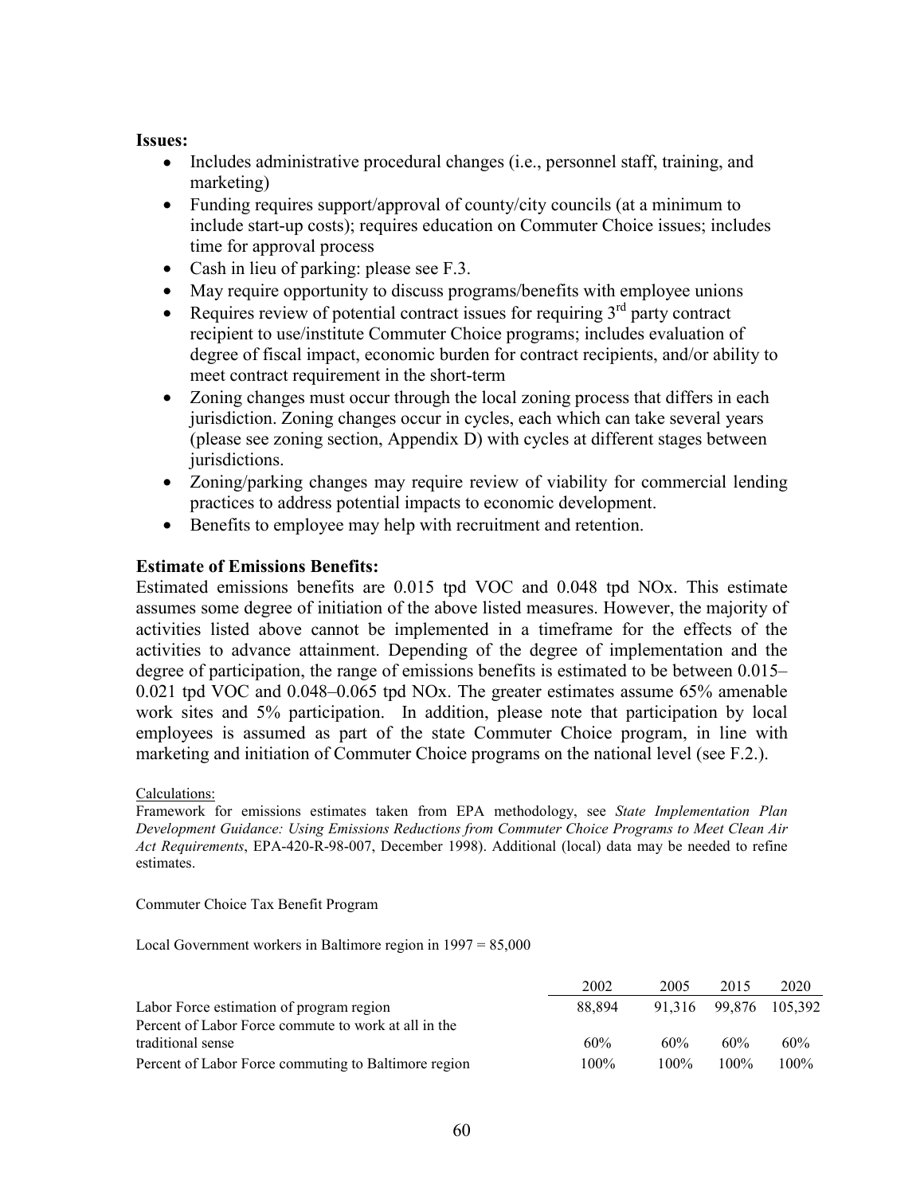**Issues:**

- Includes administrative procedural changes (i.e., personnel staff, training, and marketing)
- Funding requires support/approval of county/city councils (at a minimum to include start-up costs); requires education on Commuter Choice issues; includes time for approval process
- Cash in lieu of parking: please see F.3.
- May require opportunity to discuss programs/benefits with employee unions
- Requires review of potential contract issues for requiring 3rd party contract recipient to use/institute Commuter Choice programs; includes evaluation of degree of fiscal impact, economic burden for contract recipients, and/or ability to meet contract requirement in the short-term
- Zoning changes must occur through the local zoning process that differs in each jurisdiction. Zoning changes occur in cycles, each which can take several years (please see zoning section, Appendix D) with cycles at different stages between jurisdictions.
- Zoning/parking changes may require review of viability for commercial lending practices to address potential impacts to economic development.
- Benefits to employee may help with recruitment and retention.

## Estimate of Emissions Benefits:

Estimated emissions benefits are 0.015 tpd VOC and 0.048 tpd NOx. This estimate assumes some degree of initiation of the above listed measures. However, the majority of activities listed above cannot be implemented in a timeframe for the effects of the activities to advance attainment. Depending of the degree of implementation and the degree of participation, the range of emissions benefits is estimated to be between 0.015–0.021 tpd VOC and 0.048–0.065 tpd NOx. The greater estimates assume 65% amenable work sites and 5% participation. In addition, please note that participation by local employees is assumed as part of the state Commuter Choice program, in line with marketing and initiation of Commuter Choice programs on the national level (see F.2.).

Calculations:

Framework for emissions estimates taken from EPA methodology, see *State Implementation Plan Development Guidance: Using Emissions Reductions from Commuter Choice Programs to Meet Clean Air Act Requirements*, EPA-420-R-98-007, December 1998). Additional (local) data may be needed to refine estimates.

Commuter Choice Tax Benefit Program

Local Government workers in Baltimore region in 1997 = 85,000

| | 2002 | 2005 | 2015 | 2020 |
|---|---|---|---|---|
| Labor Force estimation of program region | 88,894 | 91,316 | 99,876 | 105,392 |
| Percent of Labor Force commute to work at all in the traditional sense | 60% | 60% | 60% | 60% |
| Percent of Labor Force commuting to Baltimore region | 100% | 100% | 100% | 100% |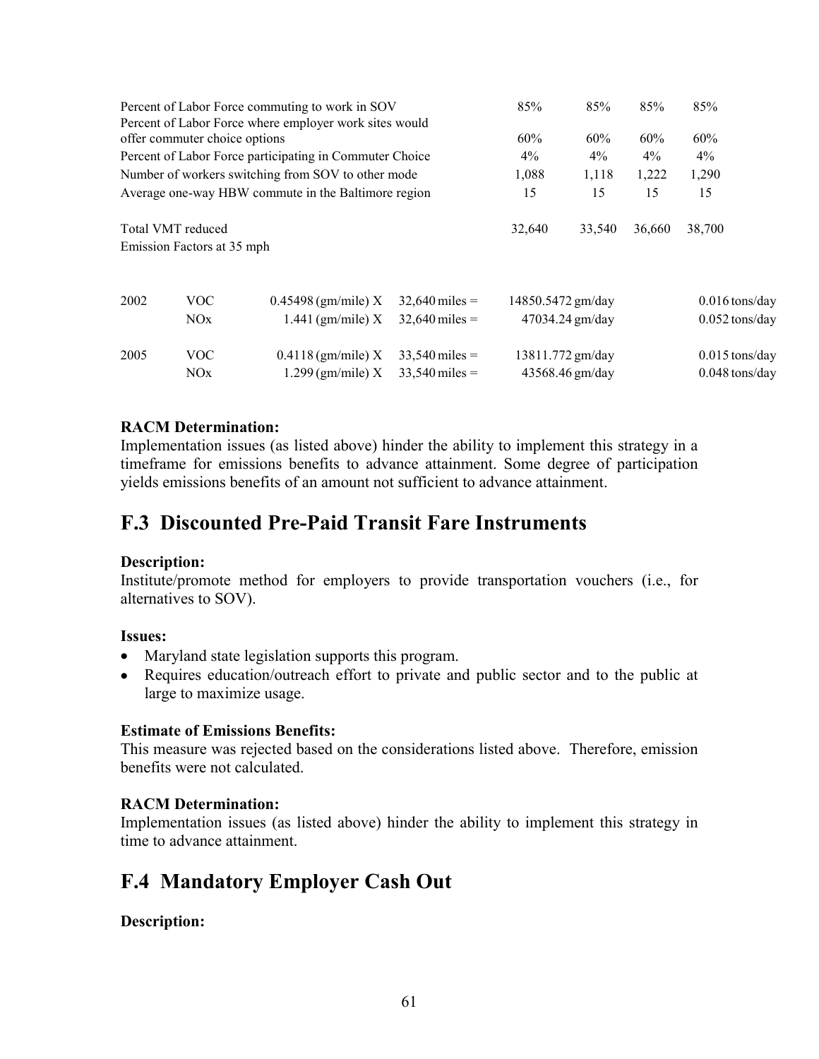| | | | | |
|---|---|---|---|---|
| Percent of Labor Force commuting to work in SOV | 85% | 85% | 85% | 85% |
| Percent of Labor Force where employer work sites would offer commuter choice options | 60% | 60% | 60% | 60% |
| Percent of Labor Force participating in Commuter Choice | 4% | 4% | 4% | 4% |
| Number of workers switching from SOV to other mode | 1,088 | 1,118 | 1,222 | 1,290 |
| Average one-way HBW commute in the Baltimore region | 15 | 15 | 15 | 15 |
| Total VMT reduced | 32,640 | 33,540 | 36,660 | 38,700 |
| Emission Factors at 35 mph | | | | |

| | | | | | |
|---|---|---|---|---|---|
| 2002 | VOC | 0.45498 (gm/mile) X | 32,640 miles = | 14850.5472 gm/day | 0.016 tons/day |
| | NOx | 1.441 (gm/mile) X | 32,640 miles = | 47034.24 gm/day | 0.052 tons/day |
| 2005 | VOC | 0.4118 (gm/mile) X | 33,540 miles = | 13811.772 gm/day | 0.015 tons/day |
| | NOx | 1.299 (gm/mile) X | 33,540 miles = | 43568.46 gm/day | 0.048 tons/day |

**RACM Determination:**
Implementation issues (as listed above) hinder the ability to implement this strategy in a timeframe for emissions benefits to advance attainment. Some degree of participation yields emissions benefits of an amount not sufficient to advance attainment.

## F.3 Discounted Pre-Paid Transit Fare Instruments

**Description:**
Institute/promote method for employers to provide transportation vouchers (i.e., for alternatives to SOV).

**Issues:**
- Maryland state legislation supports this program.
- Requires education/outreach effort to private and public sector and to the public at large to maximize usage.

**Estimate of Emissions Benefits:**
This measure was rejected based on the considerations listed above. Therefore, emission benefits were not calculated.

**RACM Determination:**
Implementation issues (as listed above) hinder the ability to implement this strategy in time to advance attainment.

## F.4 Mandatory Employer Cash Out

**Description:**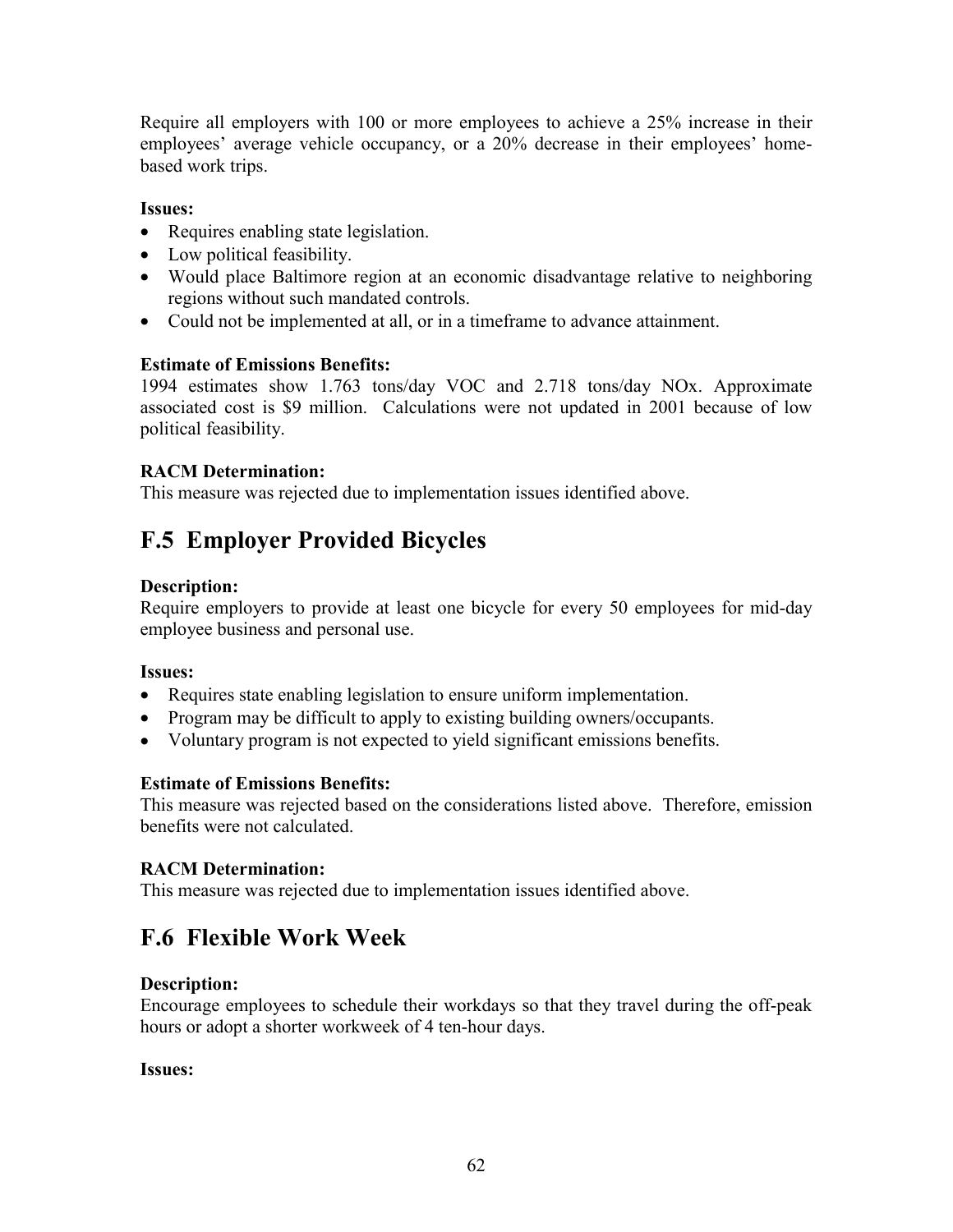Require all employers with 100 or more employees to achieve a 25% increase in their employees' average vehicle occupancy, or a 20% decrease in their employees' home-based work trips.

**Issues:**

- Requires enabling state legislation.
- Low political feasibility.
- Would place Baltimore region at an economic disadvantage relative to neighboring regions without such mandated controls.
- Could not be implemented at all, or in a timeframe to advance attainment.

**Estimate of Emissions Benefits:**
1994 estimates show 1.763 tons/day VOC and 2.718 tons/day NOx. Approximate associated cost is $9 million. Calculations were not updated in 2001 because of low political feasibility.

**RACM Determination:**
This measure was rejected due to implementation issues identified above.

## F.5 Employer Provided Bicycles

**Description:**
Require employers to provide at least one bicycle for every 50 employees for mid-day employee business and personal use.

**Issues:**

- Requires state enabling legislation to ensure uniform implementation.
- Program may be difficult to apply to existing building owners/occupants.
- Voluntary program is not expected to yield significant emissions benefits.

**Estimate of Emissions Benefits:**
This measure was rejected based on the considerations listed above. Therefore, emission benefits were not calculated.

**RACM Determination:**
This measure was rejected due to implementation issues identified above.

## F.6 Flexible Work Week

**Description:**
Encourage employees to schedule their workdays so that they travel during the off-peak hours or adopt a shorter workweek of 4 ten-hour days.

**Issues:**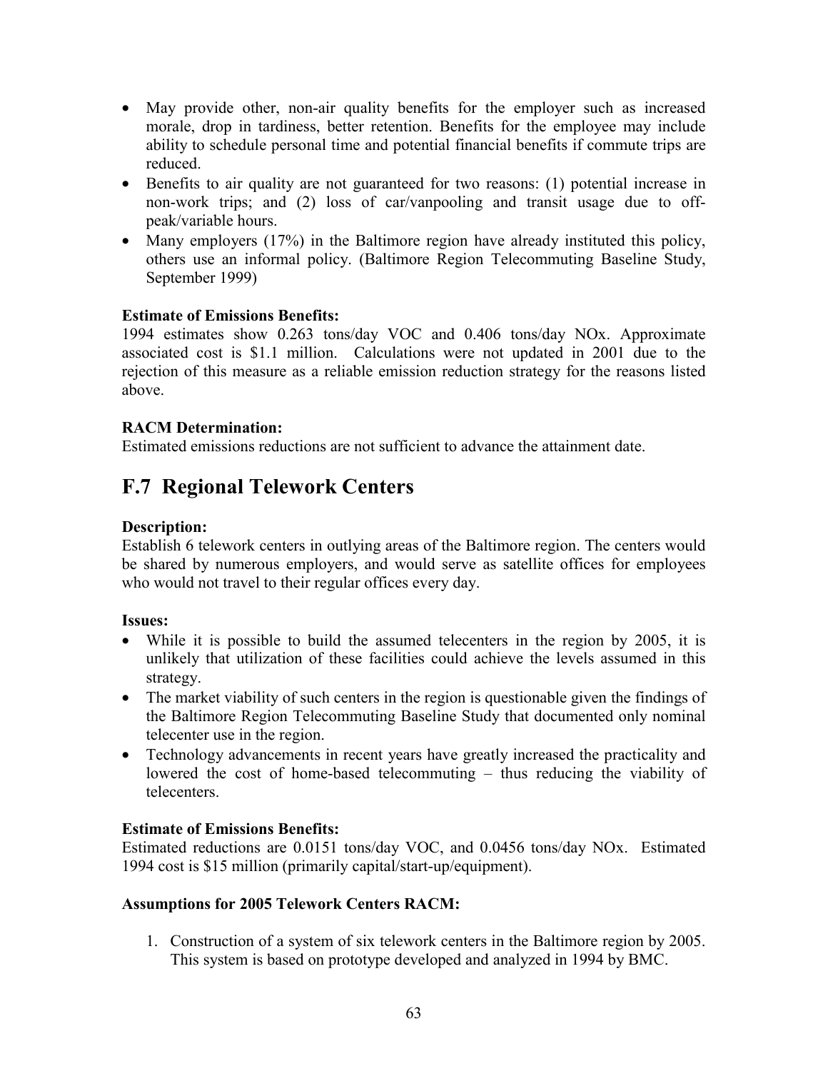- May provide other, non-air quality benefits for the employer such as increased morale, drop in tardiness, better retention. Benefits for the employee may include ability to schedule personal time and potential financial benefits if commute trips are reduced.
- Benefits to air quality are not guaranteed for two reasons: (1) potential increase in non-work trips; and (2) loss of car/vanpooling and transit usage due to off-peak/variable hours.
- Many employers (17%) in the Baltimore region have already instituted this policy, others use an informal policy. (Baltimore Region Telecommuting Baseline Study, September 1999)

**Estimate of Emissions Benefits:**
1994 estimates show 0.263 tons/day VOC and 0.406 tons/day NOx. Approximate associated cost is $1.1 million. Calculations were not updated in 2001 due to the rejection of this measure as a reliable emission reduction strategy for the reasons listed above.

**RACM Determination:**
Estimated emissions reductions are not sufficient to advance the attainment date.

## F.7 Regional Telework Centers

**Description:**
Establish 6 telework centers in outlying areas of the Baltimore region. The centers would be shared by numerous employers, and would serve as satellite offices for employees who would not travel to their regular offices every day.

**Issues:**
- While it is possible to build the assumed telecenters in the region by 2005, it is unlikely that utilization of these facilities could achieve the levels assumed in this strategy.
- The market viability of such centers in the region is questionable given the findings of the Baltimore Region Telecommuting Baseline Study that documented only nominal telecenter use in the region.
- Technology advancements in recent years have greatly increased the practicality and lowered the cost of home-based telecommuting – thus reducing the viability of telecenters.

**Estimate of Emissions Benefits:**
Estimated reductions are 0.0151 tons/day VOC, and 0.0456 tons/day NOx. Estimated 1994 cost is $15 million (primarily capital/start-up/equipment).

**Assumptions for 2005 Telework Centers RACM:**

1. Construction of a system of six telework centers in the Baltimore region by 2005. This system is based on prototype developed and analyzed in 1994 by BMC.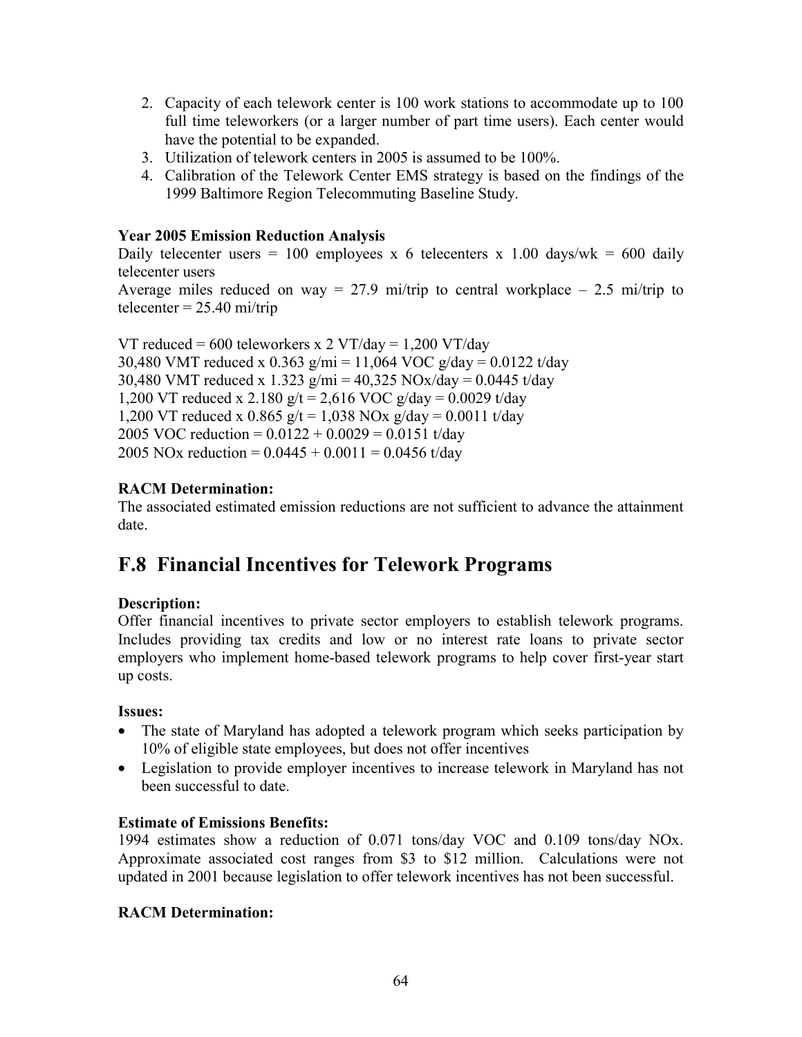2. Capacity of each telework center is 100 work stations to accommodate up to 100 full time teleworkers (or a larger number of part time users). Each center would have the potential to be expanded.
3. Utilization of telework centers in 2005 is assumed to be 100%.
4. Calibration of the Telework Center EMS strategy is based on the findings of the 1999 Baltimore Region Telecommuting Baseline Study.

**Year 2005 Emission Reduction Analysis**

Daily telecenter users = 100 employees x 6 telecenters x 1.00 days/wk = 600 daily telecenter users

Average miles reduced on way = 27.9 mi/trip to central workplace – 2.5 mi/trip to telecenter = 25.40 mi/trip

VT reduced = 600 teleworkers x 2 VT/day = 1,200 VT/day
30,480 VMT reduced x 0.363 g/mi = 11,064 VOC g/day = 0.0122 t/day
30,480 VMT reduced x 1.323 g/mi = 40,325 NOx/day = 0.0445 t/day
1,200 VT reduced x 2.180 g/t = 2,616 VOC g/day = 0.0029 t/day
1,200 VT reduced x 0.865 g/t = 1,038 NOx g/day = 0.0011 t/day
2005 VOC reduction = 0.0122 + 0.0029 = 0.0151 t/day
2005 NOx reduction = 0.0445 + 0.0011 = 0.0456 t/day

**RACM Determination:**

The associated estimated emission reductions are not sufficient to advance the attainment date.

## F.8 Financial Incentives for Telework Programs

**Description:**

Offer financial incentives to private sector employers to establish telework programs. Includes providing tax credits and low or no interest rate loans to private sector employers who implement home-based telework programs to help cover first-year start up costs.

**Issues:**

- The state of Maryland has adopted a telework program which seeks participation by 10% of eligible state employees, but does not offer incentives
- Legislation to provide employer incentives to increase telework in Maryland has not been successful to date.

**Estimate of Emissions Benefits:**

1994 estimates show a reduction of 0.071 tons/day VOC and 0.109 tons/day NOx. Approximate associated cost ranges from \$3 to \$12 million. Calculations were not updated in 2001 because legislation to offer telework incentives has not been successful.

**RACM Determination:**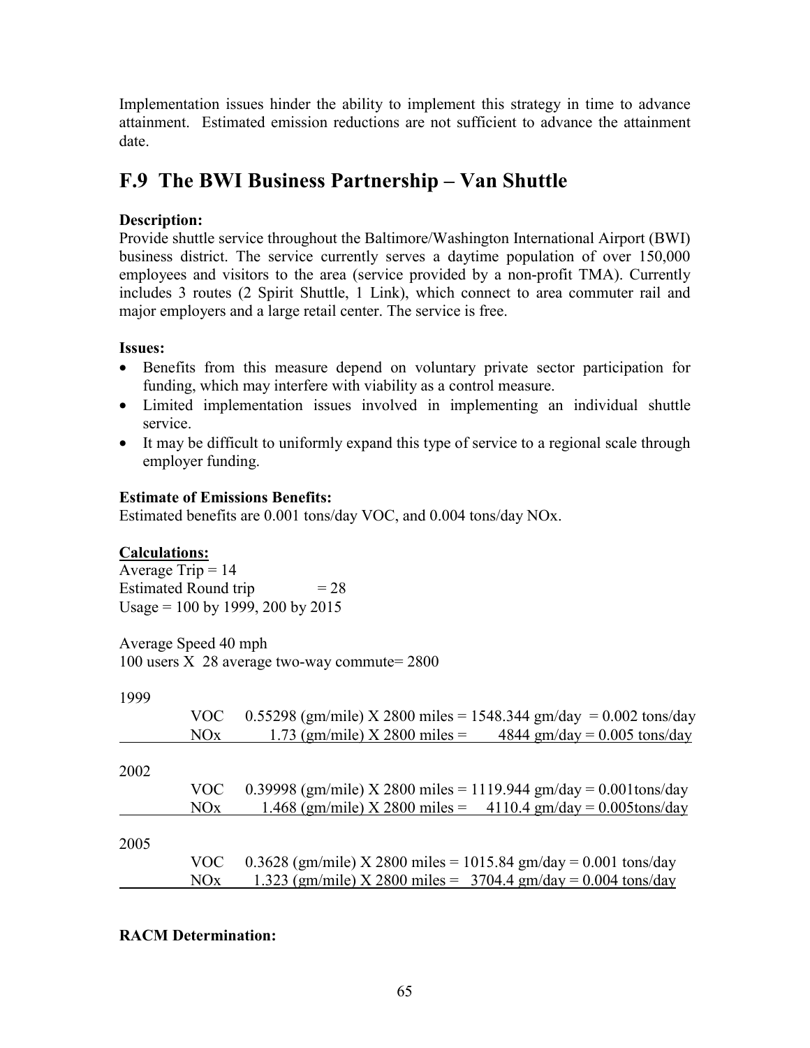Implementation issues hinder the ability to implement this strategy in time to advance attainment. Estimated emission reductions are not sufficient to advance the attainment date.

## F.9 The BWI Business Partnership – Van Shuttle

**Description:**
Provide shuttle service throughout the Baltimore/Washington International Airport (BWI) business district. The service currently serves a daytime population of over 150,000 employees and visitors to the area (service provided by a non-profit TMA). Currently includes 3 routes (2 Spirit Shuttle, 1 Link), which connect to area commuter rail and major employers and a large retail center. The service is free.

**Issues:**

- Benefits from this measure depend on voluntary private sector participation for funding, which may interfere with viability as a control measure.
- Limited implementation issues involved in implementing an individual shuttle service.
- It may be difficult to uniformly expand this type of service to a regional scale through employer funding.

**Estimate of Emissions Benefits:**
Estimated benefits are 0.001 tons/day VOC, and 0.004 tons/day NOx.

**Calculations:**
Average Trip = 14
Estimated Round trip = 28
Usage = 100 by 1999, 200 by 2015

Average Speed 40 mph
100 users X 28 average two-way commute= 2800

| Year | Pollutant | Calculation |
|---|---|---|
| 1999 | VOC | 0.55298 (gm/mile) X 2800 miles = 1548.344 gm/day = 0.002 tons/day |
| | NOx | 1.73 (gm/mile) X 2800 miles = 4844 gm/day = 0.005 tons/day |
| 2002 | VOC | 0.39998 (gm/mile) X 2800 miles = 1119.944 gm/day = 0.001tons/day |
| | NOx | 1.468 (gm/mile) X 2800 miles = 4110.4 gm/day = 0.005tons/day |
| 2005 | VOC | 0.3628 (gm/mile) X 2800 miles = 1015.84 gm/day = 0.001 tons/day |
| | NOx | 1.323 (gm/mile) X 2800 miles = 3704.4 gm/day = 0.004 tons/day |

**RACM Determination:**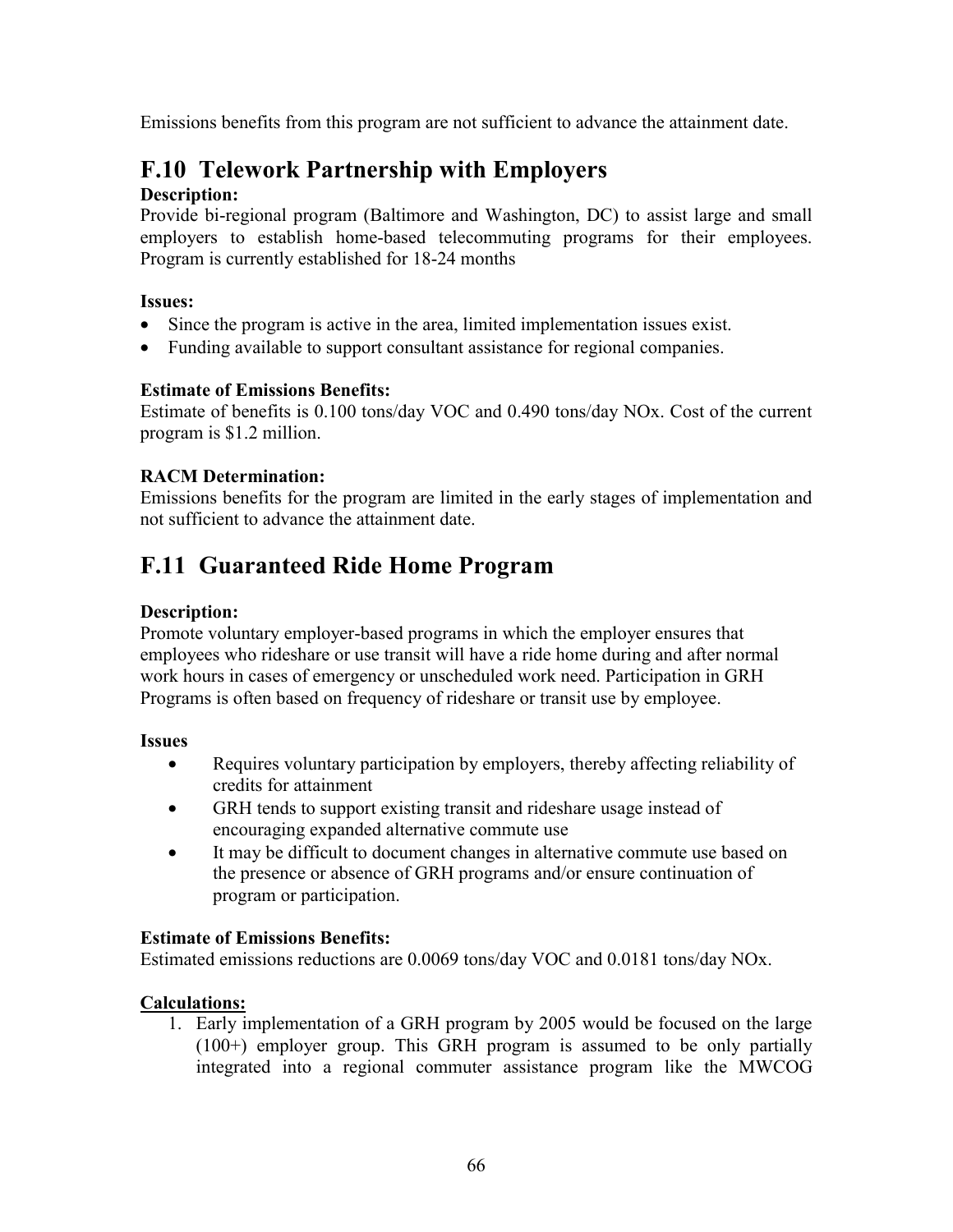Emissions benefits from this program are not sufficient to advance the attainment date.

## F.10 Telework Partnership with Employers

**Description:**
Provide bi-regional program (Baltimore and Washington, DC) to assist large and small employers to establish home-based telecommuting programs for their employees. Program is currently established for 18-24 months

**Issues:**

- Since the program is active in the area, limited implementation issues exist.
- Funding available to support consultant assistance for regional companies.

**Estimate of Emissions Benefits:**
Estimate of benefits is 0.100 tons/day VOC and 0.490 tons/day NOx. Cost of the current program is $1.2 million.

**RACM Determination:**
Emissions benefits for the program are limited in the early stages of implementation and not sufficient to advance the attainment date.

## F.11 Guaranteed Ride Home Program

**Description:**
Promote voluntary employer-based programs in which the employer ensures that employees who rideshare or use transit will have a ride home during and after normal work hours in cases of emergency or unscheduled work need. Participation in GRH Programs is often based on frequency of rideshare or transit use by employee.

**Issues**

- Requires voluntary participation by employers, thereby affecting reliability of credits for attainment
- GRH tends to support existing transit and rideshare usage instead of encouraging expanded alternative commute use
- It may be difficult to document changes in alternative commute use based on the presence or absence of GRH programs and/or ensure continuation of program or participation.

**Estimate of Emissions Benefits:**
Estimated emissions reductions are 0.0069 tons/day VOC and 0.0181 tons/day NOx.

**Calculations:**

1. Early implementation of a GRH program by 2005 would be focused on the large (100+) employer group. This GRH program is assumed to be only partially integrated into a regional commuter assistance program like the MWCOG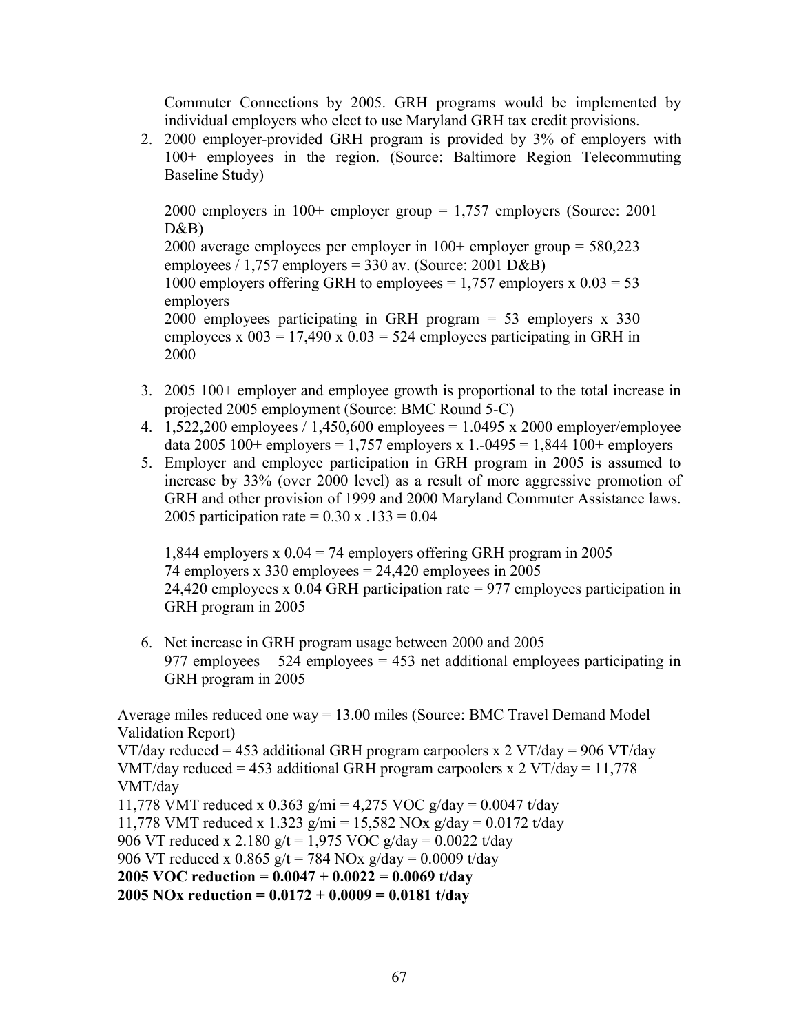Commuter Connections by 2005. GRH programs would be implemented by individual employers who elect to use Maryland GRH tax credit provisions.

2. 2000 employer-provided GRH program is provided by 3% of employers with 100+ employees in the region. (Source: Baltimore Region Telecommuting Baseline Study)

   2000 employers in 100+ employer group = 1,757 employers (Source: 2001 D&B)
   2000 average employees per employer in 100+ employer group = 580,223 employees / 1,757 employers = 330 av. (Source: 2001 D&B)
   1000 employers offering GRH to employees = 1,757 employers x 0.03 = 53 employers
   2000 employees participating in GRH program = 53 employers x 330 employees x 003 = 17,490 x 0.03 = 524 employees participating in GRH in 2000

3. 2005 100+ employer and employee growth is proportional to the total increase in projected 2005 employment (Source: BMC Round 5-C)
4. 1,522,200 employees / 1,450,600 employees = 1.0495 x 2000 employer/employee data 2005 100+ employers = 1,757 employers x 1.-0495 = 1,844 100+ employers
5. Employer and employee participation in GRH program in 2005 is assumed to increase by 33% (over 2000 level) as a result of more aggressive promotion of GRH and other provision of 1999 and 2000 Maryland Commuter Assistance laws. 2005 participation rate = 0.30 x .133 = 0.04

   1,844 employers x 0.04 = 74 employers offering GRH program in 2005
   74 employers x 330 employees = 24,420 employees in 2005
   24,420 employees x 0.04 GRH participation rate = 977 employees participation in GRH program in 2005

6. Net increase in GRH program usage between 2000 and 2005
   977 employees – 524 employees = 453 net additional employees participating in GRH program in 2005

Average miles reduced one way = 13.00 miles (Source: BMC Travel Demand Model Validation Report)
VT/day reduced = 453 additional GRH program carpoolers x 2 VT/day = 906 VT/day
VMT/day reduced = 453 additional GRH program carpoolers x 2 VT/day = 11,778 VMT/day
11,778 VMT reduced x 0.363 g/mi = 4,275 VOC g/day = 0.0047 t/day
11,778 VMT reduced x 1.323 g/mi = 15,582 NOx g/day = 0.0172 t/day
906 VT reduced x 2.180 g/t = 1,975 VOC g/day = 0.0022 t/day
906 VT reduced x 0.865 g/t = 784 NOx g/day = 0.0009 t/day
**2005 VOC reduction = 0.0047 + 0.0022 = 0.0069 t/day**
**2005 NOx reduction = 0.0172 + 0.0009 = 0.0181 t/day**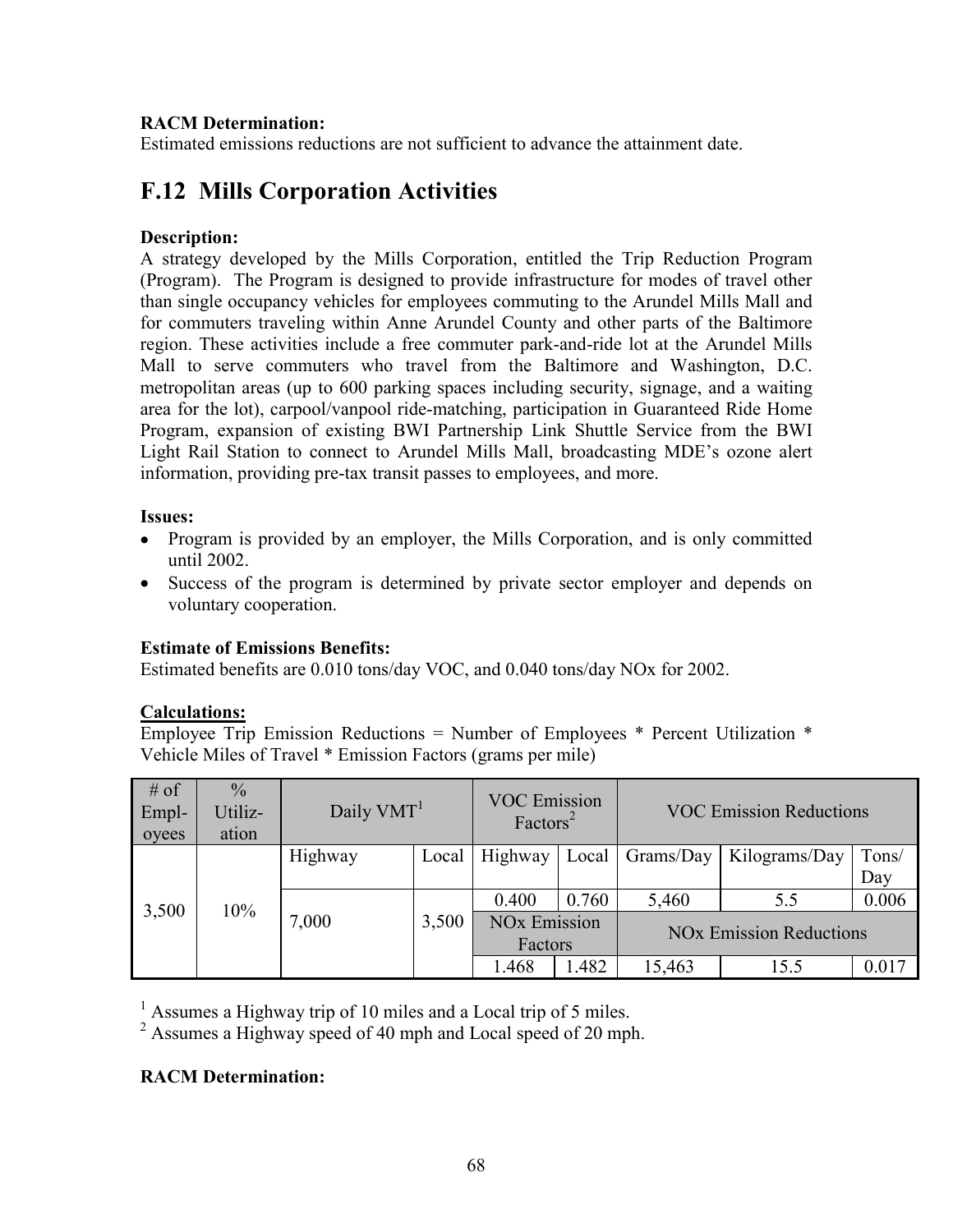**RACM Determination:**
Estimated emissions reductions are not sufficient to advance the attainment date.

## F.12 Mills Corporation Activities

**Description:**
A strategy developed by the Mills Corporation, entitled the Trip Reduction Program (Program). The Program is designed to provide infrastructure for modes of travel other than single occupancy vehicles for employees commuting to the Arundel Mills Mall and for commuters traveling within Anne Arundel County and other parts of the Baltimore region. These activities include a free commuter park-and-ride lot at the Arundel Mills Mall to serve commuters who travel from the Baltimore and Washington, D.C. metropolitan areas (up to 600 parking spaces including security, signage, and a waiting area for the lot), carpool/vanpool ride-matching, participation in Guaranteed Ride Home Program, expansion of existing BWI Partnership Link Shuttle Service from the BWI Light Rail Station to connect to Arundel Mills Mall, broadcasting MDE's ozone alert information, providing pre-tax transit passes to employees, and more.

**Issues:**

- Program is provided by an employer, the Mills Corporation, and is only committed until 2002.
- Success of the program is determined by private sector employer and depends on voluntary cooperation.

**Estimate of Emissions Benefits:**
Estimated benefits are 0.010 tons/day VOC, and 0.040 tons/day NOx for 2002.

**Calculations:**
Employee Trip Emission Reductions = Number of Employees * Percent Utilization * Vehicle Miles of Travel * Emission Factors (grams per mile)

| # of Employees | % Utilization | Daily VMT[1] | | VOC Emission Factors[2] | | VOC Emission Reductions | | |
|---|---|---|---|---|---|---|---|---|
| | | Highway | Local | Highway | Local | Grams/Day | Kilograms/Day | Tons/Day |
| 3,500 | 10% | 7,000 | 3,500 | 0.400 | 0.760 | 5,460 | 5.5 | 0.006 |
| | | | | NOx Emission Factors | | NOx Emission Reductions | | |
| | | | | 1.468 | 1.482 | 15,463 | 15.5 | 0.017 |

[1] Assumes a Highway trip of 10 miles and a Local trip of 5 miles.
[2] Assumes a Highway speed of 40 mph and Local speed of 20 mph.

**RACM Determination:**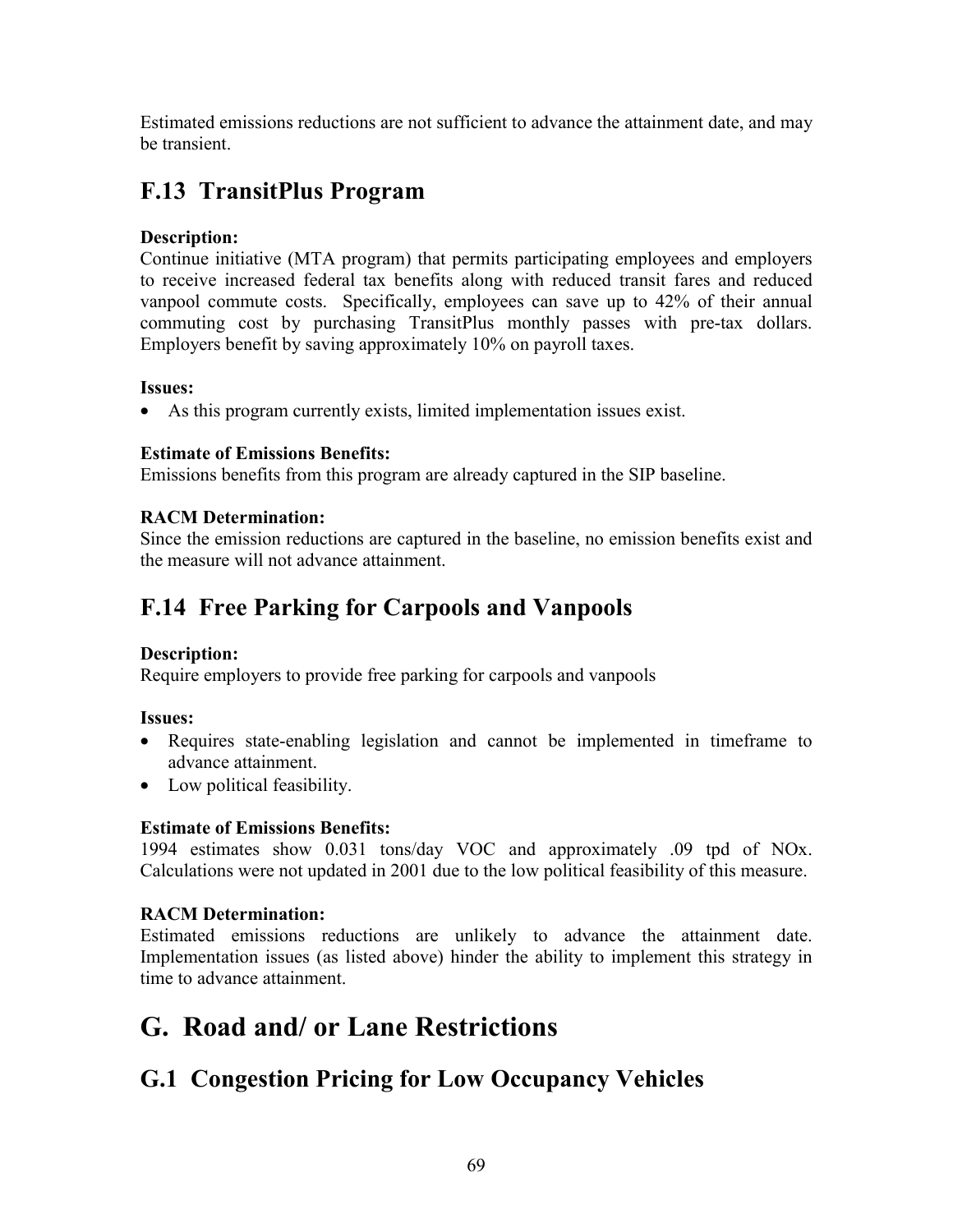Estimated emissions reductions are not sufficient to advance the attainment date, and may be transient.

## F.13 TransitPlus Program

**Description:**
Continue initiative (MTA program) that permits participating employees and employers to receive increased federal tax benefits along with reduced transit fares and reduced vanpool commute costs. Specifically, employees can save up to 42% of their annual commuting cost by purchasing TransitPlus monthly passes with pre-tax dollars. Employers benefit by saving approximately 10% on payroll taxes.

**Issues:**

- As this program currently exists, limited implementation issues exist.

**Estimate of Emissions Benefits:**
Emissions benefits from this program are already captured in the SIP baseline.

**RACM Determination:**
Since the emission reductions are captured in the baseline, no emission benefits exist and the measure will not advance attainment.

## F.14 Free Parking for Carpools and Vanpools

**Description:**
Require employers to provide free parking for carpools and vanpools

**Issues:**

- Requires state-enabling legislation and cannot be implemented in timeframe to advance attainment.
- Low political feasibility.

**Estimate of Emissions Benefits:**
1994 estimates show 0.031 tons/day VOC and approximately .09 tpd of NOx. Calculations were not updated in 2001 due to the low political feasibility of this measure.

**RACM Determination:**
Estimated emissions reductions are unlikely to advance the attainment date. Implementation issues (as listed above) hinder the ability to implement this strategy in time to advance attainment.

# G. Road and/ or Lane Restrictions

## G.1 Congestion Pricing for Low Occupancy Vehicles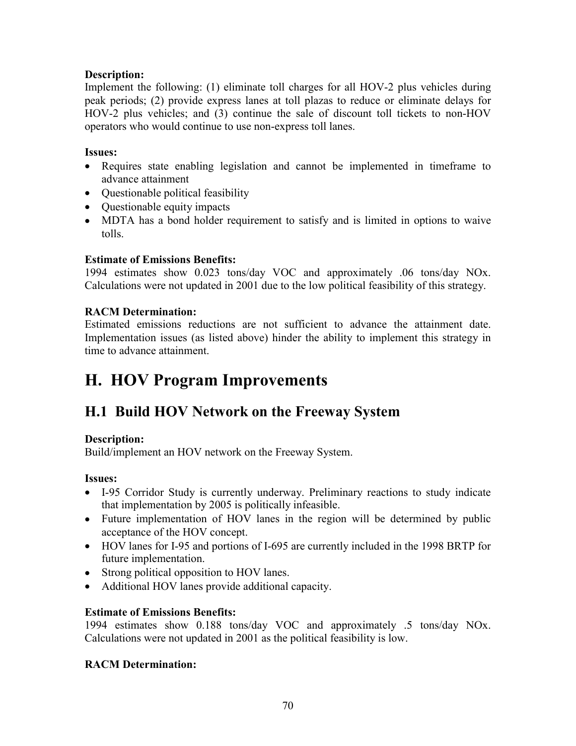**Description:**
Implement the following: (1) eliminate toll charges for all HOV-2 plus vehicles during peak periods; (2) provide express lanes at toll plazas to reduce or eliminate delays for HOV-2 plus vehicles; and (3) continue the sale of discount toll tickets to non-HOV operators who would continue to use non-express toll lanes.

**Issues:**

- Requires state enabling legislation and cannot be implemented in timeframe to advance attainment
- Questionable political feasibility
- Questionable equity impacts
- MDTA has a bond holder requirement to satisfy and is limited in options to waive tolls.

**Estimate of Emissions Benefits:**
1994 estimates show 0.023 tons/day VOC and approximately .06 tons/day NOx. Calculations were not updated in 2001 due to the low political feasibility of this strategy.

**RACM Determination:**
Estimated emissions reductions are not sufficient to advance the attainment date. Implementation issues (as listed above) hinder the ability to implement this strategy in time to advance attainment.

# H. HOV Program Improvements

## H.1 Build HOV Network on the Freeway System

**Description:**
Build/implement an HOV network on the Freeway System.

**Issues:**

- I-95 Corridor Study is currently underway. Preliminary reactions to study indicate that implementation by 2005 is politically infeasible.
- Future implementation of HOV lanes in the region will be determined by public acceptance of the HOV concept.
- HOV lanes for I-95 and portions of I-695 are currently included in the 1998 BRTP for future implementation.
- Strong political opposition to HOV lanes.
- Additional HOV lanes provide additional capacity.

**Estimate of Emissions Benefits:**
1994 estimates show 0.188 tons/day VOC and approximately .5 tons/day NOx. Calculations were not updated in 2001 as the political feasibility is low.

**RACM Determination:**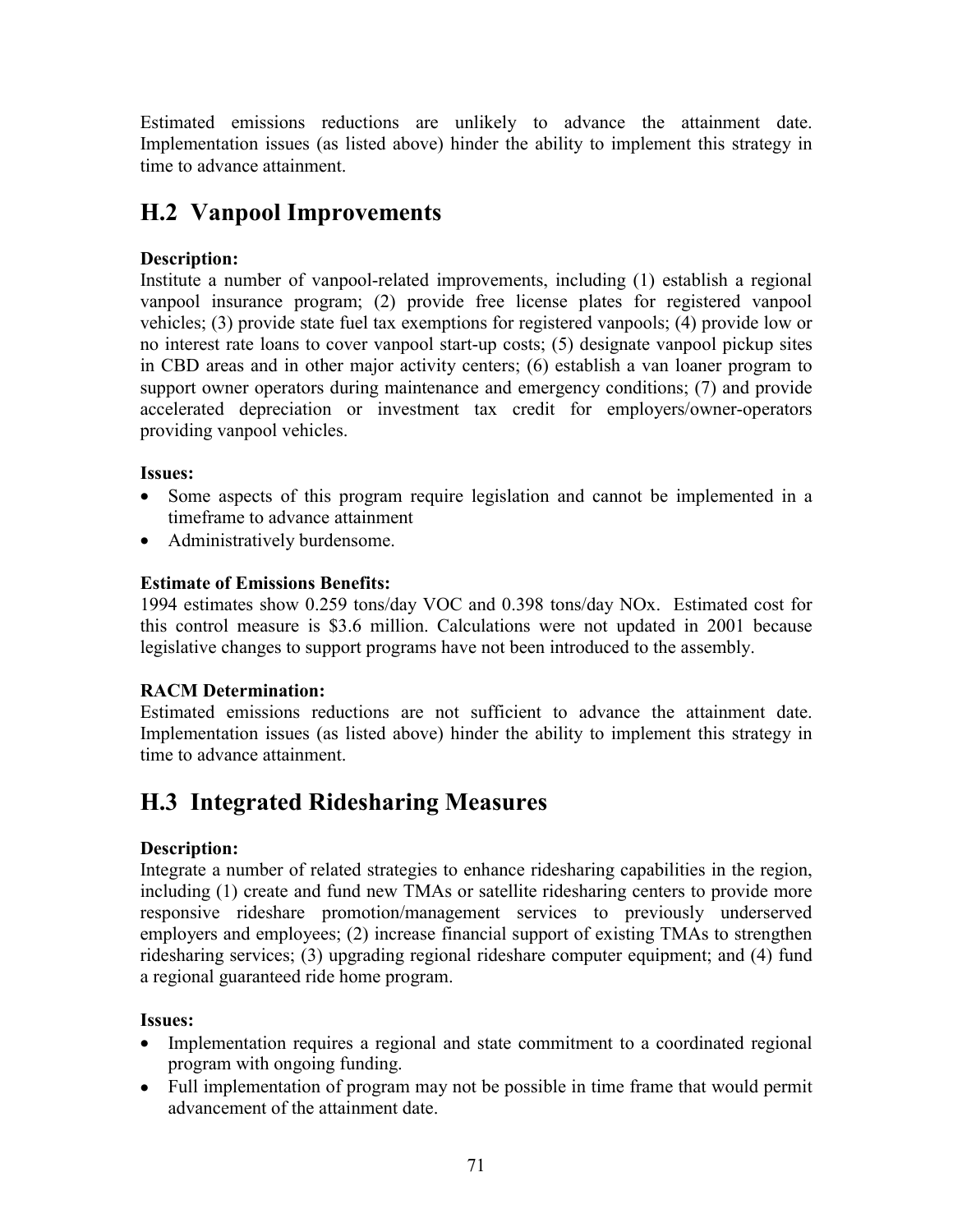Estimated emissions reductions are unlikely to advance the attainment date. Implementation issues (as listed above) hinder the ability to implement this strategy in time to advance attainment.

## H.2 Vanpool Improvements

**Description:**
Institute a number of vanpool-related improvements, including (1) establish a regional vanpool insurance program; (2) provide free license plates for registered vanpool vehicles; (3) provide state fuel tax exemptions for registered vanpools; (4) provide low or no interest rate loans to cover vanpool start-up costs; (5) designate vanpool pickup sites in CBD areas and in other major activity centers; (6) establish a van loaner program to support owner operators during maintenance and emergency conditions; (7) and provide accelerated depreciation or investment tax credit for employers/owner-operators providing vanpool vehicles.

**Issues:**

- Some aspects of this program require legislation and cannot be implemented in a timeframe to advance attainment
- Administratively burdensome.

**Estimate of Emissions Benefits:**
1994 estimates show 0.259 tons/day VOC and 0.398 tons/day NOx. Estimated cost for this control measure is $3.6 million. Calculations were not updated in 2001 because legislative changes to support programs have not been introduced to the assembly.

**RACM Determination:**
Estimated emissions reductions are not sufficient to advance the attainment date. Implementation issues (as listed above) hinder the ability to implement this strategy in time to advance attainment.

## H.3 Integrated Ridesharing Measures

**Description:**
Integrate a number of related strategies to enhance ridesharing capabilities in the region, including (1) create and fund new TMAs or satellite ridesharing centers to provide more responsive rideshare promotion/management services to previously underserved employers and employees; (2) increase financial support of existing TMAs to strengthen ridesharing services; (3) upgrading regional rideshare computer equipment; and (4) fund a regional guaranteed ride home program.

**Issues:**

- Implementation requires a regional and state commitment to a coordinated regional program with ongoing funding.
- Full implementation of program may not be possible in time frame that would permit advancement of the attainment date.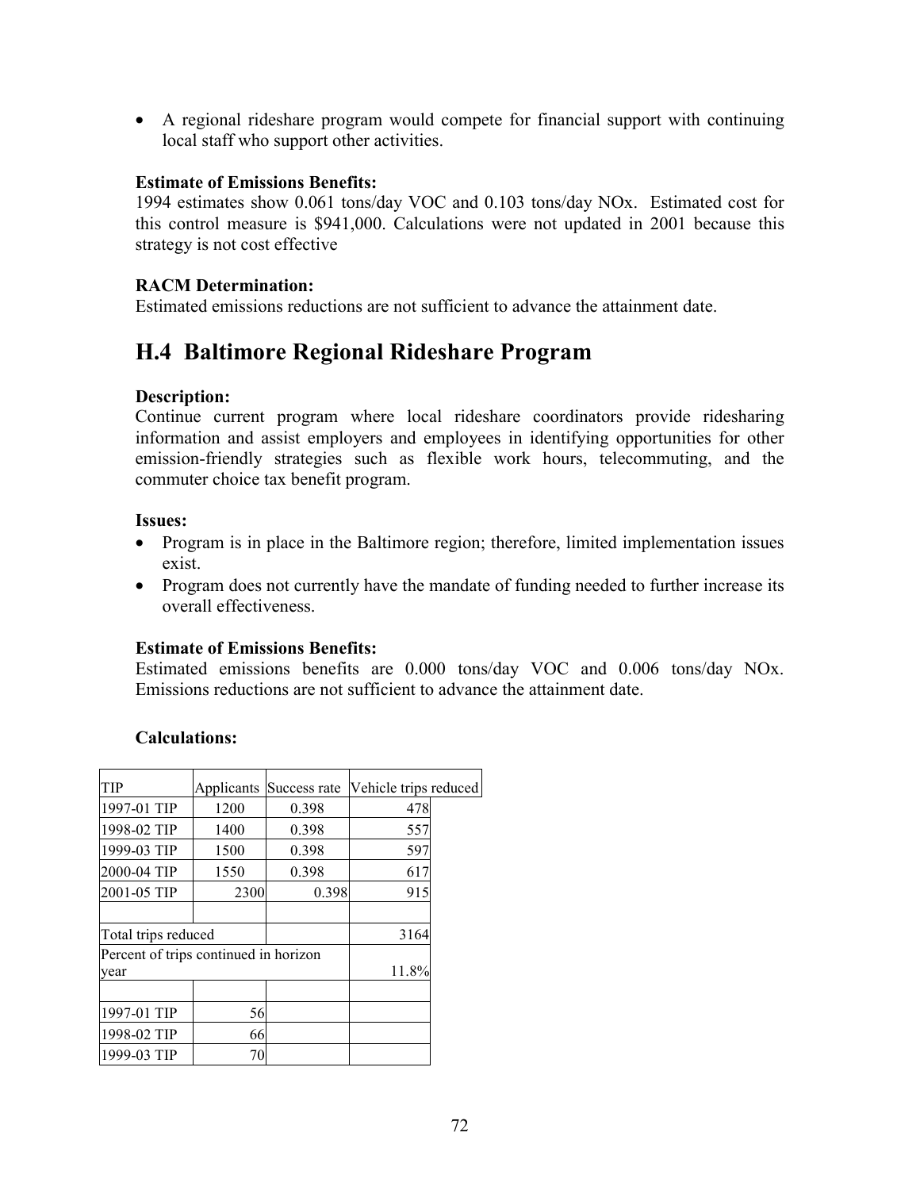- A regional rideshare program would compete for financial support with continuing local staff who support other activities.

**Estimate of Emissions Benefits:**
1994 estimates show 0.061 tons/day VOC and 0.103 tons/day NOx. Estimated cost for this control measure is $941,000. Calculations were not updated in 2001 because this strategy is not cost effective

**RACM Determination:**
Estimated emissions reductions are not sufficient to advance the attainment date.

## H.4 Baltimore Regional Rideshare Program

**Description:**
Continue current program where local rideshare coordinators provide ridesharing information and assist employers and employees in identifying opportunities for other emission-friendly strategies such as flexible work hours, telecommuting, and the commuter choice tax benefit program.

**Issues:**
- Program is in place in the Baltimore region; therefore, limited implementation issues exist.
- Program does not currently have the mandate of funding needed to further increase its overall effectiveness.

**Estimate of Emissions Benefits:**
Estimated emissions benefits are 0.000 tons/day VOC and 0.006 tons/day NOx. Emissions reductions are not sufficient to advance the attainment date.

**Calculations:**

| TIP | Applicants | Success rate | Vehicle trips reduced |
|---|---|---|---|
| 1997-01 TIP | 1200 | 0.398 | 478 |
| 1998-02 TIP | 1400 | 0.398 | 557 |
| 1999-03 TIP | 1500 | 0.398 | 597 |
| 2000-04 TIP | 1550 | 0.398 | 617 |
| 2001-05 TIP | 2300 | 0.398 | 915 |
| | | | |
| Total trips reduced | | | 3164 |
| Percent of trips continued in horizon year | | | 11.8% |
| | | | |
| 1997-01 TIP | 56 | | |
| 1998-02 TIP | 66 | | |
| 1999-03 TIP | 70 | | |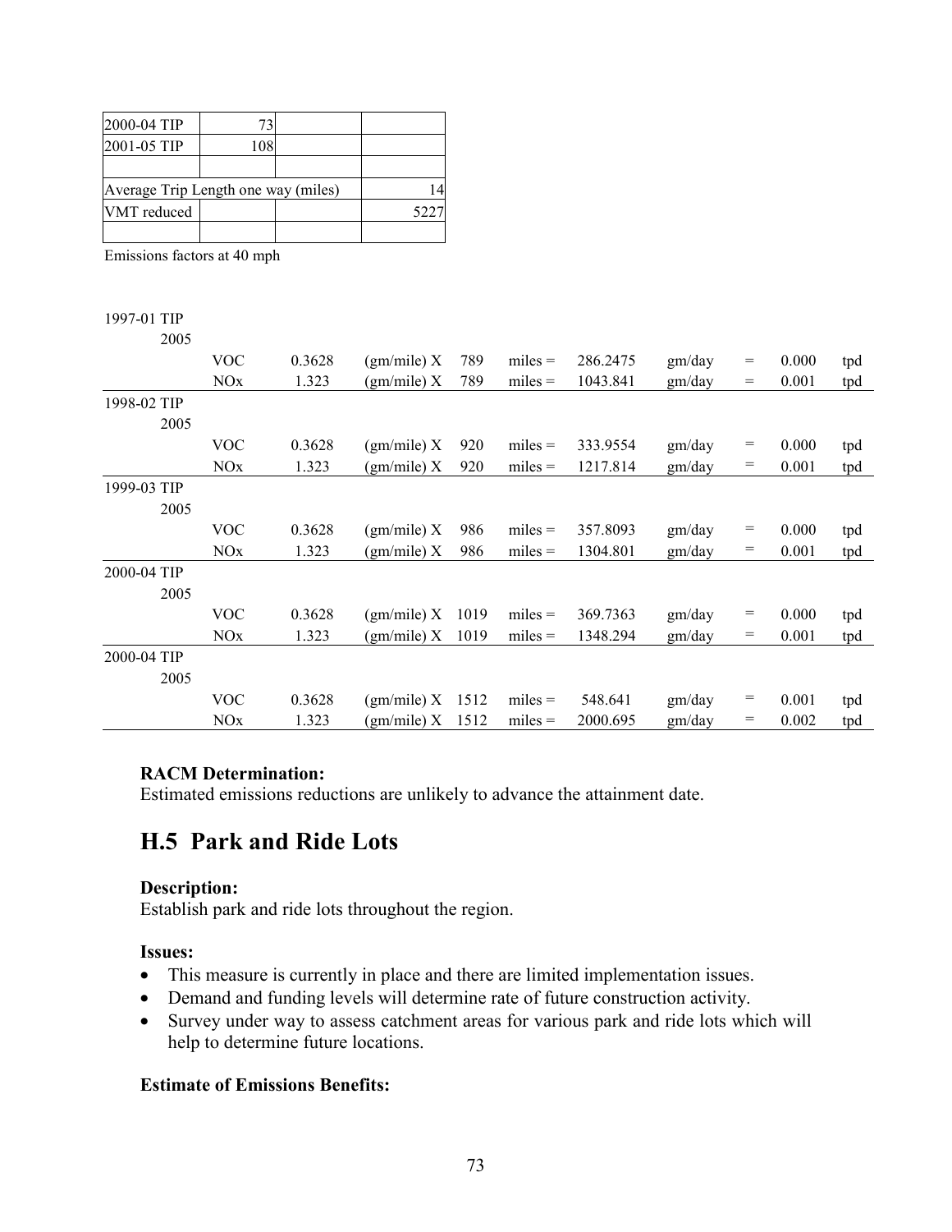| | | | |
|---|---|---|---|
| 2000-04 TIP | 73 | | |
| 2001-05 TIP | 108 | | |
| | | | |
| Average Trip Length one way (miles) | | | 14 |
| VMT reduced | | | 5227 |
| | | | |

Emissions factors at 40 mph

| | | | | | | | | | | |
|---|---|---|---|---|---|---|---|---|---|---|
| 1997-01 TIP | | | | | | | | | | |
| 2005 | | | | | | | | | | |
| | VOC | 0.3628 | (gm/mile) X | 789 | miles = | 286.2475 | gm/day | = | 0.000 | tpd |
| | NOx | 1.323 | (gm/mile) X | 789 | miles = | 1043.841 | gm/day | = | 0.001 | tpd |
| 1998-02 TIP | | | | | | | | | | |
| 2005 | | | | | | | | | | |
| | VOC | 0.3628 | (gm/mile) X | 920 | miles = | 333.9554 | gm/day | = | 0.000 | tpd |
| | NOx | 1.323 | (gm/mile) X | 920 | miles = | 1217.814 | gm/day | = | 0.001 | tpd |
| 1999-03 TIP | | | | | | | | | | |
| 2005 | | | | | | | | | | |
| | VOC | 0.3628 | (gm/mile) X | 986 | miles = | 357.8093 | gm/day | = | 0.000 | tpd |
| | NOx | 1.323 | (gm/mile) X | 986 | miles = | 1304.801 | gm/day | = | 0.001 | tpd |
| 2000-04 TIP | | | | | | | | | | |
| 2005 | | | | | | | | | | |
| | VOC | 0.3628 | (gm/mile) X | 1019 | miles = | 369.7363 | gm/day | = | 0.000 | tpd |
| | NOx | 1.323 | (gm/mile) X | 1019 | miles = | 1348.294 | gm/day | = | 0.001 | tpd |
| 2000-04 TIP | | | | | | | | | | |
| 2005 | | | | | | | | | | |
| | VOC | 0.3628 | (gm/mile) X | 1512 | miles = | 548.641 | gm/day | = | 0.001 | tpd |
| | NOx | 1.323 | (gm/mile) X | 1512 | miles = | 2000.695 | gm/day | = | 0.002 | tpd |

**RACM Determination:**
Estimated emissions reductions are unlikely to advance the attainment date.

## H.5 Park and Ride Lots

**Description:**
Establish park and ride lots throughout the region.

**Issues:**

- This measure is currently in place and there are limited implementation issues.
- Demand and funding levels will determine rate of future construction activity.
- Survey under way to assess catchment areas for various park and ride lots which will help to determine future locations.

**Estimate of Emissions Benefits:**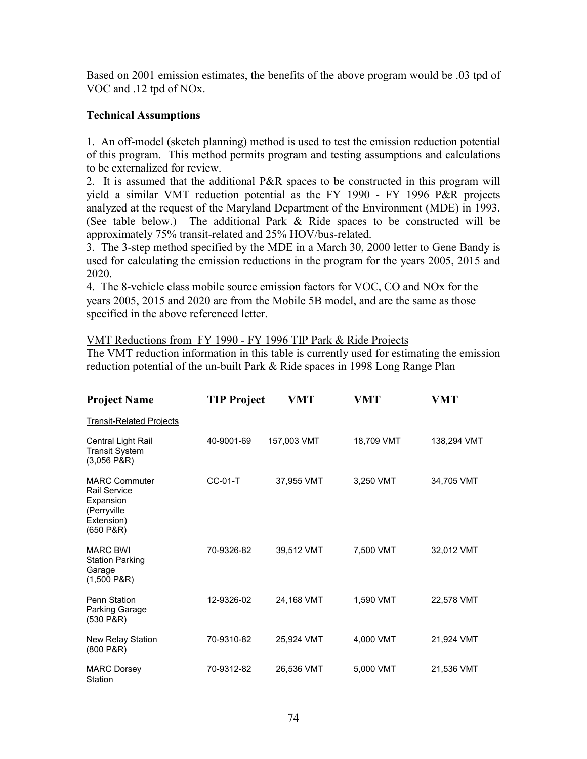Based on 2001 emission estimates, the benefits of the above program would be .03 tpd of VOC and .12 tpd of NOx.

**Technical Assumptions**

1. An off-model (sketch planning) method is used to test the emission reduction potential of this program. This method permits program and testing assumptions and calculations to be externalized for review.
2. It is assumed that the additional P&R spaces to be constructed in this program will yield a similar VMT reduction potential as the FY 1990 - FY 1996 P&R projects analyzed at the request of the Maryland Department of the Environment (MDE) in 1993. (See table below.) The additional Park & Ride spaces to be constructed will be approximately 75% transit-related and 25% HOV/bus-related.
3. The 3-step method specified by the MDE in a March 30, 2000 letter to Gene Bandy is used for calculating the emission reductions in the program for the years 2005, 2015 and 2020.
4. The 8-vehicle class mobile source emission factors for VOC, CO and NOx for the years 2005, 2015 and 2020 are from the Mobile 5B model, and are the same as those specified in the above referenced letter.

<u>VMT Reductions from FY 1990 - FY 1996 TIP Park & Ride Projects</u>

The VMT reduction information in this table is currently used for estimating the emission reduction potential of the un-built Park & Ride spaces in 1998 Long Range Plan

| Project Name | TIP Project | VMT | VMT | VMT |
|---|---|---|---|---|
| <u>Transit-Related Projects</u> | | | | |
| Central Light Rail Transit System (3,056 P&R) | 40-9001-69 | 157,003 VMT | 18,709 VMT | 138,294 VMT |
| MARC Commuter Rail Service Expansion (Perryville Extension) (650 P&R) | CC-01-T | 37,955 VMT | 3,250 VMT | 34,705 VMT |
| MARC BWI Station Parking Garage (1,500 P&R) | 70-9326-82 | 39,512 VMT | 7,500 VMT | 32,012 VMT |
| Penn Station Parking Garage (530 P&R) | 12-9326-02 | 24,168 VMT | 1,590 VMT | 22,578 VMT |
| New Relay Station (800 P&R) | 70-9310-82 | 25,924 VMT | 4,000 VMT | 21,924 VMT |
| MARC Dorsey Station | 70-9312-82 | 26,536 VMT | 5,000 VMT | 21,536 VMT |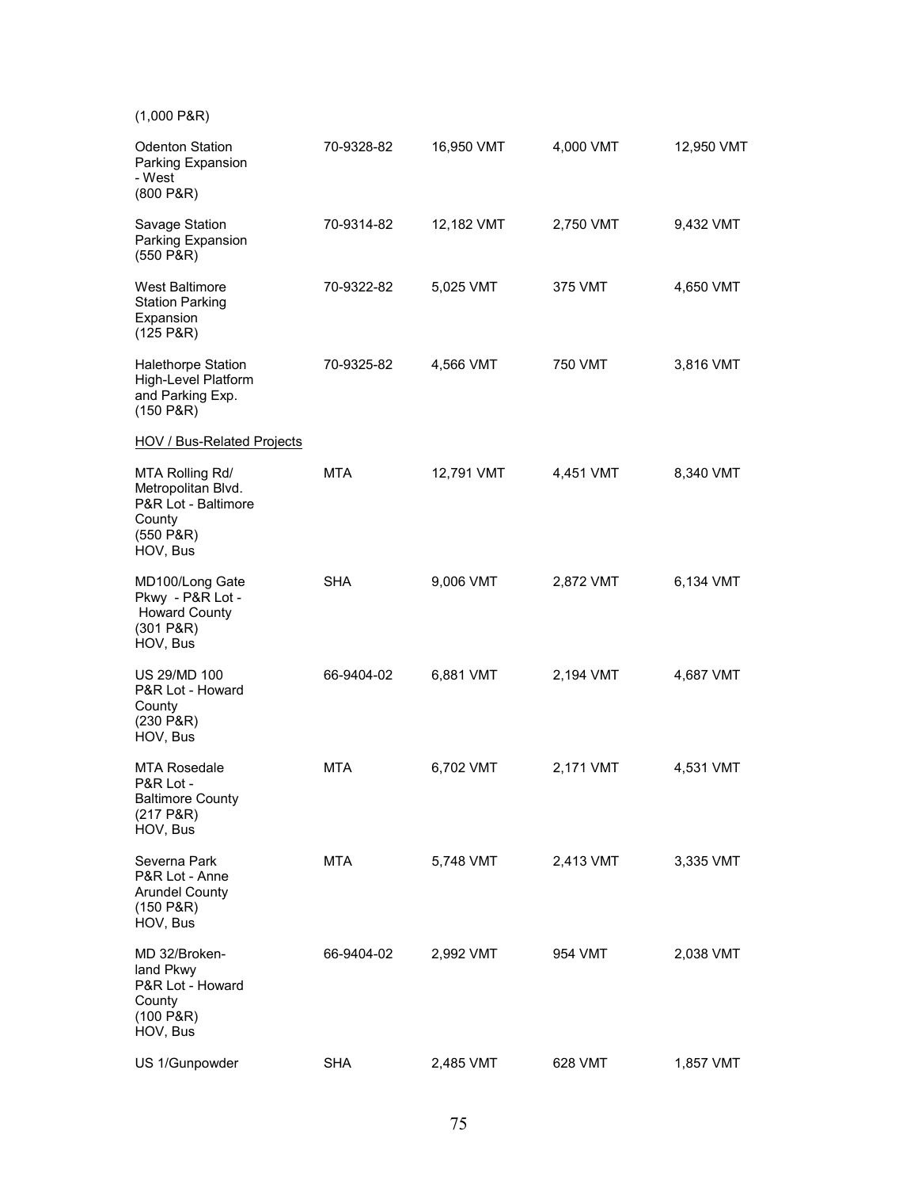(1,000 P&R)

| | | | | |
|---|---|---|---|---|
| Odenton Station Parking Expansion - West (800 P&R) | 70-9328-82 | 16,950 VMT | 4,000 VMT | 12,950 VMT |
| Savage Station Parking Expansion (550 P&R) | 70-9314-82 | 12,182 VMT | 2,750 VMT | 9,432 VMT |
| West Baltimore Station Parking Expansion (125 P&R) | 70-9322-82 | 5,025 VMT | 375 VMT | 4,650 VMT |
| Halethorpe Station High-Level Platform and Parking Exp. (150 P&R) | 70-9325-82 | 4,566 VMT | 750 VMT | 3,816 VMT |
| <u>HOV / Bus-Related Projects</u> | | | | |
| MTA Rolling Rd/ Metropolitan Blvd. P&R Lot - Baltimore County (550 P&R) HOV, Bus | MTA | 12,791 VMT | 4,451 VMT | 8,340 VMT |
| MD100/Long Gate Pkwy - P&R Lot - Howard County (301 P&R) HOV, Bus | SHA | 9,006 VMT | 2,872 VMT | 6,134 VMT |
| US 29/MD 100 P&R Lot - Howard County (230 P&R) HOV, Bus | 66-9404-02 | 6,881 VMT | 2,194 VMT | 4,687 VMT |
| MTA Rosedale P&R Lot - Baltimore County (217 P&R) HOV, Bus | MTA | 6,702 VMT | 2,171 VMT | 4,531 VMT |
| Severna Park P&R Lot - Anne Arundel County (150 P&R) HOV, Bus | MTA | 5,748 VMT | 2,413 VMT | 3,335 VMT |
| MD 32/Broken-land Pkwy P&R Lot - Howard County (100 P&R) HOV, Bus | 66-9404-02 | 2,992 VMT | 954 VMT | 2,038 VMT |
| US 1/Gunpowder | SHA | 2,485 VMT | 628 VMT | 1,857 VMT |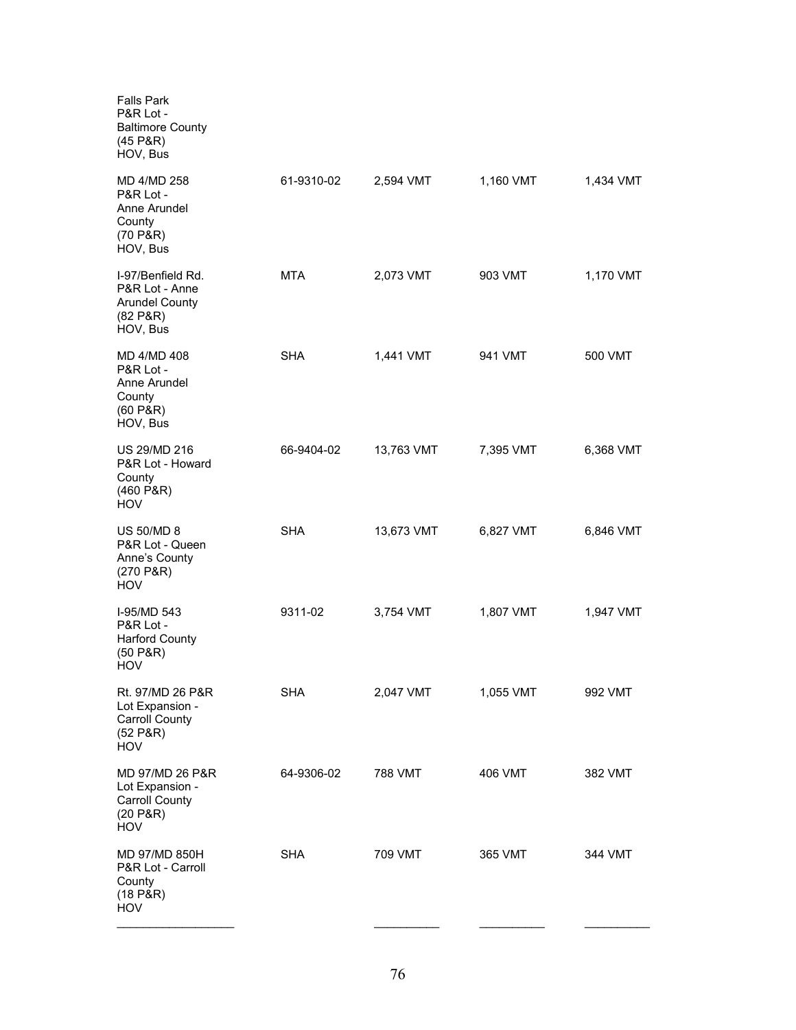| | | | | |
|---|---|---|---|---|
| Falls Park P&R Lot - Baltimore County (45 P&R) HOV, Bus | | | | |
| MD 4/MD 258 P&R Lot - Anne Arundel County (70 P&R) HOV, Bus | 61-9310-02 | 2,594 VMT | 1,160 VMT | 1,434 VMT |
| I-97/Benfield Rd. P&R Lot - Anne Arundel County (82 P&R) HOV, Bus | MTA | 2,073 VMT | 903 VMT | 1,170 VMT |
| MD 4/MD 408 P&R Lot - Anne Arundel County (60 P&R) HOV, Bus | SHA | 1,441 VMT | 941 VMT | 500 VMT |
| US 29/MD 216 P&R Lot - Howard County (460 P&R) HOV | 66-9404-02 | 13,763 VMT | 7,395 VMT | 6,368 VMT |
| US 50/MD 8 P&R Lot - Queen Anne's County (270 P&R) HOV | SHA | 13,673 VMT | 6,827 VMT | 6,846 VMT |
| I-95/MD 543 P&R Lot - Harford County (50 P&R) HOV | 9311-02 | 3,754 VMT | 1,807 VMT | 1,947 VMT |
| Rt. 97/MD 26 P&R Lot Expansion - Carroll County (52 P&R) HOV | SHA | 2,047 VMT | 1,055 VMT | 992 VMT |
| MD 97/MD 26 P&R Lot Expansion - Carroll County (20 P&R) HOV | 64-9306-02 | 788 VMT | 406 VMT | 382 VMT |
| MD 97/MD 850H P&R Lot - Carroll County (18 P&R) HOV | SHA | 709 VMT | 365 VMT | 344 VMT |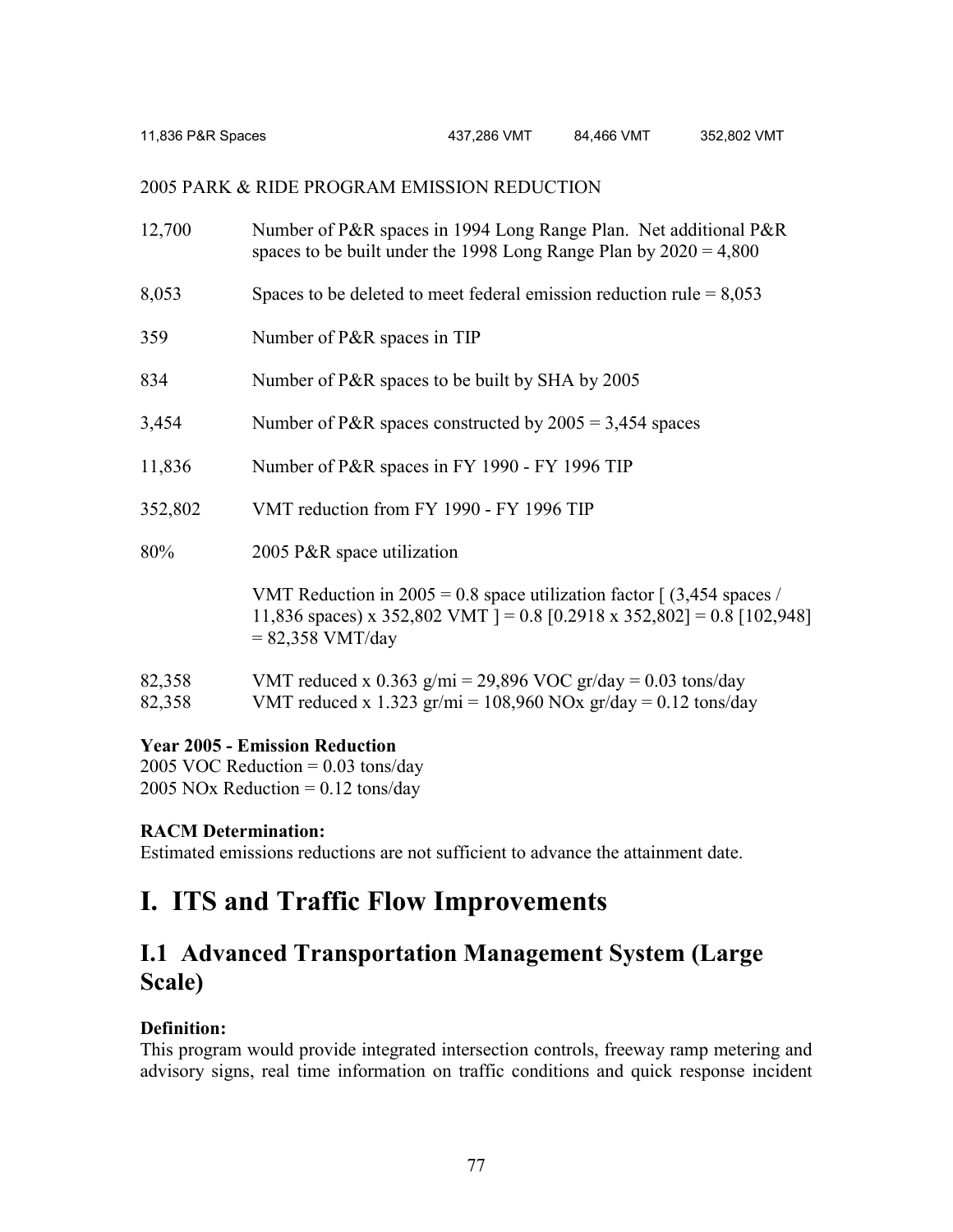| 11,836 P&R Spaces | 437,286 VMT | 84,466 VMT | 352,802 VMT |
|---|---|---|---|

2005 PARK & RIDE PROGRAM EMISSION REDUCTION

| | |
|---|---|
| 12,700 | Number of P&R spaces in 1994 Long Range Plan. Net additional P&R spaces to be built under the 1998 Long Range Plan by 2020 = 4,800 |
| 8,053 | Spaces to be deleted to meet federal emission reduction rule = 8,053 |
| 359 | Number of P&R spaces in TIP |
| 834 | Number of P&R spaces to be built by SHA by 2005 |
| 3,454 | Number of P&R spaces constructed by 2005 = 3,454 spaces |
| 11,836 | Number of P&R spaces in FY 1990 - FY 1996 TIP |
| 352,802 | VMT reduction from FY 1990 - FY 1996 TIP |
| 80% | 2005 P&R space utilization |
| | VMT Reduction in 2005 = 0.8 space utilization factor [ (3,454 spaces / 11,836 spaces) x 352,802 VMT ] = 0.8 [0.2918 x 352,802] = 0.8 [102,948] = 82,358 VMT/day |
| 82,358 | VMT reduced x 0.363 g/mi = 29,896 VOC gr/day = 0.03 tons/day |
| 82,358 | VMT reduced x 1.323 gr/mi = 108,960 NOx gr/day = 0.12 tons/day |

**Year 2005 - Emission Reduction**
2005 VOC Reduction = 0.03 tons/day
2005 NOx Reduction = 0.12 tons/day

**RACM Determination:**
Estimated emissions reductions are not sufficient to advance the attainment date.

# I. ITS and Traffic Flow Improvements

## I.1 Advanced Transportation Management System (Large Scale)

**Definition:**
This program would provide integrated intersection controls, freeway ramp metering and advisory signs, real time information on traffic conditions and quick response incident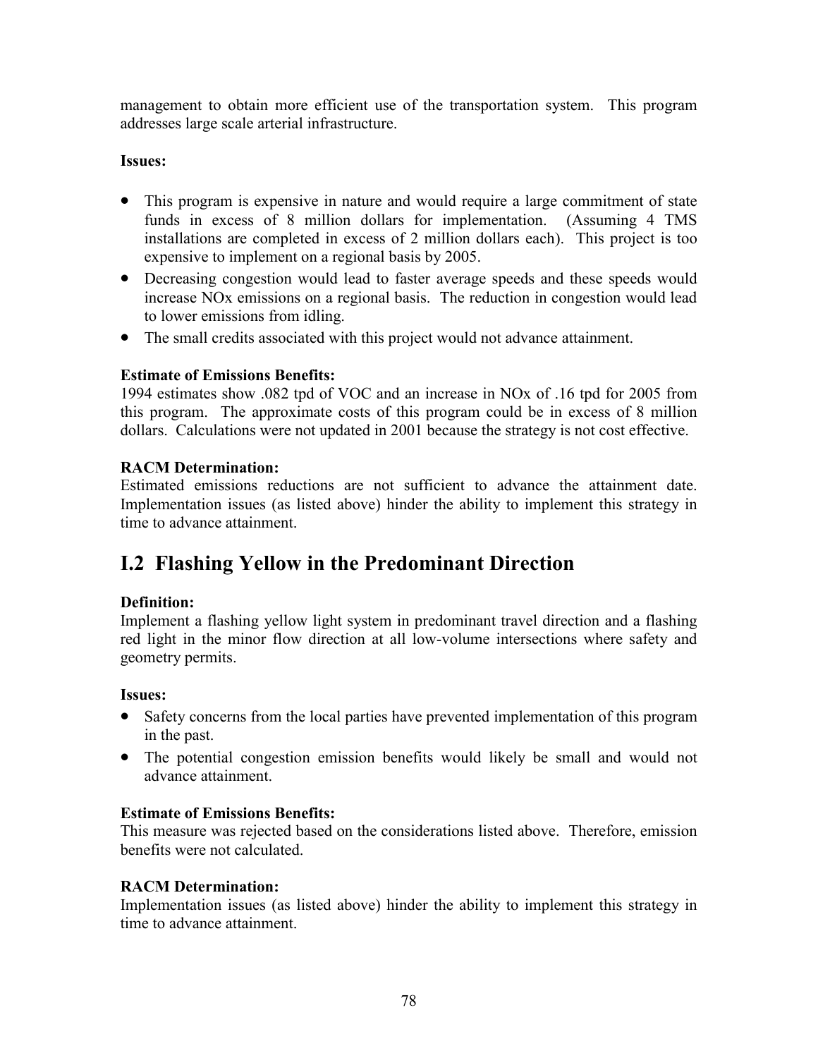management to obtain more efficient use of the transportation system. This program addresses large scale arterial infrastructure.

**Issues:**

- This program is expensive in nature and would require a large commitment of state funds in excess of 8 million dollars for implementation. (Assuming 4 TMS installations are completed in excess of 2 million dollars each). This project is too expensive to implement on a regional basis by 2005.
- Decreasing congestion would lead to faster average speeds and these speeds would increase NOx emissions on a regional basis. The reduction in congestion would lead to lower emissions from idling.
- The small credits associated with this project would not advance attainment.

**Estimate of Emissions Benefits:**
1994 estimates show .082 tpd of VOC and an increase in NOx of .16 tpd for 2005 from this program. The approximate costs of this program could be in excess of 8 million dollars. Calculations were not updated in 2001 because the strategy is not cost effective.

**RACM Determination:**
Estimated emissions reductions are not sufficient to advance the attainment date. Implementation issues (as listed above) hinder the ability to implement this strategy in time to advance attainment.

## I.2 Flashing Yellow in the Predominant Direction

**Definition:**
Implement a flashing yellow light system in predominant travel direction and a flashing red light in the minor flow direction at all low-volume intersections where safety and geometry permits.

**Issues:**

- Safety concerns from the local parties have prevented implementation of this program in the past.
- The potential congestion emission benefits would likely be small and would not advance attainment.

**Estimate of Emissions Benefits:**
This measure was rejected based on the considerations listed above. Therefore, emission benefits were not calculated.

**RACM Determination:**
Implementation issues (as listed above) hinder the ability to implement this strategy in time to advance attainment.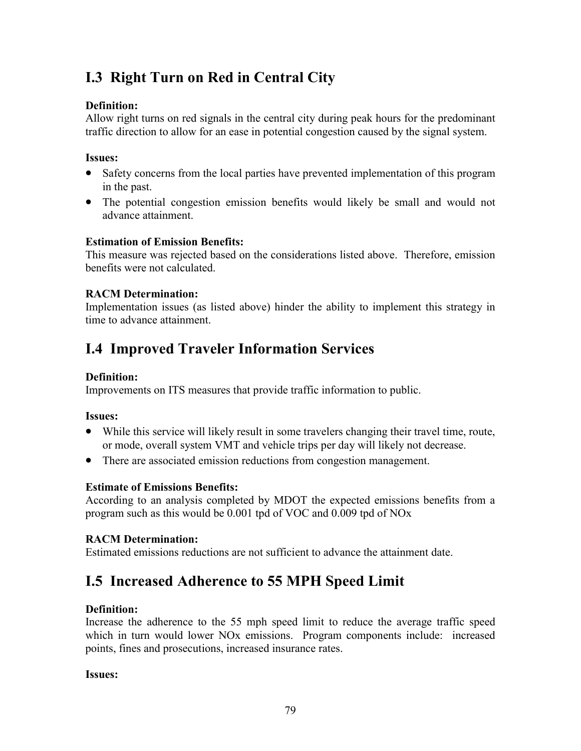## I.3 Right Turn on Red in Central City

**Definition:**
Allow right turns on red signals in the central city during peak hours for the predominant traffic direction to allow for an ease in potential congestion caused by the signal system.

**Issues:**

- Safety concerns from the local parties have prevented implementation of this program in the past.
- The potential congestion emission benefits would likely be small and would not advance attainment.

**Estimation of Emission Benefits:**
This measure was rejected based on the considerations listed above. Therefore, emission benefits were not calculated.

**RACM Determination:**
Implementation issues (as listed above) hinder the ability to implement this strategy in time to advance attainment.

## I.4 Improved Traveler Information Services

**Definition:**
Improvements on ITS measures that provide traffic information to public.

**Issues:**

- While this service will likely result in some travelers changing their travel time, route, or mode, overall system VMT and vehicle trips per day will likely not decrease.
- There are associated emission reductions from congestion management.

**Estimate of Emissions Benefits:**
According to an analysis completed by MDOT the expected emissions benefits from a program such as this would be 0.001 tpd of VOC and 0.009 tpd of NOx

**RACM Determination:**
Estimated emissions reductions are not sufficient to advance the attainment date.

## I.5 Increased Adherence to 55 MPH Speed Limit

**Definition:**
Increase the adherence to the 55 mph speed limit to reduce the average traffic speed which in turn would lower NOx emissions. Program components include: increased points, fines and prosecutions, increased insurance rates.

**Issues:**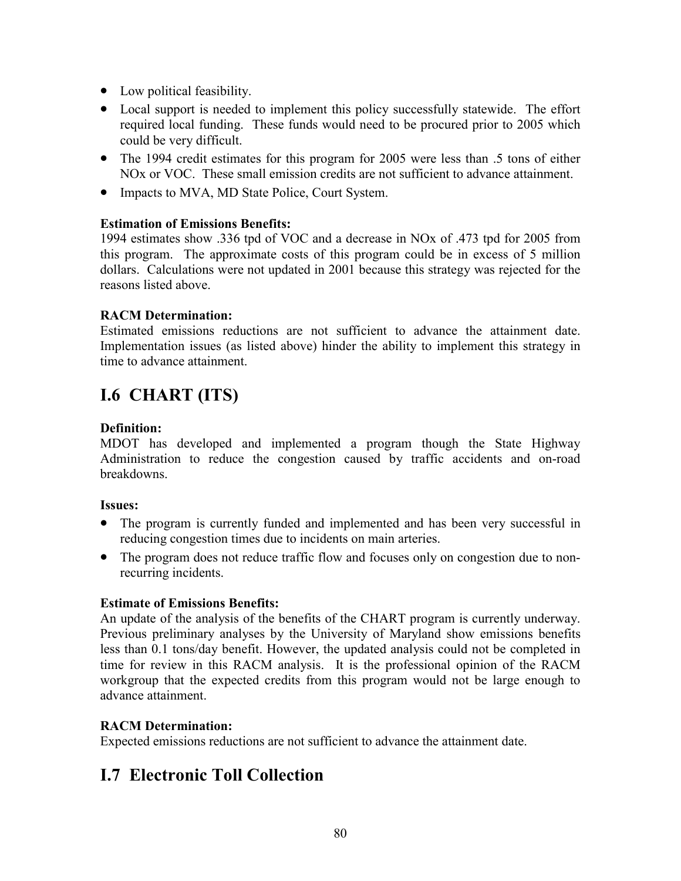- Low political feasibility.
- Local support is needed to implement this policy successfully statewide. The effort required local funding. These funds would need to be procured prior to 2005 which could be very difficult.
- The 1994 credit estimates for this program for 2005 were less than .5 tons of either NOx or VOC. These small emission credits are not sufficient to advance attainment.
- Impacts to MVA, MD State Police, Court System.

**Estimation of Emissions Benefits:**
1994 estimates show .336 tpd of VOC and a decrease in NOx of .473 tpd for 2005 from this program. The approximate costs of this program could be in excess of 5 million dollars. Calculations were not updated in 2001 because this strategy was rejected for the reasons listed above.

**RACM Determination:**
Estimated emissions reductions are not sufficient to advance the attainment date. Implementation issues (as listed above) hinder the ability to implement this strategy in time to advance attainment.

## I.6 CHART (ITS)

**Definition:**
MDOT has developed and implemented a program though the State Highway Administration to reduce the congestion caused by traffic accidents and on-road breakdowns.

**Issues:**

- The program is currently funded and implemented and has been very successful in reducing congestion times due to incidents on main arteries.
- The program does not reduce traffic flow and focuses only on congestion due to non-recurring incidents.

**Estimate of Emissions Benefits:**
An update of the analysis of the benefits of the CHART program is currently underway. Previous preliminary analyses by the University of Maryland show emissions benefits less than 0.1 tons/day benefit. However, the updated analysis could not be completed in time for review in this RACM analysis. It is the professional opinion of the RACM workgroup that the expected credits from this program would not be large enough to advance attainment.

**RACM Determination:**
Expected emissions reductions are not sufficient to advance the attainment date.

## I.7 Electronic Toll Collection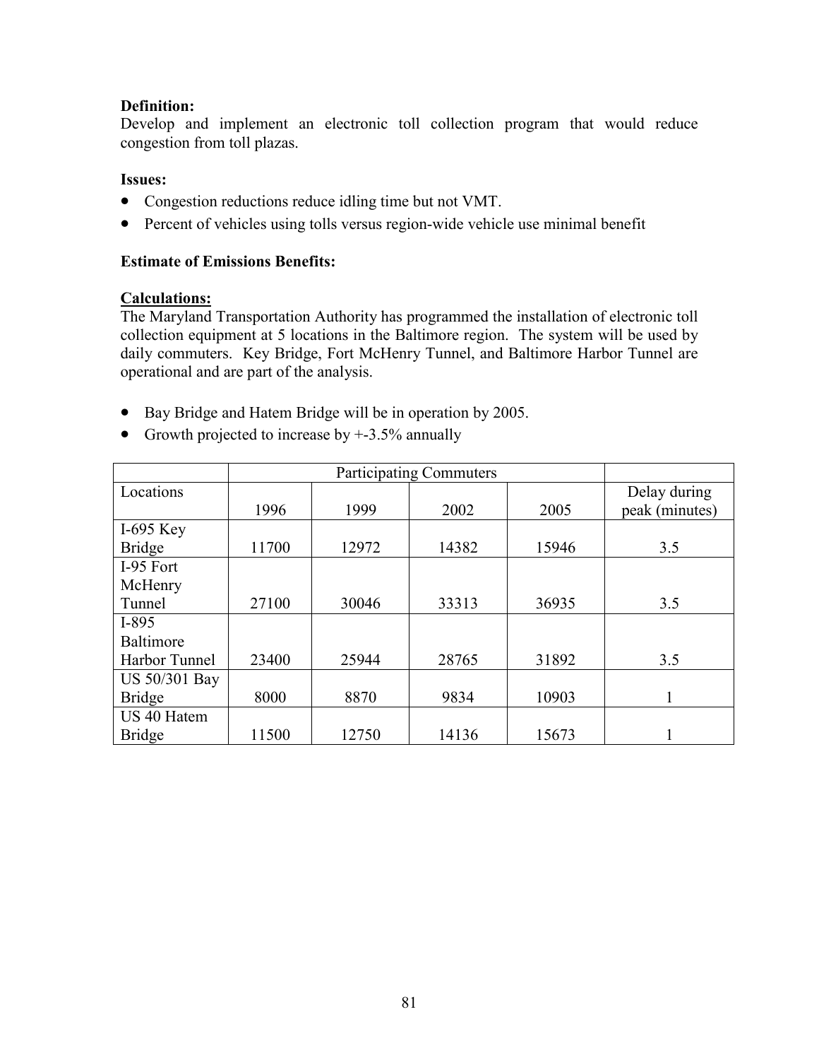**Definition:**
Develop and implement an electronic toll collection program that would reduce congestion from toll plazas.

**Issues:**

- Congestion reductions reduce idling time but not VMT.
- Percent of vehicles using tolls versus region-wide vehicle use minimal benefit

**Estimate of Emissions Benefits:**

**Calculations:**
The Maryland Transportation Authority has programmed the installation of electronic toll collection equipment at 5 locations in the Baltimore region. The system will be used by daily commuters. Key Bridge, Fort McHenry Tunnel, and Baltimore Harbor Tunnel are operational and are part of the analysis.

- Bay Bridge and Hatem Bridge will be in operation by 2005.
- Growth projected to increase by +-3.5% annually

| | Participating Commuters | | | | |
|---|---|---|---|---|---|
| Locations | 1996 | 1999 | 2002 | 2005 | Delay during peak (minutes) |
| I-695 Key Bridge | 11700 | 12972 | 14382 | 15946 | 3.5 |
| I-95 Fort McHenry Tunnel | 27100 | 30046 | 33313 | 36935 | 3.5 |
| I-895 Baltimore Harbor Tunnel | 23400 | 25944 | 28765 | 31892 | 3.5 |
| US 50/301 Bay Bridge | 8000 | 8870 | 9834 | 10903 | 1 |
| US 40 Hatem Bridge | 11500 | 12750 | 14136 | 15673 | 1 |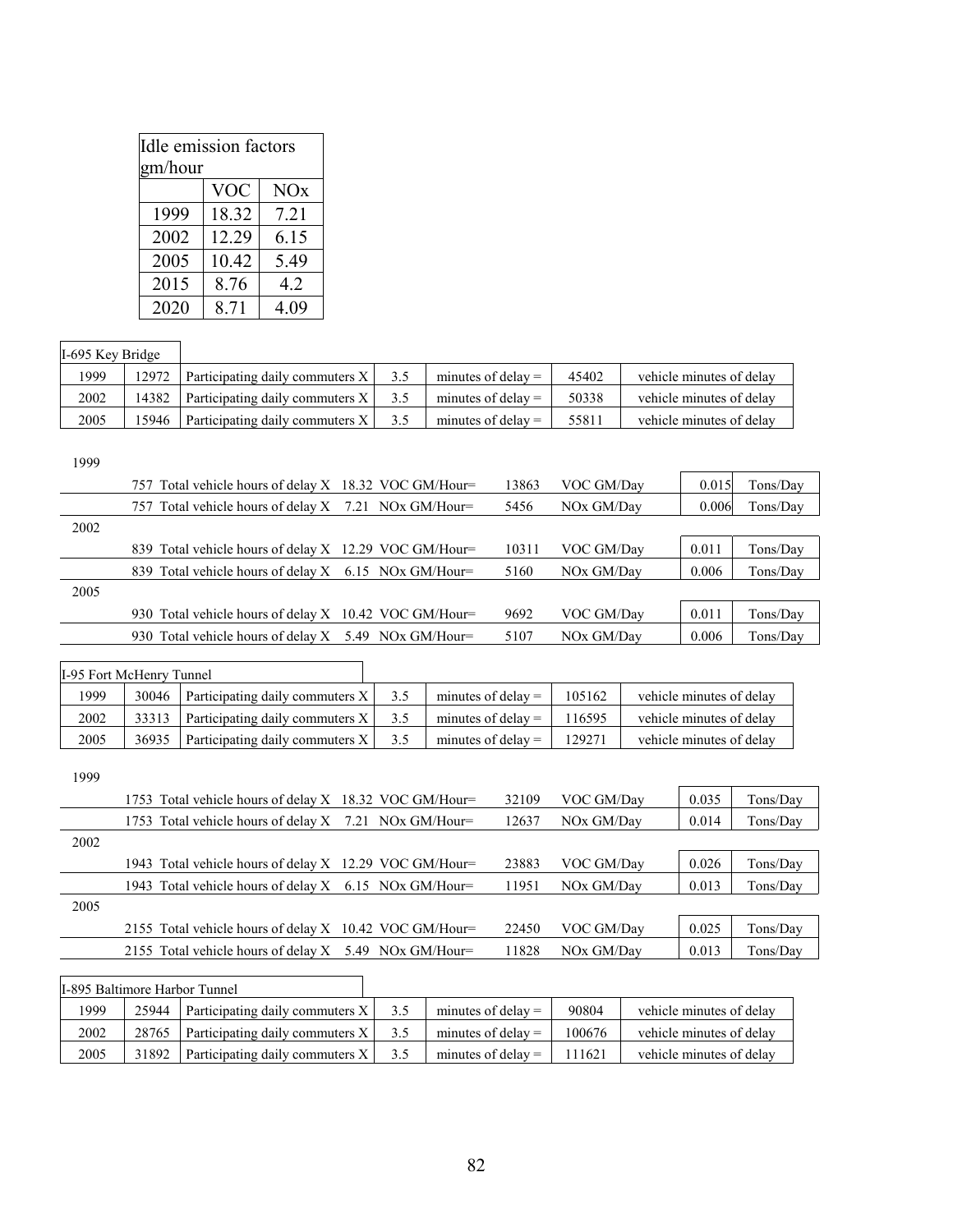| Idle emission factors gm/hour | | |
|---|---|---|
| | VOC | NOx |
| 1999 | 18.32 | 7.21 |
| 2002 | 12.29 | 6.15 |
| 2005 | 10.42 | 5.49 |
| 2015 | 8.76 | 4.2 |
| 2020 | 8.71 | 4.09 |

I-695 Key Bridge

| | | | | | | |
|---|---|---|---|---|---|---|
| 1999 | 12972 | Participating daily commuters X | 3.5 | minutes of delay = | 45402 | vehicle minutes of delay |
| 2002 | 14382 | Participating daily commuters X | 3.5 | minutes of delay = | 50338 | vehicle minutes of delay |
| 2005 | 15946 | Participating daily commuters X | 3.5 | minutes of delay = | 55811 | vehicle minutes of delay |

| Year | Hours | | Factor | | GM/Day | | Tons/Day | |
|---|---|---|---|---|---|---|---|---|
| 1999 | | | | | | | | |
| | 757 | Total vehicle hours of delay X | 18.32 | VOC GM/Hour= | 13863 | VOC GM/Day | 0.015 | Tons/Day |
| | 757 | Total vehicle hours of delay X | 7.21 | NOx GM/Hour= | 5456 | NOx GM/Day | 0.006 | Tons/Day |
| 2002 | | | | | | | | |
| | 839 | Total vehicle hours of delay X | 12.29 | VOC GM/Hour= | 10311 | VOC GM/Day | 0.011 | Tons/Day |
| | 839 | Total vehicle hours of delay X | 6.15 | NOx GM/Hour= | 5160 | NOx GM/Day | 0.006 | Tons/Day |
| 2005 | | | | | | | | |
| | 930 | Total vehicle hours of delay X | 10.42 | VOC GM/Hour= | 9692 | VOC GM/Day | 0.011 | Tons/Day |
| | 930 | Total vehicle hours of delay X | 5.49 | NOx GM/Hour= | 5107 | NOx GM/Day | 0.006 | Tons/Day |

I-95 Fort McHenry Tunnel

| | | | | | | |
|---|---|---|---|---|---|---|
| 1999 | 30046 | Participating daily commuters X | 3.5 | minutes of delay = | 105162 | vehicle minutes of delay |
| 2002 | 33313 | Participating daily commuters X | 3.5 | minutes of delay = | 116595 | vehicle minutes of delay |
| 2005 | 36935 | Participating daily commuters X | 3.5 | minutes of delay = | 129271 | vehicle minutes of delay |

| Year | Hours | | Factor | | GM/Day | | Tons/Day | |
|---|---|---|---|---|---|---|---|---|
| 1999 | | | | | | | | |
| | 1753 | Total vehicle hours of delay X | 18.32 | VOC GM/Hour= | 32109 | VOC GM/Day | 0.035 | Tons/Day |
| | 1753 | Total vehicle hours of delay X | 7.21 | NOx GM/Hour= | 12637 | NOx GM/Day | 0.014 | Tons/Day |
| 2002 | | | | | | | | |
| | 1943 | Total vehicle hours of delay X | 12.29 | VOC GM/Hour= | 23883 | VOC GM/Day | 0.026 | Tons/Day |
| | 1943 | Total vehicle hours of delay X | 6.15 | NOx GM/Hour= | 11951 | NOx GM/Day | 0.013 | Tons/Day |
| 2005 | | | | | | | | |
| | 2155 | Total vehicle hours of delay X | 10.42 | VOC GM/Hour= | 22450 | VOC GM/Day | 0.025 | Tons/Day |
| | 2155 | Total vehicle hours of delay X | 5.49 | NOx GM/Hour= | 11828 | NOx GM/Day | 0.013 | Tons/Day |

I-895 Baltimore Harbor Tunnel

| | | | | | | |
|---|---|---|---|---|---|---|
| 1999 | 25944 | Participating daily commuters X | 3.5 | minutes of delay = | 90804 | vehicle minutes of delay |
| 2002 | 28765 | Participating daily commuters X | 3.5 | minutes of delay = | 100676 | vehicle minutes of delay |
| 2005 | 31892 | Participating daily commuters X | 3.5 | minutes of delay = | 111621 | vehicle minutes of delay |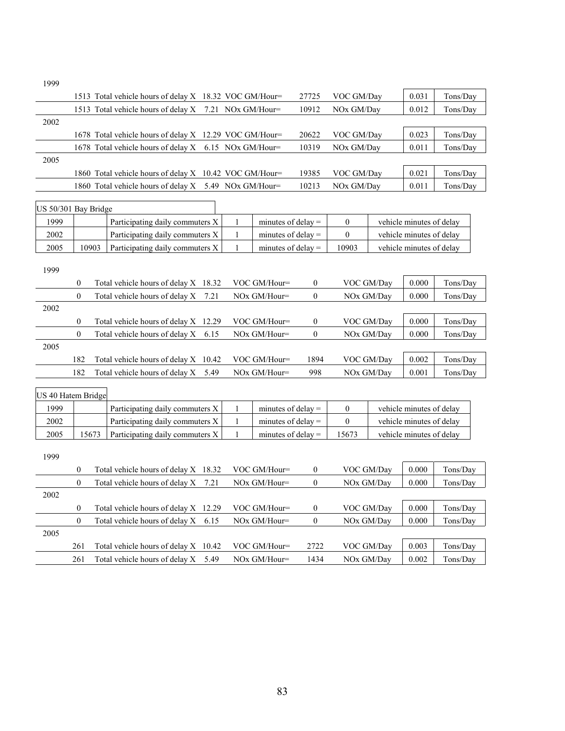1999

| | | | | | | |
|---|---|---|---|---|---|---|
| 1513 | Total vehicle hours of delay X | 18.32 VOC GM/Hour= | 27725 | VOC GM/Day | 0.031 | Tons/Day |
| 1513 | Total vehicle hours of delay X | 7.21 NOx GM/Hour= | 10912 | NOx GM/Day | 0.012 | Tons/Day |

2002

| | | | | | | |
|---|---|---|---|---|---|---|
| 1678 | Total vehicle hours of delay X | 12.29 VOC GM/Hour= | 20622 | VOC GM/Day | 0.023 | Tons/Day |
| 1678 | Total vehicle hours of delay X | 6.15 NOx GM/Hour= | 10319 | NOx GM/Day | 0.011 | Tons/Day |

2005

| | | | | | | |
|---|---|---|---|---|---|---|
| 1860 | Total vehicle hours of delay X | 10.42 VOC GM/Hour= | 19385 | VOC GM/Day | 0.021 | Tons/Day |
| 1860 | Total vehicle hours of delay X | 5.49 NOx GM/Hour= | 10213 | NOx GM/Day | 0.011 | Tons/Day |

US 50/301 Bay Bridge

| | | | | | | |
|---|---|---|---|---|---|---|
| 1999 | | Participating daily commuters X | 1 | minutes of delay = | 0 | vehicle minutes of delay |
| 2002 | | Participating daily commuters X | 1 | minutes of delay = | 0 | vehicle minutes of delay |
| 2005 | 10903 | Participating daily commuters X | 1 | minutes of delay = | 10903 | vehicle minutes of delay |

1999

| | | | | | | | |
|---|---|---|---|---|---|---|---|
| 0 | Total vehicle hours of delay X | 18.32 | VOC GM/Hour= | 0 | VOC GM/Day | 0.000 | Tons/Day |
| 0 | Total vehicle hours of delay X | 7.21 | NOx GM/Hour= | 0 | NOx GM/Day | 0.000 | Tons/Day |

2002

| | | | | | | | |
|---|---|---|---|---|---|---|---|
| 0 | Total vehicle hours of delay X | 12.29 | VOC GM/Hour= | 0 | VOC GM/Day | 0.000 | Tons/Day |
| 0 | Total vehicle hours of delay X | 6.15 | NOx GM/Hour= | 0 | NOx GM/Day | 0.000 | Tons/Day |

2005

| | | | | | | | |
|---|---|---|---|---|---|---|---|
| 182 | Total vehicle hours of delay X | 10.42 | VOC GM/Hour= | 1894 | VOC GM/Day | 0.002 | Tons/Day |
| 182 | Total vehicle hours of delay X | 5.49 | NOx GM/Hour= | 998 | NOx GM/Day | 0.001 | Tons/Day |

US 40 Hatem Bridge

| | | | | | | |
|---|---|---|---|---|---|---|
| 1999 | | Participating daily commuters X | 1 | minutes of delay = | 0 | vehicle minutes of delay |
| 2002 | | Participating daily commuters X | 1 | minutes of delay = | 0 | vehicle minutes of delay |
| 2005 | 15673 | Participating daily commuters X | 1 | minutes of delay = | 15673 | vehicle minutes of delay |

1999

| | | | | | | | |
|---|---|---|---|---|---|---|---|
| 0 | Total vehicle hours of delay X | 18.32 | VOC GM/Hour= | 0 | VOC GM/Day | 0.000 | Tons/Day |
| 0 | Total vehicle hours of delay X | 7.21 | NOx GM/Hour= | 0 | NOx GM/Day | 0.000 | Tons/Day |

2002

| | | | | | | | |
|---|---|---|---|---|---|---|---|
| 0 | Total vehicle hours of delay X | 12.29 | VOC GM/Hour= | 0 | VOC GM/Day | 0.000 | Tons/Day |
| 0 | Total vehicle hours of delay X | 6.15 | NOx GM/Hour= | 0 | NOx GM/Day | 0.000 | Tons/Day |

2005

| | | | | | | | |
|---|---|---|---|---|---|---|---|
| 261 | Total vehicle hours of delay X | 10.42 | VOC GM/Hour= | 2722 | VOC GM/Day | 0.003 | Tons/Day |
| 261 | Total vehicle hours of delay X | 5.49 | NOx GM/Hour= | 1434 | NOx GM/Day | 0.002 | Tons/Day |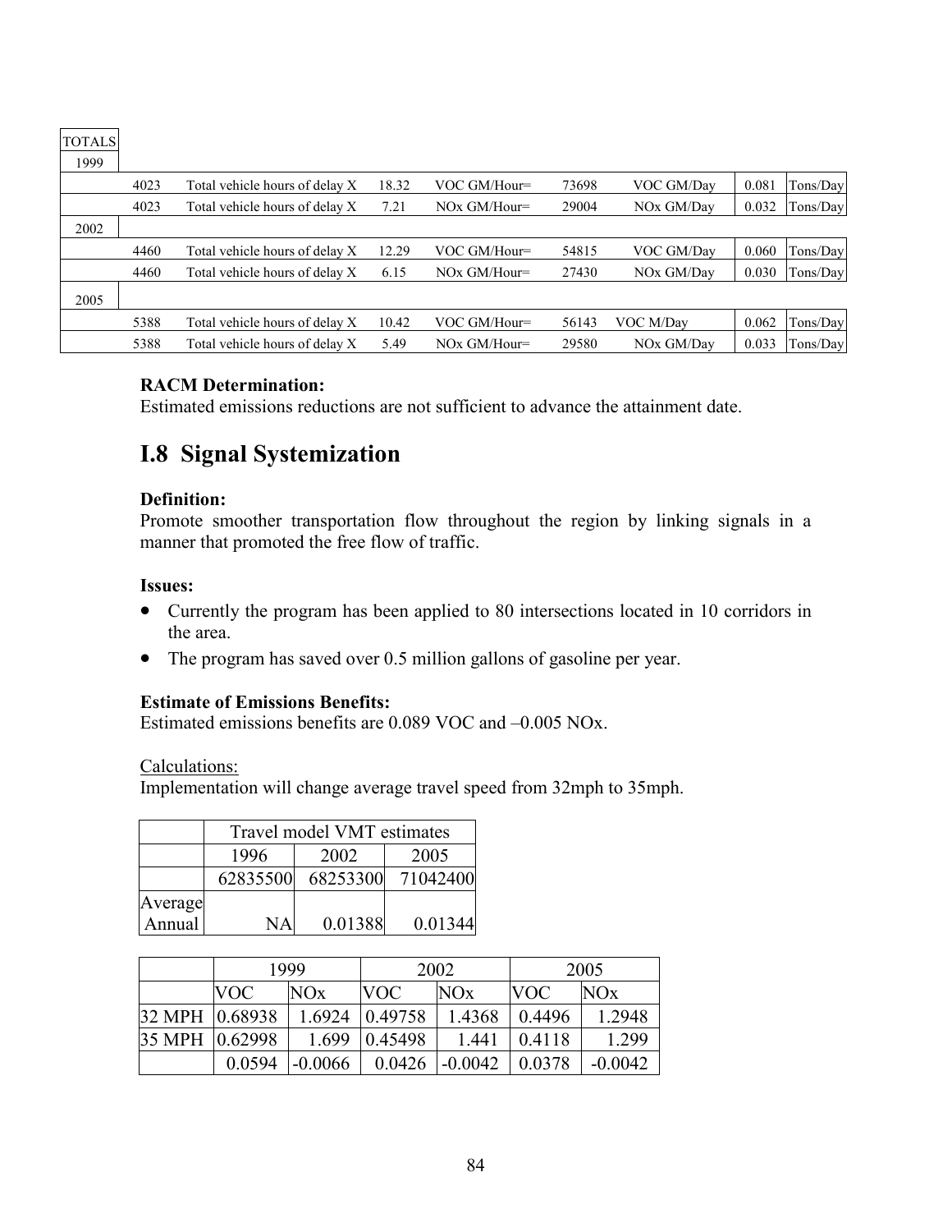| TOTALS | | | | | | | | |
|---|---|---|---|---|---|---|---|---|
| 1999 | | | | | | | | |
| | 4023 | Total vehicle hours of delay X | 18.32 | VOC GM/Hour= | 73698 | VOC GM/Day | 0.081 | Tons/Day |
| | 4023 | Total vehicle hours of delay X | 7.21 | NOx GM/Hour= | 29004 | NOx GM/Day | 0.032 | Tons/Day |
| 2002 | | | | | | | | |
| | 4460 | Total vehicle hours of delay X | 12.29 | VOC GM/Hour= | 54815 | VOC GM/Day | 0.060 | Tons/Day |
| | 4460 | Total vehicle hours of delay X | 6.15 | NOx GM/Hour= | 27430 | NOx GM/Day | 0.030 | Tons/Day |
| 2005 | | | | | | | | |
| | 5388 | Total vehicle hours of delay X | 10.42 | VOC GM/Hour= | 56143 | VOC M/Day | 0.062 | Tons/Day |
| | 5388 | Total vehicle hours of delay X | 5.49 | NOx GM/Hour= | 29580 | NOx GM/Day | 0.033 | Tons/Day |

**RACM Determination:**
Estimated emissions reductions are not sufficient to advance the attainment date.

## I.8 Signal Systemization

**Definition:**
Promote smoother transportation flow throughout the region by linking signals in a manner that promoted the free flow of traffic.

**Issues:**

- Currently the program has been applied to 80 intersections located in 10 corridors in the area.
- The program has saved over 0.5 million gallons of gasoline per year.

**Estimate of Emissions Benefits:**
Estimated emissions benefits are 0.089 VOC and –0.005 NOx.

Calculations:
Implementation will change average travel speed from 32mph to 35mph.

| | Travel model VMT estimates | | |
|---|---|---|---|
| | 1996 | 2002 | 2005 |
| | 62835500 | 68253300 | 71042400 |
| Average Annual | NA | 0.01388 | 0.01344 |

| | 1999 | | 2002 | | 2005 | |
|---|---|---|---|---|---|---|
| | VOC | NOx | VOC | NOx | VOC | NOx |
| 32 MPH | 0.68938 | 1.6924 | 0.49758 | 1.4368 | 0.4496 | 1.2948 |
| 35 MPH | 0.62998 | 1.699 | 0.45498 | 1.441 | 0.4118 | 1.299 |
| | 0.0594 | -0.0066 | 0.0426 | -0.0042 | 0.0378 | -0.0042 |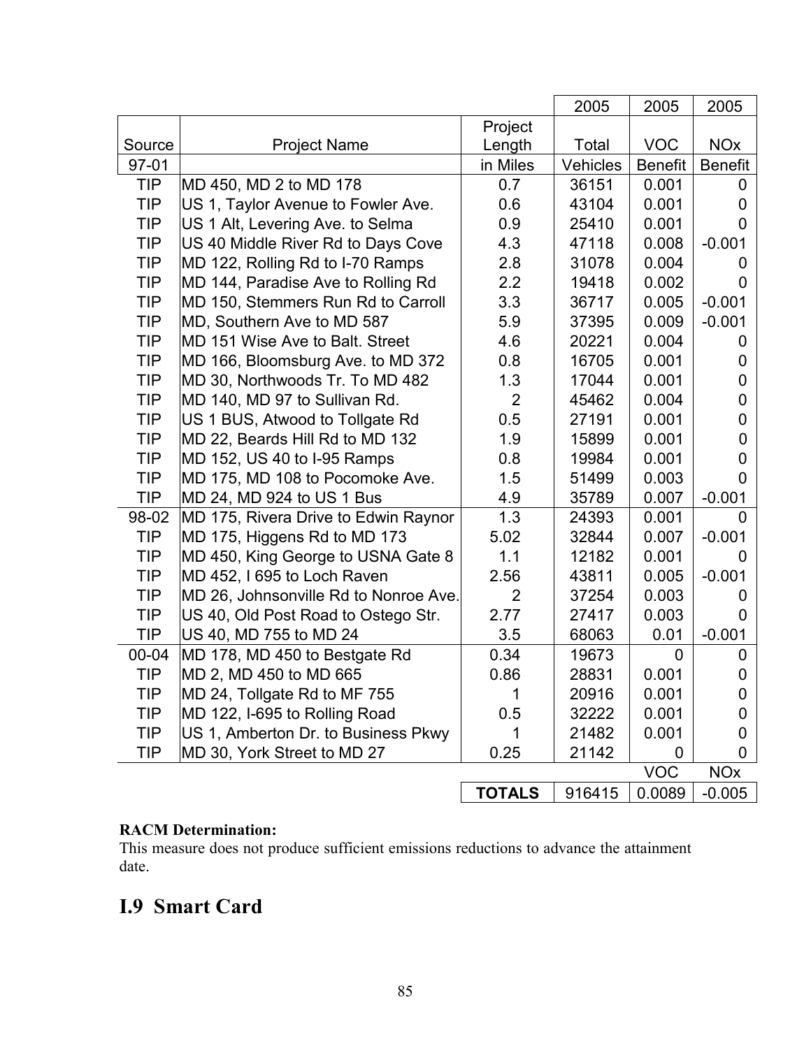| | | | 2005 | 2005 | 2005 |
|---|---|---|---|---|---|
| Source | Project Name | Project Length | Total | VOC | NOx |
| 97-01 | | in Miles | Vehicles | Benefit | Benefit |
| TIP | MD 450, MD 2 to MD 178 | 0.7 | 36151 | 0.001 | 0 |
| TIP | US 1, Taylor Avenue to Fowler Ave. | 0.6 | 43104 | 0.001 | 0 |
| TIP | US 1 Alt, Levering Ave. to Selma | 0.9 | 25410 | 0.001 | 0 |
| TIP | US 40 Middle River Rd to Days Cove | 4.3 | 47118 | 0.008 | -0.001 |
| TIP | MD 122, Rolling Rd to I-70 Ramps | 2.8 | 31078 | 0.004 | 0 |
| TIP | MD 144, Paradise Ave to Rolling Rd | 2.2 | 19418 | 0.002 | 0 |
| TIP | MD 150, Stemmers Run Rd to Carroll | 3.3 | 36717 | 0.005 | -0.001 |
| TIP | MD, Southern Ave to MD 587 | 5.9 | 37395 | 0.009 | -0.001 |
| TIP | MD 151 Wise Ave to Balt. Street | 4.6 | 20221 | 0.004 | 0 |
| TIP | MD 166, Bloomsburg Ave. to MD 372 | 0.8 | 16705 | 0.001 | 0 |
| TIP | MD 30, Northwoods Tr. To MD 482 | 1.3 | 17044 | 0.001 | 0 |
| TIP | MD 140, MD 97 to Sullivan Rd. | 2 | 45462 | 0.004 | 0 |
| TIP | US 1 BUS, Atwood to Tollgate Rd | 0.5 | 27191 | 0.001 | 0 |
| TIP | MD 22, Beards Hill Rd to MD 132 | 1.9 | 15899 | 0.001 | 0 |
| TIP | MD 152, US 40 to I-95 Ramps | 0.8 | 19984 | 0.001 | 0 |
| TIP | MD 175, MD 108 to Pocomoke Ave. | 1.5 | 51499 | 0.003 | 0 |
| TIP | MD 24, MD 924 to US 1 Bus | 4.9 | 35789 | 0.007 | -0.001 |
| 98-02 | MD 175, Rivera Drive to Edwin Raynor | 1.3 | 24393 | 0.001 | 0 |
| TIP | MD 175, Higgens Rd to MD 173 | 5.02 | 32844 | 0.007 | -0.001 |
| TIP | MD 450, King George to USNA Gate 8 | 1.1 | 12182 | 0.001 | 0 |
| TIP | MD 452, I 695 to Loch Raven | 2.56 | 43811 | 0.005 | -0.001 |
| TIP | MD 26, Johnsonville Rd to Nonroe Ave. | 2 | 37254 | 0.003 | 0 |
| TIP | US 40, Old Post Road to Ostego Str. | 2.77 | 27417 | 0.003 | 0 |
| TIP | US 40, MD 755 to MD 24 | 3.5 | 68063 | 0.01 | -0.001 |
| 00-04 | MD 178, MD 450 to Bestgate Rd | 0.34 | 19673 | 0 | 0 |
| TIP | MD 2, MD 450 to MD 665 | 0.86 | 28831 | 0.001 | 0 |
| TIP | MD 24, Tollgate Rd to MF 755 | 1 | 20916 | 0.001 | 0 |
| TIP | MD 122, I-695 to Rolling Road | 0.5 | 32222 | 0.001 | 0 |
| TIP | US 1, Amberton Dr. to Business Pkwy | 1 | 21482 | 0.001 | 0 |
| TIP | MD 30, York Street to MD 27 | 0.25 | 21142 | 0 | 0 |
| | | | | VOC | NOx |
| | | **TOTALS** | 916415 | 0.0089 | -0.005 |

**RACM Determination:**
This measure does not produce sufficient emissions reductions to advance the attainment date.

# I.9 Smart Card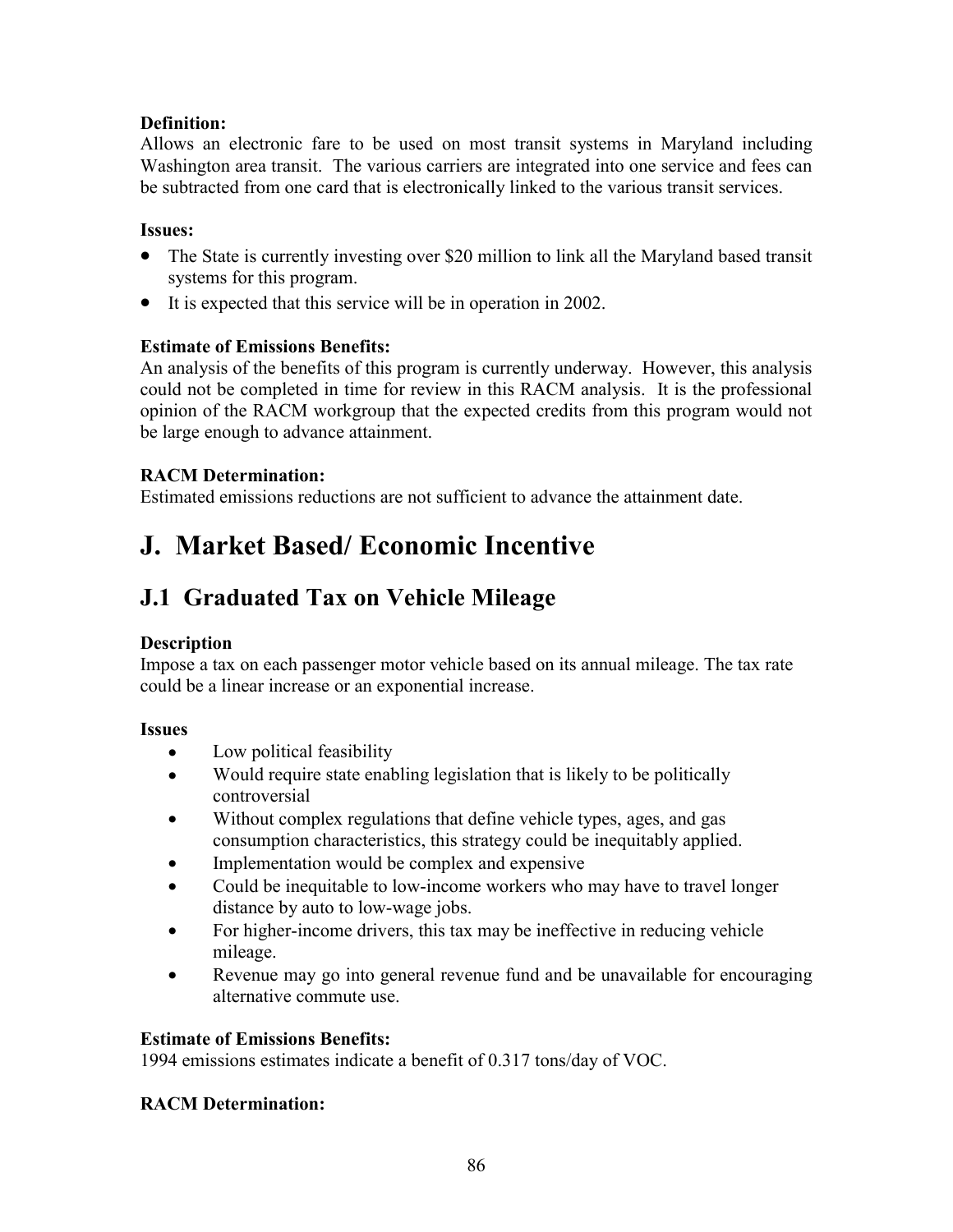**Definition:**
Allows an electronic fare to be used on most transit systems in Maryland including Washington area transit. The various carriers are integrated into one service and fees can be subtracted from one card that is electronically linked to the various transit services.

**Issues:**

- The State is currently investing over $20 million to link all the Maryland based transit systems for this program.
- It is expected that this service will be in operation in 2002.

**Estimate of Emissions Benefits:**
An analysis of the benefits of this program is currently underway. However, this analysis could not be completed in time for review in this RACM analysis. It is the professional opinion of the RACM workgroup that the expected credits from this program would not be large enough to advance attainment.

**RACM Determination:**
Estimated emissions reductions are not sufficient to advance the attainment date.

# J. Market Based/ Economic Incentive

## J.1 Graduated Tax on Vehicle Mileage

**Description**
Impose a tax on each passenger motor vehicle based on its annual mileage. The tax rate could be a linear increase or an exponential increase.

**Issues**

- Low political feasibility
- Would require state enabling legislation that is likely to be politically controversial
- Without complex regulations that define vehicle types, ages, and gas consumption characteristics, this strategy could be inequitably applied.
- Implementation would be complex and expensive
- Could be inequitable to low-income workers who may have to travel longer distance by auto to low-wage jobs.
- For higher-income drivers, this tax may be ineffective in reducing vehicle mileage.
- Revenue may go into general revenue fund and be unavailable for encouraging alternative commute use.

**Estimate of Emissions Benefits:**
1994 emissions estimates indicate a benefit of 0.317 tons/day of VOC.

**RACM Determination:**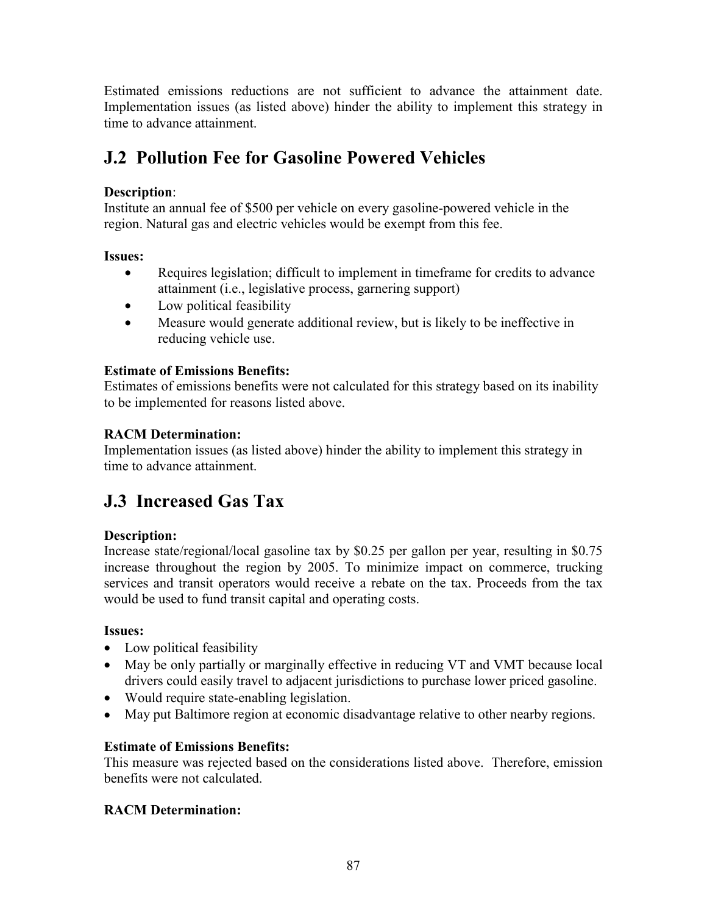Estimated emissions reductions are not sufficient to advance the attainment date. Implementation issues (as listed above) hinder the ability to implement this strategy in time to advance attainment.

## J.2 Pollution Fee for Gasoline Powered Vehicles

**Description**:
Institute an annual fee of $500 per vehicle on every gasoline-powered vehicle in the region. Natural gas and electric vehicles would be exempt from this fee.

**Issues:**

- Requires legislation; difficult to implement in timeframe for credits to advance attainment (i.e., legislative process, garnering support)
- Low political feasibility
- Measure would generate additional review, but is likely to be ineffective in reducing vehicle use.

**Estimate of Emissions Benefits:**
Estimates of emissions benefits were not calculated for this strategy based on its inability to be implemented for reasons listed above.

**RACM Determination:**
Implementation issues (as listed above) hinder the ability to implement this strategy in time to advance attainment.

## J.3 Increased Gas Tax

**Description:**
Increase state/regional/local gasoline tax by $0.25 per gallon per year, resulting in $0.75 increase throughout the region by 2005. To minimize impact on commerce, trucking services and transit operators would receive a rebate on the tax. Proceeds from the tax would be used to fund transit capital and operating costs.

**Issues:**

- Low political feasibility
- May be only partially or marginally effective in reducing VT and VMT because local drivers could easily travel to adjacent jurisdictions to purchase lower priced gasoline.
- Would require state-enabling legislation.
- May put Baltimore region at economic disadvantage relative to other nearby regions.

**Estimate of Emissions Benefits:**
This measure was rejected based on the considerations listed above. Therefore, emission benefits were not calculated.

**RACM Determination:**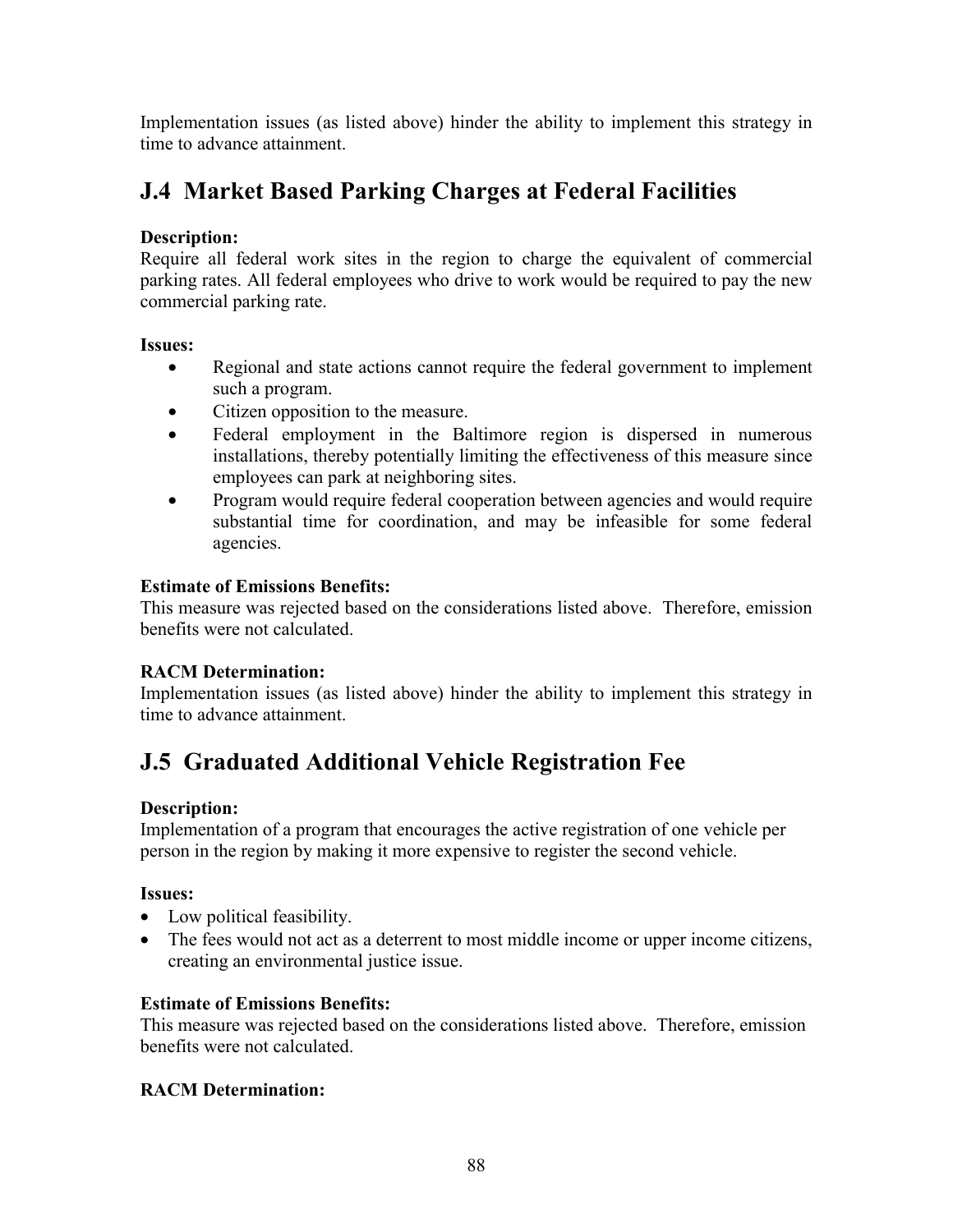Implementation issues (as listed above) hinder the ability to implement this strategy in time to advance attainment.

## J.4 Market Based Parking Charges at Federal Facilities

**Description:**
Require all federal work sites in the region to charge the equivalent of commercial parking rates. All federal employees who drive to work would be required to pay the new commercial parking rate.

**Issues:**

- Regional and state actions cannot require the federal government to implement such a program.
- Citizen opposition to the measure.
- Federal employment in the Baltimore region is dispersed in numerous installations, thereby potentially limiting the effectiveness of this measure since employees can park at neighboring sites.
- Program would require federal cooperation between agencies and would require substantial time for coordination, and may be infeasible for some federal agencies.

**Estimate of Emissions Benefits:**
This measure was rejected based on the considerations listed above. Therefore, emission benefits were not calculated.

**RACM Determination:**
Implementation issues (as listed above) hinder the ability to implement this strategy in time to advance attainment.

## J.5 Graduated Additional Vehicle Registration Fee

**Description:**
Implementation of a program that encourages the active registration of one vehicle per person in the region by making it more expensive to register the second vehicle.

**Issues:**

- Low political feasibility.
- The fees would not act as a deterrent to most middle income or upper income citizens, creating an environmental justice issue.

**Estimate of Emissions Benefits:**
This measure was rejected based on the considerations listed above. Therefore, emission benefits were not calculated.

**RACM Determination:**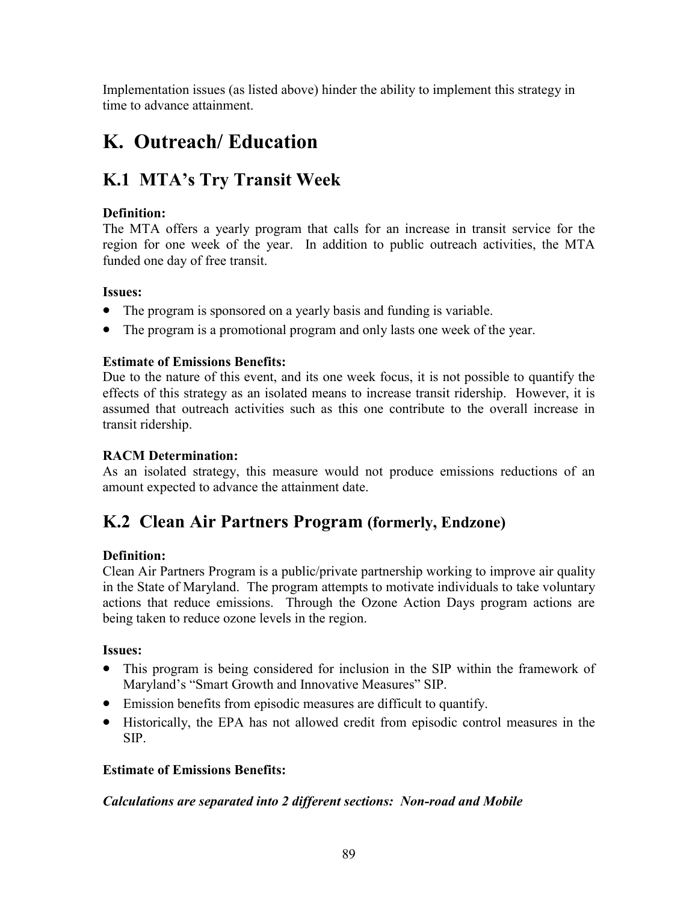Implementation issues (as listed above) hinder the ability to implement this strategy in time to advance attainment.

# K. Outreach/ Education

## K.1 MTA's Try Transit Week

**Definition:**
The MTA offers a yearly program that calls for an increase in transit service for the region for one week of the year. In addition to public outreach activities, the MTA funded one day of free transit.

**Issues:**

- The program is sponsored on a yearly basis and funding is variable.
- The program is a promotional program and only lasts one week of the year.

**Estimate of Emissions Benefits:**
Due to the nature of this event, and its one week focus, it is not possible to quantify the effects of this strategy as an isolated means to increase transit ridership. However, it is assumed that outreach activities such as this one contribute to the overall increase in transit ridership.

**RACM Determination:**
As an isolated strategy, this measure would not produce emissions reductions of an amount expected to advance the attainment date.

## K.2 Clean Air Partners Program (formerly, Endzone)

**Definition:**
Clean Air Partners Program is a public/private partnership working to improve air quality in the State of Maryland. The program attempts to motivate individuals to take voluntary actions that reduce emissions. Through the Ozone Action Days program actions are being taken to reduce ozone levels in the region.

**Issues:**

- This program is being considered for inclusion in the SIP within the framework of Maryland's "Smart Growth and Innovative Measures" SIP.
- Emission benefits from episodic measures are difficult to quantify.
- Historically, the EPA has not allowed credit from episodic control measures in the SIP.

**Estimate of Emissions Benefits:**

***Calculations are separated into 2 different sections: Non-road and Mobile***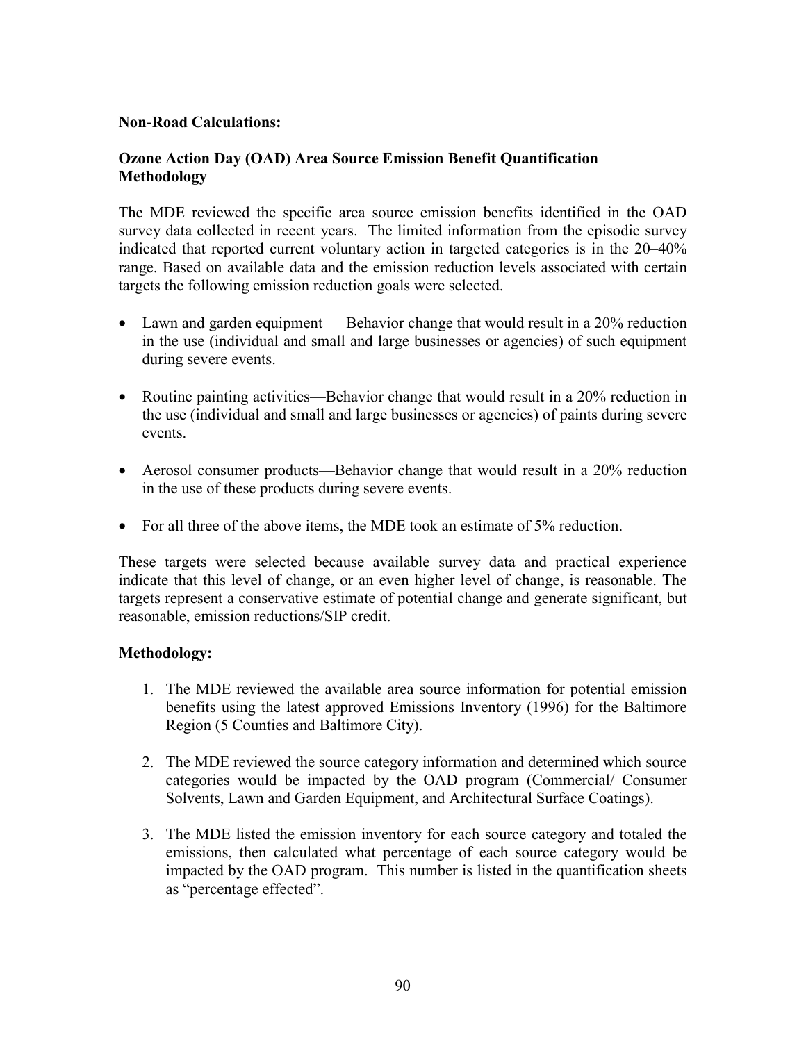**Non-Road Calculations:**

**Ozone Action Day (OAD) Area Source Emission Benefit Quantification Methodology**

The MDE reviewed the specific area source emission benefits identified in the OAD survey data collected in recent years. The limited information from the episodic survey indicated that reported current voluntary action in targeted categories is in the 20–40% range. Based on available data and the emission reduction levels associated with certain targets the following emission reduction goals were selected.

- Lawn and garden equipment — Behavior change that would result in a 20% reduction in the use (individual and small and large businesses or agencies) of such equipment during severe events.
- Routine painting activities—Behavior change that would result in a 20% reduction in the use (individual and small and large businesses or agencies) of paints during severe events.
- Aerosol consumer products—Behavior change that would result in a 20% reduction in the use of these products during severe events.
- For all three of the above items, the MDE took an estimate of 5% reduction.

These targets were selected because available survey data and practical experience indicate that this level of change, or an even higher level of change, is reasonable. The targets represent a conservative estimate of potential change and generate significant, but reasonable, emission reductions/SIP credit.

**Methodology:**

1. The MDE reviewed the available area source information for potential emission benefits using the latest approved Emissions Inventory (1996) for the Baltimore Region (5 Counties and Baltimore City).
2. The MDE reviewed the source category information and determined which source categories would be impacted by the OAD program (Commercial/ Consumer Solvents, Lawn and Garden Equipment, and Architectural Surface Coatings).
3. The MDE listed the emission inventory for each source category and totaled the emissions, then calculated what percentage of each source category would be impacted by the OAD program. This number is listed in the quantification sheets as "percentage effected".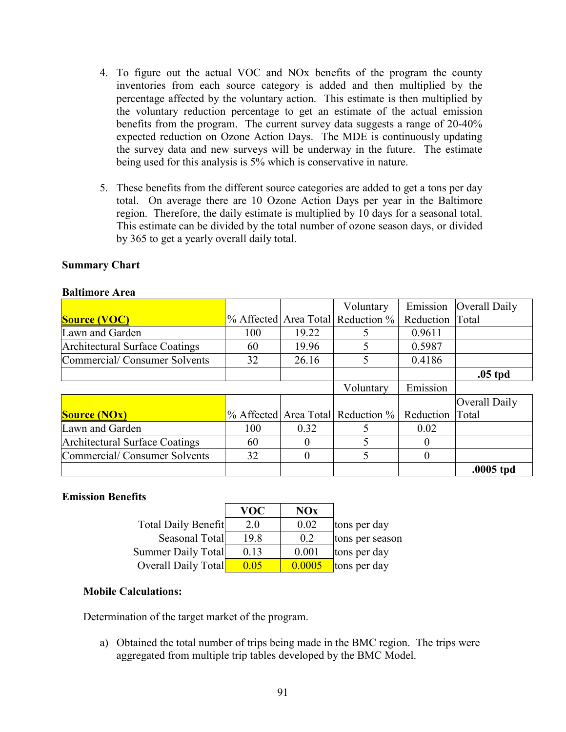4. To figure out the actual VOC and NOx benefits of the program the county inventories from each source category is added and then multiplied by the percentage affected by the voluntary action. This estimate is then multiplied by the voluntary reduction percentage to get an estimate of the actual emission benefits from the program. The current survey data suggests a range of 20-40% expected reduction on Ozone Action Days. The MDE is continuously updating the survey data and new surveys will be underway in the future. The estimate being used for this analysis is 5% which is conservative in nature.

5. These benefits from the different source categories are added to get a tons per day total. On average there are 10 Ozone Action Days per year in the Baltimore region. Therefore, the daily estimate is multiplied by 10 days for a seasonal total. This estimate can be divided by the total number of ozone season days, or divided by 365 to get a yearly overall daily total.

**Summary Chart**

**Baltimore Area**

| **Source (VOC)** | % Affected | Area Total | Voluntary Reduction % | Emission Reduction | Overall Daily Total |
|---|---|---|---|---|---|
| Lawn and Garden | 100 | 19.22 | 5 | 0.9611 | |
| Architectural Surface Coatings | 60 | 19.96 | 5 | 0.5987 | |
| Commercial/ Consumer Solvents | 32 | 26.16 | 5 | 0.4186 | |
| | | | | | **.05 tpd** |

| **Source (NOx)** | % Affected | Area Total | Voluntary Reduction % | Emission Reduction | Overall Daily Total |
|---|---|---|---|---|---|
| Lawn and Garden | 100 | 0.32 | 5 | 0.02 | |
| Architectural Surface Coatings | 60 | 0 | 5 | 0 | |
| Commercial/ Consumer Solvents | 32 | 0 | 5 | 0 | |
| | | | | | **.0005 tpd** |

**Emission Benefits**

| | **VOC** | **NOx** | |
|---|---|---|---|
| Total Daily Benefit | 2.0 | 0.02 | tons per day |
| Seasonal Total | 19.8 | 0.2 | tons per season |
| Summer Daily Total | 0.13 | 0.001 | tons per day |
| Overall Daily Total | 0.05 | 0.0005 | tons per day |

**Mobile Calculations:**

Determination of the target market of the program.

a) Obtained the total number of trips being made in the BMC region. The trips were aggregated from multiple trip tables developed by the BMC Model.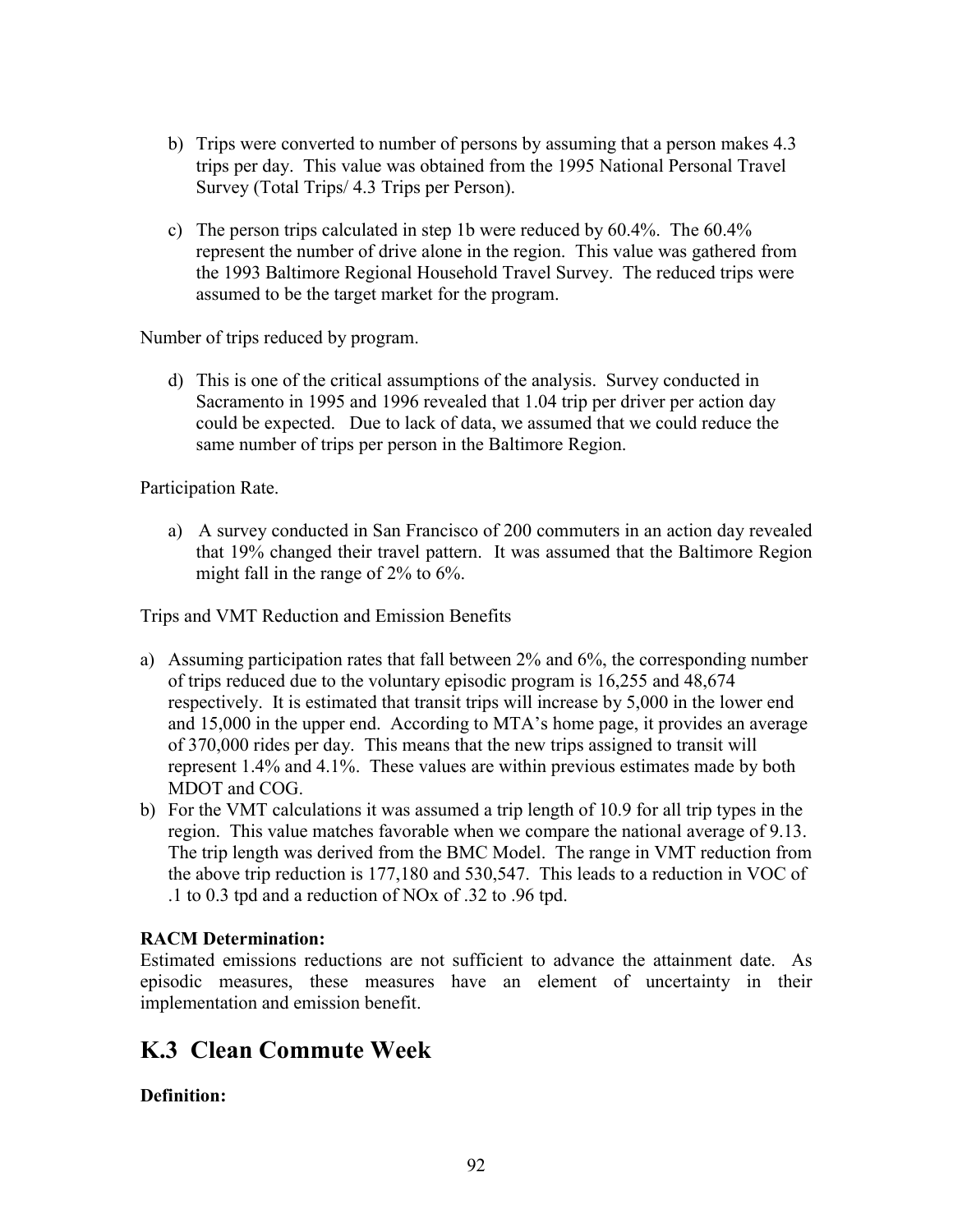b) Trips were converted to number of persons by assuming that a person makes 4.3 trips per day. This value was obtained from the 1995 National Personal Travel Survey (Total Trips/ 4.3 Trips per Person).

c) The person trips calculated in step 1b were reduced by 60.4%. The 60.4% represent the number of drive alone in the region. This value was gathered from the 1993 Baltimore Regional Household Travel Survey. The reduced trips were assumed to be the target market for the program.

Number of trips reduced by program.

d) This is one of the critical assumptions of the analysis. Survey conducted in Sacramento in 1995 and 1996 revealed that 1.04 trip per driver per action day could be expected. Due to lack of data, we assumed that we could reduce the same number of trips per person in the Baltimore Region.

Participation Rate.

a) A survey conducted in San Francisco of 200 commuters in an action day revealed that 19% changed their travel pattern. It was assumed that the Baltimore Region might fall in the range of 2% to 6%.

Trips and VMT Reduction and Emission Benefits

a) Assuming participation rates that fall between 2% and 6%, the corresponding number of trips reduced due to the voluntary episodic program is 16,255 and 48,674 respectively. It is estimated that transit trips will increase by 5,000 in the lower end and 15,000 in the upper end. According to MTA's home page, it provides an average of 370,000 rides per day. This means that the new trips assigned to transit will represent 1.4% and 4.1%. These values are within previous estimates made by both MDOT and COG.
b) For the VMT calculations it was assumed a trip length of 10.9 for all trip types in the region. This value matches favorable when we compare the national average of 9.13. The trip length was derived from the BMC Model. The range in VMT reduction from the above trip reduction is 177,180 and 530,547. This leads to a reduction in VOC of .1 to 0.3 tpd and a reduction of NOx of .32 to .96 tpd.

**RACM Determination:**
Estimated emissions reductions are not sufficient to advance the attainment date. As episodic measures, these measures have an element of uncertainty in their implementation and emission benefit.

## K.3 Clean Commute Week

**Definition:**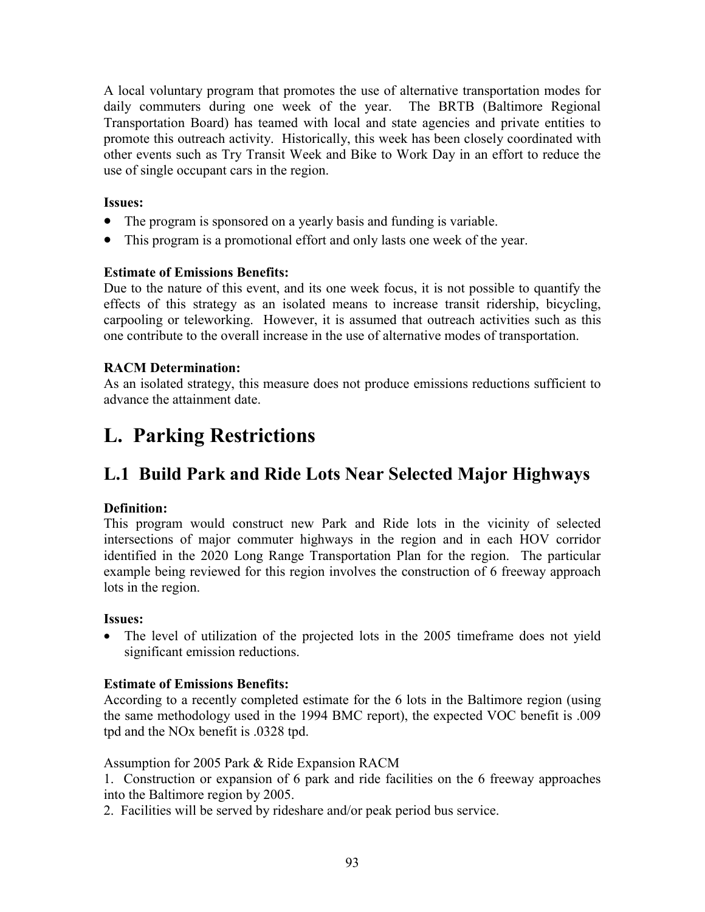A local voluntary program that promotes the use of alternative transportation modes for daily commuters during one week of the year. The BRTB (Baltimore Regional Transportation Board) has teamed with local and state agencies and private entities to promote this outreach activity. Historically, this week has been closely coordinated with other events such as Try Transit Week and Bike to Work Day in an effort to reduce the use of single occupant cars in the region.

**Issues:**

- The program is sponsored on a yearly basis and funding is variable.
- This program is a promotional effort and only lasts one week of the year.

**Estimate of Emissions Benefits:**
Due to the nature of this event, and its one week focus, it is not possible to quantify the effects of this strategy as an isolated means to increase transit ridership, bicycling, carpooling or teleworking. However, it is assumed that outreach activities such as this one contribute to the overall increase in the use of alternative modes of transportation.

**RACM Determination:**
As an isolated strategy, this measure does not produce emissions reductions sufficient to advance the attainment date.

# L. Parking Restrictions

## L.1 Build Park and Ride Lots Near Selected Major Highways

**Definition:**
This program would construct new Park and Ride lots in the vicinity of selected intersections of major commuter highways in the region and in each HOV corridor identified in the 2020 Long Range Transportation Plan for the region. The particular example being reviewed for this region involves the construction of 6 freeway approach lots in the region.

**Issues:**

- The level of utilization of the projected lots in the 2005 timeframe does not yield significant emission reductions.

**Estimate of Emissions Benefits:**
According to a recently completed estimate for the 6 lots in the Baltimore region (using the same methodology used in the 1994 BMC report), the expected VOC benefit is .009 tpd and the NOx benefit is .0328 tpd.

Assumption for 2005 Park & Ride Expansion RACM

1. Construction or expansion of 6 park and ride facilities on the 6 freeway approaches into the Baltimore region by 2005.
2. Facilities will be served by rideshare and/or peak period bus service.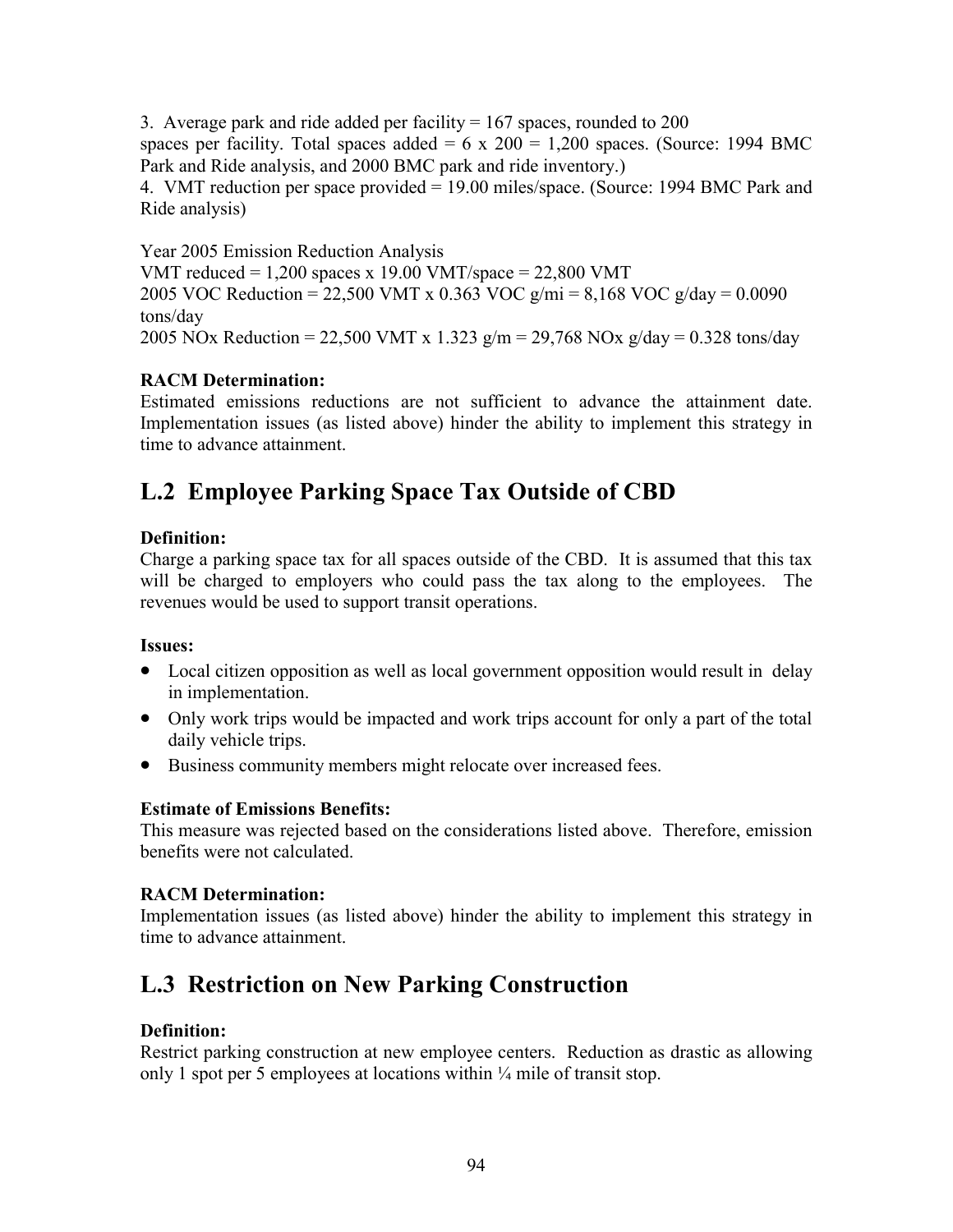3. Average park and ride added per facility = 167 spaces, rounded to 200 spaces per facility. Total spaces added = 6 x 200 = 1,200 spaces. (Source: 1994 BMC Park and Ride analysis, and 2000 BMC park and ride inventory.)
4. VMT reduction per space provided = 19.00 miles/space. (Source: 1994 BMC Park and Ride analysis)

Year 2005 Emission Reduction Analysis
VMT reduced = 1,200 spaces x 19.00 VMT/space = 22,800 VMT
2005 VOC Reduction = 22,500 VMT x 0.363 VOC g/mi = 8,168 VOC g/day = 0.0090 tons/day
2005 NOx Reduction = 22,500 VMT x 1.323 g/m = 29,768 NOx g/day = 0.328 tons/day

**RACM Determination:**
Estimated emissions reductions are not sufficient to advance the attainment date. Implementation issues (as listed above) hinder the ability to implement this strategy in time to advance attainment.

## L.2 Employee Parking Space Tax Outside of CBD

**Definition:**
Charge a parking space tax for all spaces outside of the CBD. It is assumed that this tax will be charged to employers who could pass the tax along to the employees. The revenues would be used to support transit operations.

**Issues:**

- Local citizen opposition as well as local government opposition would result in delay in implementation.
- Only work trips would be impacted and work trips account for only a part of the total daily vehicle trips.
- Business community members might relocate over increased fees.

**Estimate of Emissions Benefits:**
This measure was rejected based on the considerations listed above. Therefore, emission benefits were not calculated.

**RACM Determination:**
Implementation issues (as listed above) hinder the ability to implement this strategy in time to advance attainment.

## L.3 Restriction on New Parking Construction

**Definition:**
Restrict parking construction at new employee centers. Reduction as drastic as allowing only 1 spot per 5 employees at locations within ¼ mile of transit stop.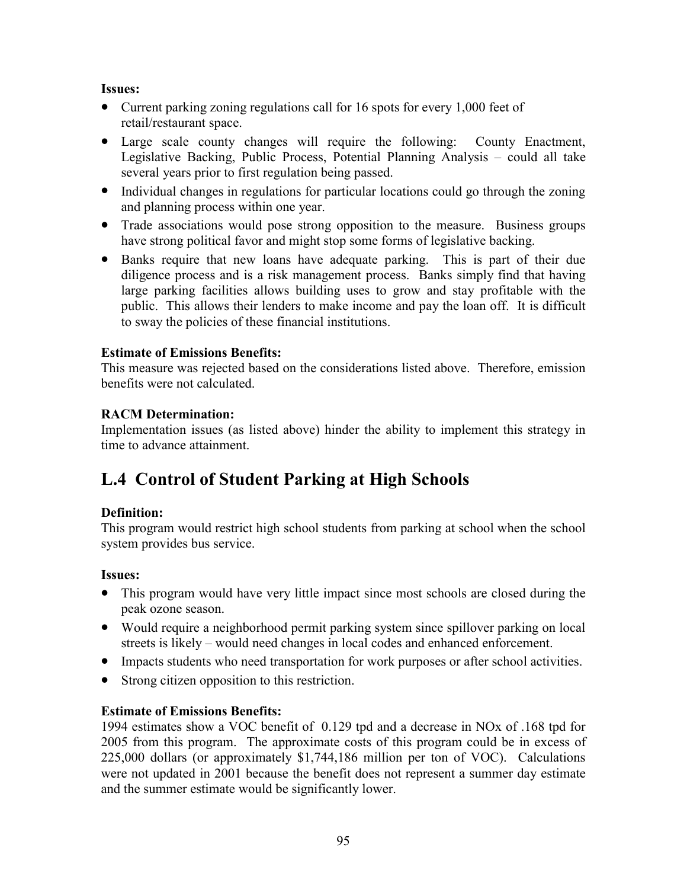**Issues:**

- Current parking zoning regulations call for 16 spots for every 1,000 feet of retail/restaurant space.
- Large scale county changes will require the following: County Enactment, Legislative Backing, Public Process, Potential Planning Analysis – could all take several years prior to first regulation being passed.
- Individual changes in regulations for particular locations could go through the zoning and planning process within one year.
- Trade associations would pose strong opposition to the measure. Business groups have strong political favor and might stop some forms of legislative backing.
- Banks require that new loans have adequate parking. This is part of their due diligence process and is a risk management process. Banks simply find that having large parking facilities allows building uses to grow and stay profitable with the public. This allows their lenders to make income and pay the loan off. It is difficult to sway the policies of these financial institutions.

**Estimate of Emissions Benefits:**
This measure was rejected based on the considerations listed above. Therefore, emission benefits were not calculated.

**RACM Determination:**
Implementation issues (as listed above) hinder the ability to implement this strategy in time to advance attainment.

## L.4 Control of Student Parking at High Schools

**Definition:**
This program would restrict high school students from parking at school when the school system provides bus service.

**Issues:**

- This program would have very little impact since most schools are closed during the peak ozone season.
- Would require a neighborhood permit parking system since spillover parking on local streets is likely – would need changes in local codes and enhanced enforcement.
- Impacts students who need transportation for work purposes or after school activities.
- Strong citizen opposition to this restriction.

**Estimate of Emissions Benefits:**
1994 estimates show a VOC benefit of 0.129 tpd and a decrease in NOx of .168 tpd for 2005 from this program. The approximate costs of this program could be in excess of 225,000 dollars (or approximately $1,744,186 million per ton of VOC). Calculations were not updated in 2001 because the benefit does not represent a summer day estimate and the summer estimate would be significantly lower.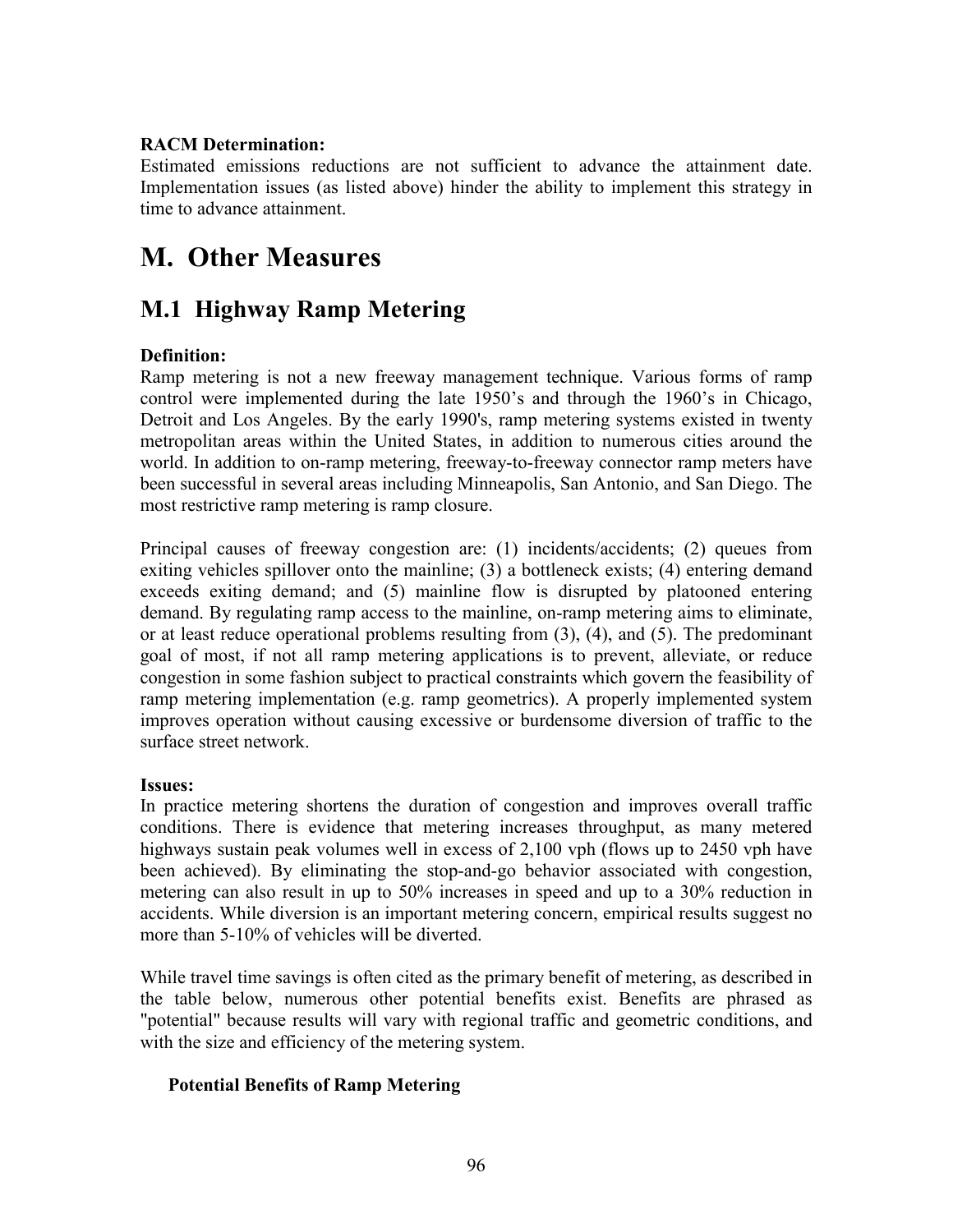**RACM Determination:**
Estimated emissions reductions are not sufficient to advance the attainment date. Implementation issues (as listed above) hinder the ability to implement this strategy in time to advance attainment.

# M. Other Measures

## M.1 Highway Ramp Metering

**Definition:**
Ramp metering is not a new freeway management technique. Various forms of ramp control were implemented during the late 1950's and through the 1960's in Chicago, Detroit and Los Angeles. By the early 1990's, ramp metering systems existed in twenty metropolitan areas within the United States, in addition to numerous cities around the world. In addition to on-ramp metering, freeway-to-freeway connector ramp meters have been successful in several areas including Minneapolis, San Antonio, and San Diego. The most restrictive ramp metering is ramp closure.

Principal causes of freeway congestion are: (1) incidents/accidents; (2) queues from exiting vehicles spillover onto the mainline; (3) a bottleneck exists; (4) entering demand exceeds exiting demand; and (5) mainline flow is disrupted by platooned entering demand. By regulating ramp access to the mainline, on-ramp metering aims to eliminate, or at least reduce operational problems resulting from (3), (4), and (5). The predominant goal of most, if not all ramp metering applications is to prevent, alleviate, or reduce congestion in some fashion subject to practical constraints which govern the feasibility of ramp metering implementation (e.g. ramp geometrics). A properly implemented system improves operation without causing excessive or burdensome diversion of traffic to the surface street network.

**Issues:**
In practice metering shortens the duration of congestion and improves overall traffic conditions. There is evidence that metering increases throughput, as many metered highways sustain peak volumes well in excess of 2,100 vph (flows up to 2450 vph have been achieved). By eliminating the stop-and-go behavior associated with congestion, metering can also result in up to 50% increases in speed and up to a 30% reduction in accidents. While diversion is an important metering concern, empirical results suggest no more than 5-10% of vehicles will be diverted.

While travel time savings is often cited as the primary benefit of metering, as described in the table below, numerous other potential benefits exist. Benefits are phrased as "potential" because results will vary with regional traffic and geometric conditions, and with the size and efficiency of the metering system.

**Potential Benefits of Ramp Metering**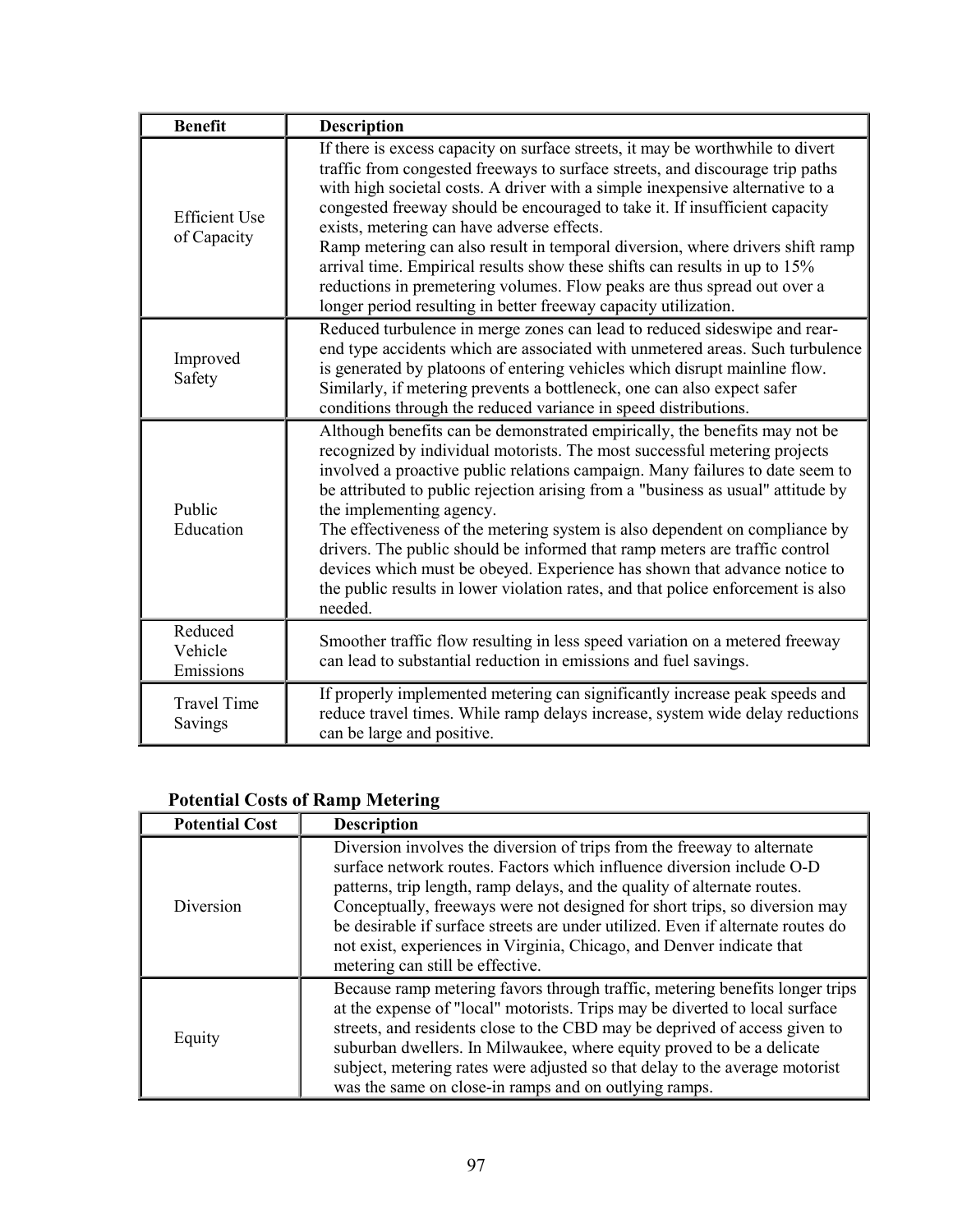| Benefit | Description |
| --- | --- |
| Efficient Use of Capacity | If there is excess capacity on surface streets, it may be worthwhile to divert traffic from congested freeways to surface streets, and discourage trip paths with high societal costs. A driver with a simple inexpensive alternative to a congested freeway should be encouraged to take it. If insufficient capacity exists, metering can have adverse effects. Ramp metering can also result in temporal diversion, where drivers shift ramp arrival time. Empirical results show these shifts can results in up to 15% reductions in premetering volumes. Flow peaks are thus spread out over a longer period resulting in better freeway capacity utilization. |
| Improved Safety | Reduced turbulence in merge zones can lead to reduced sideswipe and rear-end type accidents which are associated with unmetered areas. Such turbulence is generated by platoons of entering vehicles which disrupt mainline flow. Similarly, if metering prevents a bottleneck, one can also expect safer conditions through the reduced variance in speed distributions. |
| Public Education | Although benefits can be demonstrated empirically, the benefits may not be recognized by individual motorists. The most successful metering projects involved a proactive public relations campaign. Many failures to date seem to be attributed to public rejection arising from a "business as usual" attitude by the implementing agency. The effectiveness of the metering system is also dependent on compliance by drivers. The public should be informed that ramp meters are traffic control devices which must be obeyed. Experience has shown that advance notice to the public results in lower violation rates, and that police enforcement is also needed. |
| Reduced Vehicle Emissions | Smoother traffic flow resulting in less speed variation on a metered freeway can lead to substantial reduction in emissions and fuel savings. |
| Travel Time Savings | If properly implemented metering can significantly increase peak speeds and reduce travel times. While ramp delays increase, system wide delay reductions can be large and positive. |

**Potential Costs of Ramp Metering**

| Potential Cost | Description |
| --- | --- |
| Diversion | Diversion involves the diversion of trips from the freeway to alternate surface network routes. Factors which influence diversion include O-D patterns, trip length, ramp delays, and the quality of alternate routes. Conceptually, freeways were not designed for short trips, so diversion may be desirable if surface streets are under utilized. Even if alternate routes do not exist, experiences in Virginia, Chicago, and Denver indicate that metering can still be effective. |
| Equity | Because ramp metering favors through traffic, metering benefits longer trips at the expense of "local" motorists. Trips may be diverted to local surface streets, and residents close to the CBD may be deprived of access given to suburban dwellers. In Milwaukee, where equity proved to be a delicate subject, metering rates were adjusted so that delay to the average motorist was the same on close-in ramps and on outlying ramps. |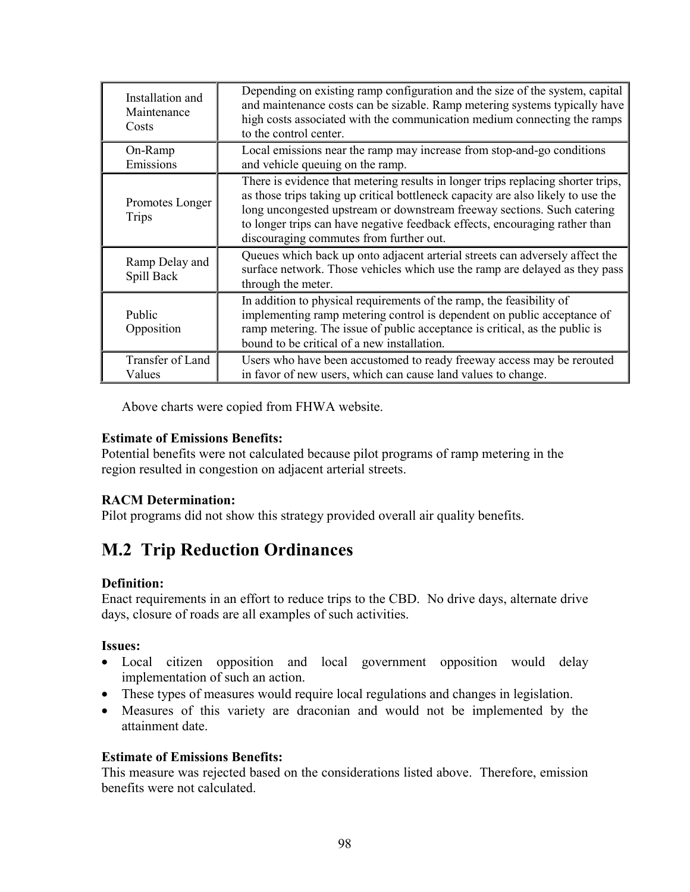| | |
|---|---|
| Installation and Maintenance Costs | Depending on existing ramp configuration and the size of the system, capital and maintenance costs can be sizable. Ramp metering systems typically have high costs associated with the communication medium connecting the ramps to the control center. |
| On-Ramp Emissions | Local emissions near the ramp may increase from stop-and-go conditions and vehicle queuing on the ramp. |
| Promotes Longer Trips | There is evidence that metering results in longer trips replacing shorter trips, as those trips taking up critical bottleneck capacity are also likely to use the long uncongested upstream or downstream freeway sections. Such catering to longer trips can have negative feedback effects, encouraging rather than discouraging commutes from further out. |
| Ramp Delay and Spill Back | Queues which back up onto adjacent arterial streets can adversely affect the surface network. Those vehicles which use the ramp are delayed as they pass through the meter. |
| Public Opposition | In addition to physical requirements of the ramp, the feasibility of implementing ramp metering control is dependent on public acceptance of ramp metering. The issue of public acceptance is critical, as the public is bound to be critical of a new installation. |
| Transfer of Land Values | Users who have been accustomed to ready freeway access may be rerouted in favor of new users, which can cause land values to change. |

Above charts were copied from FHWA website.

**Estimate of Emissions Benefits:**
Potential benefits were not calculated because pilot programs of ramp metering in the region resulted in congestion on adjacent arterial streets.

**RACM Determination:**
Pilot programs did not show this strategy provided overall air quality benefits.

## M.2 Trip Reduction Ordinances

**Definition:**
Enact requirements in an effort to reduce trips to the CBD. No drive days, alternate drive days, closure of roads are all examples of such activities.

**Issues:**

- Local citizen opposition and local government opposition would delay implementation of such an action.
- These types of measures would require local regulations and changes in legislation.
- Measures of this variety are draconian and would not be implemented by the attainment date.

**Estimate of Emissions Benefits:**
This measure was rejected based on the considerations listed above. Therefore, emission benefits were not calculated.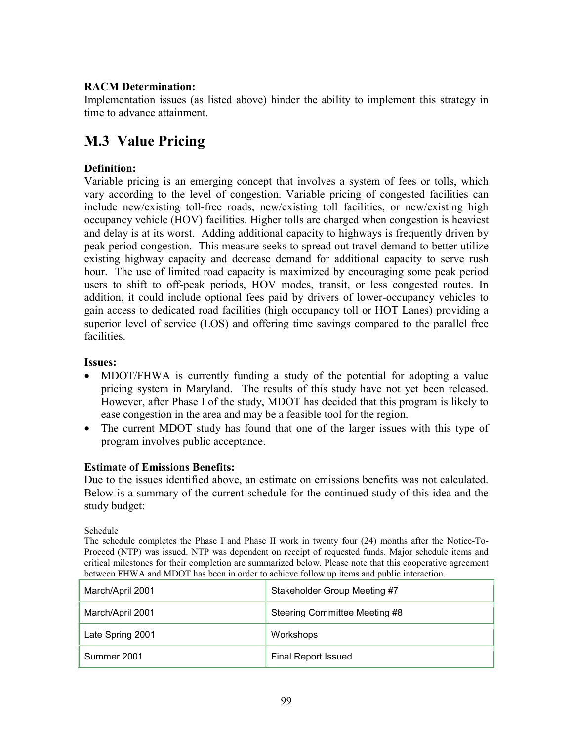**RACM Determination:**
Implementation issues (as listed above) hinder the ability to implement this strategy in time to advance attainment.

## M.3 Value Pricing

**Definition:**
Variable pricing is an emerging concept that involves a system of fees or tolls, which vary according to the level of congestion. Variable pricing of congested facilities can include new/existing toll-free roads, new/existing toll facilities, or new/existing high occupancy vehicle (HOV) facilities. Higher tolls are charged when congestion is heaviest and delay is at its worst. Adding additional capacity to highways is frequently driven by peak period congestion. This measure seeks to spread out travel demand to better utilize existing highway capacity and decrease demand for additional capacity to serve rush hour. The use of limited road capacity is maximized by encouraging some peak period users to shift to off-peak periods, HOV modes, transit, or less congested routes. In addition, it could include optional fees paid by drivers of lower-occupancy vehicles to gain access to dedicated road facilities (high occupancy toll or HOT Lanes) providing a superior level of service (LOS) and offering time savings compared to the parallel free facilities.

**Issues:**

- MDOT/FHWA is currently funding a study of the potential for adopting a value pricing system in Maryland. The results of this study have not yet been released. However, after Phase I of the study, MDOT has decided that this program is likely to ease congestion in the area and may be a feasible tool for the region.
- The current MDOT study has found that one of the larger issues with this type of program involves public acceptance.

**Estimate of Emissions Benefits:**
Due to the issues identified above, an estimate on emissions benefits was not calculated. Below is a summary of the current schedule for the continued study of this idea and the study budget:

Schedule
The schedule completes the Phase I and Phase II work in twenty four (24) months after the Notice-To-Proceed (NTP) was issued. NTP was dependent on receipt of requested funds. Major schedule items and critical milestones for their completion are summarized below. Please note that this cooperative agreement between FHWA and MDOT has been in order to achieve follow up items and public interaction.

| | |
|---|---|
| March/April 2001 | Stakeholder Group Meeting #7 |
| March/April 2001 | Steering Committee Meeting #8 |
| Late Spring 2001 | Workshops |
| Summer 2001 | Final Report Issued |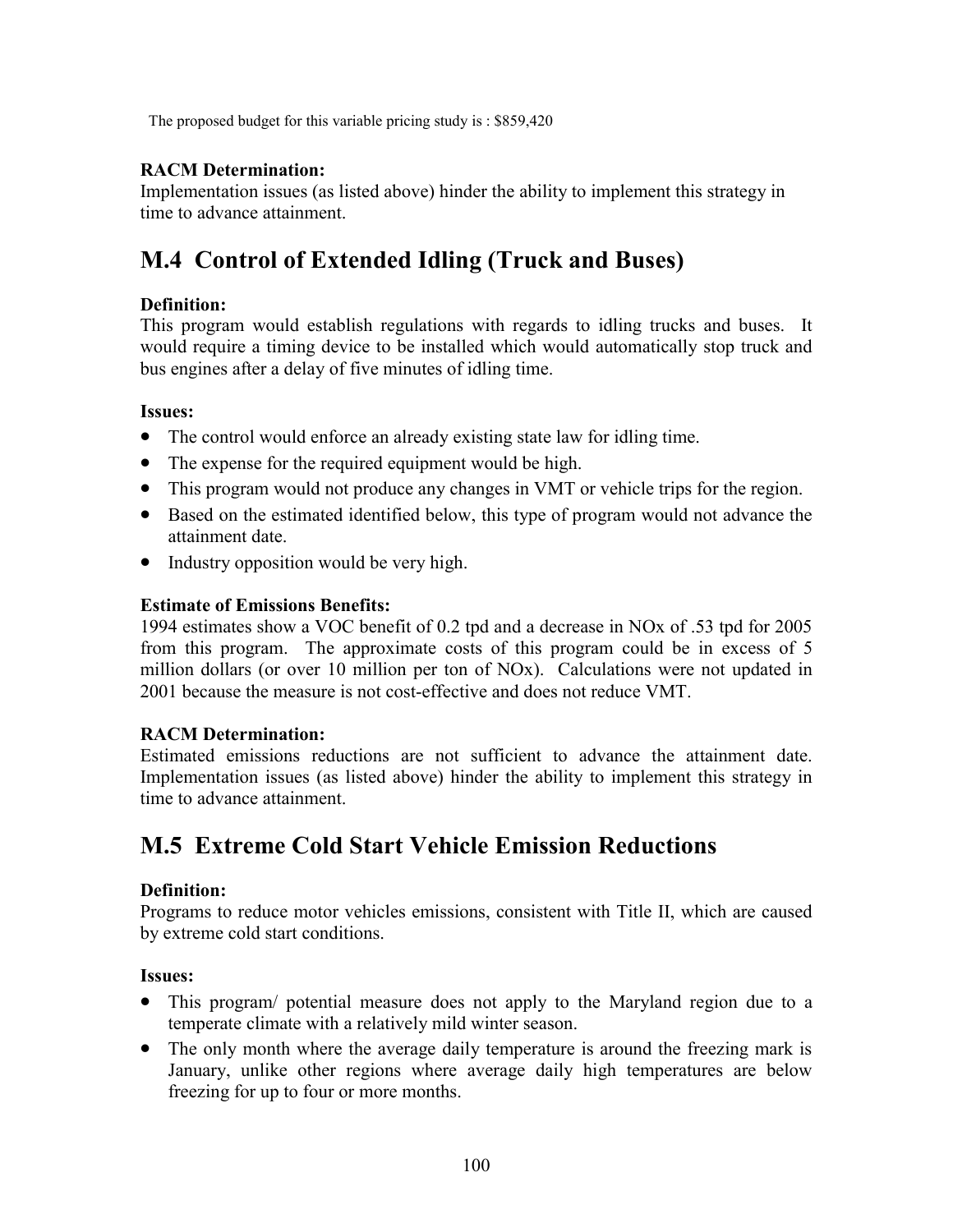The proposed budget for this variable pricing study is : $859,420

**RACM Determination:**
Implementation issues (as listed above) hinder the ability to implement this strategy in time to advance attainment.

## M.4 Control of Extended Idling (Truck and Buses)

**Definition:**
This program would establish regulations with regards to idling trucks and buses. It would require a timing device to be installed which would automatically stop truck and bus engines after a delay of five minutes of idling time.

**Issues:**

- The control would enforce an already existing state law for idling time.
- The expense for the required equipment would be high.
- This program would not produce any changes in VMT or vehicle trips for the region.
- Based on the estimated identified below, this type of program would not advance the attainment date.
- Industry opposition would be very high.

**Estimate of Emissions Benefits:**
1994 estimates show a VOC benefit of 0.2 tpd and a decrease in NOx of .53 tpd for 2005 from this program. The approximate costs of this program could be in excess of 5 million dollars (or over 10 million per ton of NOx). Calculations were not updated in 2001 because the measure is not cost-effective and does not reduce VMT.

**RACM Determination:**
Estimated emissions reductions are not sufficient to advance the attainment date. Implementation issues (as listed above) hinder the ability to implement this strategy in time to advance attainment.

## M.5 Extreme Cold Start Vehicle Emission Reductions

**Definition:**
Programs to reduce motor vehicles emissions, consistent with Title II, which are caused by extreme cold start conditions.

**Issues:**

- This program/ potential measure does not apply to the Maryland region due to a temperate climate with a relatively mild winter season.
- The only month where the average daily temperature is around the freezing mark is January, unlike other regions where average daily high temperatures are below freezing for up to four or more months.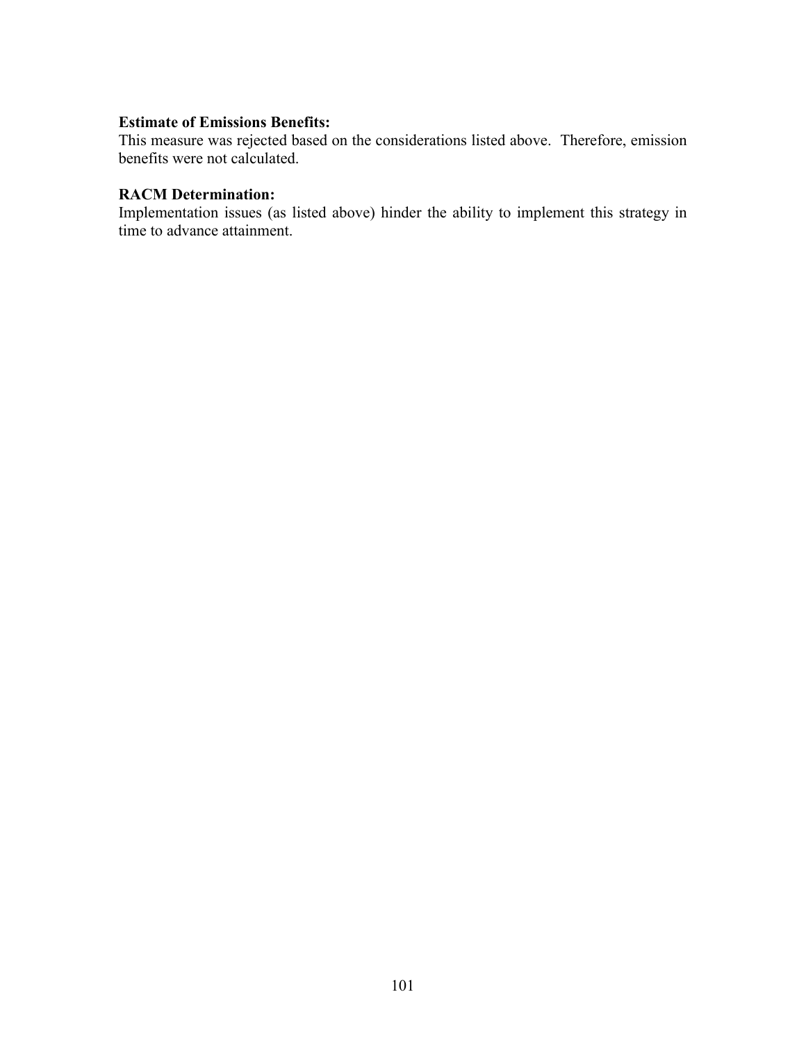**Estimate of Emissions Benefits:**
This measure was rejected based on the considerations listed above. Therefore, emission benefits were not calculated.

**RACM Determination:**
Implementation issues (as listed above) hinder the ability to implement this strategy in time to advance attainment.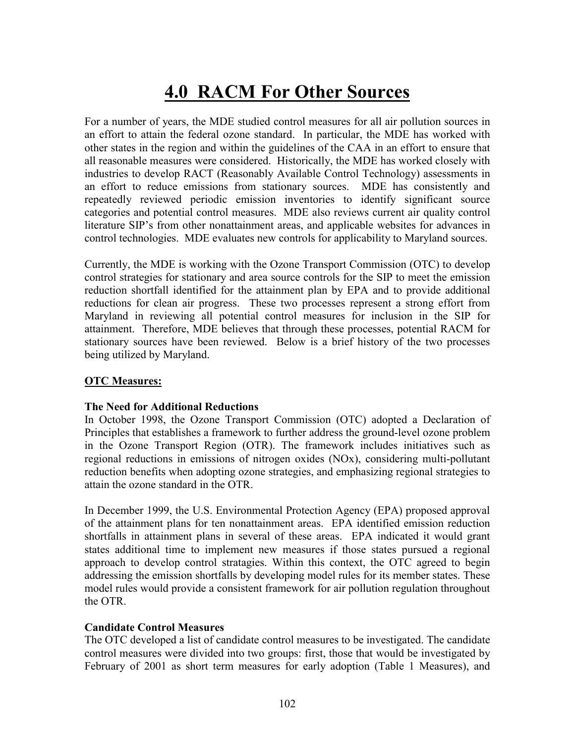# 4.0 RACM For Other Sources

For a number of years, the MDE studied control measures for all air pollution sources in an effort to attain the federal ozone standard. In particular, the MDE has worked with other states in the region and within the guidelines of the CAA in an effort to ensure that all reasonable measures were considered. Historically, the MDE has worked closely with industries to develop RACT (Reasonably Available Control Technology) assessments in an effort to reduce emissions from stationary sources. MDE has consistently and repeatedly reviewed periodic emission inventories to identify significant source categories and potential control measures. MDE also reviews current air quality control literature SIP's from other nonattainment areas, and applicable websites for advances in control technologies. MDE evaluates new controls for applicability to Maryland sources.

Currently, the MDE is working with the Ozone Transport Commission (OTC) to develop control strategies for stationary and area source controls for the SIP to meet the emission reduction shortfall identified for the attainment plan by EPA and to provide additional reductions for clean air progress. These two processes represent a strong effort from Maryland in reviewing all potential control measures for inclusion in the SIP for attainment. Therefore, MDE believes that through these processes, potential RACM for stationary sources have been reviewed. Below is a brief history of the two processes being utilized by Maryland.

**OTC Measures:**

**The Need for Additional Reductions**

In October 1998, the Ozone Transport Commission (OTC) adopted a Declaration of Principles that establishes a framework to further address the ground-level ozone problem in the Ozone Transport Region (OTR). The framework includes initiatives such as regional reductions in emissions of nitrogen oxides (NOx), considering multi-pollutant reduction benefits when adopting ozone strategies, and emphasizing regional strategies to attain the ozone standard in the OTR.

In December 1999, the U.S. Environmental Protection Agency (EPA) proposed approval of the attainment plans for ten nonattainment areas. EPA identified emission reduction shortfalls in attainment plans in several of these areas. EPA indicated it would grant states additional time to implement new measures if those states pursued a regional approach to develop control stratagies. Within this context, the OTC agreed to begin addressing the emission shortfalls by developing model rules for its member states. These model rules would provide a consistent framework for air pollution regulation throughout the OTR.

**Candidate Control Measures**

The OTC developed a list of candidate control measures to be investigated. The candidate control measures were divided into two groups: first, those that would be investigated by February of 2001 as short term measures for early adoption (Table 1 Measures), and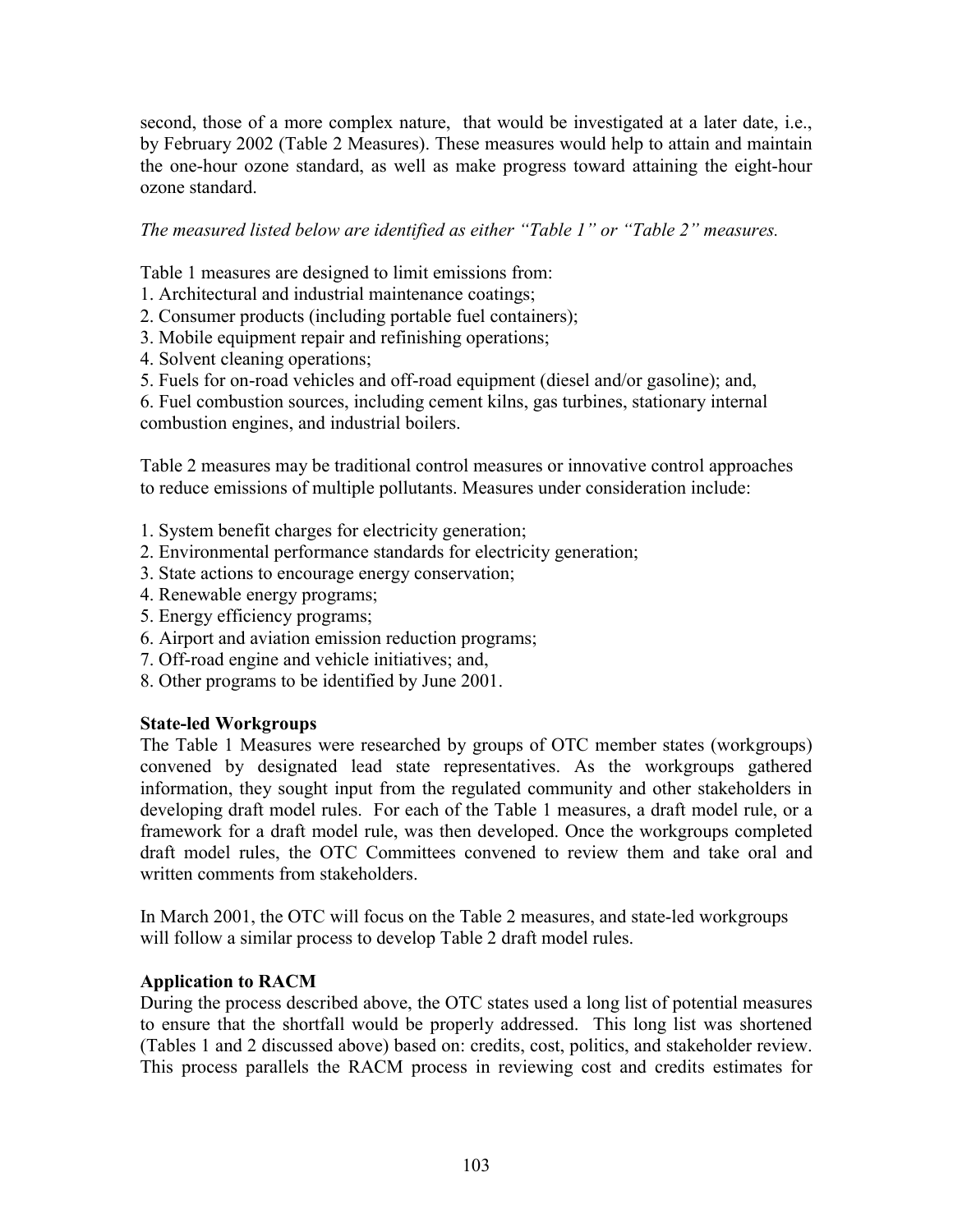second, those of a more complex nature, that would be investigated at a later date, i.e., by February 2002 (Table 2 Measures). These measures would help to attain and maintain the one-hour ozone standard, as well as make progress toward attaining the eight-hour ozone standard.

*The measured listed below are identified as either "Table 1" or "Table 2" measures.*

Table 1 measures are designed to limit emissions from:
1. Architectural and industrial maintenance coatings;
2. Consumer products (including portable fuel containers);
3. Mobile equipment repair and refinishing operations;
4. Solvent cleaning operations;
5. Fuels for on-road vehicles and off-road equipment (diesel and/or gasoline); and,
6. Fuel combustion sources, including cement kilns, gas turbines, stationary internal combustion engines, and industrial boilers.

Table 2 measures may be traditional control measures or innovative control approaches to reduce emissions of multiple pollutants. Measures under consideration include:

1. System benefit charges for electricity generation;
2. Environmental performance standards for electricity generation;
3. State actions to encourage energy conservation;
4. Renewable energy programs;
5. Energy efficiency programs;
6. Airport and aviation emission reduction programs;
7. Off-road engine and vehicle initiatives; and,
8. Other programs to be identified by June 2001.

**State-led Workgroups**

The Table 1 Measures were researched by groups of OTC member states (workgroups) convened by designated lead state representatives. As the workgroups gathered information, they sought input from the regulated community and other stakeholders in developing draft model rules. For each of the Table 1 measures, a draft model rule, or a framework for a draft model rule, was then developed. Once the workgroups completed draft model rules, the OTC Committees convened to review them and take oral and written comments from stakeholders.

In March 2001, the OTC will focus on the Table 2 measures, and state-led workgroups will follow a similar process to develop Table 2 draft model rules.

**Application to RACM**

During the process described above, the OTC states used a long list of potential measures to ensure that the shortfall would be properly addressed. This long list was shortened (Tables 1 and 2 discussed above) based on: credits, cost, politics, and stakeholder review. This process parallels the RACM process in reviewing cost and credits estimates for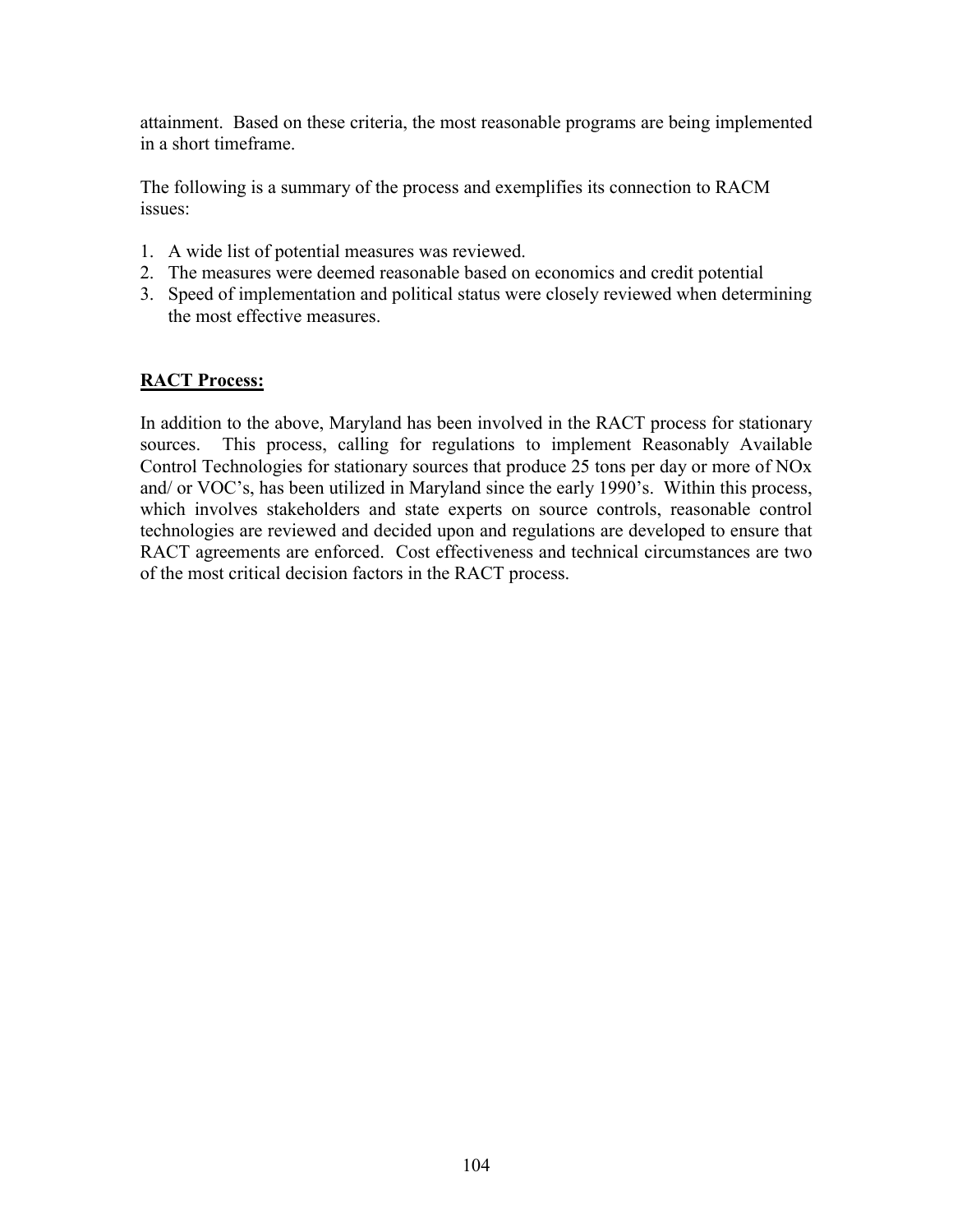attainment. Based on these criteria, the most reasonable programs are being implemented in a short timeframe.

The following is a summary of the process and exemplifies its connection to RACM issues:

1. A wide list of potential measures was reviewed.
2. The measures were deemed reasonable based on economics and credit potential
3. Speed of implementation and political status were closely reviewed when determining the most effective measures.

**RACT Process:**

In addition to the above, Maryland has been involved in the RACT process for stationary sources. This process, calling for regulations to implement Reasonably Available Control Technologies for stationary sources that produce 25 tons per day or more of NOx and/ or VOC's, has been utilized in Maryland since the early 1990's. Within this process, which involves stakeholders and state experts on source controls, reasonable control technologies are reviewed and decided upon and regulations are developed to ensure that RACT agreements are enforced. Cost effectiveness and technical circumstances are two of the most critical decision factors in the RACT process.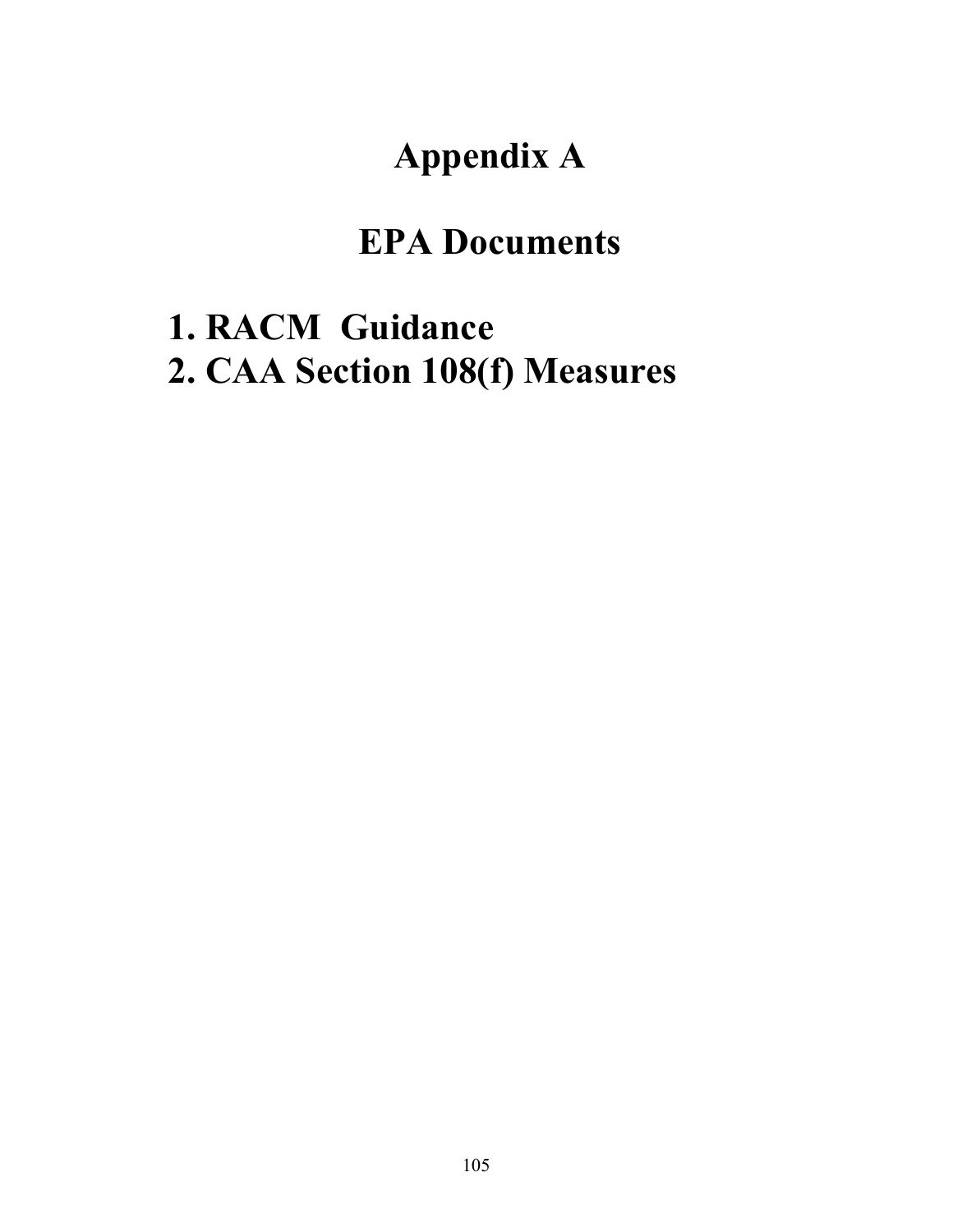# Appendix A

# EPA Documents

1. RACM Guidance
2. CAA Section 108(f) Measures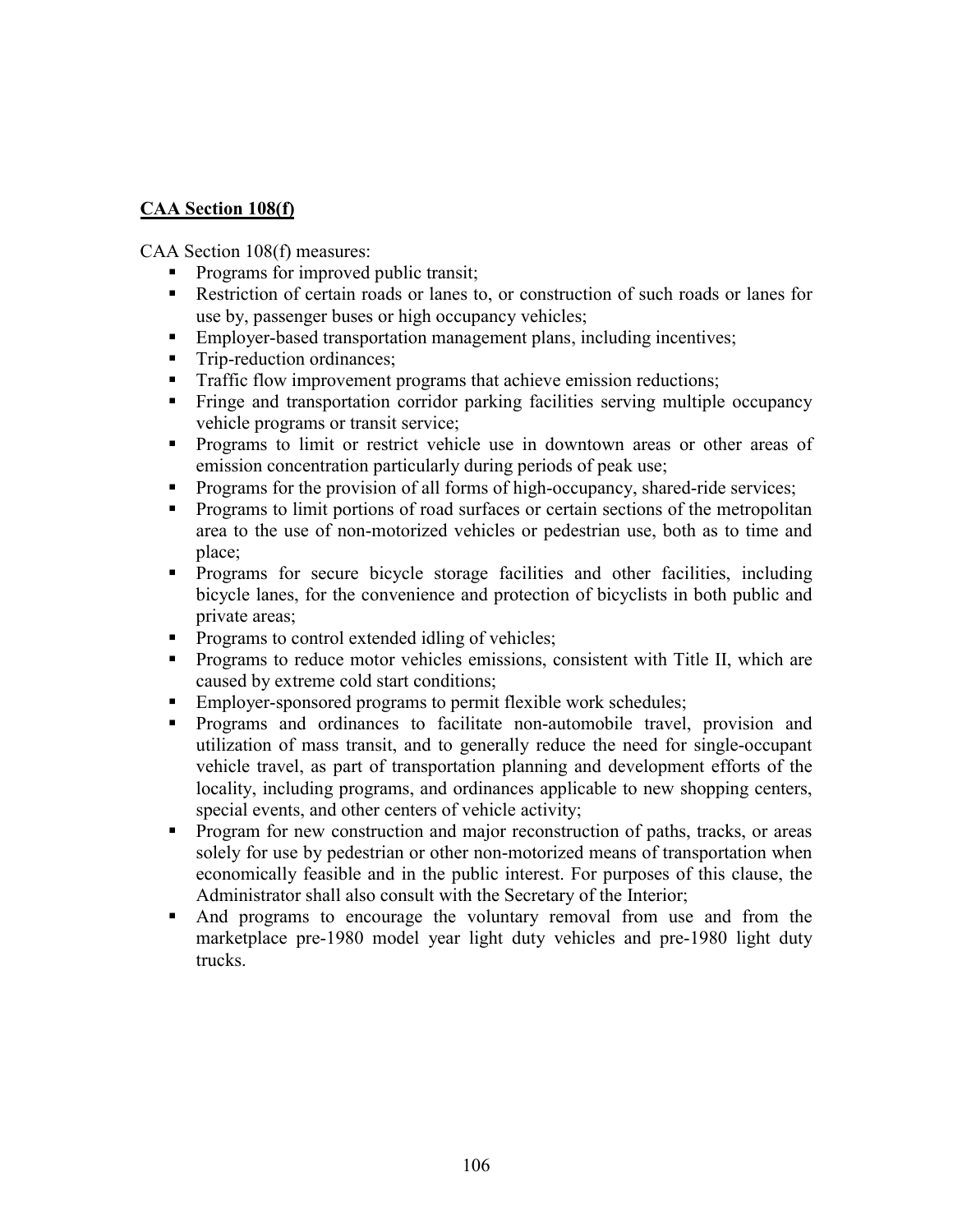**CAA Section 108(f)**

CAA Section 108(f) measures:

- Programs for improved public transit;
- Restriction of certain roads or lanes to, or construction of such roads or lanes for use by, passenger buses or high occupancy vehicles;
- Employer-based transportation management plans, including incentives;
- Trip-reduction ordinances;
- Traffic flow improvement programs that achieve emission reductions;
- Fringe and transportation corridor parking facilities serving multiple occupancy vehicle programs or transit service;
- Programs to limit or restrict vehicle use in downtown areas or other areas of emission concentration particularly during periods of peak use;
- Programs for the provision of all forms of high-occupancy, shared-ride services;
- Programs to limit portions of road surfaces or certain sections of the metropolitan area to the use of non-motorized vehicles or pedestrian use, both as to time and place;
- Programs for secure bicycle storage facilities and other facilities, including bicycle lanes, for the convenience and protection of bicyclists in both public and private areas;
- Programs to control extended idling of vehicles;
- Programs to reduce motor vehicles emissions, consistent with Title II, which are caused by extreme cold start conditions;
- Employer-sponsored programs to permit flexible work schedules;
- Programs and ordinances to facilitate non-automobile travel, provision and utilization of mass transit, and to generally reduce the need for single-occupant vehicle travel, as part of transportation planning and development efforts of the locality, including programs, and ordinances applicable to new shopping centers, special events, and other centers of vehicle activity;
- Program for new construction and major reconstruction of paths, tracks, or areas solely for use by pedestrian or other non-motorized means of transportation when economically feasible and in the public interest. For purposes of this clause, the Administrator shall also consult with the Secretary of the Interior;
- And programs to encourage the voluntary removal from use and from the marketplace pre-1980 model year light duty vehicles and pre-1980 light duty trucks.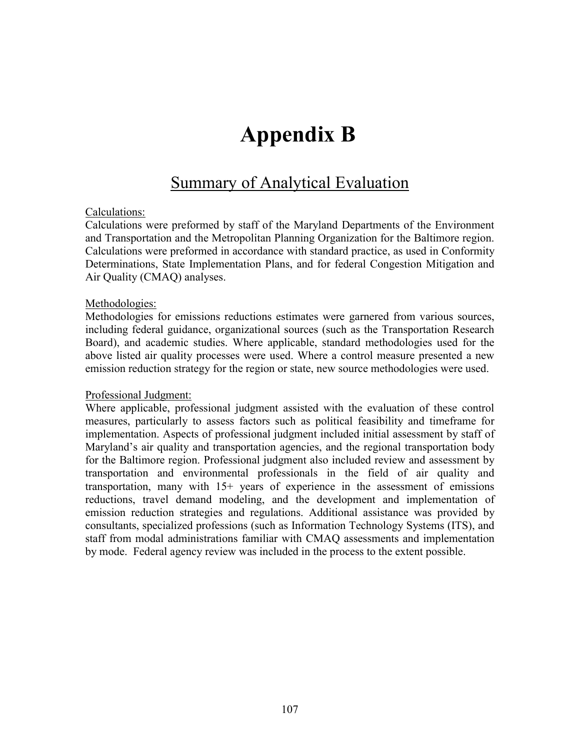# Appendix B

## Summary of Analytical Evaluation

Calculations:
Calculations were preformed by staff of the Maryland Departments of the Environment and Transportation and the Metropolitan Planning Organization for the Baltimore region. Calculations were preformed in accordance with standard practice, as used in Conformity Determinations, State Implementation Plans, and for federal Congestion Mitigation and Air Quality (CMAQ) analyses.

Methodologies:
Methodologies for emissions reductions estimates were garnered from various sources, including federal guidance, organizational sources (such as the Transportation Research Board), and academic studies. Where applicable, standard methodologies used for the above listed air quality processes were used. Where a control measure presented a new emission reduction strategy for the region or state, new source methodologies were used.

Professional Judgment:
Where applicable, professional judgment assisted with the evaluation of these control measures, particularly to assess factors such as political feasibility and timeframe for implementation. Aspects of professional judgment included initial assessment by staff of Maryland's air quality and transportation agencies, and the regional transportation body for the Baltimore region. Professional judgment also included review and assessment by transportation and environmental professionals in the field of air quality and transportation, many with 15+ years of experience in the assessment of emissions reductions, travel demand modeling, and the development and implementation of emission reduction strategies and regulations. Additional assistance was provided by consultants, specialized professions (such as Information Technology Systems (ITS), and staff from modal administrations familiar with CMAQ assessments and implementation by mode. Federal agency review was included in the process to the extent possible.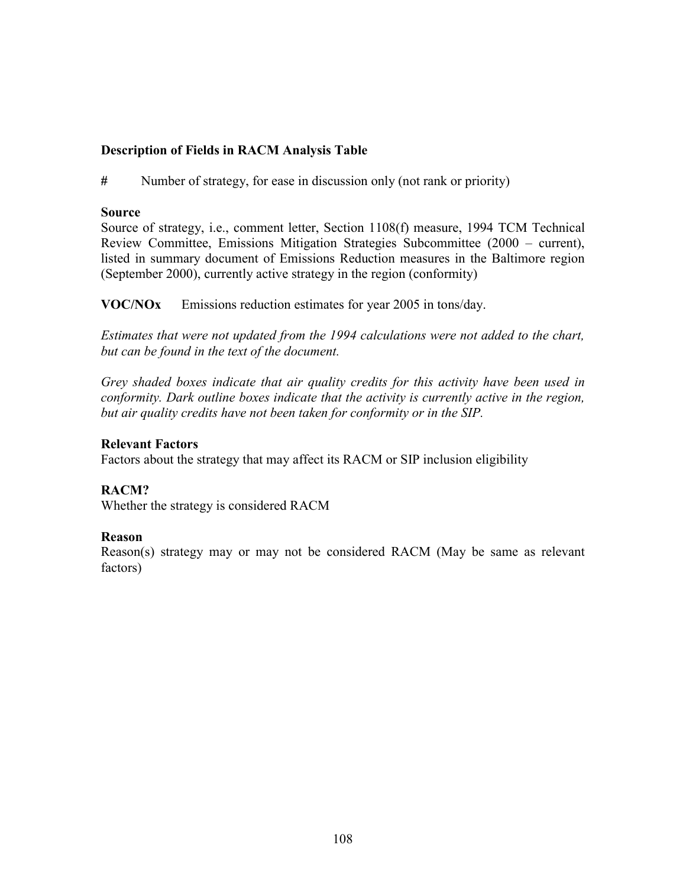### Description of Fields in RACM Analysis Table

**#** Number of strategy, for ease in discussion only (not rank or priority)

**Source**
Source of strategy, i.e., comment letter, Section 1108(f) measure, 1994 TCM Technical Review Committee, Emissions Mitigation Strategies Subcommittee (2000 – current), listed in summary document of Emissions Reduction measures in the Baltimore region (September 2000), currently active strategy in the region (conformity)

**VOC/NOx** Emissions reduction estimates for year 2005 in tons/day.

*Estimates that were not updated from the 1994 calculations were not added to the chart, but can be found in the text of the document.*

*Grey shaded boxes indicate that air quality credits for this activity have been used in conformity. Dark outline boxes indicate that the activity is currently active in the region, but air quality credits have not been taken for conformity or in the SIP.*

**Relevant Factors**
Factors about the strategy that may affect its RACM or SIP inclusion eligibility

**RACM?**
Whether the strategy is considered RACM

**Reason**
Reason(s) strategy may or may not be considered RACM (May be same as relevant factors)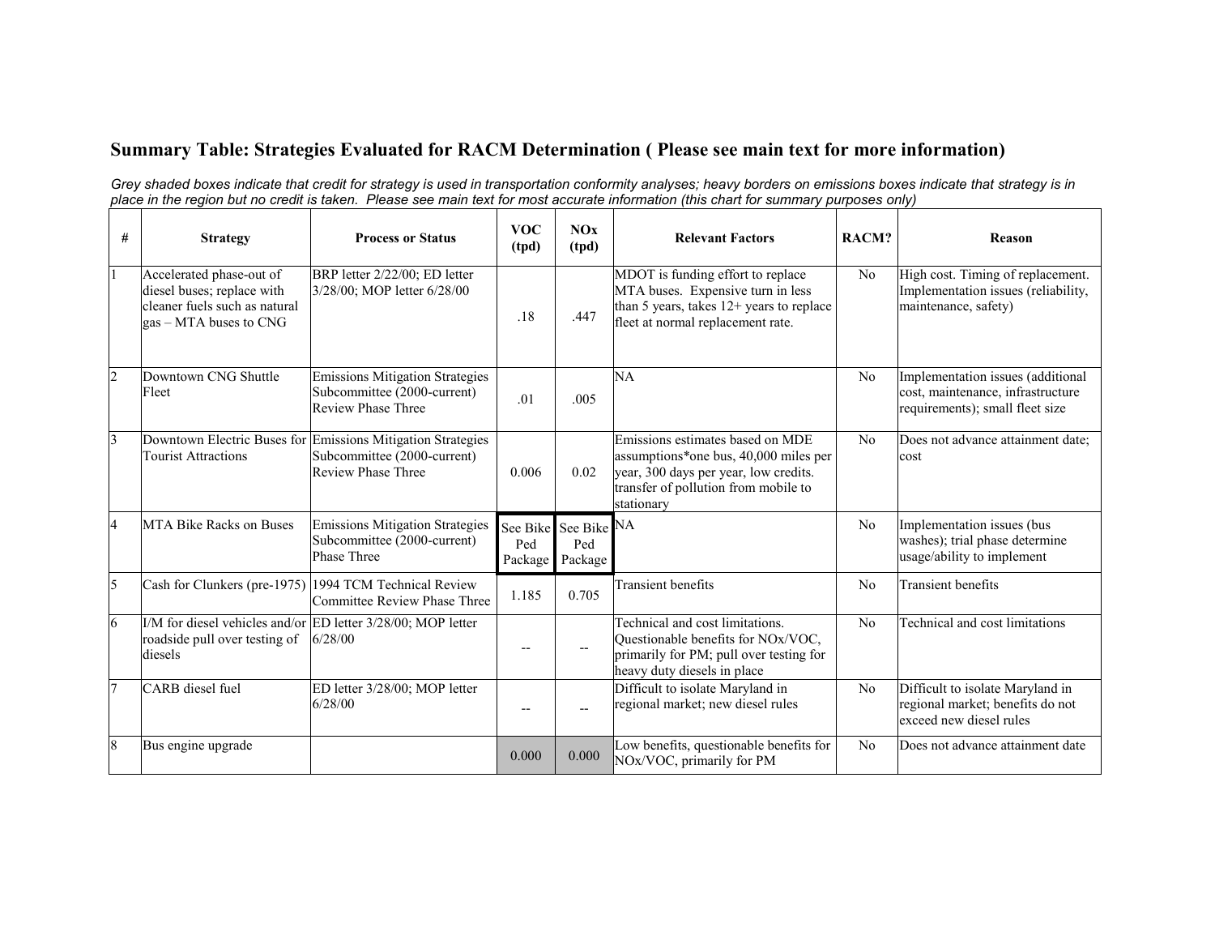## Summary Table: Strategies Evaluated for RACM Determination ( Please see main text for more information)

*Grey shaded boxes indicate that credit for strategy is used in transportation conformity analyses; heavy borders on emissions boxes indicate that strategy is in place in the region but no credit is taken. Please see main text for most accurate information (this chart for summary purposes only)*

| # | Strategy | Process or Status | VOC (tpd) | NOx (tpd) | Relevant Factors | RACM? | Reason |
|---|---|---|---|---|---|---|---|
| 1 | Accelerated phase-out of diesel buses; replace with cleaner fuels such as natural gas – MTA buses to CNG | BRP letter 2/22/00; ED letter 3/28/00; MOP letter 6/28/00 | .18 | .447 | MDOT is funding effort to replace MTA buses. Expensive turn in less than 5 years, takes 12+ years to replace fleet at normal replacement rate. | No | High cost. Timing of replacement. Implementation issues (reliability, maintenance, safety) |
| 2 | Downtown CNG Shuttle Fleet | Emissions Mitigation Strategies Subcommittee (2000-current) Review Phase Three | .01 | .005 | NA | No | Implementation issues (additional cost, maintenance, infrastructure requirements); small fleet size |
| 3 | Downtown Electric Buses for Tourist Attractions | Emissions Mitigation Strategies Subcommittee (2000-current) Review Phase Three | 0.006 | 0.02 | Emissions estimates based on MDE assumptions*one bus, 40,000 miles per year, 300 days per year, low credits. transfer of pollution from mobile to stationary | No | Does not advance attainment date; cost |
| 4 | MTA Bike Racks on Buses | Emissions Mitigation Strategies Subcommittee (2000-current) Phase Three | See Bike Ped Package | See Bike Ped Package | NA | No | Implementation issues (bus washes); trial phase determine usage/ability to implement |
| 5 | Cash for Clunkers (pre-1975) | 1994 TCM Technical Review Committee Review Phase Three | 1.185 | 0.705 | Transient benefits | No | Transient benefits |
| 6 | I/M for diesel vehicles and/or roadside pull over testing of diesels | ED letter 3/28/00; MOP letter 6/28/00 | -- | -- | Technical and cost limitations. Questionable benefits for NOx/VOC, primarily for PM; pull over testing for heavy duty diesels in place | No | Technical and cost limitations |
| 7 | CARB diesel fuel | ED letter 3/28/00; MOP letter 6/28/00 | -- | -- | Difficult to isolate Maryland in regional market; new diesel rules | No | Difficult to isolate Maryland in regional market; benefits do not exceed new diesel rules |
| 8 | Bus engine upgrade | | 0.000 | 0.000 | Low benefits, questionable benefits for NOx/VOC, primarily for PM | No | Does not advance attainment date |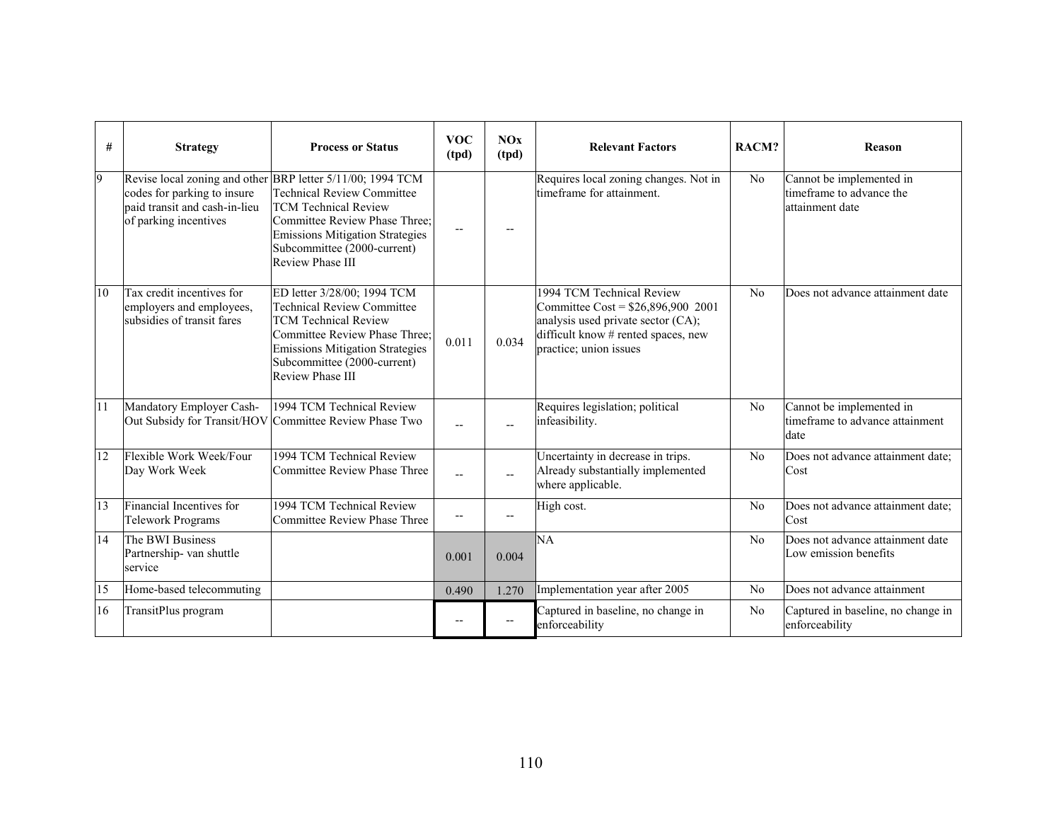| # | Strategy | Process or Status | VOC (tpd) | NOx (tpd) | Relevant Factors | RACM? | Reason |
|---|---|---|---|---|---|---|---|
| 9 | Revise local zoning and other codes for parking to insure paid transit and cash-in-lieu of parking incentives | BRP letter 5/11/00; 1994 TCM Technical Review Committee TCM Technical Review Committee Review Phase Three; Emissions Mitigation Strategies Subcommittee (2000-current) Review Phase III | -- | -- | Requires local zoning changes. Not in timeframe for attainment. | No | Cannot be implemented in timeframe to advance the attainment date |
| 10 | Tax credit incentives for employers and employees, subsidies of transit fares | ED letter 3/28/00; 1994 TCM Technical Review Committee TCM Technical Review Committee Review Phase Three; Emissions Mitigation Strategies Subcommittee (2000-current) Review Phase III | 0.011 | 0.034 | 1994 TCM Technical Review Committee Cost = $26,896,900 2001 analysis used private sector (CA); difficult know # rented spaces, new practice; union issues | No | Does not advance attainment date |
| 11 | Mandatory Employer Cash-Out Subsidy for Transit/HOV | 1994 TCM Technical Review Committee Review Phase Two | -- | -- | Requires legislation; political infeasibility. | No | Cannot be implemented in timeframe to advance attainment date |
| 12 | Flexible Work Week/Four Day Work Week | 1994 TCM Technical Review Committee Review Phase Three | -- | -- | Uncertainty in decrease in trips. Already substantially implemented where applicable. | No | Does not advance attainment date; Cost |
| 13 | Financial Incentives for Telework Programs | 1994 TCM Technical Review Committee Review Phase Three | -- | -- | High cost. | No | Does not advance attainment date; Cost |
| 14 | The BWI Business Partnership- van shuttle service | | 0.001 | 0.004 | NA | No | Does not advance attainment date Low emission benefits |
| 15 | Home-based telecommuting | | 0.490 | 1.270 | Implementation year after 2005 | No | Does not advance attainment |
| 16 | TransitPlus program | | -- | -- | Captured in baseline, no change in enforceability | No | Captured in baseline, no change in enforceability |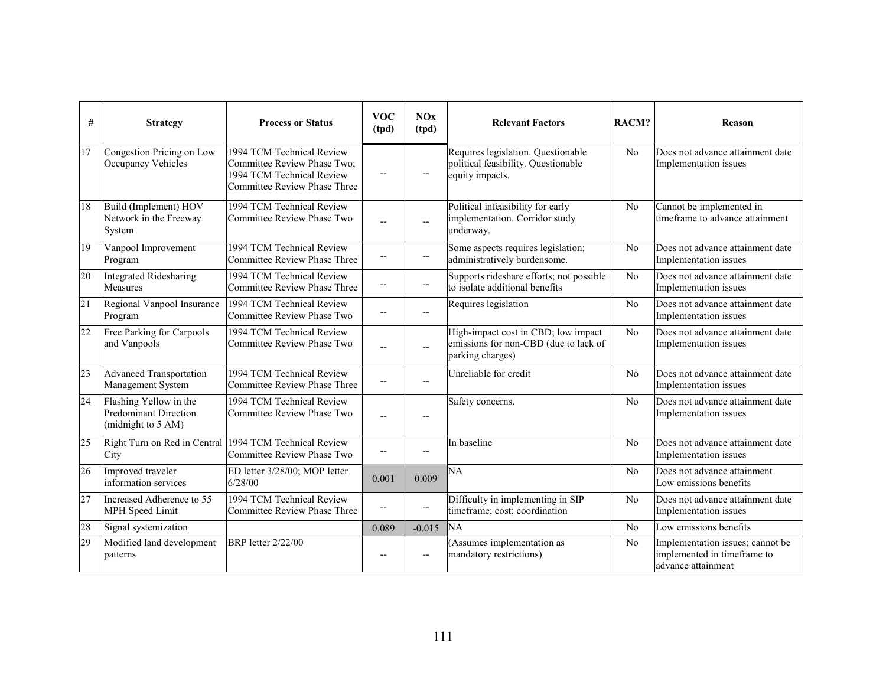| # | Strategy | Process or Status | VOC (tpd) | NOx (tpd) | Relevant Factors | RACM? | Reason |
|---|---|---|---|---|---|---|---|
| 17 | Congestion Pricing on Low Occupancy Vehicles | 1994 TCM Technical Review Committee Review Phase Two; 1994 TCM Technical Review Committee Review Phase Three | -- | -- | Requires legislation. Questionable political feasibility. Questionable equity impacts. | No | Does not advance attainment date Implementation issues |
| 18 | Build (Implement) HOV Network in the Freeway System | 1994 TCM Technical Review Committee Review Phase Two | -- | -- | Political infeasibility for early implementation. Corridor study underway. | No | Cannot be implemented in timeframe to advance attainment |
| 19 | Vanpool Improvement Program | 1994 TCM Technical Review Committee Review Phase Three | -- | -- | Some aspects requires legislation; administratively burdensome. | No | Does not advance attainment date Implementation issues |
| 20 | Integrated Ridesharing Measures | 1994 TCM Technical Review Committee Review Phase Three | -- | -- | Supports rideshare efforts; not possible to isolate additional benefits | No | Does not advance attainment date Implementation issues |
| 21 | Regional Vanpool Insurance Program | 1994 TCM Technical Review Committee Review Phase Two | -- | -- | Requires legislation | No | Does not advance attainment date Implementation issues |
| 22 | Free Parking for Carpools and Vanpools | 1994 TCM Technical Review Committee Review Phase Two | -- | -- | High-impact cost in CBD; low impact emissions for non-CBD (due to lack of parking charges) | No | Does not advance attainment date Implementation issues |
| 23 | Advanced Transportation Management System | 1994 TCM Technical Review Committee Review Phase Three | -- | -- | Unreliable for credit | No | Does not advance attainment date Implementation issues |
| 24 | Flashing Yellow in the Predominant Direction (midnight to 5 AM) | 1994 TCM Technical Review Committee Review Phase Two | -- | -- | Safety concerns. | No | Does not advance attainment date Implementation issues |
| 25 | Right Turn on Red in Central City | 1994 TCM Technical Review Committee Review Phase Two | -- | -- | In baseline | No | Does not advance attainment date Implementation issues |
| 26 | Improved traveler information services | ED letter 3/28/00; MOP letter 6/28/00 | 0.001 | 0.009 | NA | No | Does not advance attainment Low emissions benefits |
| 27 | Increased Adherence to 55 MPH Speed Limit | 1994 TCM Technical Review Committee Review Phase Three | -- | -- | Difficulty in implementing in SIP timeframe; cost; coordination | No | Does not advance attainment date Implementation issues |
| 28 | Signal systemization | | 0.089 | -0.015 | NA | No | Low emissions benefits |
| 29 | Modified land development patterns | BRP letter 2/22/00 | -- | -- | (Assumes implementation as mandatory restrictions) | No | Implementation issues; cannot be implemented in timeframe to advance attainment |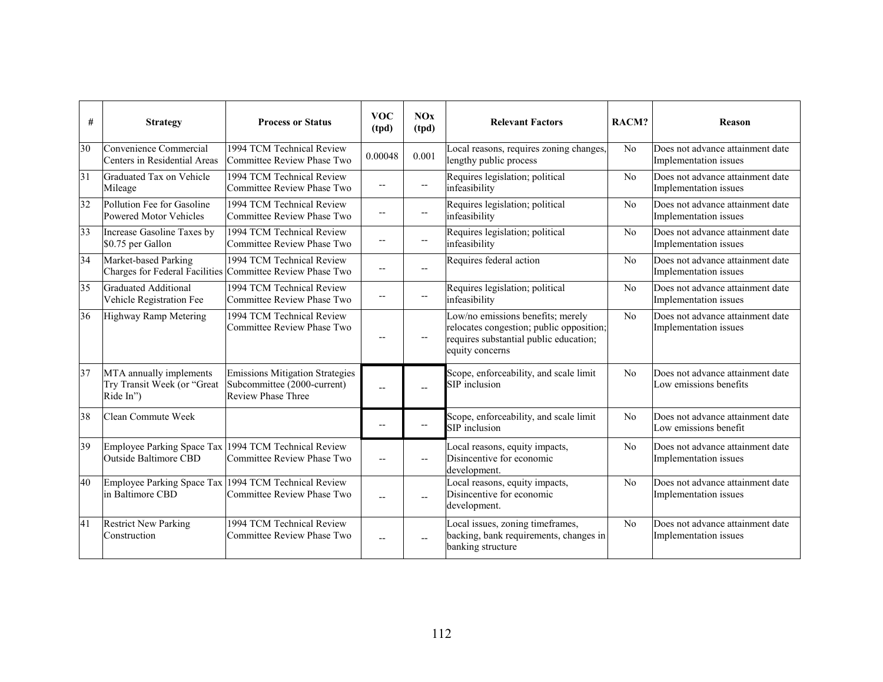| # | Strategy | Process or Status | VOC (tpd) | NOx (tpd) | Relevant Factors | RACM? | Reason |
|---|---|---|---|---|---|---|---|
| 30 | Convenience Commercial Centers in Residential Areas | 1994 TCM Technical Review Committee Review Phase Two | 0.00048 | 0.001 | Local reasons, requires zoning changes, lengthy public process | No | Does not advance attainment date Implementation issues |
| 31 | Graduated Tax on Vehicle Mileage | 1994 TCM Technical Review Committee Review Phase Two | -- | -- | Requires legislation; political infeasibility | No | Does not advance attainment date Implementation issues |
| 32 | Pollution Fee for Gasoline Powered Motor Vehicles | 1994 TCM Technical Review Committee Review Phase Two | -- | -- | Requires legislation; political infeasibility | No | Does not advance attainment date Implementation issues |
| 33 | Increase Gasoline Taxes by $0.75 per Gallon | 1994 TCM Technical Review Committee Review Phase Two | -- | -- | Requires legislation; political infeasibility | No | Does not advance attainment date Implementation issues |
| 34 | Market-based Parking Charges for Federal Facilities | 1994 TCM Technical Review Committee Review Phase Two | -- | -- | Requires federal action | No | Does not advance attainment date Implementation issues |
| 35 | Graduated Additional Vehicle Registration Fee | 1994 TCM Technical Review Committee Review Phase Two | -- | -- | Requires legislation; political infeasibility | No | Does not advance attainment date Implementation issues |
| 36 | Highway Ramp Metering | 1994 TCM Technical Review Committee Review Phase Two | -- | -- | Low/no emissions benefits; merely relocates congestion; public opposition; requires substantial public education; equity concerns | No | Does not advance attainment date Implementation issues |
| 37 | MTA annually implements Try Transit Week (or "Great Ride In") | Emissions Mitigation Strategies Subcommittee (2000-current) Review Phase Three | -- | -- | Scope, enforceability, and scale limit SIP inclusion | No | Does not advance attainment date Low emissions benefits |
| 38 | Clean Commute Week | | -- | -- | Scope, enforceability, and scale limit SIP inclusion | No | Does not advance attainment date Low emissions benefit |
| 39 | Employee Parking Space Tax Outside Baltimore CBD | 1994 TCM Technical Review Committee Review Phase Two | -- | -- | Local reasons, equity impacts, Disincentive for economic development. | No | Does not advance attainment date Implementation issues |
| 40 | Employee Parking Space Tax in Baltimore CBD | 1994 TCM Technical Review Committee Review Phase Two | -- | -- | Local reasons, equity impacts, Disincentive for economic development. | No | Does not advance attainment date Implementation issues |
| 41 | Restrict New Parking Construction | 1994 TCM Technical Review Committee Review Phase Two | -- | -- | Local issues, zoning timeframes, backing, bank requirements, changes in banking structure | No | Does not advance attainment date Implementation issues |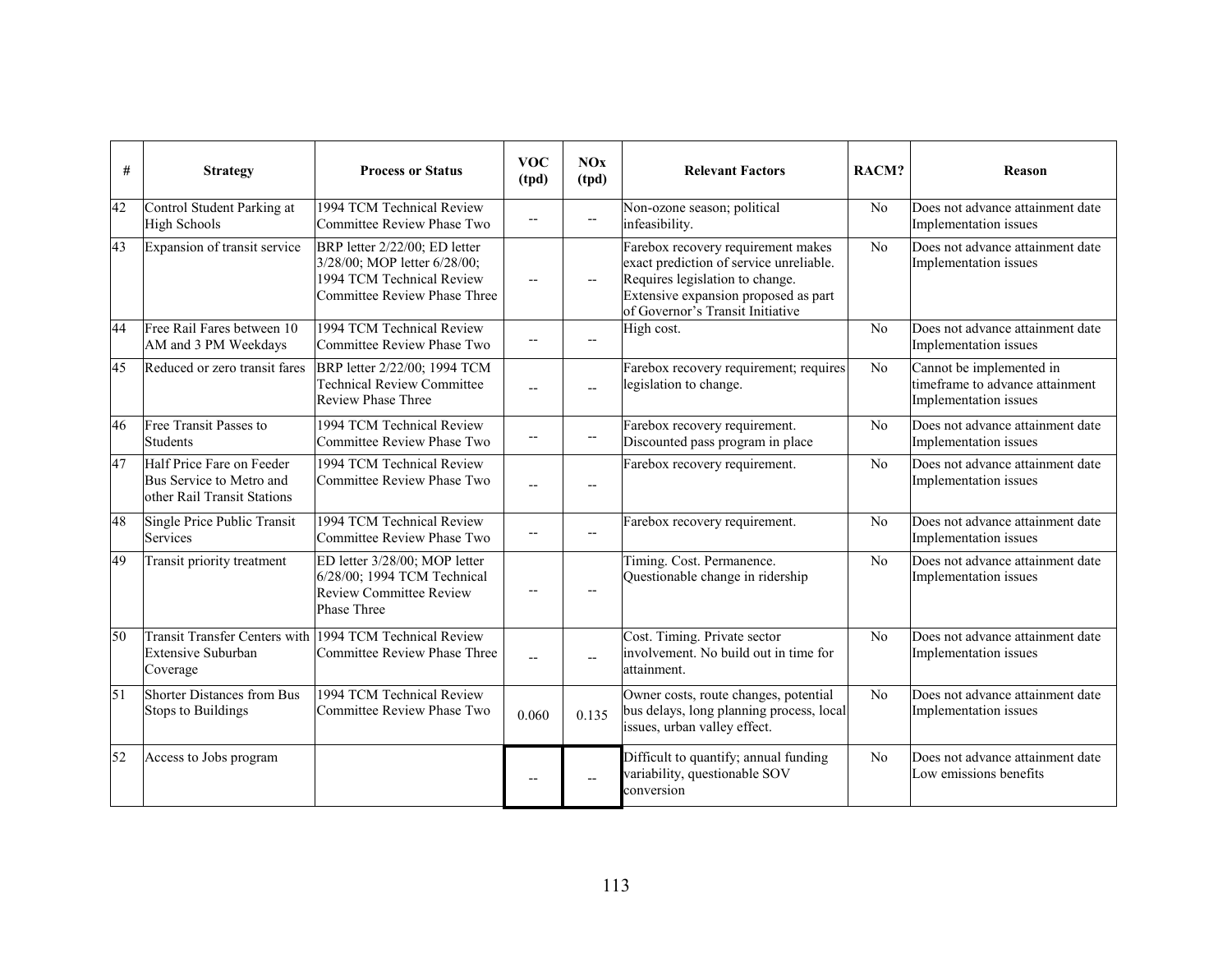| # | Strategy | Process or Status | VOC (tpd) | NOx (tpd) | Relevant Factors | RACM? | Reason |
|---|---|---|---|---|---|---|---|
| 42 | Control Student Parking at High Schools | 1994 TCM Technical Review Committee Review Phase Two | -- | -- | Non-ozone season; political infeasibility. | No | Does not advance attainment date Implementation issues |
| 43 | Expansion of transit service | BRP letter 2/22/00; ED letter 3/28/00; MOP letter 6/28/00; 1994 TCM Technical Review Committee Review Phase Three | -- | -- | Farebox recovery requirement makes exact prediction of service unreliable. Requires legislation to change. Extensive expansion proposed as part of Governor's Transit Initiative | No | Does not advance attainment date Implementation issues |
| 44 | Free Rail Fares between 10 AM and 3 PM Weekdays | 1994 TCM Technical Review Committee Review Phase Two | -- | -- | High cost. | No | Does not advance attainment date Implementation issues |
| 45 | Reduced or zero transit fares | BRP letter 2/22/00; 1994 TCM Technical Review Committee Review Phase Three | -- | -- | Farebox recovery requirement; requires legislation to change. | No | Cannot be implemented in timeframe to advance attainment Implementation issues |
| 46 | Free Transit Passes to Students | 1994 TCM Technical Review Committee Review Phase Two | -- | -- | Farebox recovery requirement. Discounted pass program in place | No | Does not advance attainment date Implementation issues |
| 47 | Half Price Fare on Feeder Bus Service to Metro and other Rail Transit Stations | 1994 TCM Technical Review Committee Review Phase Two | -- | -- | Farebox recovery requirement. | No | Does not advance attainment date Implementation issues |
| 48 | Single Price Public Transit Services | 1994 TCM Technical Review Committee Review Phase Two | -- | -- | Farebox recovery requirement. | No | Does not advance attainment date Implementation issues |
| 49 | Transit priority treatment | ED letter 3/28/00; MOP letter 6/28/00; 1994 TCM Technical Review Committee Review Phase Three | -- | -- | Timing. Cost. Permanence. Questionable change in ridership | No | Does not advance attainment date Implementation issues |
| 50 | Transit Transfer Centers with Extensive Suburban Coverage | 1994 TCM Technical Review Committee Review Phase Three | -- | -- | Cost. Timing. Private sector involvement. No build out in time for attainment. | No | Does not advance attainment date Implementation issues |
| 51 | Shorter Distances from Bus Stops to Buildings | 1994 TCM Technical Review Committee Review Phase Two | 0.060 | 0.135 | Owner costs, route changes, potential bus delays, long planning process, local issues, urban valley effect. | No | Does not advance attainment date Implementation issues |
| 52 | Access to Jobs program | | -- | -- | Difficult to quantify; annual funding variability, questionable SOV conversion | No | Does not advance attainment date Low emissions benefits |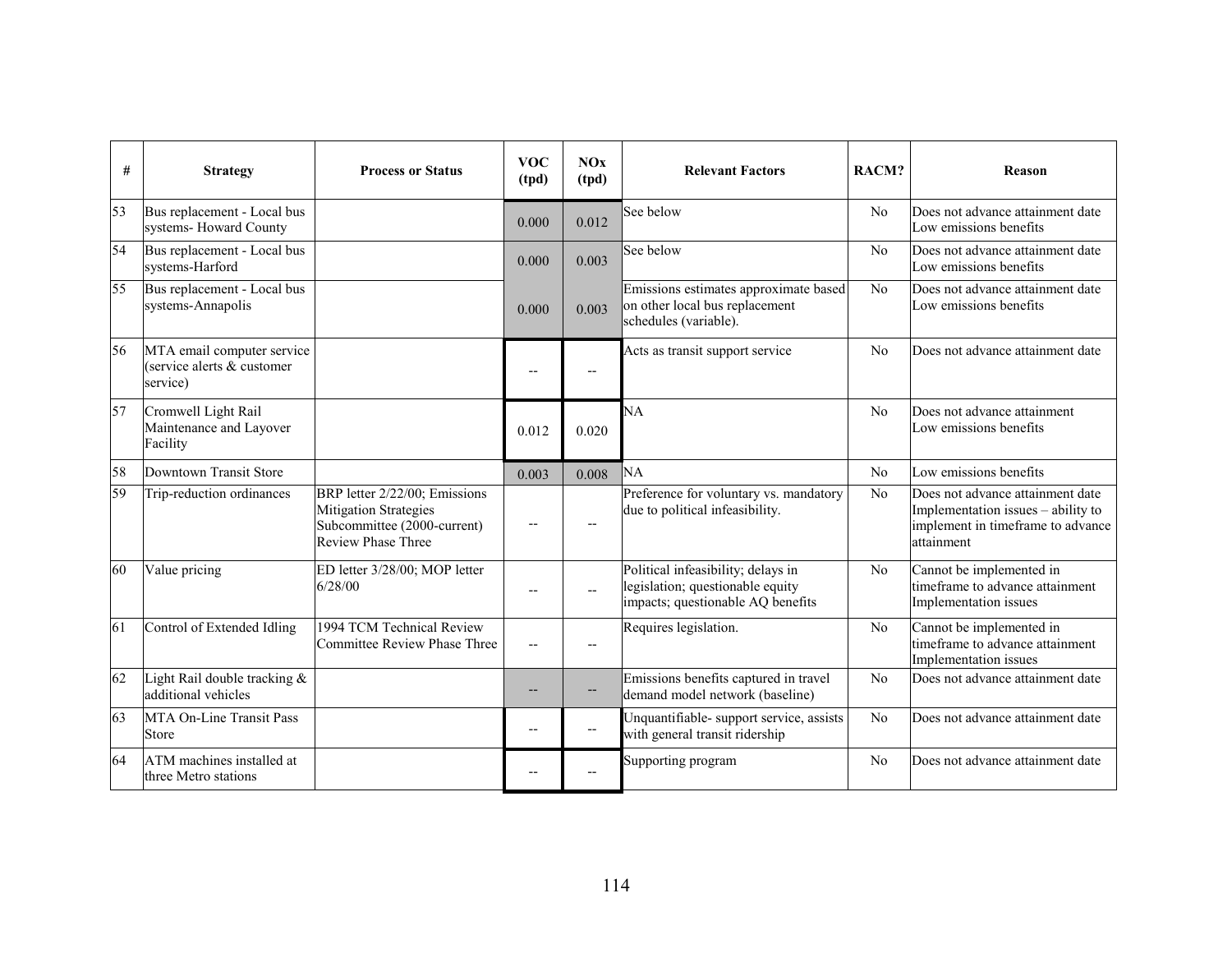| # | Strategy | Process or Status | VOC (tpd) | NOx (tpd) | Relevant Factors | RACM? | Reason |
|---|---|---|---|---|---|---|---|
| 53 | Bus replacement - Local bus systems- Howard County | | 0.000 | 0.012 | See below | No | Does not advance attainment date Low emissions benefits |
| 54 | Bus replacement - Local bus systems-Harford | | 0.000 | 0.003 | See below | No | Does not advance attainment date Low emissions benefits |
| 55 | Bus replacement - Local bus systems-Annapolis | | 0.000 | 0.003 | Emissions estimates approximate based on other local bus replacement schedules (variable). | No | Does not advance attainment date Low emissions benefits |
| 56 | MTA email computer service (service alerts & customer service) | | -- | -- | Acts as transit support service | No | Does not advance attainment date |
| 57 | Cromwell Light Rail Maintenance and Layover Facility | | 0.012 | 0.020 | NA | No | Does not advance attainment Low emissions benefits |
| 58 | Downtown Transit Store | | 0.003 | 0.008 | NA | No | Low emissions benefits |
| 59 | Trip-reduction ordinances | BRP letter 2/22/00; Emissions Mitigation Strategies Subcommittee (2000-current) Review Phase Three | -- | -- | Preference for voluntary vs. mandatory due to political infeasibility. | No | Does not advance attainment date Implementation issues – ability to implement in timeframe to advance attainment |
| 60 | Value pricing | ED letter 3/28/00; MOP letter 6/28/00 | -- | -- | Political infeasibility; delays in legislation; questionable equity impacts; questionable AQ benefits | No | Cannot be implemented in timeframe to advance attainment Implementation issues |
| 61 | Control of Extended Idling | 1994 TCM Technical Review Committee Review Phase Three | -- | -- | Requires legislation. | No | Cannot be implemented in timeframe to advance attainment Implementation issues |
| 62 | Light Rail double tracking & additional vehicles | | -- | -- | Emissions benefits captured in travel demand model network (baseline) | No | Does not advance attainment date |
| 63 | MTA On-Line Transit Pass Store | | -- | -- | Unquantifiable- support service, assists with general transit ridership | No | Does not advance attainment date |
| 64 | ATM machines installed at three Metro stations | | -- | -- | Supporting program | No | Does not advance attainment date |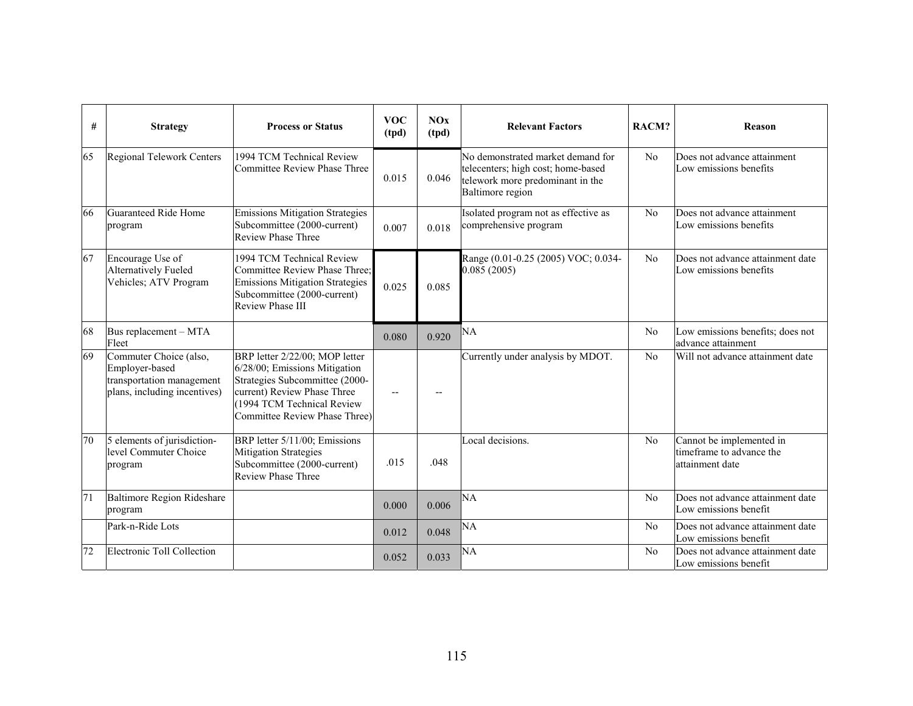| # | Strategy | Process or Status | VOC (tpd) | NOx (tpd) | Relevant Factors | RACM? | Reason |
|---|---|---|---|---|---|---|---|
| 65 | Regional Telework Centers | 1994 TCM Technical Review Committee Review Phase Three | 0.015 | 0.046 | No demonstrated market demand for telecenters; high cost; home-based telework more predominant in the Baltimore region | No | Does not advance attainment Low emissions benefits |
| 66 | Guaranteed Ride Home program | Emissions Mitigation Strategies Subcommittee (2000-current) Review Phase Three | 0.007 | 0.018 | Isolated program not as effective as comprehensive program | No | Does not advance attainment Low emissions benefits |
| 67 | Encourage Use of Alternatively Fueled Vehicles; ATV Program | 1994 TCM Technical Review Committee Review Phase Three; Emissions Mitigation Strategies Subcommittee (2000-current) Review Phase III | 0.025 | 0.085 | Range (0.01-0.25 (2005) VOC; 0.034-0.085 (2005) | No | Does not advance attainment date Low emissions benefits |
| 68 | Bus replacement – MTA Fleet | | 0.080 | 0.920 | NA | No | Low emissions benefits; does not advance attainment |
| 69 | Commuter Choice (also, Employer-based transportation management plans, including incentives) | BRP letter 2/22/00; MOP letter 6/28/00; Emissions Mitigation Strategies Subcommittee (2000-current) Review Phase Three (1994 TCM Technical Review Committee Review Phase Three) | -- | -- | Currently under analysis by MDOT. | No | Will not advance attainment date |
| 70 | 5 elements of jurisdiction-level Commuter Choice program | BRP letter 5/11/00; Emissions Mitigation Strategies Subcommittee (2000-current) Review Phase Three | .015 | .048 | Local decisions. | No | Cannot be implemented in timeframe to advance the attainment date |
| 71 | Baltimore Region Rideshare program | | 0.000 | 0.006 | NA | No | Does not advance attainment date Low emissions benefit |
| | Park-n-Ride Lots | | 0.012 | 0.048 | NA | No | Does not advance attainment date Low emissions benefit |
| 72 | Electronic Toll Collection | | 0.052 | 0.033 | NA | No | Does not advance attainment date Low emissions benefit |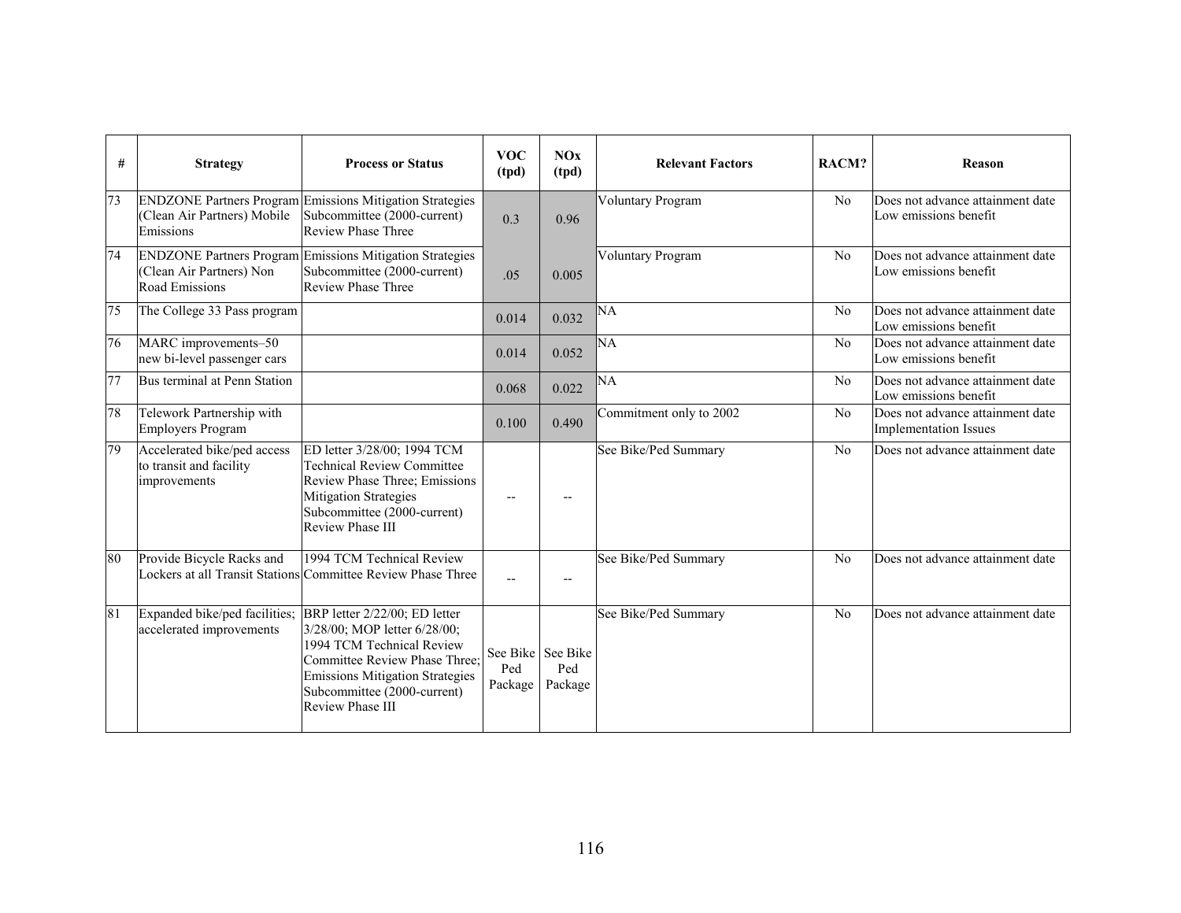| # | Strategy | Process or Status | VOC (tpd) | NOx (tpd) | Relevant Factors | RACM? | Reason |
|---|---|---|---|---|---|---|---|
| 73 | ENDZONE Partners Program (Clean Air Partners) Mobile Emissions | Emissions Mitigation Strategies Subcommittee (2000-current) Review Phase Three | 0.3 | 0.96 | Voluntary Program | No | Does not advance attainment date Low emissions benefit |
| 74 | ENDZONE Partners Program (Clean Air Partners) Non Road Emissions | Emissions Mitigation Strategies Subcommittee (2000-current) Review Phase Three | .05 | 0.005 | Voluntary Program | No | Does not advance attainment date Low emissions benefit |
| 75 | The College 33 Pass program | | 0.014 | 0.032 | NA | No | Does not advance attainment date Low emissions benefit |
| 76 | MARC improvements–50 new bi-level passenger cars | | 0.014 | 0.052 | NA | No | Does not advance attainment date Low emissions benefit |
| 77 | Bus terminal at Penn Station | | 0.068 | 0.022 | NA | No | Does not advance attainment date Low emissions benefit |
| 78 | Telework Partnership with Employers Program | | 0.100 | 0.490 | Commitment only to 2002 | No | Does not advance attainment date Implementation Issues |
| 79 | Accelerated bike/ped access to transit and facility improvements | ED letter 3/28/00; 1994 TCM Technical Review Committee Review Phase Three; Emissions Mitigation Strategies Subcommittee (2000-current) Review Phase III | -- | -- | See Bike/Ped Summary | No | Does not advance attainment date |
| 80 | Provide Bicycle Racks and Lockers at all Transit Stations | 1994 TCM Technical Review Committee Review Phase Three | -- | -- | See Bike/Ped Summary | No | Does not advance attainment date |
| 81 | Expanded bike/ped facilities; accelerated improvements | BRP letter 2/22/00; ED letter 3/28/00; MOP letter 6/28/00; 1994 TCM Technical Review Committee Review Phase Three; Emissions Mitigation Strategies Subcommittee (2000-current) Review Phase III | See Bike Ped Package | See Bike Ped Package | See Bike/Ped Summary | No | Does not advance attainment date |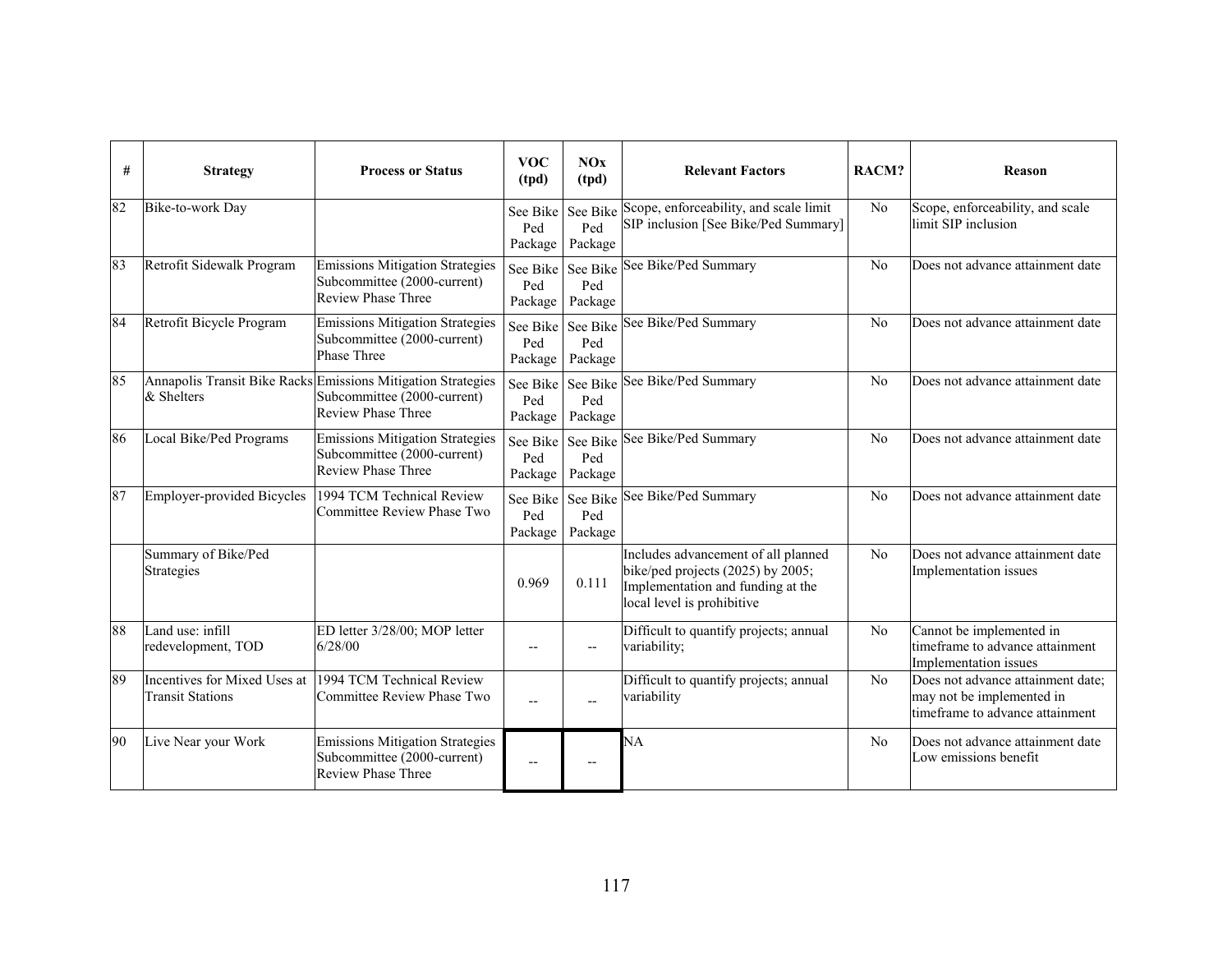| # | Strategy | Process or Status | VOC (tpd) | NOx (tpd) | Relevant Factors | RACM? | Reason |
|---|---|---|---|---|---|---|---|
| 82 | Bike-to-work Day | | See Bike Ped Package | See Bike Ped Package | Scope, enforceability, and scale limit SIP inclusion [See Bike/Ped Summary] | No | Scope, enforceability, and scale limit SIP inclusion |
| 83 | Retrofit Sidewalk Program | Emissions Mitigation Strategies Subcommittee (2000-current) Review Phase Three | See Bike Ped Package | See Bike Ped Package | See Bike/Ped Summary | No | Does not advance attainment date |
| 84 | Retrofit Bicycle Program | Emissions Mitigation Strategies Subcommittee (2000-current) Phase Three | See Bike Ped Package | See Bike Ped Package | See Bike/Ped Summary | No | Does not advance attainment date |
| 85 | Annapolis Transit Bike Racks & Shelters | Emissions Mitigation Strategies Subcommittee (2000-current) Review Phase Three | See Bike Ped Package | See Bike Ped Package | See Bike/Ped Summary | No | Does not advance attainment date |
| 86 | Local Bike/Ped Programs | Emissions Mitigation Strategies Subcommittee (2000-current) Review Phase Three | See Bike Ped Package | See Bike Ped Package | See Bike/Ped Summary | No | Does not advance attainment date |
| 87 | Employer-provided Bicycles | 1994 TCM Technical Review Committee Review Phase Two | See Bike Ped Package | See Bike Ped Package | See Bike/Ped Summary | No | Does not advance attainment date |
| | Summary of Bike/Ped Strategies | | 0.969 | 0.111 | Includes advancement of all planned bike/ped projects (2025) by 2005; Implementation and funding at the local level is prohibitive | No | Does not advance attainment date Implementation issues |
| 88 | Land use: infill redevelopment, TOD | ED letter 3/28/00; MOP letter 6/28/00 | -- | -- | Difficult to quantify projects; annual variability; | No | Cannot be implemented in timeframe to advance attainment Implementation issues |
| 89 | Incentives for Mixed Uses at Transit Stations | 1994 TCM Technical Review Committee Review Phase Two | -- | -- | Difficult to quantify projects; annual variability | No | Does not advance attainment date; may not be implemented in timeframe to advance attainment |
| 90 | Live Near your Work | Emissions Mitigation Strategies Subcommittee (2000-current) Review Phase Three | -- | -- | NA | No | Does not advance attainment date Low emissions benefit |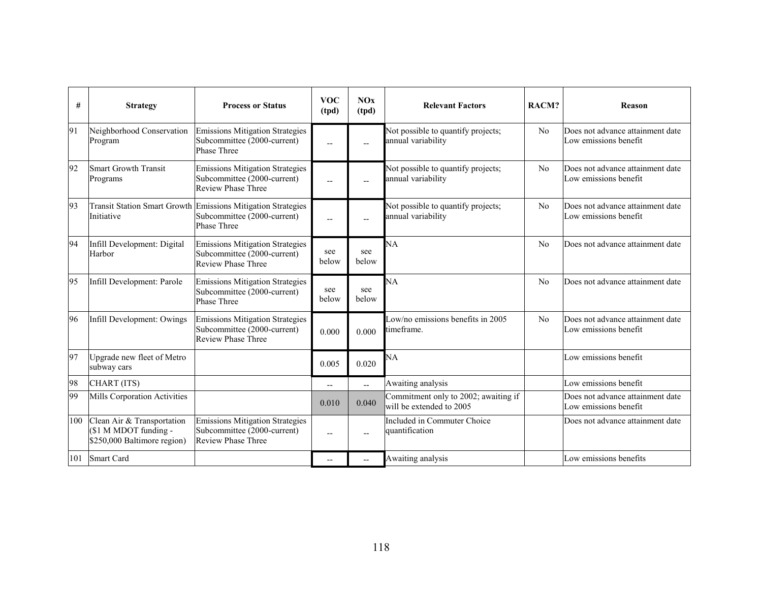| # | Strategy | Process or Status | VOC (tpd) | NOx (tpd) | Relevant Factors | RACM? | Reason |
|---|---|---|---|---|---|---|---|
| 91 | Neighborhood Conservation Program | Emissions Mitigation Strategies Subcommittee (2000-current) Phase Three | -- | -- | Not possible to quantify projects; annual variability | No | Does not advance attainment date Low emissions benefit |
| 92 | Smart Growth Transit Programs | Emissions Mitigation Strategies Subcommittee (2000-current) Review Phase Three | -- | -- | Not possible to quantify projects; annual variability | No | Does not advance attainment date Low emissions benefit |
| 93 | Transit Station Smart Growth Initiative | Emissions Mitigation Strategies Subcommittee (2000-current) Phase Three | -- | -- | Not possible to quantify projects; annual variability | No | Does not advance attainment date Low emissions benefit |
| 94 | Infill Development: Digital Harbor | Emissions Mitigation Strategies Subcommittee (2000-current) Review Phase Three | see below | see below | NA | No | Does not advance attainment date |
| 95 | Infill Development: Parole | Emissions Mitigation Strategies Subcommittee (2000-current) Phase Three | see below | see below | NA | No | Does not advance attainment date |
| 96 | Infill Development: Owings | Emissions Mitigation Strategies Subcommittee (2000-current) Review Phase Three | 0.000 | 0.000 | Low/no emissions benefits in 2005 timeframe. | No | Does not advance attainment date Low emissions benefit |
| 97 | Upgrade new fleet of Metro subway cars | | 0.005 | 0.020 | NA | | Low emissions benefit |
| 98 | CHART (ITS) | | -- | -- | Awaiting analysis | | Low emissions benefit |
| 99 | Mills Corporation Activities | | 0.010 | 0.040 | Commitment only to 2002; awaiting if will be extended to 2005 | | Does not advance attainment date Low emissions benefit |
| 100 | Clean Air & Transportation ($1 M MDOT funding - $250,000 Baltimore region) | Emissions Mitigation Strategies Subcommittee (2000-current) Review Phase Three | -- | -- | Included in Commuter Choice quantification | | Does not advance attainment date |
| 101 | Smart Card | | -- | -- | Awaiting analysis | | Low emissions benefits |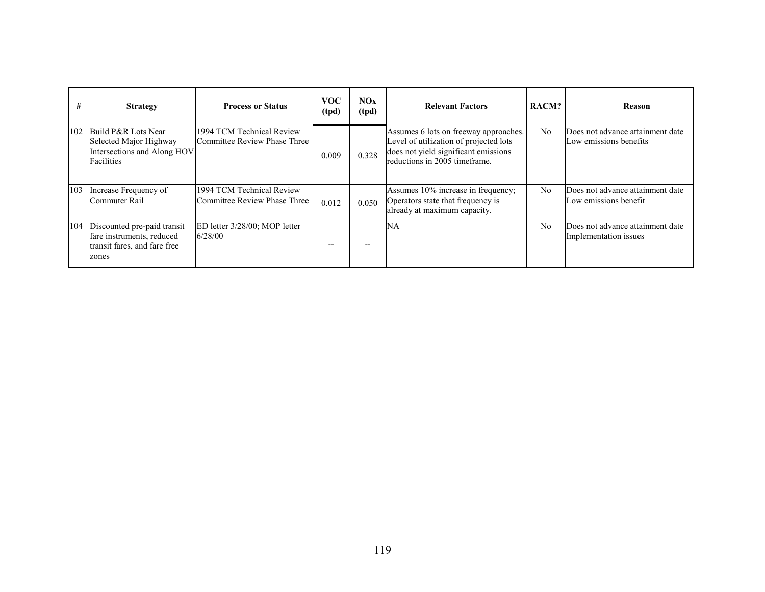| # | Strategy | Process or Status | VOC (tpd) | NOx (tpd) | Relevant Factors | RACM? | Reason |
|---|---|---|---|---|---|---|---|
| 102 | Build P&R Lots Near Selected Major Highway Intersections and Along HOV Facilities | 1994 TCM Technical Review Committee Review Phase Three | 0.009 | 0.328 | Assumes 6 lots on freeway approaches. Level of utilization of projected lots does not yield significant emissions reductions in 2005 timeframe. | No | Does not advance attainment date Low emissions benefits |
| 103 | Increase Frequency of Commuter Rail | 1994 TCM Technical Review Committee Review Phase Three | 0.012 | 0.050 | Assumes 10% increase in frequency; Operators state that frequency is already at maximum capacity. | No | Does not advance attainment date Low emissions benefit |
| 104 | Discounted pre-paid transit fare instruments, reduced transit fares, and fare free zones | ED letter 3/28/00; MOP letter 6/28/00 | -- | -- | NA | No | Does not advance attainment date Implementation issues |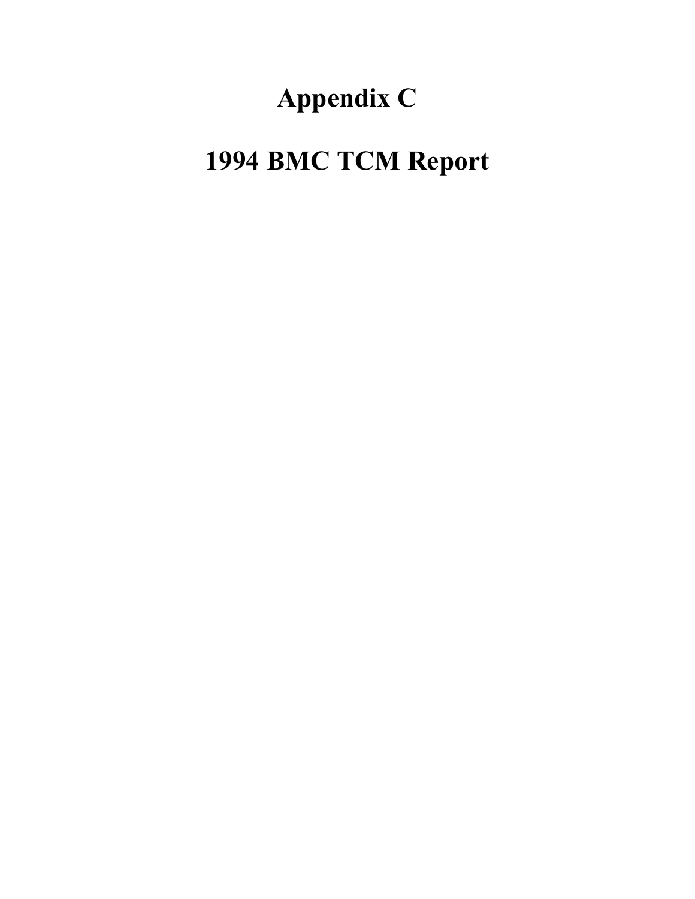# Appendix C

# 1994 BMC TCM Report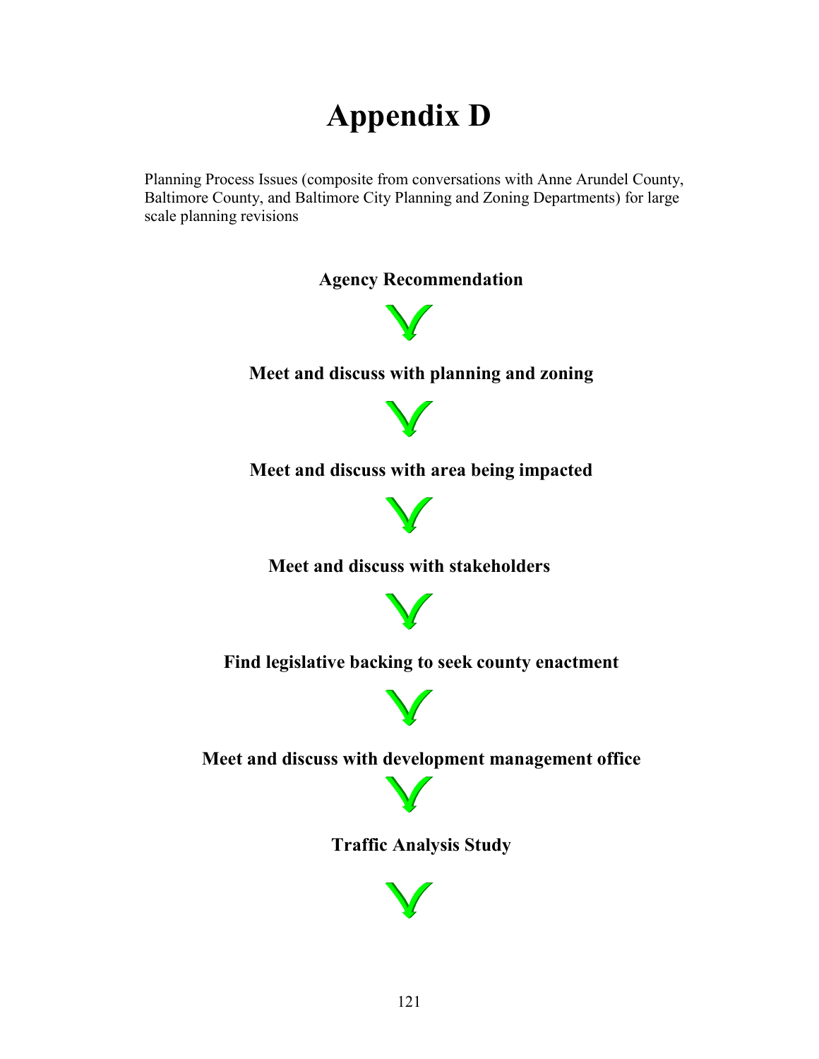# Appendix D

Planning Process Issues (composite from conversations with Anne Arundel County, Baltimore County, and Baltimore City Planning and Zoning Departments) for large scale planning revisions

**Agency Recommendation**

↓

**Meet and discuss with planning and zoning**

↓

**Meet and discuss with area being impacted**

↓

**Meet and discuss with stakeholders**

↓

**Find legislative backing to seek county enactment**

↓

**Meet and discuss with development management office**

↓

**Traffic Analysis Study**

↓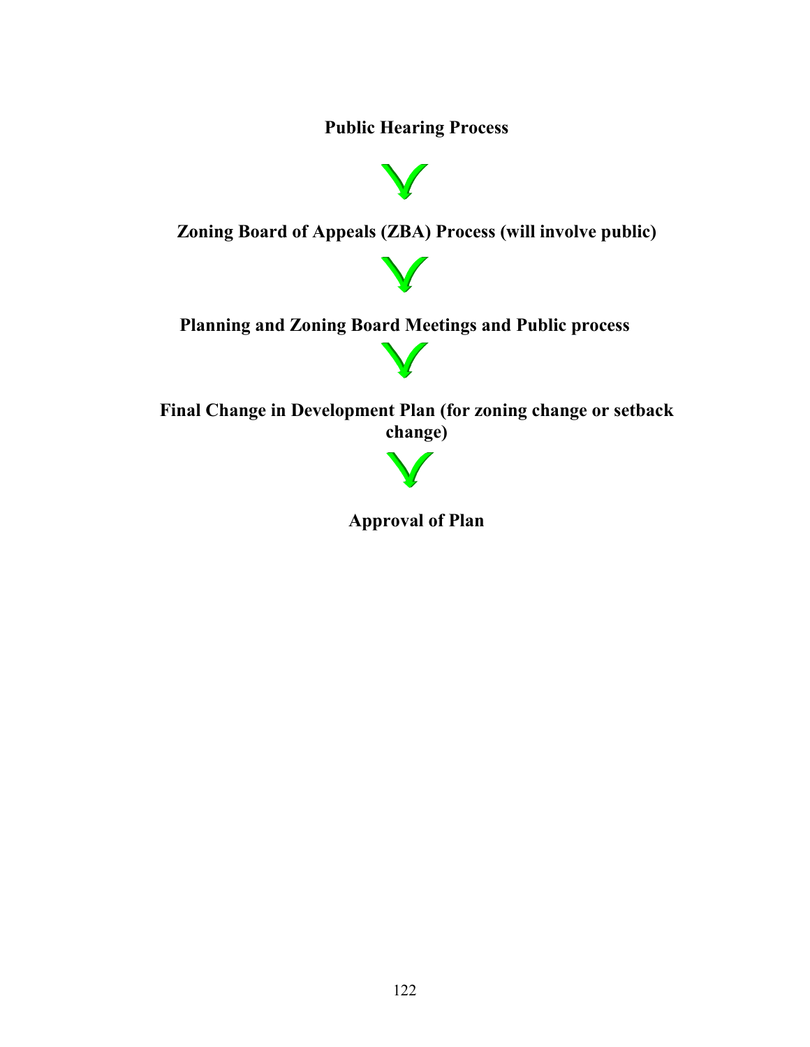**Public Hearing Process**

**Zoning Board of Appeals (ZBA) Process (will involve public)**

**Planning and Zoning Board Meetings and Public process**

**Final Change in Development Plan (for zoning change or setback change)**

**Approval of Plan**